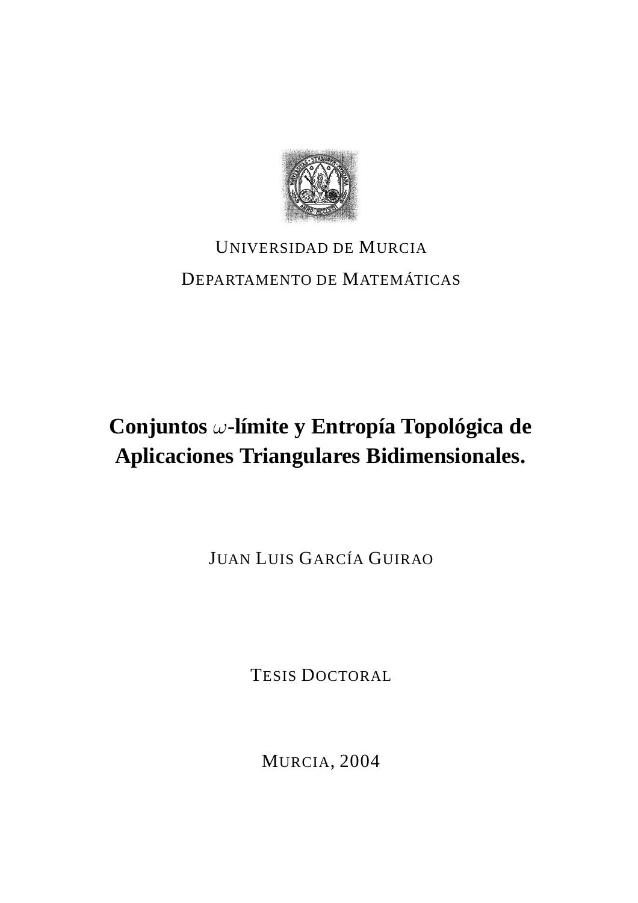UNIVERSIDAD DE MURCIA

DEPARTAMENTO DE MATEMÁTICAS

# Conjuntos $\omega$-límite y Entropía Topológica de Aplicaciones Triangulares Bidimensionales.

JUAN LUIS GARCÍA GUIRAO

TESIS DOCTORAL

MURCIA, 2004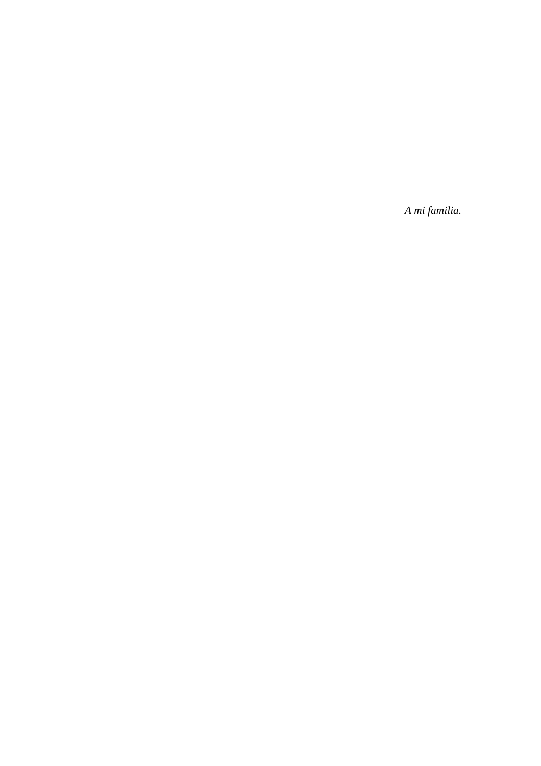*A mi familia.*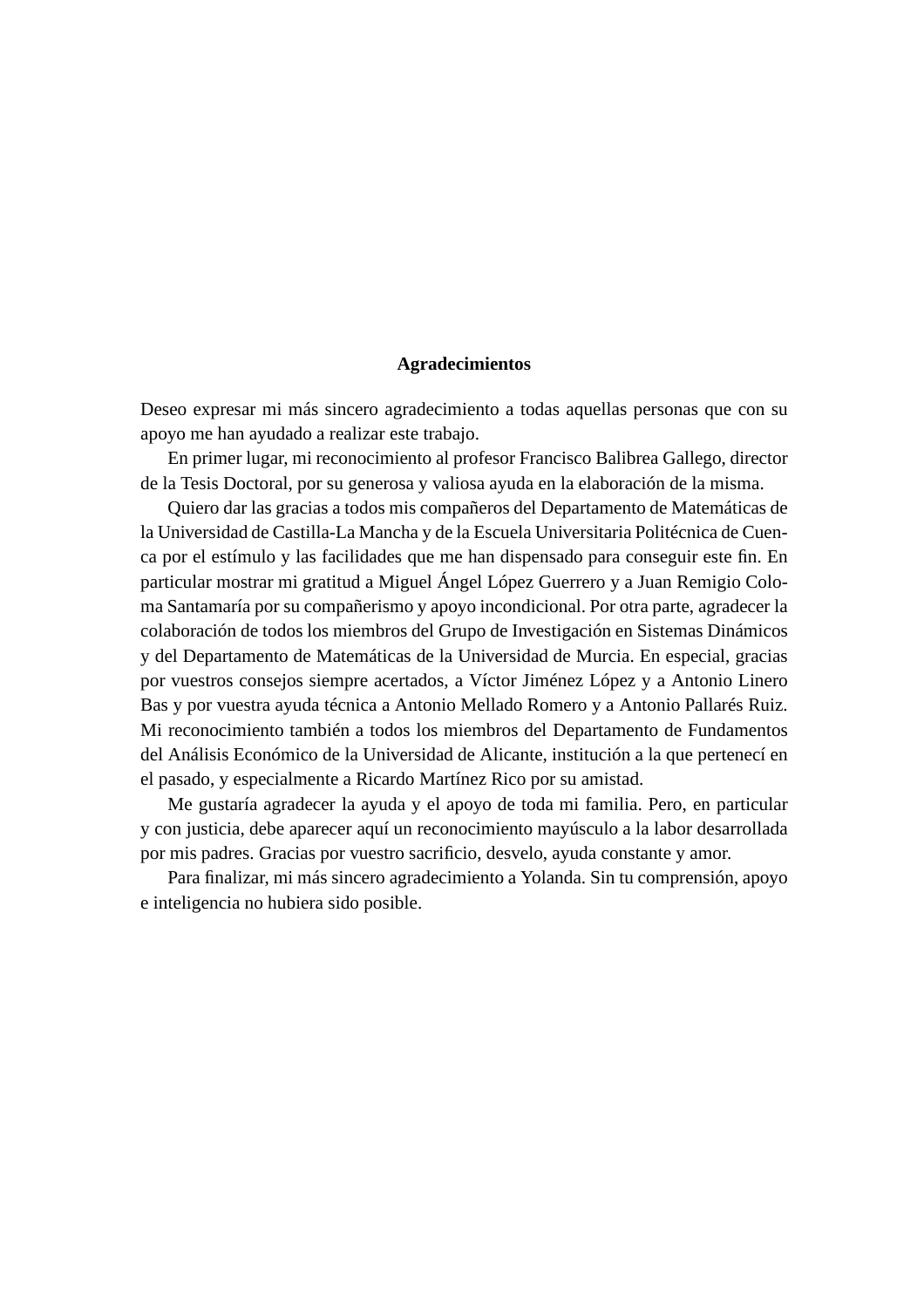## Agradecimientos

Deseo expresar mi más sincero agradecimiento a todas aquellas personas que con su apoyo me han ayudado a realizar este trabajo.

En primer lugar, mi reconocimiento al profesor Francisco Balibrea Gallego, director de la Tesis Doctoral, por su generosa y valiosa ayuda en la elaboración de la misma.

Quiero dar las gracias a todos mis compañeros del Departamento de Matemáticas de la Universidad de Castilla-La Mancha y de la Escuela Universitaria Politécnica de Cuenca por el estímulo y las facilidades que me han dispensado para conseguir este fin. En particular mostrar mi gratitud a Miguel Ángel López Guerrero y a Juan Remigio Coloma Santamaría por su compañerismo y apoyo incondicional. Por otra parte, agradecer la colaboración de todos los miembros del Grupo de Investigación en Sistemas Dinámicos y del Departamento de Matemáticas de la Universidad de Murcia. En especial, gracias por vuestros consejos siempre acertados, a Víctor Jiménez López y a Antonio Linero Bas y por vuestra ayuda técnica a Antonio Mellado Romero y a Antonio Pallarés Ruiz. Mi reconocimiento también a todos los miembros del Departamento de Fundamentos del Análisis Económico de la Universidad de Alicante, institución a la que pertenecí en el pasado, y especialmente a Ricardo Martínez Rico por su amistad.

Me gustaría agradecer la ayuda y el apoyo de toda mi familia. Pero, en particular y con justicia, debe aparecer aquí un reconocimiento mayúsculo a la labor desarrollada por mis padres. Gracias por vuestro sacrificio, desvelo, ayuda constante y amor.

Para finalizar, mi más sincero agradecimiento a Yolanda. Sin tu comprensión, apoyo e inteligencia no hubiera sido posible.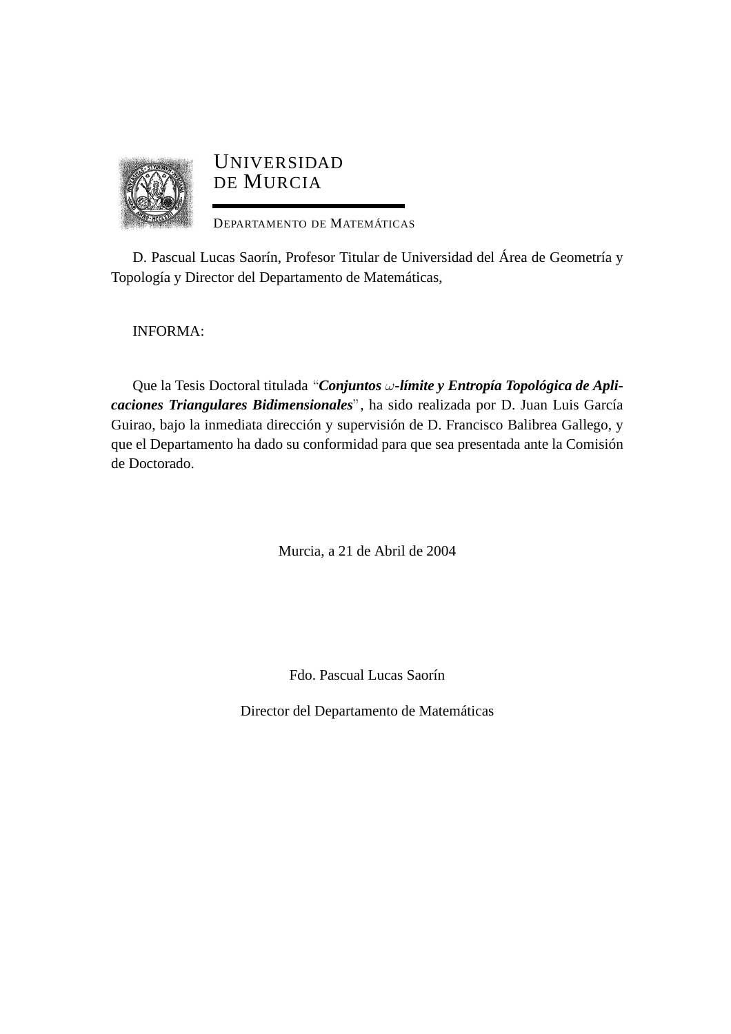UNIVERSIDAD
DE MURCIA

DEPARTAMENTO DE MATEMÁTICAS

D. Pascual Lucas Saorín, Profesor Titular de Universidad del Área de Geometría y Topología y Director del Departamento de Matemáticas,

INFORMA:

Que la Tesis Doctoral titulada "***Conjuntos*** $\omega$***-límite y Entropía Topológica de Aplicaciones Triangulares Bidimensionales***", ha sido realizada por D. Juan Luis García Guirao, bajo la inmediata dirección y supervisión de D. Francisco Balibrea Gallego, y que el Departamento ha dado su conformidad para que sea presentada ante la Comisión de Doctorado.

Murcia, a 21 de Abril de 2004

Fdo. Pascual Lucas Saorín

Director del Departamento de Matemáticas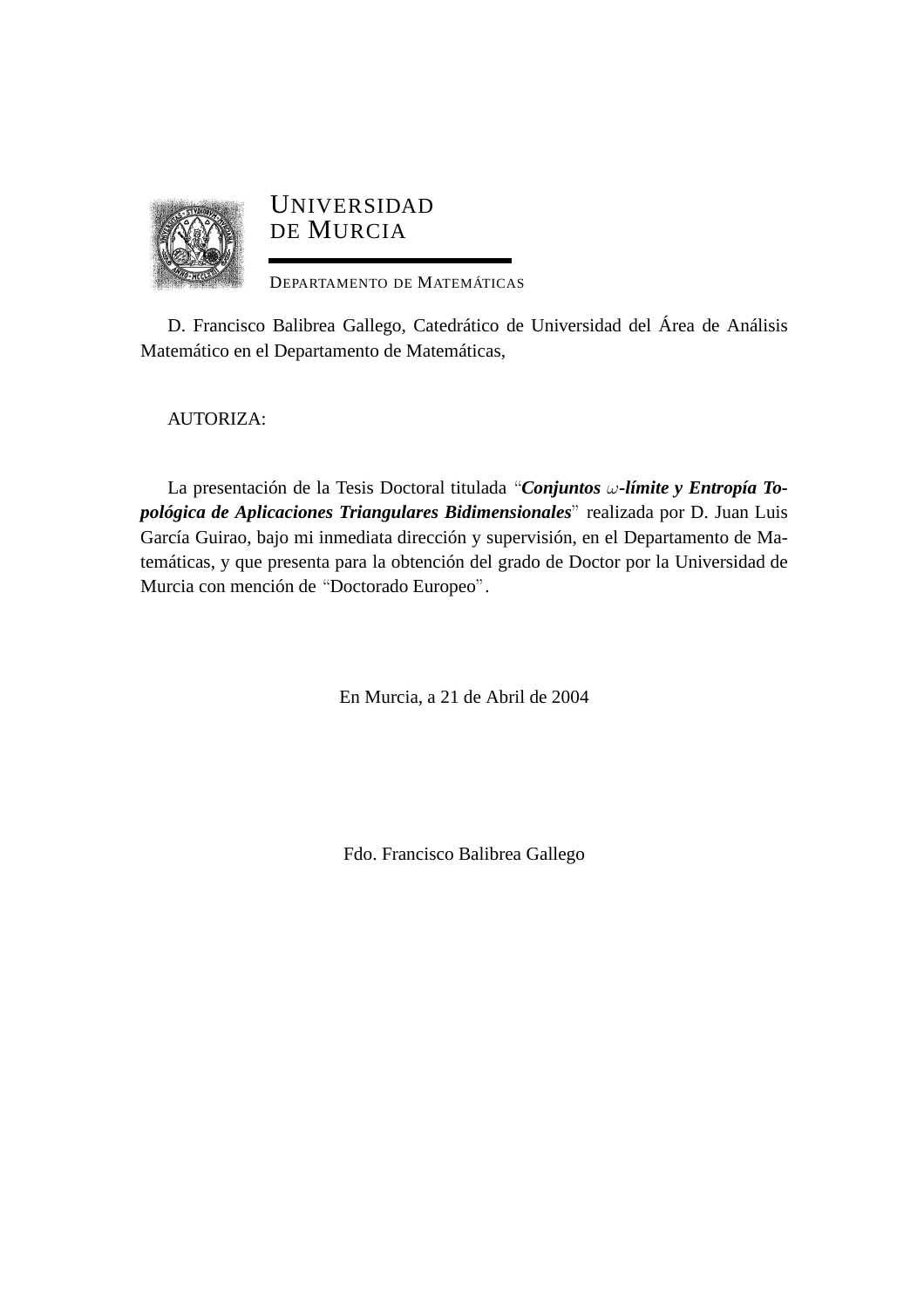UNIVERSIDAD
DE MURCIA

DEPARTAMENTO DE MATEMÁTICAS

D. Francisco Balibrea Gallego, Catedrático de Universidad del Área de Análisis Matemático en el Departamento de Matemáticas,

AUTORIZA:

La presentación de la Tesis Doctoral titulada "***Conjuntos $\omega$-límite y Entropía Topológica de Aplicaciones Triangulares Bidimensionales***" realizada por D. Juan Luis García Guirao, bajo mi inmediata dirección y supervisión, en el Departamento de Matemáticas, y que presenta para la obtención del grado de Doctor por la Universidad de Murcia con mención de "Doctorado Europeo".

En Murcia, a 21 de Abril de 2004

Fdo. Francisco Balibrea Gallego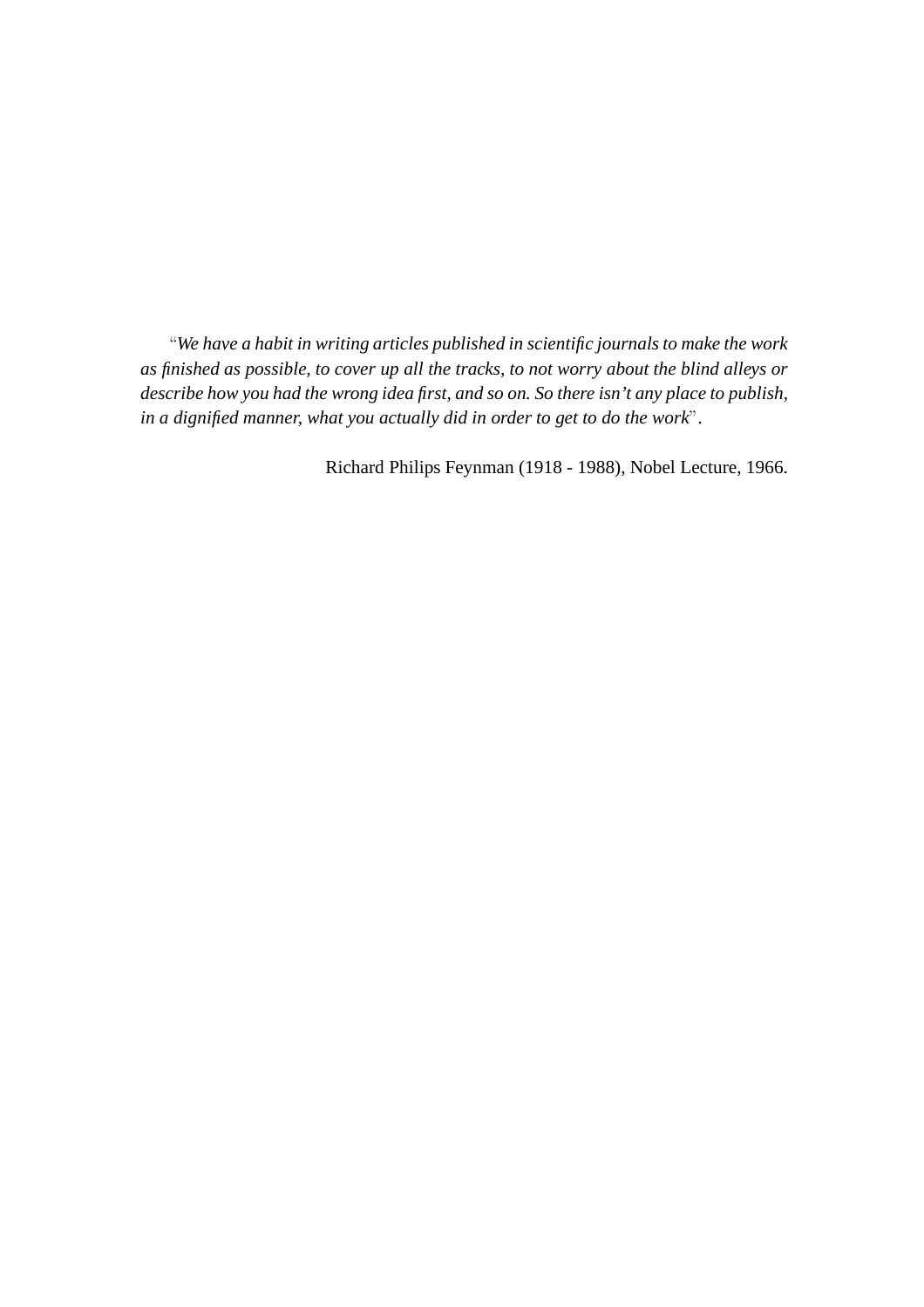"*We have a habit in writing articles published in scientific journals to make the work as finished as possible, to cover up all the tracks, to not worry about the blind alleys or describe how you had the wrong idea first, and so on. So there isn't any place to publish, in a dignified manner, what you actually did in order to get to do the work*".

Richard Philips Feynman (1918 - 1988), Nobel Lecture, 1966.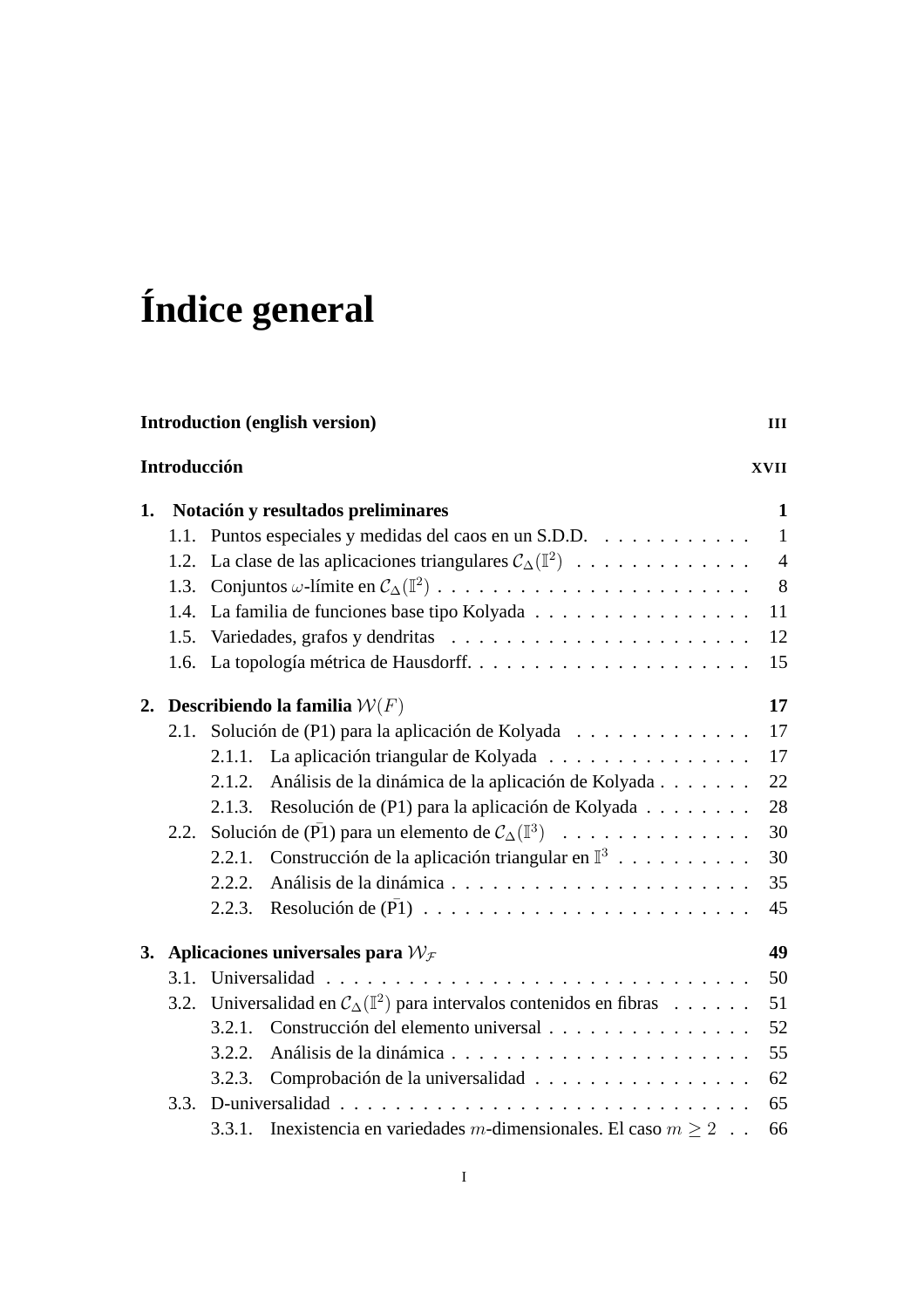# Índice general

**Introduction (english version)** III

**Introducción** XVII

**1. Notación y resultados preliminares** 1

- 1.1. Puntos especiales y medidas del caos en un S.D.D. 1
- 1.2. La clase de las aplicaciones triangulares $\mathcal{C}_{\Delta}(\mathbb{I}^2)$ 4
- 1.3. Conjuntos $\omega$-límite en $\mathcal{C}_{\Delta}(\mathbb{I}^2)$ 8
- 1.4. La familia de funciones base tipo Kolyada 11
- 1.5. Variedades, grafos y dendritas 12
- 1.6. La topología métrica de Hausdorff. 15

**2. Describiendo la familia $\mathcal{W}(F)$** 17

- 2.1. Solución de (P1) para la aplicación de Kolyada 17
  - 2.1.1. La aplicación triangular de Kolyada 17
  - 2.1.2. Análisis de la dinámica de la aplicación de Kolyada 22
  - 2.1.3. Resolución de (P1) para la aplicación de Kolyada 28
- 2.2. Solución de ($\bar{\text{P}}$1) para un elemento de $\mathcal{C}_{\Delta}(\mathbb{I}^3)$ 30
  - 2.2.1. Construcción de la aplicación triangular en $\mathbb{I}^3$ 30
  - 2.2.2. Análisis de la dinámica 35
  - 2.2.3. Resolución de ($\bar{\text{P}}$1) 45

**3. Aplicaciones universales para $\mathcal{W}_{\mathcal{F}}$** 49

- 3.1. Universalidad 50
- 3.2. Universalidad en $\mathcal{C}_{\Delta}(\mathbb{I}^2)$ para intervalos contenidos en fibras 51
  - 3.2.1. Construcción del elemento universal 52
  - 3.2.2. Análisis de la dinámica 55
  - 3.2.3. Comprobación de la universalidad 62
- 3.3. D-universalidad 65
  - 3.3.1. Inexistencia en variedades $m$-dimensionales. El caso $m \geq 2$ 66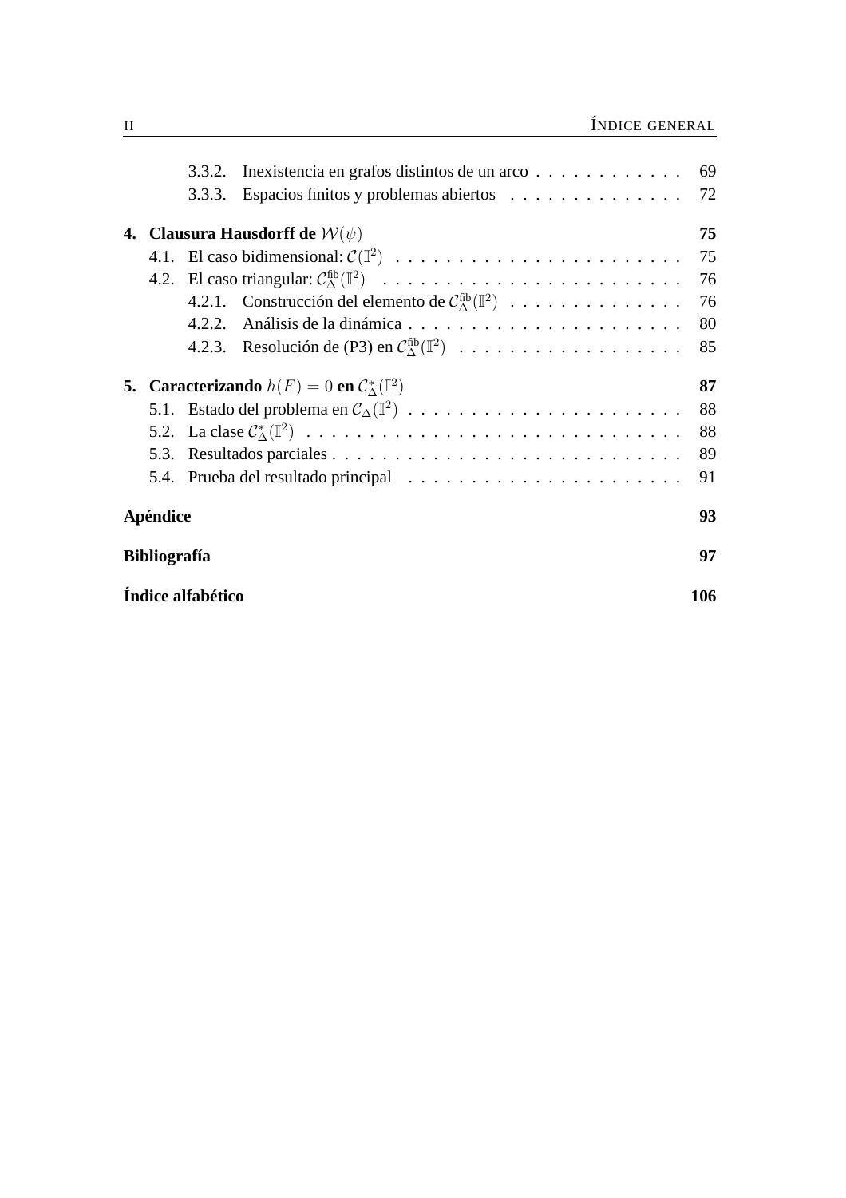3.3.2. Inexistencia en grafos distintos de un arco . . . . . . . . . . . . 69

3.3.3. Espacios finitos y problemas abiertos . . . . . . . . . . . . . . 72

**4. Clausura Hausdorff de $\mathcal{W}(\psi)$** **75**

4.1. El caso bidimensional: $\mathcal{C}(\mathbb{I}^2)$ . . . . . . . . . . . . . . . . . . . . . . . 75

4.2. El caso triangular: $\mathcal{C}_\Delta^{\text{fib}}(\mathbb{I}^2)$ . . . . . . . . . . . . . . . . . . . . . . . . 76

4.2.1. Construcción del elemento de $\mathcal{C}_\Delta^{\text{fib}}(\mathbb{I}^2)$ . . . . . . . . . . . . . . 76

4.2.2. Análisis de la dinámica . . . . . . . . . . . . . . . . . . . . . . 80

4.2.3. Resolución de (P3) en $\mathcal{C}_\Delta^{\text{fib}}(\mathbb{I}^2)$ . . . . . . . . . . . . . . . . . . 85

**5. Caracterizando $h(F) = 0$ en $\mathcal{C}_\Delta^*(\mathbb{I}^2)$** **87**

5.1. Estado del problema en $\mathcal{C}_\Delta(\mathbb{I}^2)$ . . . . . . . . . . . . . . . . . . . . . . 88

5.2. La clase $\mathcal{C}_\Delta^*(\mathbb{I}^2)$ . . . . . . . . . . . . . . . . . . . . . . . . . . . . . . 88

5.3. Resultados parciales . . . . . . . . . . . . . . . . . . . . . . . . . . . . 89

5.4. Prueba del resultado principal . . . . . . . . . . . . . . . . . . . . . . 91

**Apéndice** **93**

**Bibliografía** **97**

**Índice alfabético** **106**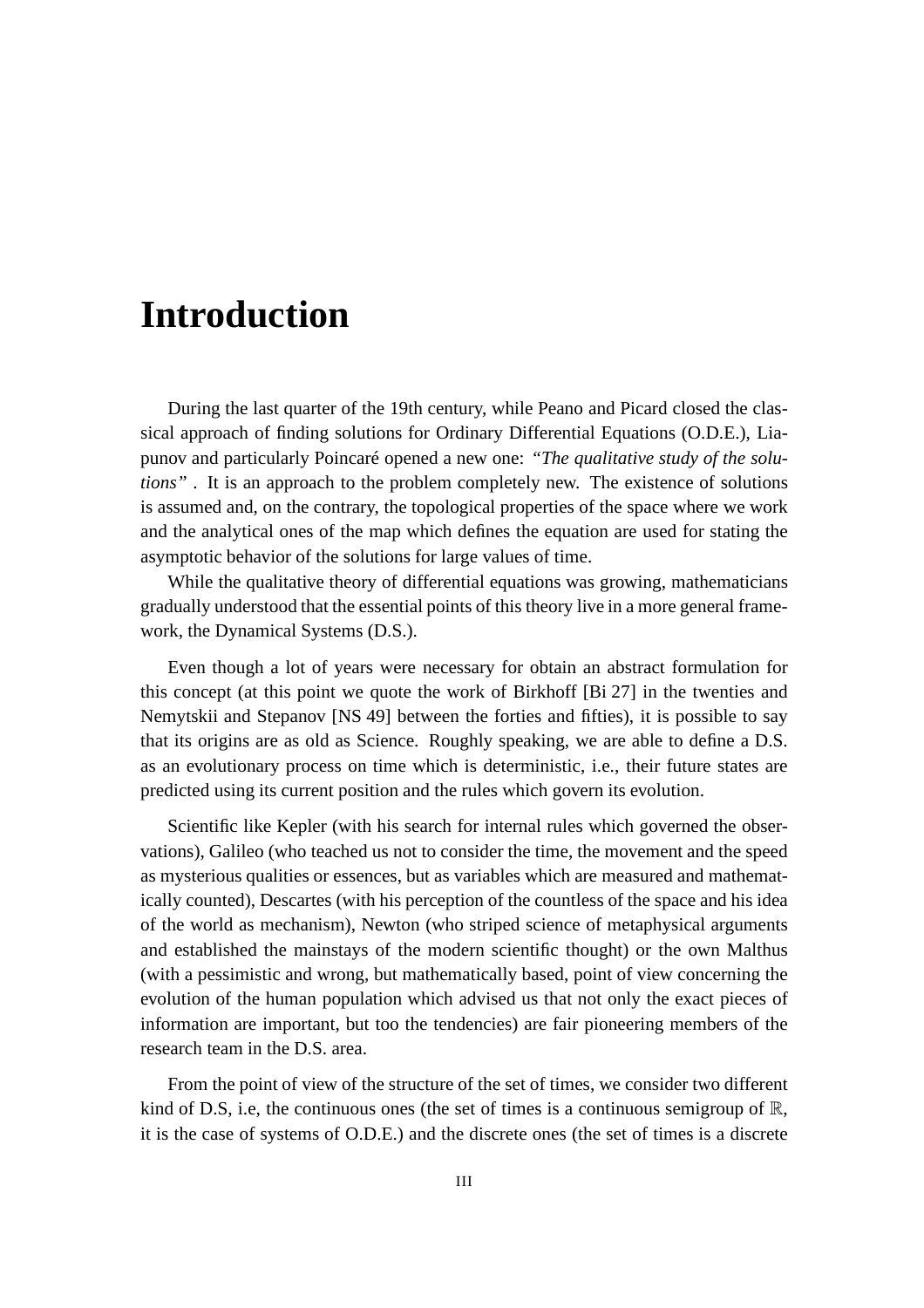# Introduction

During the last quarter of the 19th century, while Peano and Picard closed the classical approach of finding solutions for Ordinary Differential Equations (O.D.E.), Liapunov and particularly Poincaré opened a new one: *"The qualitative study of the solutions"* . It is an approach to the problem completely new. The existence of solutions is assumed and, on the contrary, the topological properties of the space where we work and the analytical ones of the map which defines the equation are used for stating the asymptotic behavior of the solutions for large values of time.

While the qualitative theory of differential equations was growing, mathematicians gradually understood that the essential points of this theory live in a more general framework, the Dynamical Systems (D.S.).

Even though a lot of years were necessary for obtain an abstract formulation for this concept (at this point we quote the work of Birkhoff [Bi 27] in the twenties and Nemytskii and Stepanov [NS 49] between the forties and fifties), it is possible to say that its origins are as old as Science. Roughly speaking, we are able to define a D.S. as an evolutionary process on time which is deterministic, i.e., their future states are predicted using its current position and the rules which govern its evolution.

Scientific like Kepler (with his search for internal rules which governed the observations), Galileo (who teached us not to consider the time, the movement and the speed as mysterious qualities or essences, but as variables which are measured and mathematically counted), Descartes (with his perception of the countless of the space and his idea of the world as mechanism), Newton (who striped science of metaphysical arguments and established the mainstays of the modern scientific thought) or the own Malthus (with a pessimistic and wrong, but mathematically based, point of view concerning the evolution of the human population which advised us that not only the exact pieces of information are important, but too the tendencies) are fair pioneering members of the research team in the D.S. area.

From the point of view of the structure of the set of times, we consider two different kind of D.S, i.e, the continuous ones (the set of times is a continuous semigroup of $\mathbb{R}$, it is the case of systems of O.D.E.) and the discrete ones (the set of times is a discrete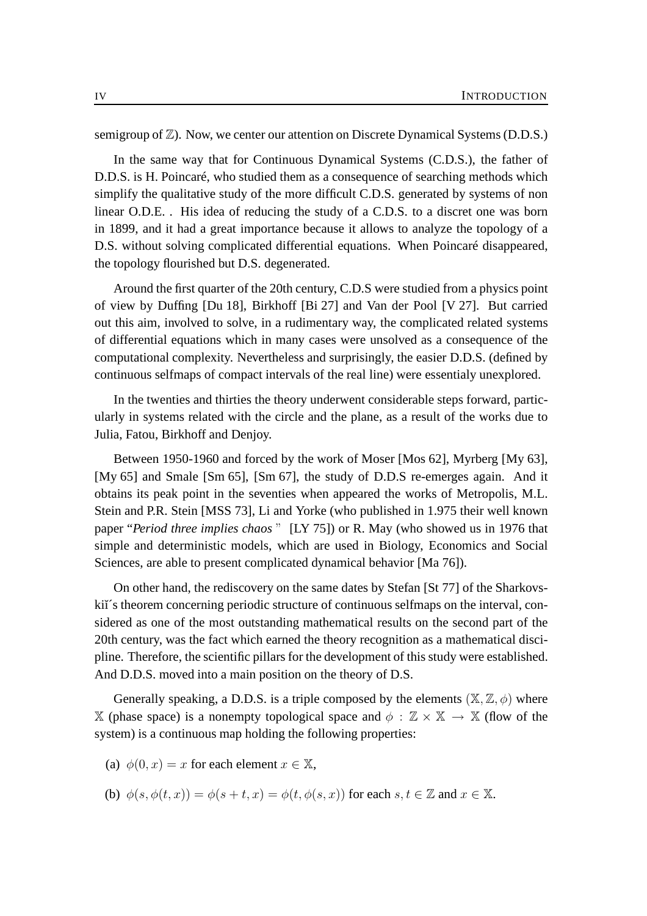semigroup of $\mathbb{Z}$). Now, we center our attention on Discrete Dynamical Systems (D.D.S.)

In the same way that for Continuous Dynamical Systems (C.D.S.), the father of D.D.S. is H. Poincaré, who studied them as a consequence of searching methods which simplify the qualitative study of the more difficult C.D.S. generated by systems of non linear O.D.E. . His idea of reducing the study of a C.D.S. to a discret one was born in 1899, and it had a great importance because it allows to analyze the topology of a D.S. without solving complicated differential equations. When Poincaré disappeared, the topology flourished but D.S. degenerated.

Around the first quarter of the 20th century, C.D.S were studied from a physics point of view by Duffing [Du 18], Birkhoff [Bi 27] and Van der Pool [V 27]. But carried out this aim, involved to solve, in a rudimentary way, the complicated related systems of differential equations which in many cases were unsolved as a consequence of the computational complexity. Nevertheless and surprisingly, the easier D.D.S. (defined by continuous selfmaps of compact intervals of the real line) were essentialy unexplored.

In the twenties and thirties the theory underwent considerable steps forward, particularly in systems related with the circle and the plane, as a result of the works due to Julia, Fatou, Birkhoff and Denjoy.

Between 1950-1960 and forced by the work of Moser [Mos 62], Myrberg [My 63], [My 65] and Smale [Sm 65], [Sm 67], the study of D.D.S re-emerges again. And it obtains its peak point in the seventies when appeared the works of Metropolis, M.L. Stein and P.R. Stein [MSS 73], Li and Yorke (who published in 1.975 their well known paper "*Period three implies chaos* " [LY 75]) or R. May (who showed us in 1976 that simple and deterministic models, which are used in Biology, Economics and Social Sciences, are able to present complicated dynamical behavior [Ma 76]).

On other hand, the rediscovery on the same dates by Stefan [St 77] of the Sharkovskiĭ´s theorem concerning periodic structure of continuous selfmaps on the interval, considered as one of the most outstanding mathematical results on the second part of the 20th century, was the fact which earned the theory recognition as a mathematical discipline. Therefore, the scientific pillars for the development of this study were established. And D.D.S. moved into a main position on the theory of D.S.

Generally speaking, a D.D.S. is a triple composed by the elements $(\mathbb{X}, \mathbb{Z}, \phi)$ where $\mathbb{X}$ (phase space) is a nonempty topological space and $\phi : \mathbb{Z} \times \mathbb{X} \to \mathbb{X}$ (flow of the system) is a continuous map holding the following properties:

(a) $\phi(0, x) = x$ for each element $x \in \mathbb{X}$,

(b) $\phi(s, \phi(t, x)) = \phi(s + t, x) = \phi(t, \phi(s, x))$ for each $s, t \in \mathbb{Z}$ and $x \in \mathbb{X}$.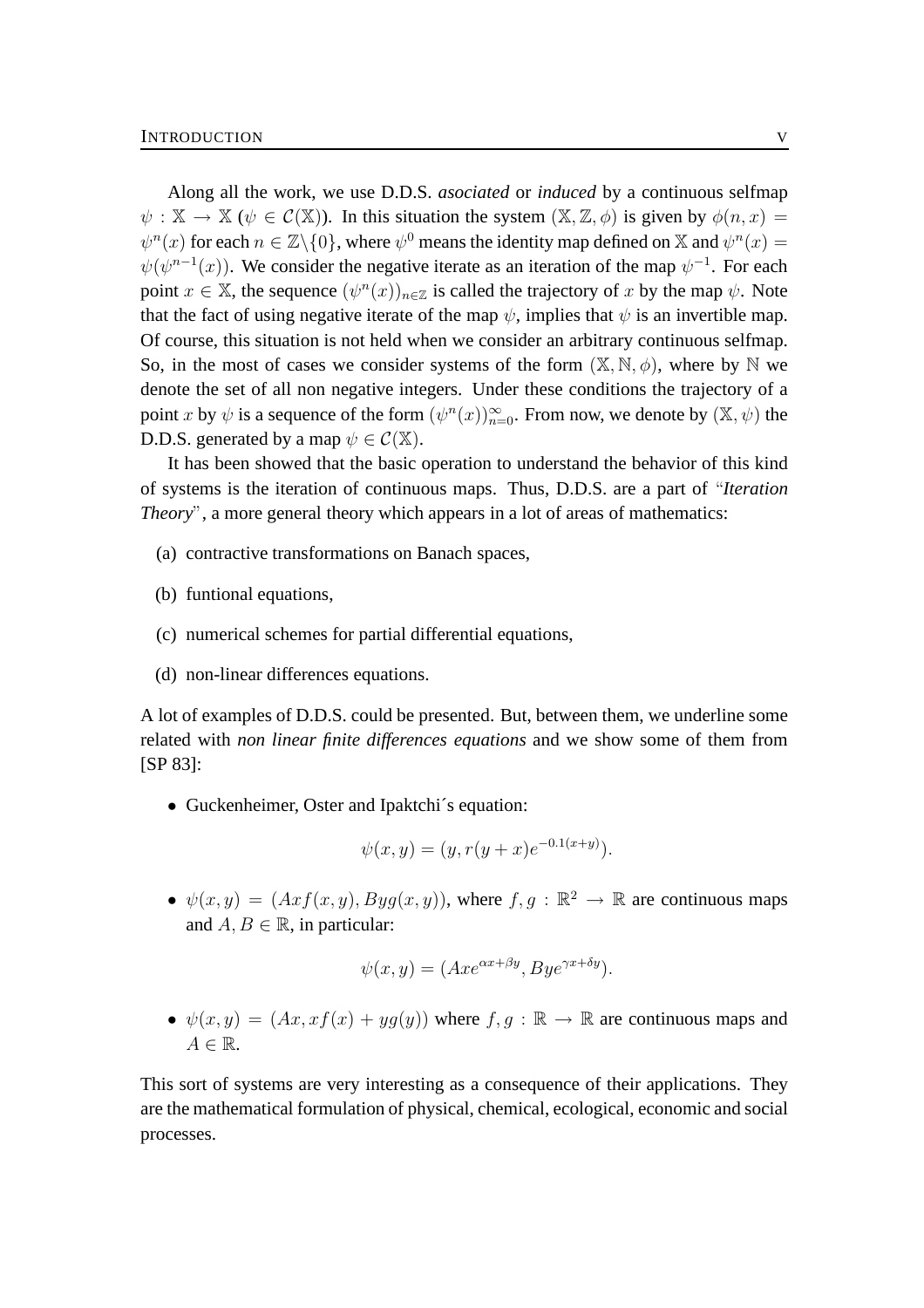Along all the work, we use D.D.S. *asociated* or *induced* by a continuous selfmap $\psi : \mathbb{X} \to \mathbb{X}$ ($\psi \in \mathcal{C}(\mathbb{X})$). In this situation the system $(\mathbb{X}, \mathbb{Z}, \phi)$ is given by $\phi(n, x) = \psi^n(x)$ for each $n \in \mathbb{Z}\backslash\{0\}$, where $\psi^0$ means the identity map defined on $\mathbb{X}$ and $\psi^n(x) = \psi(\psi^{n-1}(x))$. We consider the negative iterate as an iteration of the map $\psi^{-1}$. For each point $x \in \mathbb{X}$, the sequence $(\psi^n(x))_{n\in\mathbb{Z}}$ is called the trajectory of $x$ by the map $\psi$. Note that the fact of using negative iterate of the map $\psi$, implies that $\psi$ is an invertible map. Of course, this situation is not held when we consider an arbitrary continuous selfmap. So, in the most of cases we consider systems of the form $(\mathbb{X}, \mathbb{N}, \phi)$, where by $\mathbb{N}$ we denote the set of all non negative integers. Under these conditions the trajectory of a point $x$ by $\psi$ is a sequence of the form $(\psi^n(x))_{n=0}^{\infty}$. From now, we denote by $(\mathbb{X}, \psi)$ the D.D.S. generated by a map $\psi \in \mathcal{C}(\mathbb{X})$.

It has been showed that the basic operation to understand the behavior of this kind of systems is the iteration of continuous maps. Thus, D.D.S. are a part of "*Iteration Theory*", a more general theory which appears in a lot of areas of mathematics:

(a) contractive transformations on Banach spaces,

(b) funtional equations,

(c) numerical schemes for partial differential equations,

(d) non-linear differences equations.

A lot of examples of D.D.S. could be presented. But, between them, we underline some related with *non linear finite differences equations* and we show some of them from [SP 83]:

- Guckenheimer, Oster and Ipaktchi´s equation:

$$\psi(x, y) = (y, r(y + x)e^{-0.1(x+y)}).$$

- $\psi(x, y) = (Axf(x, y), Byg(x, y))$, where $f, g : \mathbb{R}^2 \to \mathbb{R}$ are continuous maps and $A, B \in \mathbb{R}$, in particular:

$$\psi(x, y) = (Axe^{\alpha x+\beta y}, Bye^{\gamma x+\delta y}).$$

- $\psi(x, y) = (Ax, xf(x) + yg(y))$ where $f, g : \mathbb{R} \to \mathbb{R}$ are continuous maps and $A \in \mathbb{R}$.

This sort of systems are very interesting as a consequence of their applications. They are the mathematical formulation of physical, chemical, ecological, economic and social processes.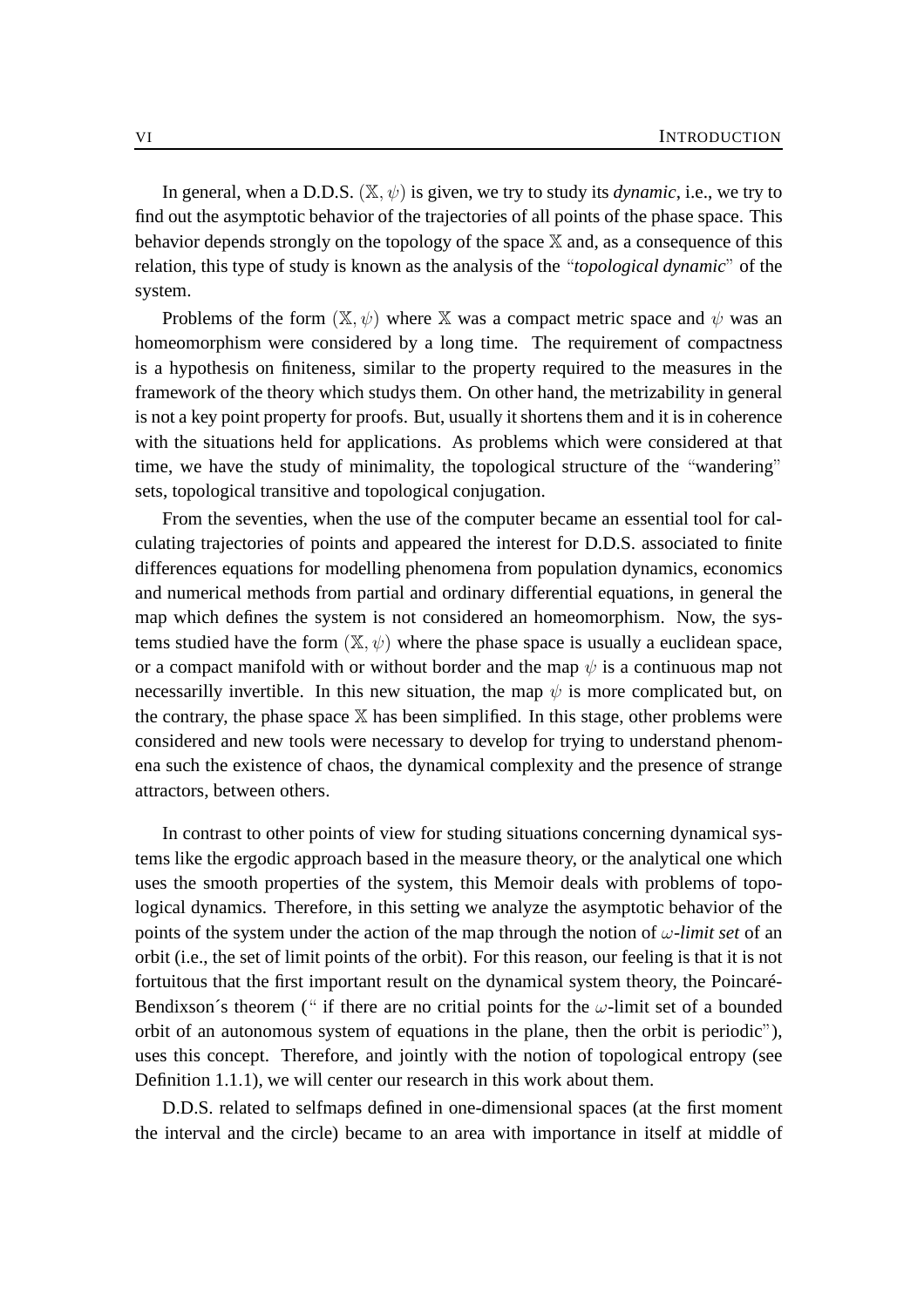In general, when a D.D.S. $(\mathbb{X}, \psi)$ is given, we try to study its *dynamic*, i.e., we try to find out the asymptotic behavior of the trajectories of all points of the phase space. This behavior depends strongly on the topology of the space $\mathbb{X}$ and, as a consequence of this relation, this type of study is known as the analysis of the "*topological dynamic*" of the system.

Problems of the form $(\mathbb{X}, \psi)$ where $\mathbb{X}$ was a compact metric space and $\psi$ was an homeomorphism were considered by a long time. The requirement of compactness is a hypothesis on finiteness, similar to the property required to the measures in the framework of the theory which studys them. On other hand, the metrizability in general is not a key point property for proofs. But, usually it shortens them and it is in coherence with the situations held for applications. As problems which were considered at that time, we have the study of minimality, the topological structure of the "wandering" sets, topological transitive and topological conjugation.

From the seventies, when the use of the computer became an essential tool for calculating trajectories of points and appeared the interest for D.D.S. associated to finite differences equations for modelling phenomena from population dynamics, economics and numerical methods from partial and ordinary differential equations, in general the map which defines the system is not considered an homeomorphism. Now, the systems studied have the form $(\mathbb{X}, \psi)$ where the phase space is usually a euclidean space, or a compact manifold with or without border and the map $\psi$ is a continuous map not necessarilly invertible. In this new situation, the map $\psi$ is more complicated but, on the contrary, the phase space $\mathbb{X}$ has been simplified. In this stage, other problems were considered and new tools were necessary to develop for trying to understand phenomena such the existence of chaos, the dynamical complexity and the presence of strange attractors, between others.

In contrast to other points of view for studing situations concerning dynamical systems like the ergodic approach based in the measure theory, or the analytical one which uses the smooth properties of the system, this Memoir deals with problems of topological dynamics. Therefore, in this setting we analyze the asymptotic behavior of the points of the system under the action of the map through the notion of *$\omega$-limit set* of an orbit (i.e., the set of limit points of the orbit). For this reason, our feeling is that it is not fortuitous that the first important result on the dynamical system theory, the Poincaré-Bendixson´s theorem (" if there are no critial points for the $\omega$-limit set of a bounded orbit of an autonomous system of equations in the plane, then the orbit is periodic"), uses this concept. Therefore, and jointly with the notion of topological entropy (see Definition 1.1.1), we will center our research in this work about them.

D.D.S. related to selfmaps defined in one-dimensional spaces (at the first moment the interval and the circle) became to an area with importance in itself at middle of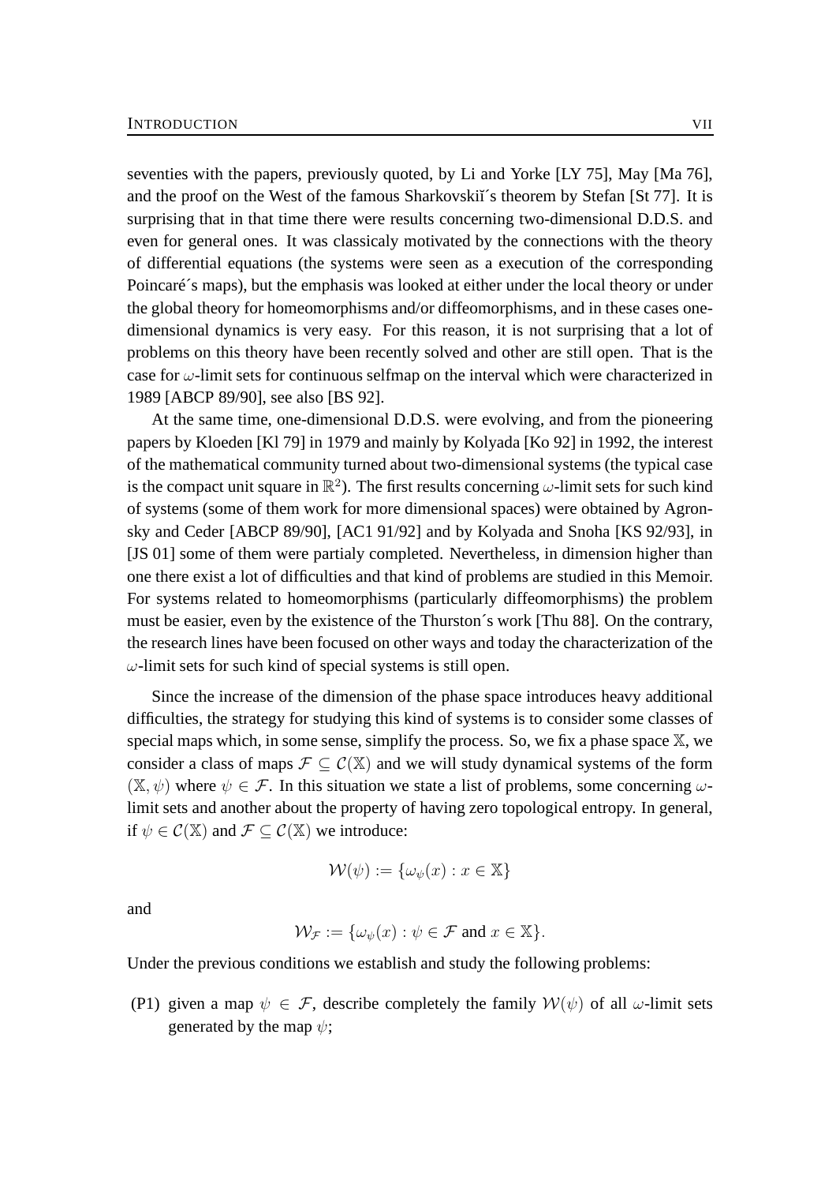seventies with the papers, previously quoted, by Li and Yorke [LY 75], May [Ma 76], and the proof on the West of the famous Sharkovskiĭ´s theorem by Stefan [St 77]. It is surprising that in that time there were results concerning two-dimensional D.D.S. and even for general ones. It was classicaly motivated by the connections with the theory of differential equations (the systems were seen as a execution of the corresponding Poincaré´s maps), but the emphasis was looked at either under the local theory or under the global theory for homeomorphisms and/or diffeomorphisms, and in these cases one-dimensional dynamics is very easy. For this reason, it is not surprising that a lot of problems on this theory have been recently solved and other are still open. That is the case for $\omega$-limit sets for continuous selfmap on the interval which were characterized in 1989 [ABCP 89/90], see also [BS 92].

At the same time, one-dimensional D.D.S. were evolving, and from the pioneering papers by Kloeden [Kl 79] in 1979 and mainly by Kolyada [Ko 92] in 1992, the interest of the mathematical community turned about two-dimensional systems (the typical case is the compact unit square in $\mathbb{R}^2$). The first results concerning $\omega$-limit sets for such kind of systems (some of them work for more dimensional spaces) were obtained by Agronsky and Ceder [ABCP 89/90], [AC1 91/92] and by Kolyada and Snoha [KS 92/93], in [JS 01] some of them were partialy completed. Nevertheless, in dimension higher than one there exist a lot of difficulties and that kind of problems are studied in this Memoir. For systems related to homeomorphisms (particularly diffeomorphisms) the problem must be easier, even by the existence of the Thurston´s work [Thu 88]. On the contrary, the research lines have been focused on other ways and today the characterization of the $\omega$-limit sets for such kind of special systems is still open.

Since the increase of the dimension of the phase space introduces heavy additional difficulties, the strategy for studying this kind of systems is to consider some classes of special maps which, in some sense, simplify the process. So, we fix a phase space $\mathbb{X}$, we consider a class of maps $\mathcal{F} \subseteq \mathcal{C}(\mathbb{X})$ and we will study dynamical systems of the form $(\mathbb{X}, \psi)$ where $\psi \in \mathcal{F}$. In this situation we state a list of problems, some concerning $\omega$-limit sets and another about the property of having zero topological entropy. In general, if $\psi \in \mathcal{C}(\mathbb{X})$ and $\mathcal{F} \subseteq \mathcal{C}(\mathbb{X})$ we introduce:

$$\mathcal{W}(\psi) := \{\omega_\psi(x) : x \in \mathbb{X}\}$$

and

$$\mathcal{W}_{\mathcal{F}} := \{\omega_\psi(x) : \psi \in \mathcal{F} \text{ and } x \in \mathbb{X}\}.$$

Under the previous conditions we establish and study the following problems:

(P1) given a map $\psi \in \mathcal{F}$, describe completely the family $\mathcal{W}(\psi)$ of all $\omega$-limit sets generated by the map $\psi$;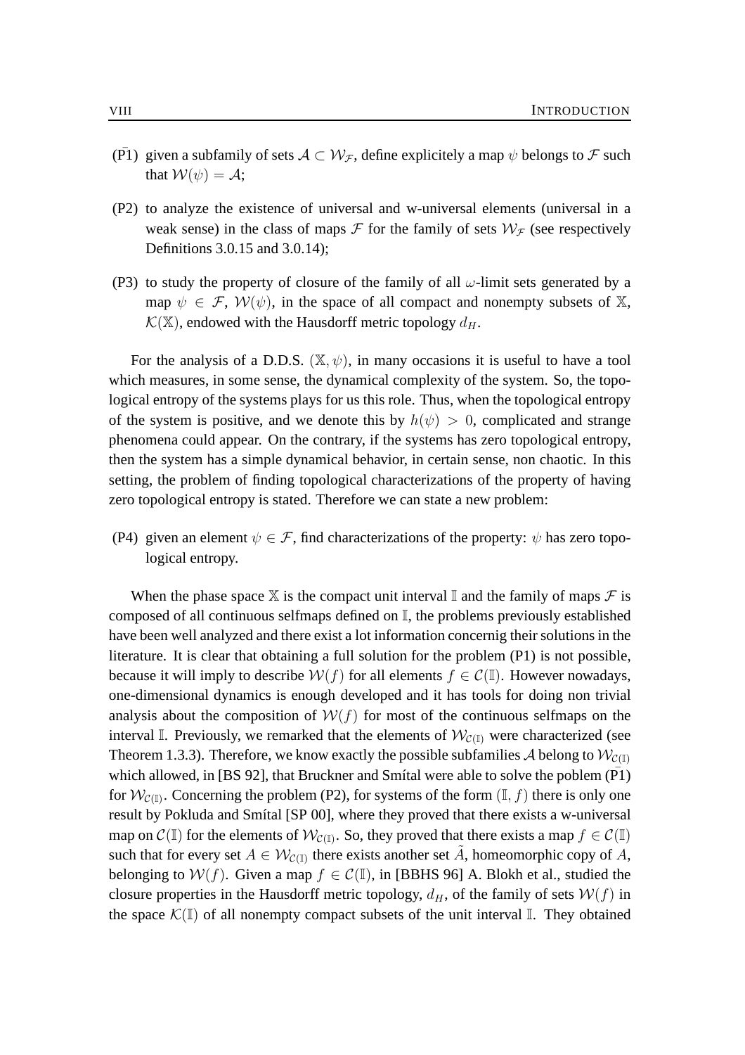- ($\bar{\text{P}}1$) given a subfamily of sets $\mathcal{A} \subset \mathcal{W}_{\mathcal{F}}$, define explicitely a map $\psi$ belongs to $\mathcal{F}$ such that $\mathcal{W}(\psi) = \mathcal{A}$;
- (P2) to analyze the existence of universal and w-universal elements (universal in a weak sense) in the class of maps $\mathcal{F}$ for the family of sets $\mathcal{W}_{\mathcal{F}}$ (see respectively Definitions 3.0.15 and 3.0.14);
- (P3) to study the property of closure of the family of all $\omega$-limit sets generated by a map $\psi \in \mathcal{F}$, $\mathcal{W}(\psi)$, in the space of all compact and nonempty subsets of $\mathbb{X}$, $\mathcal{K}(\mathbb{X})$, endowed with the Hausdorff metric topology $d_H$.

For the analysis of a D.D.S. $(\mathbb{X}, \psi)$, in many occasions it is useful to have a tool which measures, in some sense, the dynamical complexity of the system. So, the topological entropy of the systems plays for us this role. Thus, when the topological entropy of the system is positive, and we denote this by $h(\psi) > 0$, complicated and strange phenomena could appear. On the contrary, if the systems has zero topological entropy, then the system has a simple dynamical behavior, in certain sense, non chaotic. In this setting, the problem of finding topological characterizations of the property of having zero topological entropy is stated. Therefore we can state a new problem:

- (P4) given an element $\psi \in \mathcal{F}$, find characterizations of the property: $\psi$ has zero topological entropy.

When the phase space $\mathbb{X}$ is the compact unit interval $\mathbb{I}$ and the family of maps $\mathcal{F}$ is composed of all continuous selfmaps defined on $\mathbb{I}$, the problems previously established have been well analyzed and there exist a lot information concernig their solutions in the literature. It is clear that obtaining a full solution for the problem (P1) is not possible, because it will imply to describe $\mathcal{W}(f)$ for all elements $f \in \mathcal{C}(\mathbb{I})$. However nowadays, one-dimensional dynamics is enough developed and it has tools for doing non trivial analysis about the composition of $\mathcal{W}(f)$ for most of the continuous selfmaps on the interval $\mathbb{I}$. Previously, we remarked that the elements of $\mathcal{W}_{\mathcal{C}(\mathbb{I})}$ were characterized (see Theorem 1.3.3). Therefore, we know exactly the possible subfamilies $\mathcal{A}$ belong to $\mathcal{W}_{\mathcal{C}(\mathbb{I})}$ which allowed, in [BS 92], that Bruckner and Smítal were able to solve the poblem ($\bar{\text{P}}1$) for $\mathcal{W}_{\mathcal{C}(\mathbb{I})}$. Concerning the problem (P2), for systems of the form $(\mathbb{I}, f)$ there is only one result by Pokluda and Smítal [SP 00], where they proved that there exists a w-universal map on $\mathcal{C}(\mathbb{I})$ for the elements of $\mathcal{W}_{\mathcal{C}(\mathbb{I})}$. So, they proved that there exists a map $f \in \mathcal{C}(\mathbb{I})$ such that for every set $A \in \mathcal{W}_{\mathcal{C}(\mathbb{I})}$ there exists another set $\tilde{A}$, homeomorphic copy of $A$, belonging to $\mathcal{W}(f)$. Given a map $f \in \mathcal{C}(\mathbb{I})$, in [BBHS 96] A. Blokh et al., studied the closure properties in the Hausdorff metric topology, $d_H$, of the family of sets $\mathcal{W}(f)$ in the space $\mathcal{K}(\mathbb{I})$ of all nonempty compact subsets of the unit interval $\mathbb{I}$. They obtained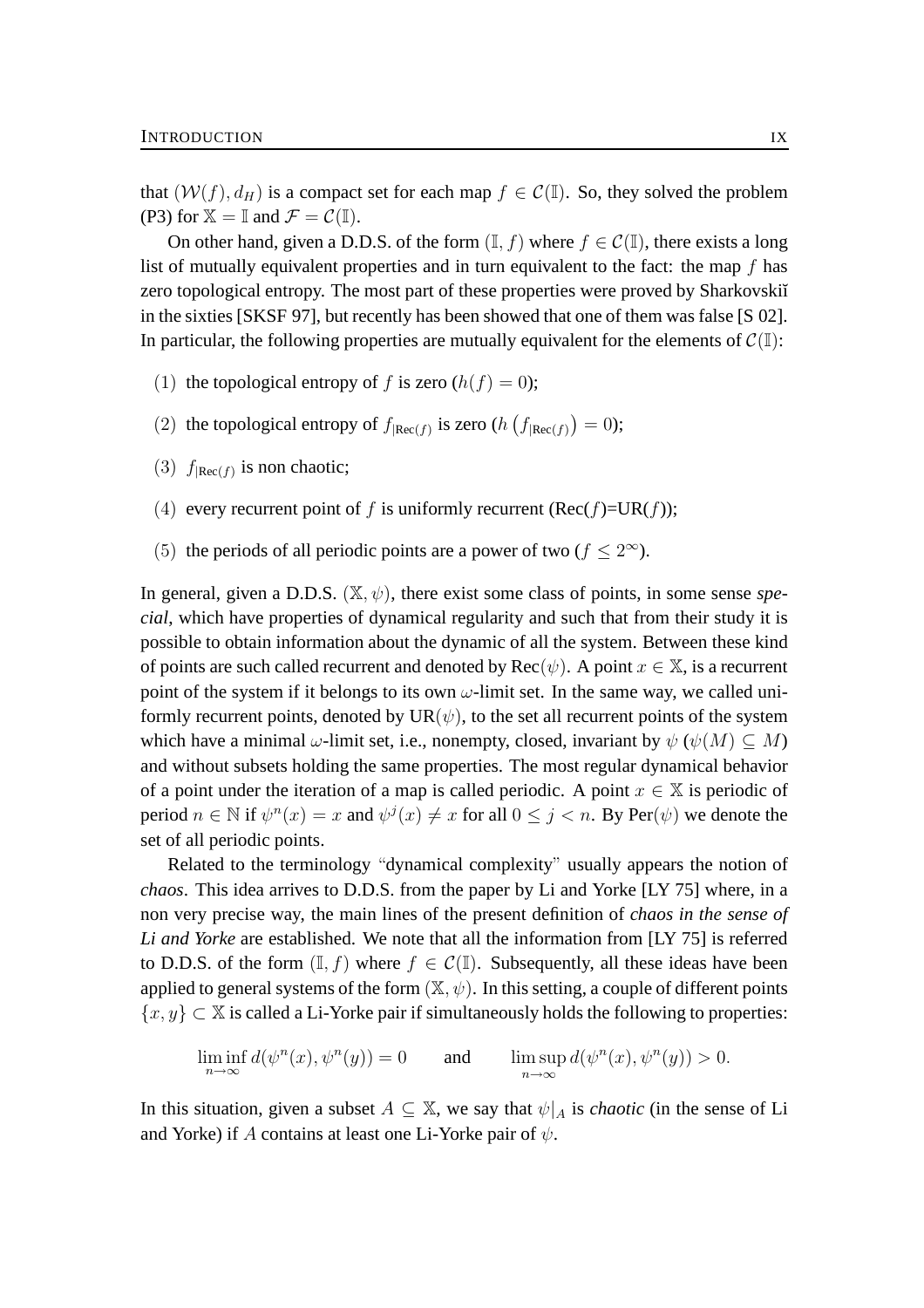that $(\mathcal{W}(f), d_H)$ is a compact set for each map $f \in \mathcal{C}(\mathbb{I})$. So, they solved the problem (P3) for $\mathbb{X} = \mathbb{I}$ and $\mathcal{F} = \mathcal{C}(\mathbb{I})$.

On other hand, given a D.D.S. of the form $(\mathbb{I}, f)$ where $f \in \mathcal{C}(\mathbb{I})$, there exists a long list of mutually equivalent properties and in turn equivalent to the fact: the map $f$ has zero topological entropy. The most part of these properties were proved by Sharkovskiĭ in the sixties [SKSF 97], but recently has been showed that one of them was false [S 02]. In particular, the following properties are mutually equivalent for the elements of $\mathcal{C}(\mathbb{I})$:

(1) the topological entropy of $f$ is zero ($h(f) = 0$);

(2) the topological entropy of $f_{|\text{Rec}(f)}$ is zero ($h\left(f_{|\text{Rec}(f)}\right) = 0$);

(3) $f_{|\text{Rec}(f)}$ is non chaotic;

(4) every recurrent point of $f$ is uniformly recurrent (Rec($f$)=UR($f$));

(5) the periods of all periodic points are a power of two ($f \leq 2^{\infty}$).

In general, given a D.D.S. $(\mathbb{X}, \psi)$, there exist some class of points, in some sense *special*, which have properties of dynamical regularity and such that from their study it is possible to obtain information about the dynamic of all the system. Between these kind of points are such called recurrent and denoted by Rec($\psi$). A point $x \in \mathbb{X}$, is a recurrent point of the system if it belongs to its own $\omega$-limit set. In the same way, we called uniformly recurrent points, denoted by UR($\psi$), to the set all recurrent points of the system which have a minimal $\omega$-limit set, i.e., nonempty, closed, invariant by $\psi$ ($\psi(M) \subseteq M$) and without subsets holding the same properties. The most regular dynamical behavior of a point under the iteration of a map is called periodic. A point $x \in \mathbb{X}$ is periodic of period $n \in \mathbb{N}$ if $\psi^n(x) = x$ and $\psi^j(x) \neq x$ for all $0 \leq j < n$. By Per($\psi$) we denote the set of all periodic points.

Related to the terminology "dynamical complexity" usually appears the notion of *chaos*. This idea arrives to D.D.S. from the paper by Li and Yorke [LY 75] where, in a non very precise way, the main lines of the present definition of *chaos in the sense of Li and Yorke* are established. We note that all the information from [LY 75] is referred to D.D.S. of the form $(\mathbb{I}, f)$ where $f \in \mathcal{C}(\mathbb{I})$. Subsequently, all these ideas have been applied to general systems of the form $(\mathbb{X}, \psi)$. In this setting, a couple of different points $\{x, y\} \subset \mathbb{X}$ is called a Li-Yorke pair if simultaneously holds the following to properties:

$$\liminf_{n\to\infty} d(\psi^n(x), \psi^n(y)) = 0 \qquad \text{and} \qquad \limsup_{n\to\infty} d(\psi^n(x), \psi^n(y)) > 0.$$

In this situation, given a subset $A \subseteq \mathbb{X}$, we say that $\psi|_A$ is *chaotic* (in the sense of Li and Yorke) if $A$ contains at least one Li-Yorke pair of $\psi$.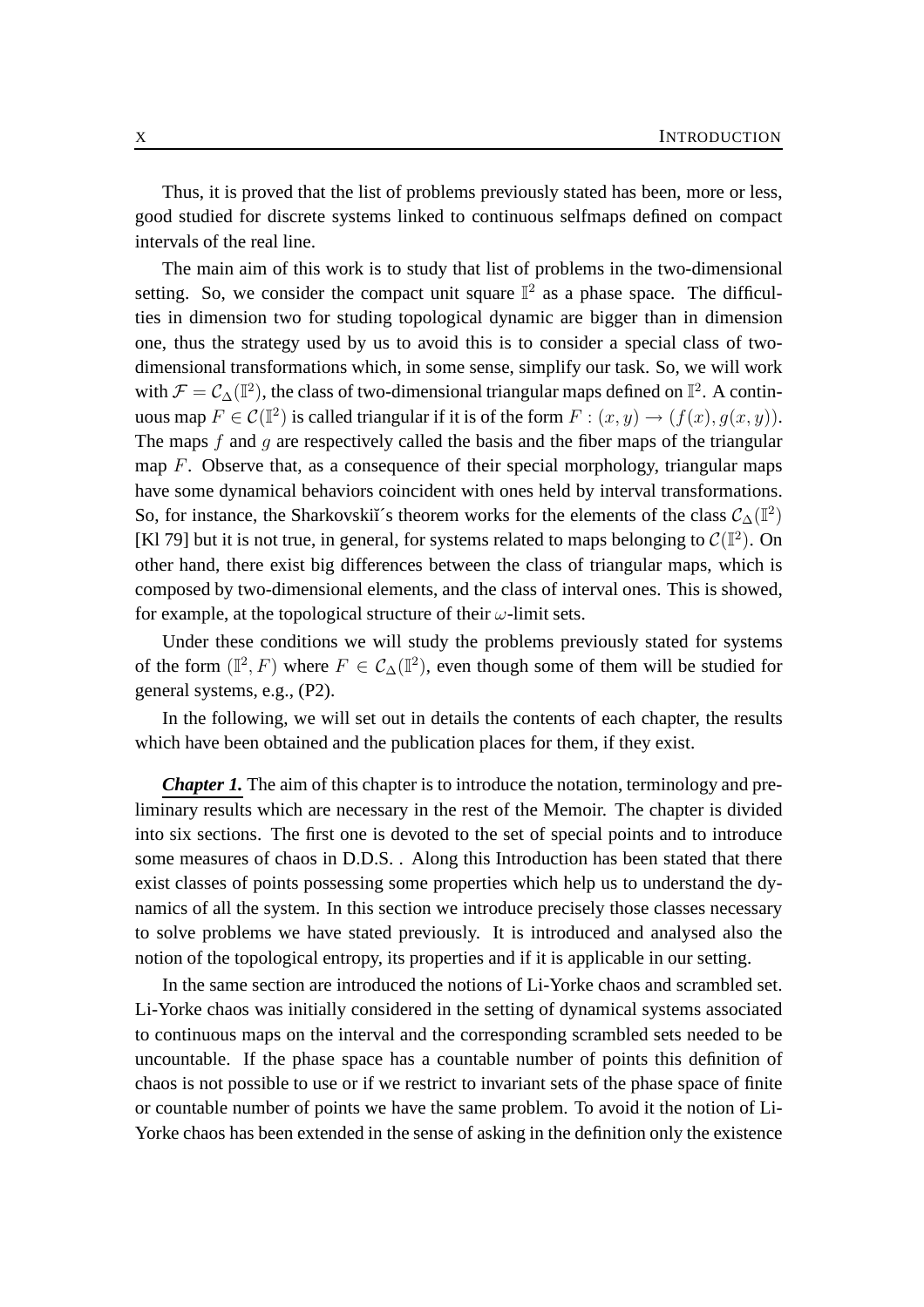Thus, it is proved that the list of problems previously stated has been, more or less, good studied for discrete systems linked to continuous selfmaps defined on compact intervals of the real line.

The main aim of this work is to study that list of problems in the two-dimensional setting. So, we consider the compact unit square $\mathbb{I}^2$ as a phase space. The difficulties in dimension two for studing topological dynamic are bigger than in dimension one, thus the strategy used by us to avoid this is to consider a special class of two-dimensional transformations which, in some sense, simplify our task. So, we will work with $\mathcal{F} = \mathcal{C}_\Delta(\mathbb{I}^2)$, the class of two-dimensional triangular maps defined on $\mathbb{I}^2$. A continuous map $F \in \mathcal{C}(\mathbb{I}^2)$ is called triangular if it is of the form $F : (x, y) \to (f(x), g(x, y))$. The maps $f$ and $g$ are respectively called the basis and the fiber maps of the triangular map $F$. Observe that, as a consequence of their special morphology, triangular maps have some dynamical behaviors coincident with ones held by interval transformations. So, for instance, the Sharkovskiĭ´s theorem works for the elements of the class $\mathcal{C}_\Delta(\mathbb{I}^2)$ [Kl 79] but it is not true, in general, for systems related to maps belonging to $\mathcal{C}(\mathbb{I}^2)$. On other hand, there exist big differences between the class of triangular maps, which is composed by two-dimensional elements, and the class of interval ones. This is showed, for example, at the topological structure of their $\omega$-limit sets.

Under these conditions we will study the problems previously stated for systems of the form $(\mathbb{I}^2, F)$ where $F \in \mathcal{C}_\Delta(\mathbb{I}^2)$, even though some of them will be studied for general systems, e.g., (P2).

In the following, we will set out in details the contents of each chapter, the results which have been obtained and the publication places for them, if they exist.

***Chapter 1.*** The aim of this chapter is to introduce the notation, terminology and preliminary results which are necessary in the rest of the Memoir. The chapter is divided into six sections. The first one is devoted to the set of special points and to introduce some measures of chaos in D.D.S. . Along this Introduction has been stated that there exist classes of points possessing some properties which help us to understand the dynamics of all the system. In this section we introduce precisely those classes necessary to solve problems we have stated previously. It is introduced and analysed also the notion of the topological entropy, its properties and if it is applicable in our setting.

In the same section are introduced the notions of Li-Yorke chaos and scrambled set. Li-Yorke chaos was initially considered in the setting of dynamical systems associated to continuous maps on the interval and the corresponding scrambled sets needed to be uncountable. If the phase space has a countable number of points this definition of chaos is not possible to use or if we restrict to invariant sets of the phase space of finite or countable number of points we have the same problem. To avoid it the notion of Li-Yorke chaos has been extended in the sense of asking in the definition only the existence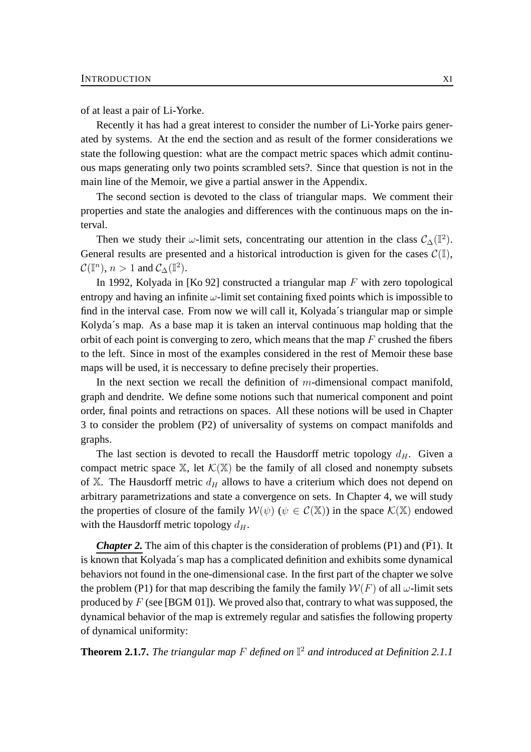of at least a pair of Li-Yorke.

Recently it has had a great interest to consider the number of Li-Yorke pairs generated by systems. At the end the section and as result of the former considerations we state the following question: what are the compact metric spaces which admit continuous maps generating only two points scrambled sets?. Since that question is not in the main line of the Memoir, we give a partial answer in the Appendix.

The second section is devoted to the class of triangular maps. We comment their properties and state the analogies and differences with the continuous maps on the interval.

Then we study their $\omega$-limit sets, concentrating our attention in the class $\mathcal{C}_\Delta(\mathbb{I}^2)$. General results are presented and a historical introduction is given for the cases $\mathcal{C}(\mathbb{I})$, $\mathcal{C}(\mathbb{I}^n)$, $n > 1$ and $\mathcal{C}_\Delta(\mathbb{I}^2)$.

In 1992, Kolyada in [Ko 92] constructed a triangular map $F$ with zero topological entropy and having an infinite $\omega$-limit set containing fixed points which is impossible to find in the interval case. From now we will call it, Kolyada´s triangular map or simple Kolyda´s map. As a base map it is taken an interval continuous map holding that the orbit of each point is converging to zero, which means that the map $F$ crushed the fibers to the left. Since in most of the examples considered in the rest of Memoir these base maps will be used, it is neccessary to define precisely their properties.

In the next section we recall the definition of $m$-dimensional compact manifold, graph and dendrite. We define some notions such that numerical component and point order, final points and retractions on spaces. All these notions will be used in Chapter 3 to consider the problem (P2) of universality of systems on compact manifolds and graphs.

The last section is devoted to recall the Hausdorff metric topology $d_H$. Given a compact metric space $\mathbb{X}$, let $\mathcal{K}(\mathbb{X})$ be the family of all closed and nonempty subsets of $\mathbb{X}$. The Hausdorff metric $d_H$ allows to have a criterium which does not depend on arbitrary parametrizations and state a convergence on sets. In Chapter 4, we will study the properties of closure of the family $\mathcal{W}(\psi)$ ($\psi \in \mathcal{C}(\mathbb{X})$) in the space $\mathcal{K}(\mathbb{X})$ endowed with the Hausdorff metric topology $d_H$.

***Chapter 2.*** The aim of this chapter is the consideration of problems (P1) and ($\bar{\text{P}}$1). It is known that Kolyada´s map has a complicated definition and exhibits some dynamical behaviors not found in the one-dimensional case. In the first part of the chapter we solve the problem (P1) for that map describing the family the family $\mathcal{W}(F)$ of all $\omega$-limit sets produced by $F$ (see [BGM 01]). We proved also that, contrary to what was supposed, the dynamical behavior of the map is extremely regular and satisfies the following property of dynamical uniformity:

**Theorem 2.1.7.** *The triangular map $F$ defined on $\mathbb{I}^2$ and introduced at Definition 2.1.1*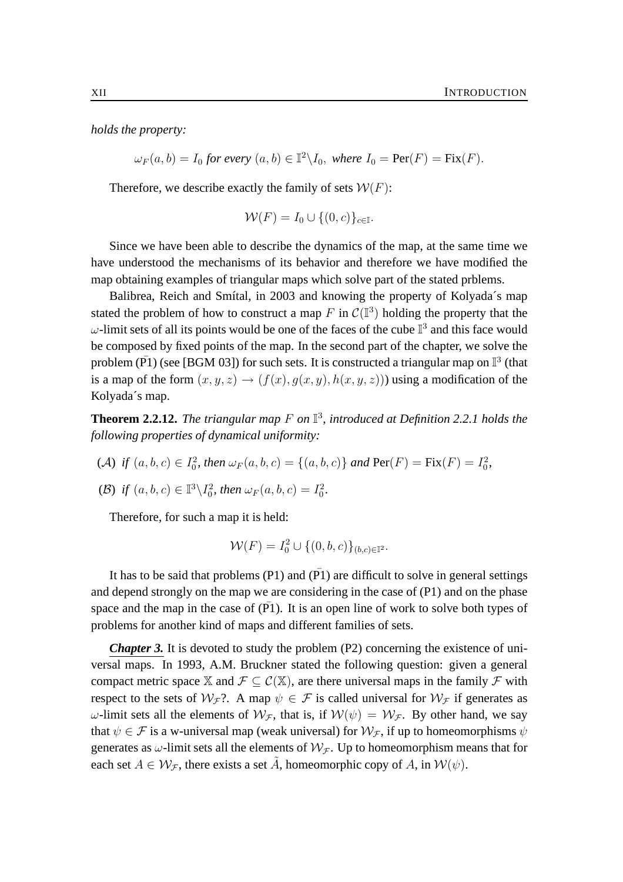*holds the property:*

$$\omega_F(a,b) = I_0 \textit{ for every } (a,b) \in \mathbb{I}^2 \backslash I_0, \textit{ where } I_0 = \text{Per}(F) = \text{Fix}(F).$$

Therefore, we describe exactly the family of sets $\mathcal{W}(F)$:

$$\mathcal{W}(F) = I_0 \cup \{(0,c)\}_{c \in \mathbb{I}}.$$

Since we have been able to describe the dynamics of the map, at the same time we have understood the mechanisms of its behavior and therefore we have modified the map obtaining examples of triangular maps which solve part of the stated prblems.

Balibrea, Reich and Smítal, in 2003 and knowing the property of Kolyada´s map stated the problem of how to construct a map $F$ in $\mathcal{C}(\mathbb{I}^3)$ holding the property that the $\omega$-limit sets of all its points would be one of the faces of the cube $\mathbb{I}^3$ and this face would be composed by fixed points of the map. In the second part of the chapter, we solve the problem ($\bar{\text{P}}$1) (see [BGM 03]) for such sets. It is constructed a triangular map on $\mathbb{I}^3$ (that is a map of the form $(x,y,z) \to (f(x), g(x,y), h(x,y,z))$) using a modification of the Kolyada´s map.

**Theorem 2.2.12.** *The triangular map $F$ on $\mathbb{I}^3$, introduced at Definition 2.2.1 holds the following properties of dynamical uniformity:*

($\mathcal{A}$) *if* $(a,b,c) \in I_0^2$, *then* $\omega_F(a,b,c) = \{(a,b,c)\}$ *and* $\text{Per}(F) = \text{Fix}(F) = I_0^2$,

($\mathcal{B}$) *if* $(a,b,c) \in \mathbb{I}^3 \backslash I_0^2$, *then* $\omega_F(a,b,c) = I_0^2$.

Therefore, for such a map it is held:

$$\mathcal{W}(F) = I_0^2 \cup \{(0,b,c)\}_{(b,c) \in \mathbb{I}^2}.$$

It has to be said that problems (P1) and ($\bar{\text{P}}$1) are difficult to solve in general settings and depend strongly on the map we are considering in the case of (P1) and on the phase space and the map in the case of ($\bar{\text{P}}$1). It is an open line of work to solve both types of problems for another kind of maps and different families of sets.

***Chapter 3.*** It is devoted to study the problem (P2) concerning the existence of universal maps. In 1993, A.M. Bruckner stated the following question: given a general compact metric space $\mathbb{X}$ and $\mathcal{F} \subseteq \mathcal{C}(\mathbb{X})$, are there universal maps in the family $\mathcal{F}$ with respect to the sets of $\mathcal{W}_{\mathcal{F}}$?. A map $\psi \in \mathcal{F}$ is called universal for $\mathcal{W}_{\mathcal{F}}$ if generates as $\omega$-limit sets all the elements of $\mathcal{W}_{\mathcal{F}}$, that is, if $\mathcal{W}(\psi) = \mathcal{W}_{\mathcal{F}}$. By other hand, we say that $\psi \in \mathcal{F}$ is a w-universal map (weak universal) for $\mathcal{W}_{\mathcal{F}}$, if up to homeomorphisms $\psi$ generates as $\omega$-limit sets all the elements of $\mathcal{W}_{\mathcal{F}}$. Up to homeomorphism means that for each set $A \in \mathcal{W}_{\mathcal{F}}$, there exists a set $\tilde{A}$, homeomorphic copy of $A$, in $\mathcal{W}(\psi)$.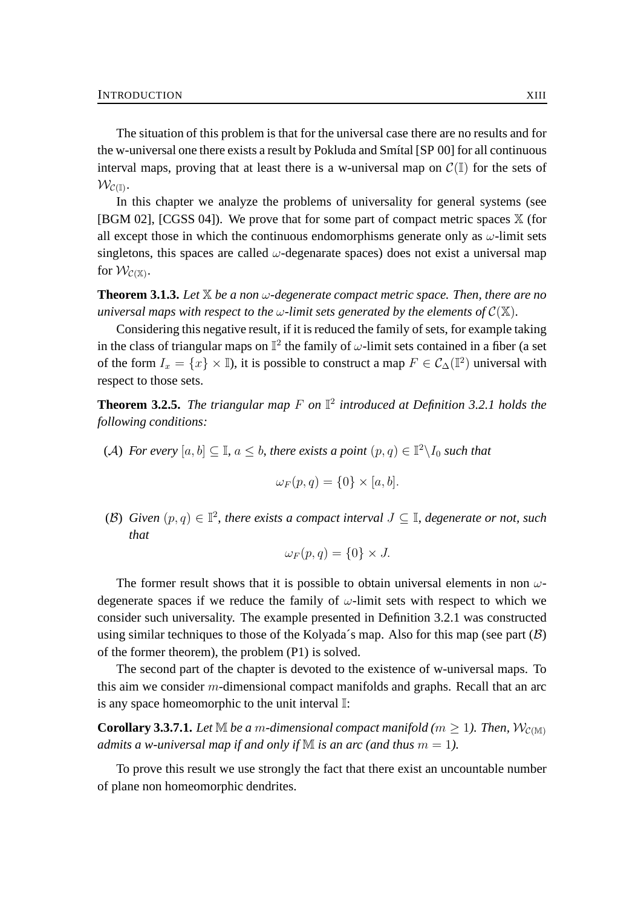The situation of this problem is that for the universal case there are no results and for the w-universal one there exists a result by Pokluda and Smítal [SP 00] for all continuous interval maps, proving that at least there is a w-universal map on $\mathcal{C}(\mathbb{I})$ for the sets of $\mathcal{W}_{\mathcal{C}(\mathbb{I})}$.

In this chapter we analyze the problems of universality for general systems (see [BGM 02], [CGSS 04]). We prove that for some part of compact metric spaces $\mathbb{X}$ (for all except those in which the continuous endomorphisms generate only as $\omega$-limit sets singletons, this spaces are called $\omega$-degenarate spaces) does not exist a universal map for $\mathcal{W}_{\mathcal{C}(\mathbb{X})}$.

**Theorem 3.1.3.** *Let $\mathbb{X}$ be a non $\omega$-degenerate compact metric space. Then, there are no universal maps with respect to the $\omega$-limit sets generated by the elements of $\mathcal{C}(\mathbb{X})$.*

Considering this negative result, if it is reduced the family of sets, for example taking in the class of triangular maps on $\mathbb{I}^2$ the family of $\omega$-limit sets contained in a fiber (a set of the form $I_x = \{x\} \times \mathbb{I}$), it is possible to construct a map $F \in \mathcal{C}_\Delta(\mathbb{I}^2)$ universal with respect to those sets.

**Theorem 3.2.5.** *The triangular map $F$ on $\mathbb{I}^2$ introduced at Definition 3.2.1 holds the following conditions:*

($\mathcal{A}$) *For every $[a, b] \subseteq \mathbb{I}$, $a \leq b$, there exists a point $(p, q) \in \mathbb{I}^2 \backslash I_0$ such that*

$$\omega_F(p, q) = \{0\} \times [a, b].$$

($\mathcal{B}$) *Given $(p, q) \in \mathbb{I}^2$, there exists a compact interval $J \subseteq \mathbb{I}$, degenerate or not, such that*

$$\omega_F(p, q) = \{0\} \times J.$$

The former result shows that it is possible to obtain universal elements in non $\omega$-degenerate spaces if we reduce the family of $\omega$-limit sets with respect to which we consider such universality. The example presented in Definition 3.2.1 was constructed using similar techniques to those of the Kolyada´s map. Also for this map (see part ($\mathcal{B}$) of the former theorem), the problem (P1) is solved.

The second part of the chapter is devoted to the existence of w-universal maps. To this aim we consider $m$-dimensional compact manifolds and graphs. Recall that an arc is any space homeomorphic to the unit interval $\mathbb{I}$:

**Corollary 3.3.7.1.** *Let $\mathbb{M}$ be a $m$-dimensional compact manifold ($m \geq 1$). Then, $\mathcal{W}_{\mathcal{C}(\mathbb{M})}$ admits a w-universal map if and only if $\mathbb{M}$ is an arc (and thus $m = 1$).*

To prove this result we use strongly the fact that there exist an uncountable number of plane non homeomorphic dendrites.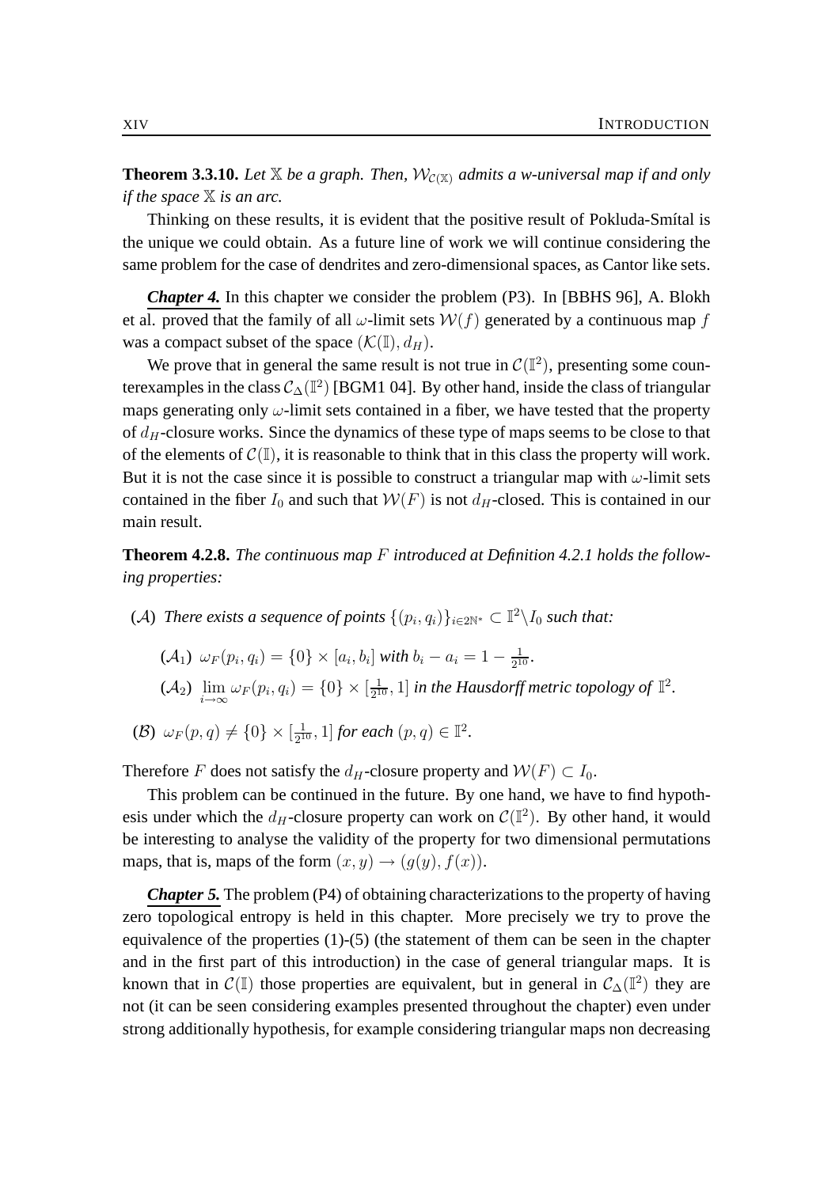**Theorem 3.3.10.** *Let $\mathbb{X}$ be a graph. Then, $\mathcal{W}_{\mathcal{C}(\mathbb{X})}$ admits a w-universal map if and only if the space $\mathbb{X}$ is an arc.*

Thinking on these results, it is evident that the positive result of Pokluda-Smítal is the unique we could obtain. As a future line of work we will continue considering the same problem for the case of dendrites and zero-dimensional spaces, as Cantor like sets.

***Chapter 4.*** In this chapter we consider the problem (P3). In [BBHS 96], A. Blokh et al. proved that the family of all $\omega$-limit sets $\mathcal{W}(f)$ generated by a continuous map $f$ was a compact subset of the space $(\mathcal{K}(\mathbb{I}), d_H)$.

We prove that in general the same result is not true in $\mathcal{C}(\mathbb{I}^2)$, presenting some counterexamples in the class $\mathcal{C}_\Delta(\mathbb{I}^2)$ [BGM1 04]. By other hand, inside the class of triangular maps generating only $\omega$-limit sets contained in a fiber, we have tested that the property of $d_H$-closure works. Since the dynamics of these type of maps seems to be close to that of the elements of $\mathcal{C}(\mathbb{I})$, it is reasonable to think that in this class the property will work. But it is not the case since it is possible to construct a triangular map with $\omega$-limit sets contained in the fiber $I_0$ and such that $\mathcal{W}(F)$ is not $d_H$-closed. This is contained in our main result.

**Theorem 4.2.8.** *The continuous map $F$ introduced at Definition 4.2.1 holds the following properties:*

- ($\mathcal{A}$) *There exists a sequence of points $\{(p_i, q_i)\}_{i \in 2\mathbb{N}^*} \subset \mathbb{I}^2 \backslash I_0$ such that:*
  - ($\mathcal{A}_1$) $\omega_F(p_i, q_i) = \{0\} \times [a_i, b_i]$ *with* $b_i - a_i = 1 - \frac{1}{2^{10}}$.
  - ($\mathcal{A}_2$) $\lim_{i \to \infty} \omega_F(p_i, q_i) = \{0\} \times [\frac{1}{2^{10}}, 1]$ *in the Hausdorff metric topology of* $\mathbb{I}^2$.
- ($\mathcal{B}$) $\omega_F(p, q) \neq \{0\} \times [\frac{1}{2^{10}}, 1]$ *for each* $(p, q) \in \mathbb{I}^2$.

Therefore $F$ does not satisfy the $d_H$-closure property and $\mathcal{W}(F) \subset I_0$.

This problem can be continued in the future. By one hand, we have to find hypothesis under which the $d_H$-closure property can work on $\mathcal{C}(\mathbb{I}^2)$. By other hand, it would be interesting to analyse the validity of the property for two dimensional permutations maps, that is, maps of the form $(x, y) \to (g(y), f(x))$.

***Chapter 5.*** The problem (P4) of obtaining characterizations to the property of having zero topological entropy is held in this chapter. More precisely we try to prove the equivalence of the properties (1)-(5) (the statement of them can be seen in the chapter and in the first part of this introduction) in the case of general triangular maps. It is known that in $\mathcal{C}(\mathbb{I})$ those properties are equivalent, but in general in $\mathcal{C}_\Delta(\mathbb{I}^2)$ they are not (it can be seen considering examples presented throughout the chapter) even under strong additionally hypothesis, for example considering triangular maps non decreasing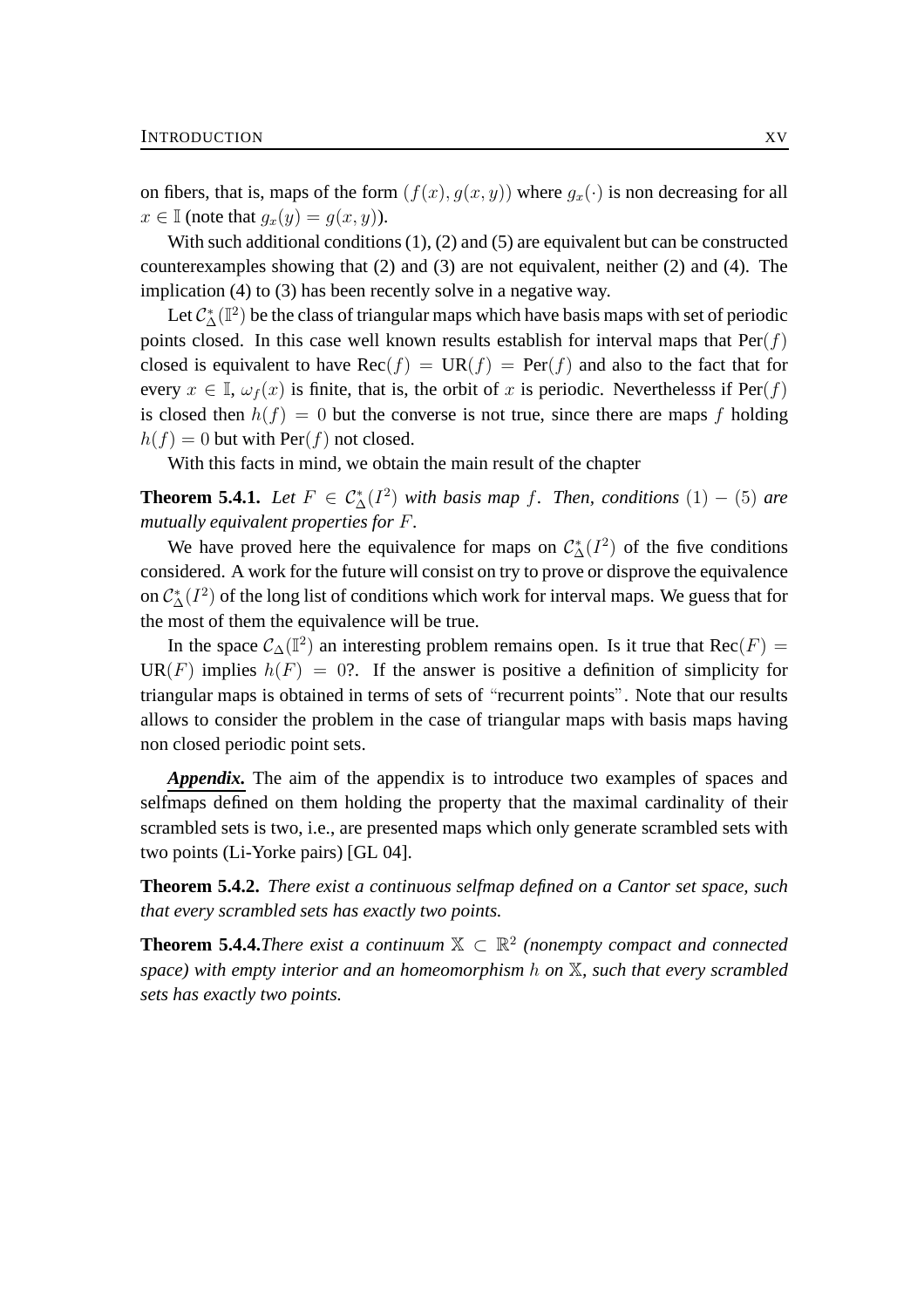on fibers, that is, maps of the form $(f(x), g(x, y))$ where $g_x(\cdot)$ is non decreasing for all $x \in \mathbb{I}$ (note that $g_x(y) = g(x, y)$).

With such additional conditions (1), (2) and (5) are equivalent but can be constructed counterexamples showing that (2) and (3) are not equivalent, neither (2) and (4). The implication (4) to (3) has been recently solve in a negative way.

Let $\mathcal{C}^*_\Delta(\mathbb{I}^2)$ be the class of triangular maps which have basis maps with set of periodic points closed. In this case well known results establish for interval maps that $\text{Per}(f)$ closed is equivalent to have $\text{Rec}(f) = \text{UR}(f) = \text{Per}(f)$ and also to the fact that for every $x \in \mathbb{I}$, $\omega_f(x)$ is finite, that is, the orbit of $x$ is periodic. Neverthelesss if $\text{Per}(f)$ is closed then $h(f) = 0$ but the converse is not true, since there are maps $f$ holding $h(f) = 0$ but with $\text{Per}(f)$ not closed.

With this facts in mind, we obtain the main result of the chapter

**Theorem 5.4.1.** *Let $F \in \mathcal{C}^*_\Delta(I^2)$ with basis map $f$. Then, conditions $(1) - (5)$ are mutually equivalent properties for $F$.*

We have proved here the equivalence for maps on $\mathcal{C}^*_\Delta(I^2)$ of the five conditions considered. A work for the future will consist on try to prove or disprove the equivalence on $\mathcal{C}^*_\Delta(I^2)$ of the long list of conditions which work for interval maps. We guess that for the most of them the equivalence will be true.

In the space $\mathcal{C}_\Delta(\mathbb{I}^2)$ an interesting problem remains open. Is it true that $\text{Rec}(F) = \text{UR}(F)$ implies $h(F) = 0$?. If the answer is positive a definition of simplicity for triangular maps is obtained in terms of sets of "recurrent points". Note that our results allows to consider the problem in the case of triangular maps with basis maps having non closed periodic point sets.

***Appendix.*** The aim of the appendix is to introduce two examples of spaces and selfmaps defined on them holding the property that the maximal cardinality of their scrambled sets is two, i.e., are presented maps which only generate scrambled sets with two points (Li-Yorke pairs) [GL 04].

**Theorem 5.4.2.** *There exist a continuous selfmap defined on a Cantor set space, such that every scrambled sets has exactly two points.*

**Theorem 5.4.4.***There exist a continuum $\mathbb{X} \subset \mathbb{R}^2$ (nonempty compact and connected space) with empty interior and an homeomorphism $h$ on $\mathbb{X}$, such that every scrambled sets has exactly two points.*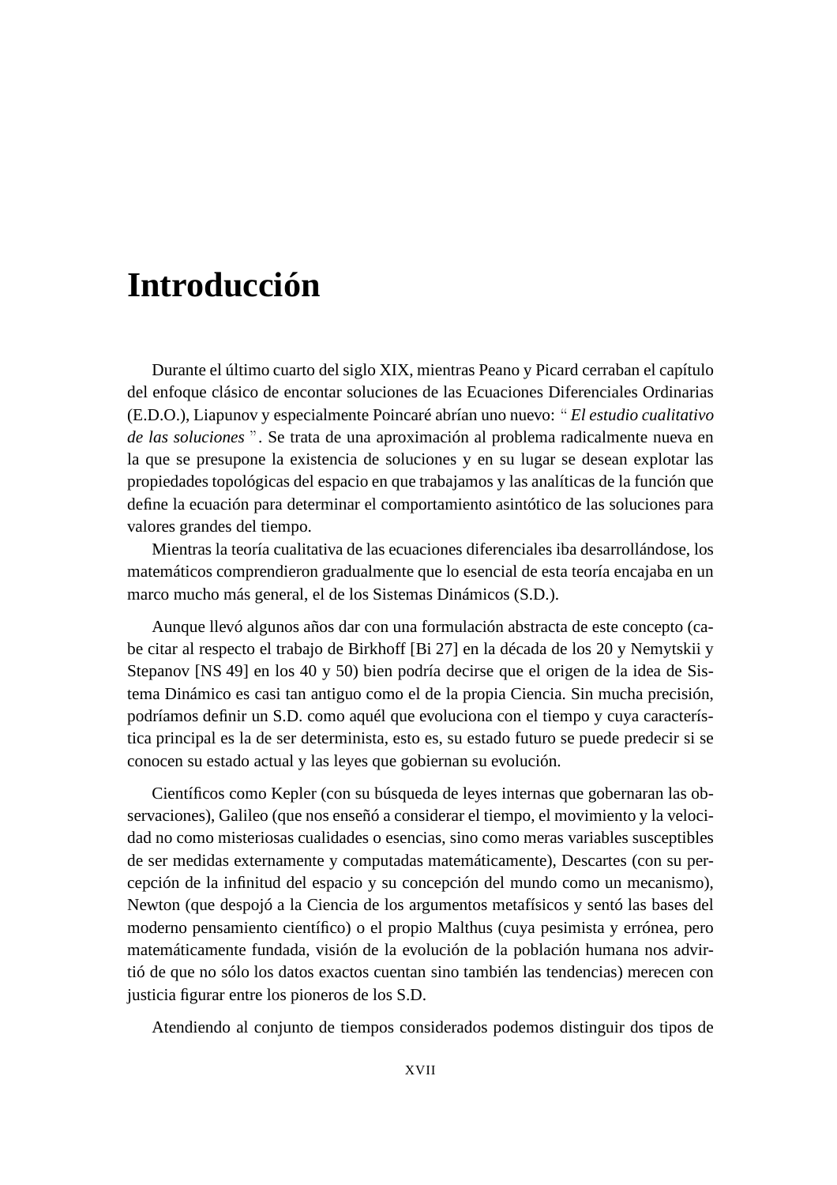# Introducción

Durante el último cuarto del siglo XIX, mientras Peano y Picard cerraban el capítulo del enfoque clásico de encontar soluciones de las Ecuaciones Diferenciales Ordinarias (E.D.O.), Liapunov y especialmente Poincaré abrían uno nuevo: “ *El estudio cualitativo de las soluciones* ”. Se trata de una aproximación al problema radicalmente nueva en la que se presupone la existencia de soluciones y en su lugar se desean explotar las propiedades topológicas del espacio en que trabajamos y las analíticas de la función que define la ecuación para determinar el comportamiento asintótico de las soluciones para valores grandes del tiempo.

Mientras la teoría cualitativa de las ecuaciones diferenciales iba desarrollándose, los matemáticos comprendieron gradualmente que lo esencial de esta teoría encajaba en un marco mucho más general, el de los Sistemas Dinámicos (S.D.).

Aunque llevó algunos años dar con una formulación abstracta de este concepto (cabe citar al respecto el trabajo de Birkhoff [Bi 27] en la década de los 20 y Nemytskii y Stepanov [NS 49] en los 40 y 50) bien podría decirse que el origen de la idea de Sistema Dinámico es casi tan antiguo como el de la propia Ciencia. Sin mucha precisión, podríamos definir un S.D. como aquél que evoluciona con el tiempo y cuya característica principal es la de ser determinista, esto es, su estado futuro se puede predecir si se conocen su estado actual y las leyes que gobiernan su evolución.

Científicos como Kepler (con su búsqueda de leyes internas que gobernaran las observaciones), Galileo (que nos enseñó a considerar el tiempo, el movimiento y la velocidad no como misteriosas cualidades o esencias, sino como meras variables susceptibles de ser medidas externamente y computadas matemáticamente), Descartes (con su percepción de la infinitud del espacio y su concepción del mundo como un mecanismo), Newton (que despojó a la Ciencia de los argumentos metafísicos y sentó las bases del moderno pensamiento científico) o el propio Malthus (cuya pesimista y errónea, pero matemáticamente fundada, visión de la evolución de la población humana nos advirtió de que no sólo los datos exactos cuentan sino también las tendencias) merecen con justicia figurar entre los pioneros de los S.D.

Atendiendo al conjunto de tiempos considerados podemos distinguir dos tipos de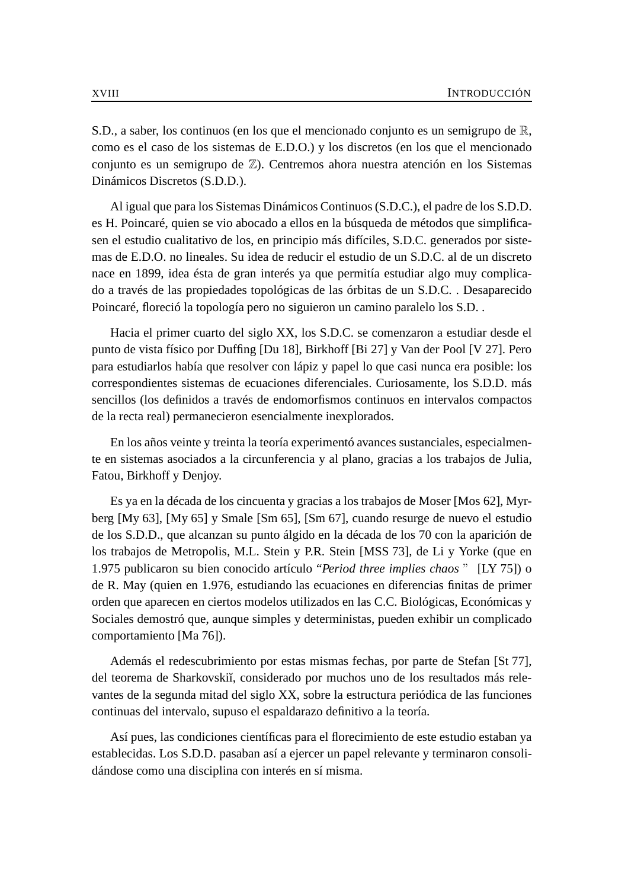S.D., a saber, los continuos (en los que el mencionado conjunto es un semigrupo de $\mathbb{R}$, como es el caso de los sistemas de E.D.O.) y los discretos (en los que el mencionado conjunto es un semigrupo de $\mathbb{Z}$). Centremos ahora nuestra atención en los Sistemas Dinámicos Discretos (S.D.D.).

Al igual que para los Sistemas Dinámicos Continuos (S.D.C.), el padre de los S.D.D. es H. Poincaré, quien se vio abocado a ellos en la búsqueda de métodos que simplificasen el estudio cualitativo de los, en principio más difíciles, S.D.C. generados por sistemas de E.D.O. no lineales. Su idea de reducir el estudio de un S.D.C. al de un discreto nace en 1899, idea ésta de gran interés ya que permitía estudiar algo muy complicado a través de las propiedades topológicas de las órbitas de un S.D.C. . Desaparecido Poincaré, floreció la topología pero no siguieron un camino paralelo los S.D. .

Hacia el primer cuarto del siglo XX, los S.D.C. se comenzaron a estudiar desde el punto de vista físico por Duffing [Du 18], Birkhoff [Bi 27] y Van der Pool [V 27]. Pero para estudiarlos había que resolver con lápiz y papel lo que casi nunca era posible: los correspondientes sistemas de ecuaciones diferenciales. Curiosamente, los S.D.D. más sencillos (los definidos a través de endomorfismos continuos en intervalos compactos de la recta real) permanecieron esencialmente inexplorados.

En los años veinte y treinta la teoría experimentó avances sustanciales, especialmente en sistemas asociados a la circunferencia y al plano, gracias a los trabajos de Julia, Fatou, Birkhoff y Denjoy.

Es ya en la década de los cincuenta y gracias a los trabajos de Moser [Mos 62], Myrberg [My 63], [My 65] y Smale [Sm 65], [Sm 67], cuando resurge de nuevo el estudio de los S.D.D., que alcanzan su punto álgido en la década de los 70 con la aparición de los trabajos de Metropolis, M.L. Stein y P.R. Stein [MSS 73], de Li y Yorke (que en 1.975 publicaron su bien conocido artículo "*Period three implies chaos* " [LY 75]) o de R. May (quien en 1.976, estudiando las ecuaciones en diferencias finitas de primer orden que aparecen en ciertos modelos utilizados en las C.C. Biológicas, Económicas y Sociales demostró que, aunque simples y deterministas, pueden exhibir un complicado comportamiento [Ma 76]).

Además el redescubrimiento por estas mismas fechas, por parte de Stefan [St 77], del teorema de Sharkovskiĭ, considerado por muchos uno de los resultados más relevantes de la segunda mitad del siglo XX, sobre la estructura periódica de las funciones continuas del intervalo, supuso el espaldarazo definitivo a la teoría.

Así pues, las condiciones científicas para el florecimiento de este estudio estaban ya establecidas. Los S.D.D. pasaban así a ejercer un papel relevante y terminaron consolidándose como una disciplina con interés en sí misma.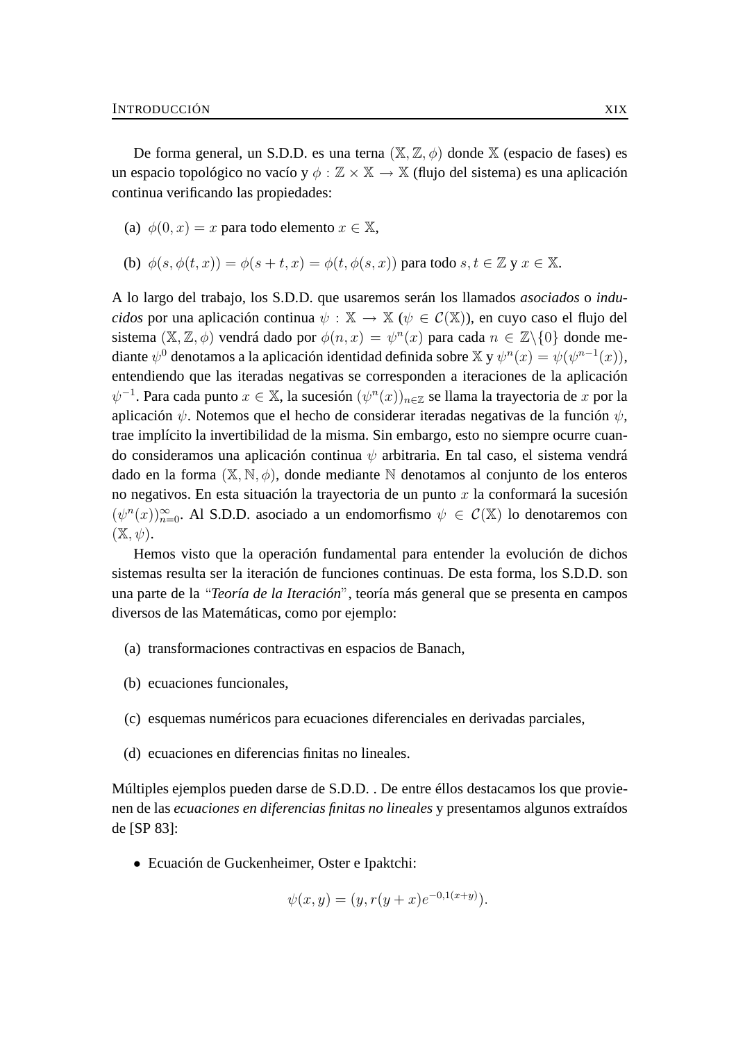De forma general, un S.D.D. es una terna $(\mathbb{X}, \mathbb{Z}, \phi)$ donde $\mathbb{X}$ (espacio de fases) es un espacio topológico no vacío y $\phi : \mathbb{Z} \times \mathbb{X} \to \mathbb{X}$ (flujo del sistema) es una aplicación continua verificando las propiedades:

(a) $\phi(0, x) = x$ para todo elemento $x \in \mathbb{X}$,

(b) $\phi(s, \phi(t, x)) = \phi(s + t, x) = \phi(t, \phi(s, x))$ para todo $s, t \in \mathbb{Z}$ y $x \in \mathbb{X}$.

A lo largo del trabajo, los S.D.D. que usaremos serán los llamados *asociados* o *inducidos* por una aplicación continua $\psi : \mathbb{X} \to \mathbb{X}$ ($\psi \in \mathcal{C}(\mathbb{X})$), en cuyo caso el flujo del sistema $(\mathbb{X}, \mathbb{Z}, \phi)$ vendrá dado por $\phi(n, x) = \psi^n(x)$ para cada $n \in \mathbb{Z} \backslash \{0\}$ donde mediante $\psi^0$ denotamos a la aplicación identidad definida sobre $\mathbb{X}$ y $\psi^n(x) = \psi(\psi^{n-1}(x))$, entendiendo que las iteradas negativas se corresponden a iteraciones de la aplicación $\psi^{-1}$. Para cada punto $x \in \mathbb{X}$, la sucesión $(\psi^n(x))_{n \in \mathbb{Z}}$ se llama la trayectoria de $x$ por la aplicación $\psi$. Notemos que el hecho de considerar iteradas negativas de la función $\psi$, trae implícito la invertibilidad de la misma. Sin embargo, esto no siempre ocurre cuando consideramos una aplicación continua $\psi$ arbitraria. En tal caso, el sistema vendrá dado en la forma $(\mathbb{X}, \mathbb{N}, \phi)$, donde mediante $\mathbb{N}$ denotamos al conjunto de los enteros no negativos. En esta situación la trayectoria de un punto $x$ la conformará la sucesión $(\psi^n(x))_{n=0}^{\infty}$. Al S.D.D. asociado a un endomorfismo $\psi \in \mathcal{C}(\mathbb{X})$ lo denotaremos con $(\mathbb{X}, \psi)$.

Hemos visto que la operación fundamental para entender la evolución de dichos sistemas resulta ser la iteración de funciones continuas. De esta forma, los S.D.D. son una parte de la "*Teoría de la Iteración*", teoría más general que se presenta en campos diversos de las Matemáticas, como por ejemplo:

(a) transformaciones contractivas en espacios de Banach,

(b) ecuaciones funcionales,

(c) esquemas numéricos para ecuaciones diferenciales en derivadas parciales,

(d) ecuaciones en diferencias finitas no lineales.

Múltiples ejemplos pueden darse de S.D.D. . De entre éllos destacamos los que provienen de las *ecuaciones en diferencias finitas no lineales* y presentamos algunos extraídos de [SP 83]:

- Ecuación de Guckenheimer, Oster e Ipaktchi:

$$\psi(x, y) = (y, r(y + x)e^{-0,1(x+y)}).$$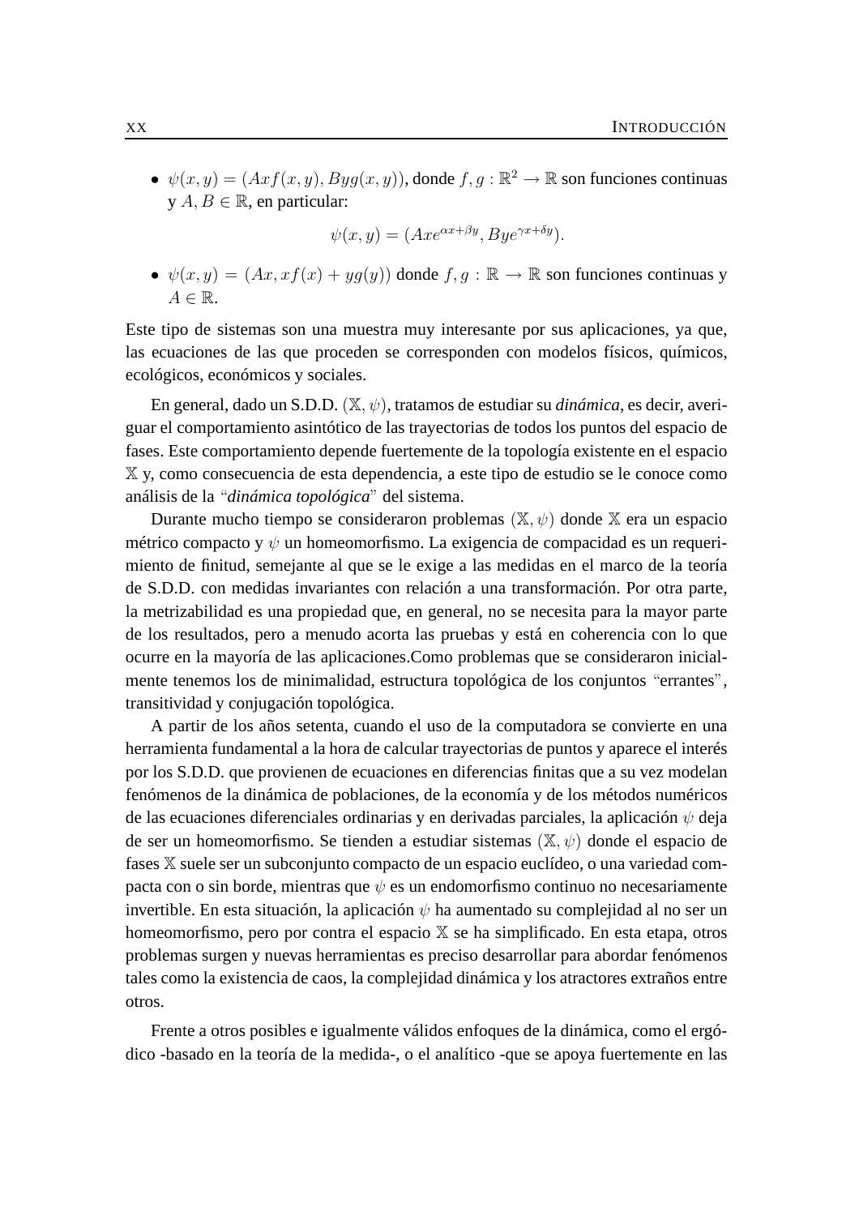- $\psi(x, y) = (Axf(x, y), Byg(x, y))$, donde $f, g : \mathbb{R}^2 \to \mathbb{R}$ son funciones continuas y $A, B \in \mathbb{R}$, en particular:

$$\psi(x, y) = (Axe^{\alpha x + \beta y}, Bye^{\gamma x + \delta y}).$$

- $\psi(x, y) = (Ax, xf(x) + yg(y))$ donde $f, g : \mathbb{R} \to \mathbb{R}$ son funciones continuas y $A \in \mathbb{R}$.

Este tipo de sistemas son una muestra muy interesante por sus aplicaciones, ya que, las ecuaciones de las que proceden se corresponden con modelos físicos, químicos, ecológicos, económicos y sociales.

En general, dado un S.D.D. $(\mathbb{X}, \psi)$, tratamos de estudiar su *dinámica*, es decir, averiguar el comportamiento asintótico de las trayectorias de todos los puntos del espacio de fases. Este comportamiento depende fuertemente de la topología existente en el espacio $\mathbb{X}$ y, como consecuencia de esta dependencia, a este tipo de estudio se le conoce como análisis de la "*dinámica topológica*" del sistema.

Durante mucho tiempo se consideraron problemas $(\mathbb{X}, \psi)$ donde $\mathbb{X}$ era un espacio métrico compacto y $\psi$ un homeomorfismo. La exigencia de compacidad es un requerimiento de finitud, semejante al que se le exige a las medidas en el marco de la teoría de S.D.D. con medidas invariantes con relación a una transformación. Por otra parte, la metrizabilidad es una propiedad que, en general, no se necesita para la mayor parte de los resultados, pero a menudo acorta las pruebas y está en coherencia con lo que ocurre en la mayoría de las aplicaciones.Como problemas que se consideraron inicialmente tenemos los de minimalidad, estructura topológica de los conjuntos "errantes", transitividad y conjugación topológica.

A partir de los años setenta, cuando el uso de la computadora se convierte en una herramienta fundamental a la hora de calcular trayectorias de puntos y aparece el interés por los S.D.D. que provienen de ecuaciones en diferencias finitas que a su vez modelan fenómenos de la dinámica de poblaciones, de la economía y de los métodos numéricos de las ecuaciones diferenciales ordinarias y en derivadas parciales, la aplicación $\psi$ deja de ser un homeomorfismo. Se tienden a estudiar sistemas $(\mathbb{X}, \psi)$ donde el espacio de fases $\mathbb{X}$ suele ser un subconjunto compacto de un espacio euclídeo, o una variedad compacta con o sin borde, mientras que $\psi$ es un endomorfismo continuo no necesariamente invertible. En esta situación, la aplicación $\psi$ ha aumentado su complejidad al no ser un homeomorfismo, pero por contra el espacio $\mathbb{X}$ se ha simplificado. En esta etapa, otros problemas surgen y nuevas herramientas es preciso desarrollar para abordar fenómenos tales como la existencia de caos, la complejidad dinámica y los atractores extraños entre otros.

Frente a otros posibles e igualmente válidos enfoques de la dinámica, como el ergódico -basado en la teoría de la medida-, o el analítico -que se apoya fuertemente en las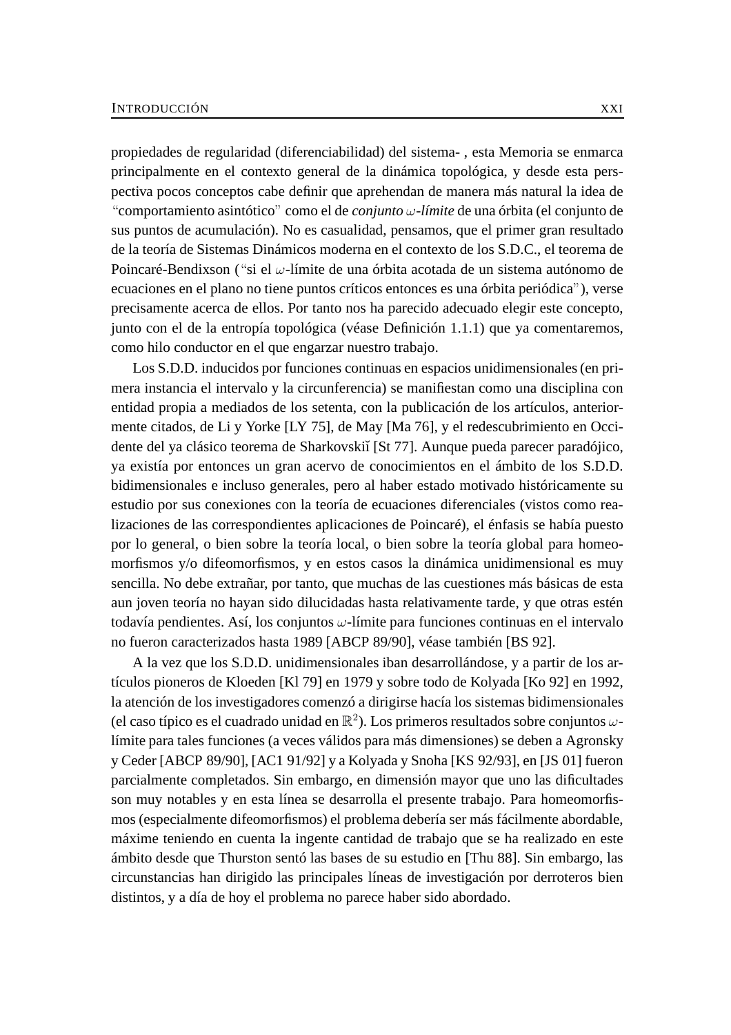propiedades de regularidad (diferenciabilidad) del sistema- , esta Memoria se enmarca principalmente en el contexto general de la dinámica topológica, y desde esta perspectiva pocos conceptos cabe definir que aprehendan de manera más natural la idea de "comportamiento asintótico" como el de *conjunto $\omega$-límite* de una órbita (el conjunto de sus puntos de acumulación). No es casualidad, pensamos, que el primer gran resultado de la teoría de Sistemas Dinámicos moderna en el contexto de los S.D.C., el teorema de Poincaré-Bendixson ("si el $\omega$-límite de una órbita acotada de un sistema autónomo de ecuaciones en el plano no tiene puntos críticos entonces es una órbita periódica"), verse precisamente acerca de ellos. Por tanto nos ha parecido adecuado elegir este concepto, junto con el de la entropía topológica (véase Definición 1.1.1) que ya comentaremos, como hilo conductor en el que engarzar nuestro trabajo.

Los S.D.D. inducidos por funciones continuas en espacios unidimensionales (en primera instancia el intervalo y la circunferencia) se manifiestan como una disciplina con entidad propia a mediados de los setenta, con la publicación de los artículos, anteriormente citados, de Li y Yorke [LY 75], de May [Ma 76], y el redescubrimiento en Occidente del ya clásico teorema de Sharkovskiĭ [St 77]. Aunque pueda parecer paradójico, ya existía por entonces un gran acervo de conocimientos en el ámbito de los S.D.D. bidimensionales e incluso generales, pero al haber estado motivado históricamente su estudio por sus conexiones con la teoría de ecuaciones diferenciales (vistos como realizaciones de las correspondientes aplicaciones de Poincaré), el énfasis se había puesto por lo general, o bien sobre la teoría local, o bien sobre la teoría global para homeomorfismos y/o difeomorfismos, y en estos casos la dinámica unidimensional es muy sencilla. No debe extrañar, por tanto, que muchas de las cuestiones más básicas de esta aun joven teoría no hayan sido dilucidadas hasta relativamente tarde, y que otras estén todavía pendientes. Así, los conjuntos $\omega$-límite para funciones continuas en el intervalo no fueron caracterizados hasta 1989 [ABCP 89/90], véase también [BS 92].

A la vez que los S.D.D. unidimensionales iban desarrollándose, y a partir de los artículos pioneros de Kloeden [Kl 79] en 1979 y sobre todo de Kolyada [Ko 92] en 1992, la atención de los investigadores comenzó a dirigirse hacía los sistemas bidimensionales (el caso típico es el cuadrado unidad en $\mathbb{R}^2$). Los primeros resultados sobre conjuntos $\omega$-límite para tales funciones (a veces válidos para más dimensiones) se deben a Agronsky y Ceder [ABCP 89/90], [AC1 91/92] y a Kolyada y Snoha [KS 92/93], en [JS 01] fueron parcialmente completados. Sin embargo, en dimensión mayor que uno las dificultades son muy notables y en esta línea se desarrolla el presente trabajo. Para homeomorfismos (especialmente difeomorfismos) el problema debería ser más fácilmente abordable, máxime teniendo en cuenta la ingente cantidad de trabajo que se ha realizado en este ámbito desde que Thurston sentó las bases de su estudio en [Thu 88]. Sin embargo, las circunstancias han dirigido las principales líneas de investigación por derroteros bien distintos, y a día de hoy el problema no parece haber sido abordado.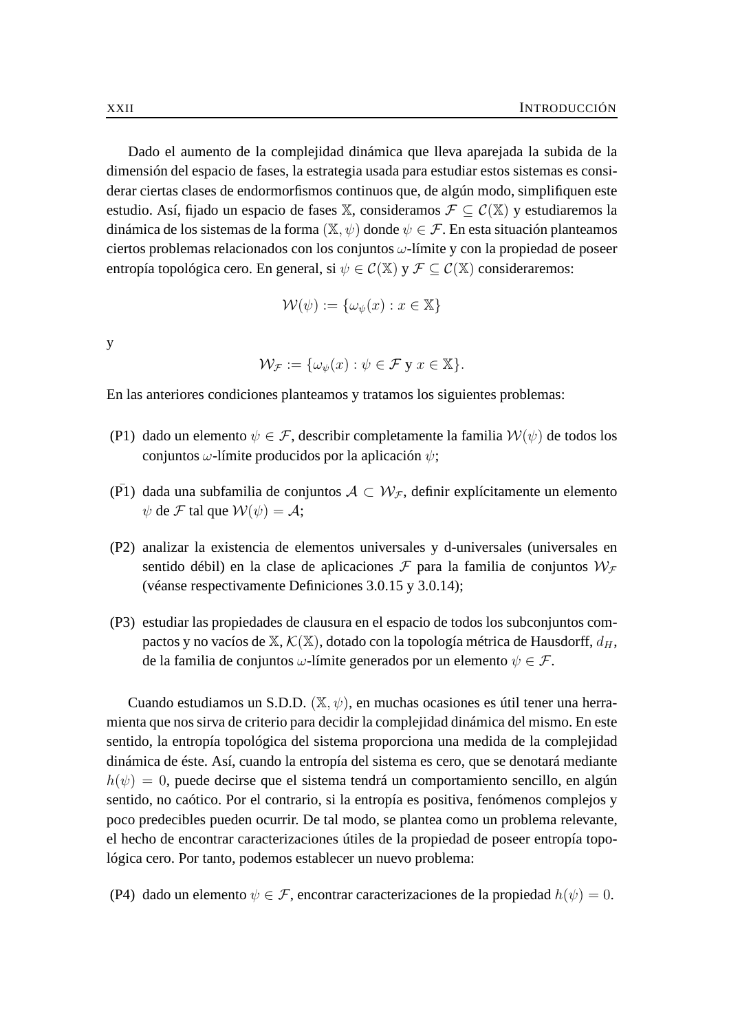Dado el aumento de la complejidad dinámica que lleva aparejada la subida de la dimensión del espacio de fases, la estrategia usada para estudiar estos sistemas es considerar ciertas clases de endormorfismos continuos que, de algún modo, simplifiquen este estudio. Así, fijado un espacio de fases $\mathbb{X}$, consideramos $\mathcal{F} \subseteq \mathcal{C}(\mathbb{X})$ y estudiaremos la dinámica de los sistemas de la forma $(\mathbb{X}, \psi)$ donde $\psi \in \mathcal{F}$. En esta situación planteamos ciertos problemas relacionados con los conjuntos $\omega$-límite y con la propiedad de poseer entropía topológica cero. En general, si $\psi \in \mathcal{C}(\mathbb{X})$ y $\mathcal{F} \subseteq \mathcal{C}(\mathbb{X})$ consideraremos:

$$\mathcal{W}(\psi) := \{\omega_\psi(x) : x \in \mathbb{X}\}$$

y

$$\mathcal{W}_{\mathcal{F}} := \{\omega_\psi(x) : \psi \in \mathcal{F} \text{ y } x \in \mathbb{X}\}.$$

En las anteriores condiciones planteamos y tratamos los siguientes problemas:

(P1) dado un elemento $\psi \in \mathcal{F}$, describir completamente la familia $\mathcal{W}(\psi)$ de todos los conjuntos $\omega$-límite producidos por la aplicación $\psi$;

($\bar{\text{P}}$1) dada una subfamilia de conjuntos $\mathcal{A} \subset \mathcal{W}_{\mathcal{F}}$, definir explícitamente un elemento $\psi$ de $\mathcal{F}$ tal que $\mathcal{W}(\psi) = \mathcal{A}$;

(P2) analizar la existencia de elementos universales y d-universales (universales en sentido débil) en la clase de aplicaciones $\mathcal{F}$ para la familia de conjuntos $\mathcal{W}_{\mathcal{F}}$ (véanse respectivamente Definiciones 3.0.15 y 3.0.14);

(P3) estudiar las propiedades de clausura en el espacio de todos los subconjuntos compactos y no vacíos de $\mathbb{X}$, $\mathcal{K}(\mathbb{X})$, dotado con la topología métrica de Hausdorff, $d_H$, de la familia de conjuntos $\omega$-límite generados por un elemento $\psi \in \mathcal{F}$.

Cuando estudiamos un S.D.D. $(\mathbb{X}, \psi)$, en muchas ocasiones es útil tener una herramienta que nos sirva de criterio para decidir la complejidad dinámica del mismo. En este sentido, la entropía topológica del sistema proporciona una medida de la complejidad dinámica de éste. Así, cuando la entropía del sistema es cero, que se denotará mediante $h(\psi) = 0$, puede decirse que el sistema tendrá un comportamiento sencillo, en algún sentido, no caótico. Por el contrario, si la entropía es positiva, fenómenos complejos y poco predecibles pueden ocurrir. De tal modo, se plantea como un problema relevante, el hecho de encontrar caracterizaciones útiles de la propiedad de poseer entropía topológica cero. Por tanto, podemos establecer un nuevo problema:

(P4) dado un elemento $\psi \in \mathcal{F}$, encontrar caracterizaciones de la propiedad $h(\psi) = 0$.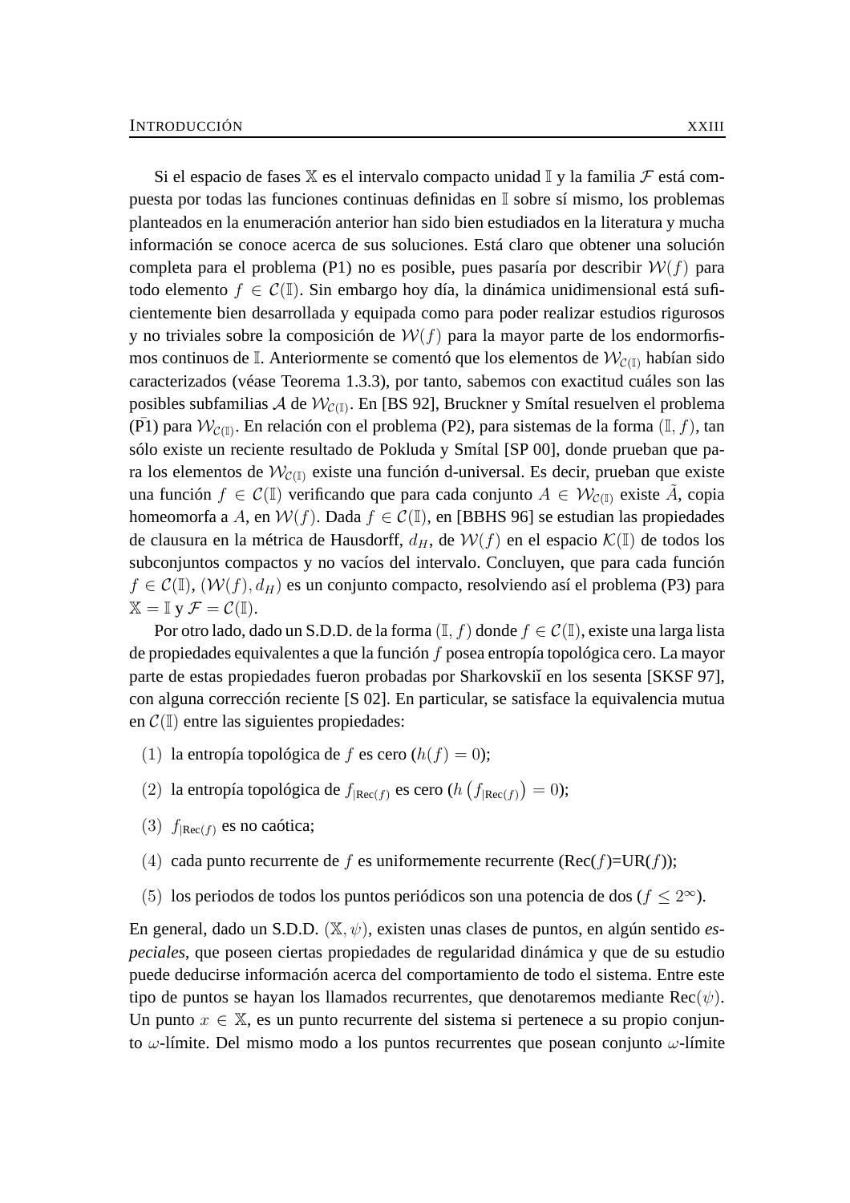Si el espacio de fases $\mathbb{X}$ es el intervalo compacto unidad $\mathbb{I}$ y la familia $\mathcal{F}$ está compuesta por todas las funciones continuas definidas en $\mathbb{I}$ sobre sí mismo, los problemas planteados en la enumeración anterior han sido bien estudiados en la literatura y mucha información se conoce acerca de sus soluciones. Está claro que obtener una solución completa para el problema (P1) no es posible, pues pasaría por describir $\mathcal{W}(f)$ para todo elemento $f \in \mathcal{C}(\mathbb{I})$. Sin embargo hoy día, la dinámica unidimensional está suficientemente bien desarrollada y equipada como para poder realizar estudios rigurosos y no triviales sobre la composición de $\mathcal{W}(f)$ para la mayor parte de los endormorfismos continuos de $\mathbb{I}$. Anteriormente se comentó que los elementos de $\mathcal{W}_{\mathcal{C}(\mathbb{I})}$ habían sido caracterizados (véase Teorema 1.3.3), por tanto, sabemos con exactitud cuáles son las posibles subfamilias $\mathcal{A}$ de $\mathcal{W}_{\mathcal{C}(\mathbb{I})}$. En [BS 92], Bruckner y Smítal resuelven el problema $(\bar{\text{P}}1)$ para $\mathcal{W}_{\mathcal{C}(\mathbb{I})}$. En relación con el problema (P2), para sistemas de la forma $(\mathbb{I}, f)$, tan sólo existe un reciente resultado de Pokluda y Smítal [SP 00], donde prueban que para los elementos de $\mathcal{W}_{\mathcal{C}(\mathbb{I})}$ existe una función d-universal. Es decir, prueban que existe una función $f \in \mathcal{C}(\mathbb{I})$ verificando que para cada conjunto $A \in \mathcal{W}_{\mathcal{C}(\mathbb{I})}$ existe $\tilde{A}$, copia homeomorfa a $A$, en $\mathcal{W}(f)$. Dada $f \in \mathcal{C}(\mathbb{I})$, en [BBHS 96] se estudian las propiedades de clausura en la métrica de Hausdorff, $d_H$, de $\mathcal{W}(f)$ en el espacio $\mathcal{K}(\mathbb{I})$ de todos los subconjuntos compactos y no vacíos del intervalo. Concluyen, que para cada función $f \in \mathcal{C}(\mathbb{I})$, $(\mathcal{W}(f), d_H)$ es un conjunto compacto, resolviendo así el problema (P3) para $\mathbb{X} = \mathbb{I}$ y $\mathcal{F} = \mathcal{C}(\mathbb{I})$.

Por otro lado, dado un S.D.D. de la forma $(\mathbb{I}, f)$ donde $f \in \mathcal{C}(\mathbb{I})$, existe una larga lista de propiedades equivalentes a que la función $f$ posea entropía topológica cero. La mayor parte de estas propiedades fueron probadas por Sharkovskiĭ en los sesenta [SKSF 97], con alguna corrección reciente [S 02]. En particular, se satisface la equivalencia mutua en $\mathcal{C}(\mathbb{I})$ entre las siguientes propiedades:

(1) la entropía topológica de $f$ es cero ($h(f) = 0$);

(2) la entropía topológica de $f_{|\text{Rec}(f)}$ es cero ($h\left(f_{|\text{Rec}(f)}\right) = 0$);

(3) $f_{|\text{Rec}(f)}$ es no caótica;

(4) cada punto recurrente de $f$ es uniformemente recurrente (Rec($f$)=UR($f$));

(5) los periodos de todos los puntos periódicos son una potencia de dos ($f \leq 2^{\infty}$).

En general, dado un S.D.D. $(\mathbb{X}, \psi)$, existen unas clases de puntos, en algún sentido *especiales*, que poseen ciertas propiedades de regularidad dinámica y que de su estudio puede deducirse información acerca del comportamiento de todo el sistema. Entre este tipo de puntos se hayan los llamados recurrentes, que denotaremos mediante Rec$(\psi)$. Un punto $x \in \mathbb{X}$, es un punto recurrente del sistema si pertenece a su propio conjunto $\omega$-límite. Del mismo modo a los puntos recurrentes que posean conjunto $\omega$-límite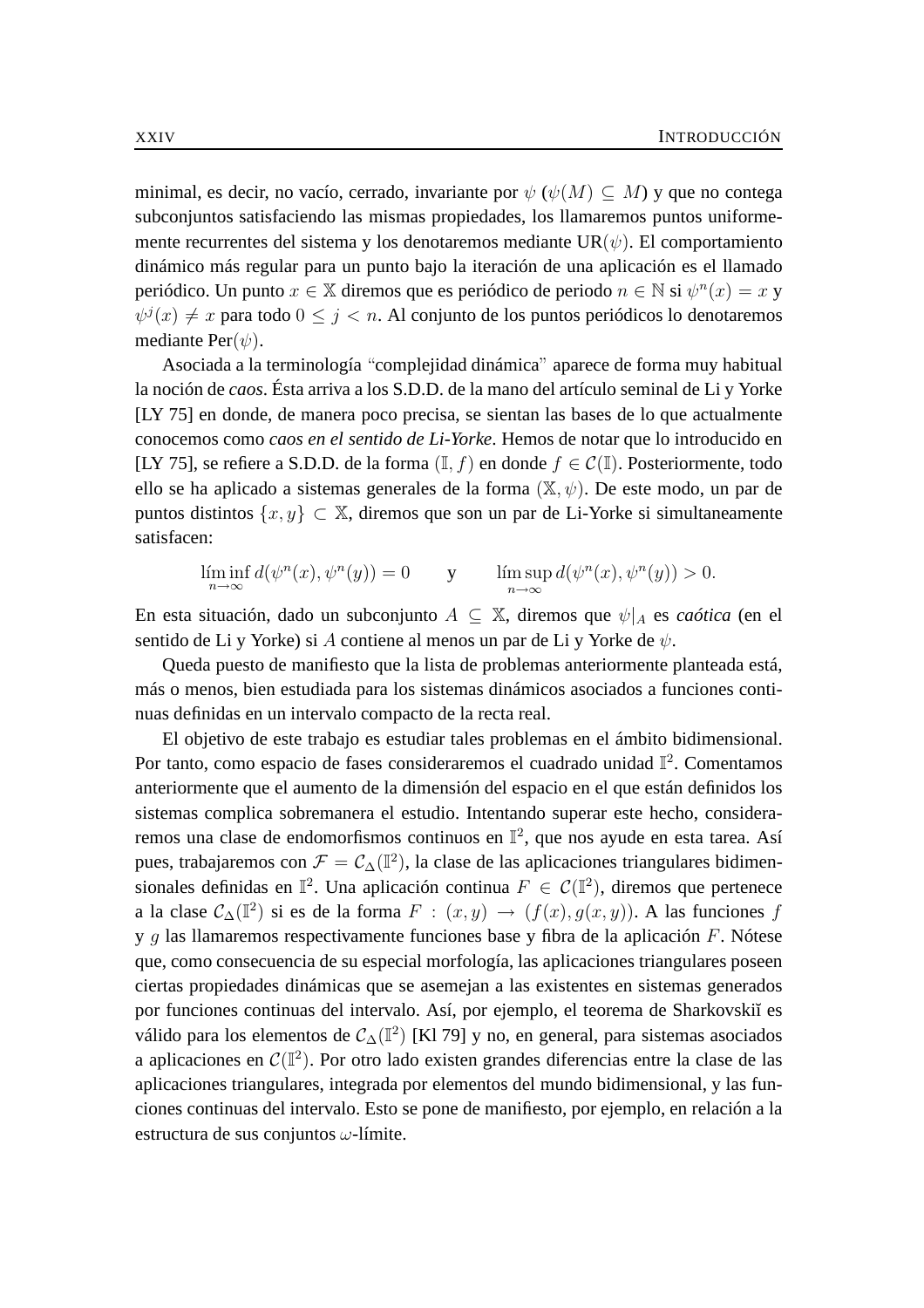minimal, es decir, no vacío, cerrado, invariante por $\psi$ ($\psi(M) \subseteq M$) y que no contega subconjuntos satisfaciendo las mismas propiedades, los llamaremos puntos uniformemente recurrentes del sistema y los denotaremos mediante UR$(\psi)$. El comportamiento dinámico más regular para un punto bajo la iteración de una aplicación es el llamado periódico. Un punto $x \in \mathbb{X}$ diremos que es periódico de periodo $n \in \mathbb{N}$ si $\psi^n(x) = x$ y $\psi^j(x) \neq x$ para todo $0 \leq j < n$. Al conjunto de los puntos periódicos lo denotaremos mediante Per$(\psi)$.

Asociada a la terminología "complejidad dinámica" aparece de forma muy habitual la noción de *caos*. Ésta arriva a los S.D.D. de la mano del artículo seminal de Li y Yorke [LY 75] en donde, de manera poco precisa, se sientan las bases de lo que actualmente conocemos como *caos en el sentido de Li-Yorke*. Hemos de notar que lo introducido en [LY 75], se refiere a S.D.D. de la forma $(\mathbb{I}, f)$ en donde $f \in \mathcal{C}(\mathbb{I})$. Posteriormente, todo ello se ha aplicado a sistemas generales de la forma $(\mathbb{X}, \psi)$. De este modo, un par de puntos distintos $\{x, y\} \subset \mathbb{X}$, diremos que son un par de Li-Yorke si simultaneamente satisfacen:

$$\liminf_{n\to\infty} d(\psi^n(x), \psi^n(y)) = 0 \qquad \text{y} \qquad \limsup_{n\to\infty} d(\psi^n(x), \psi^n(y)) > 0.$$

En esta situación, dado un subconjunto $A \subseteq \mathbb{X}$, diremos que $\psi|_A$ es *caótica* (en el sentido de Li y Yorke) si $A$ contiene al menos un par de Li y Yorke de $\psi$.

Queda puesto de manifiesto que la lista de problemas anteriormente planteada está, más o menos, bien estudiada para los sistemas dinámicos asociados a funciones continuas definidas en un intervalo compacto de la recta real.

El objetivo de este trabajo es estudiar tales problemas en el ámbito bidimensional. Por tanto, como espacio de fases consideraremos el cuadrado unidad $\mathbb{I}^2$. Comentamos anteriormente que el aumento de la dimensión del espacio en el que están definidos los sistemas complica sobremanera el estudio. Intentando superar este hecho, consideraremos una clase de endomorfismos continuos en $\mathbb{I}^2$, que nos ayude en esta tarea. Así pues, trabajaremos con $\mathcal{F} = \mathcal{C}_\Delta(\mathbb{I}^2)$, la clase de las aplicaciones triangulares bidimensionales definidas en $\mathbb{I}^2$. Una aplicación continua $F \in \mathcal{C}(\mathbb{I}^2)$, diremos que pertenece a la clase $\mathcal{C}_\Delta(\mathbb{I}^2)$ si es de la forma $F : (x, y) \to (f(x), g(x, y))$. A las funciones $f$ y $g$ las llamaremos respectivamente funciones base y fibra de la aplicación $F$. Nótese que, como consecuencia de su especial morfología, las aplicaciones triangulares poseen ciertas propiedades dinámicas que se asemejan a las existentes en sistemas generados por funciones continuas del intervalo. Así, por ejemplo, el teorema de Sharkovskiĭ es válido para los elementos de $\mathcal{C}_\Delta(\mathbb{I}^2)$ [Kl 79] y no, en general, para sistemas asociados a aplicaciones en $\mathcal{C}(\mathbb{I}^2)$. Por otro lado existen grandes diferencias entre la clase de las aplicaciones triangulares, integrada por elementos del mundo bidimensional, y las funciones continuas del intervalo. Esto se pone de manifiesto, por ejemplo, en relación a la estructura de sus conjuntos $\omega$-límite.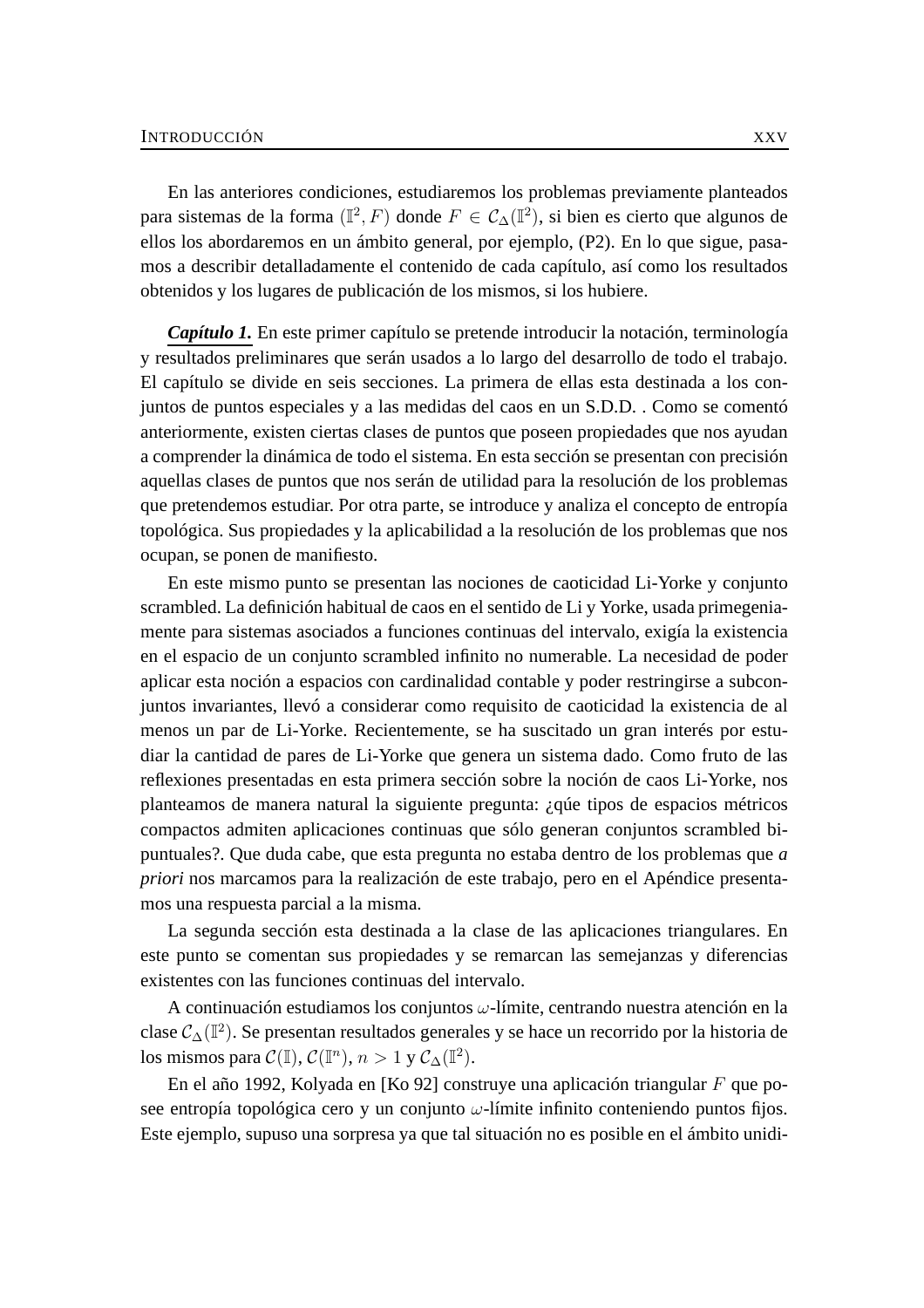En las anteriores condiciones, estudiaremos los problemas previamente planteados para sistemas de la forma $(\mathbb{I}^2, F)$ donde $F \in \mathcal{C}_\Delta(\mathbb{I}^2)$, si bien es cierto que algunos de ellos los abordaremos en un ámbito general, por ejemplo, (P2). En lo que sigue, pasamos a describir detalladamente el contenido de cada capítulo, así como los resultados obtenidos y los lugares de publicación de los mismos, si los hubiere.

***Capítulo 1.*** En este primer capítulo se pretende introducir la notación, terminología y resultados preliminares que serán usados a lo largo del desarrollo de todo el trabajo. El capítulo se divide en seis secciones. La primera de ellas esta destinada a los conjuntos de puntos especiales y a las medidas del caos en un S.D.D. . Como se comentó anteriormente, existen ciertas clases de puntos que poseen propiedades que nos ayudan a comprender la dinámica de todo el sistema. En esta sección se presentan con precisión aquellas clases de puntos que nos serán de utilidad para la resolución de los problemas que pretendemos estudiar. Por otra parte, se introduce y analiza el concepto de entropía topológica. Sus propiedades y la aplicabilidad a la resolución de los problemas que nos ocupan, se ponen de manifiesto.

En este mismo punto se presentan las nociones de caoticidad Li-Yorke y conjunto scrambled. La definición habitual de caos en el sentido de Li y Yorke, usada primegeniamente para sistemas asociados a funciones continuas del intervalo, exigía la existencia en el espacio de un conjunto scrambled infinito no numerable. La necesidad de poder aplicar esta noción a espacios con cardinalidad contable y poder restringirse a subconjuntos invariantes, llevó a considerar como requisito de caoticidad la existencia de al menos un par de Li-Yorke. Recientemente, se ha suscitado un gran interés por estudiar la cantidad de pares de Li-Yorke que genera un sistema dado. Como fruto de las reflexiones presentadas en esta primera sección sobre la noción de caos Li-Yorke, nos planteamos de manera natural la siguiente pregunta: ¿qúe tipos de espacios métricos compactos admiten aplicaciones continuas que sólo generan conjuntos scrambled bipuntuales?. Que duda cabe, que esta pregunta no estaba dentro de los problemas que *a priori* nos marcamos para la realización de este trabajo, pero en el Apéndice presentamos una respuesta parcial a la misma.

La segunda sección esta destinada a la clase de las aplicaciones triangulares. En este punto se comentan sus propiedades y se remarcan las semejanzas y diferencias existentes con las funciones continuas del intervalo.

A continuación estudiamos los conjuntos $\omega$-límite, centrando nuestra atención en la clase $\mathcal{C}_\Delta(\mathbb{I}^2)$. Se presentan resultados generales y se hace un recorrido por la historia de los mismos para $\mathcal{C}(\mathbb{I})$, $\mathcal{C}(\mathbb{I}^n)$, $n > 1$ y $\mathcal{C}_\Delta(\mathbb{I}^2)$.

En el año 1992, Kolyada en [Ko 92] construye una aplicación triangular $F$ que posee entropía topológica cero y un conjunto $\omega$-límite infinito conteniendo puntos fijos. Este ejemplo, supuso una sorpresa ya que tal situación no es posible en el ámbito unidi-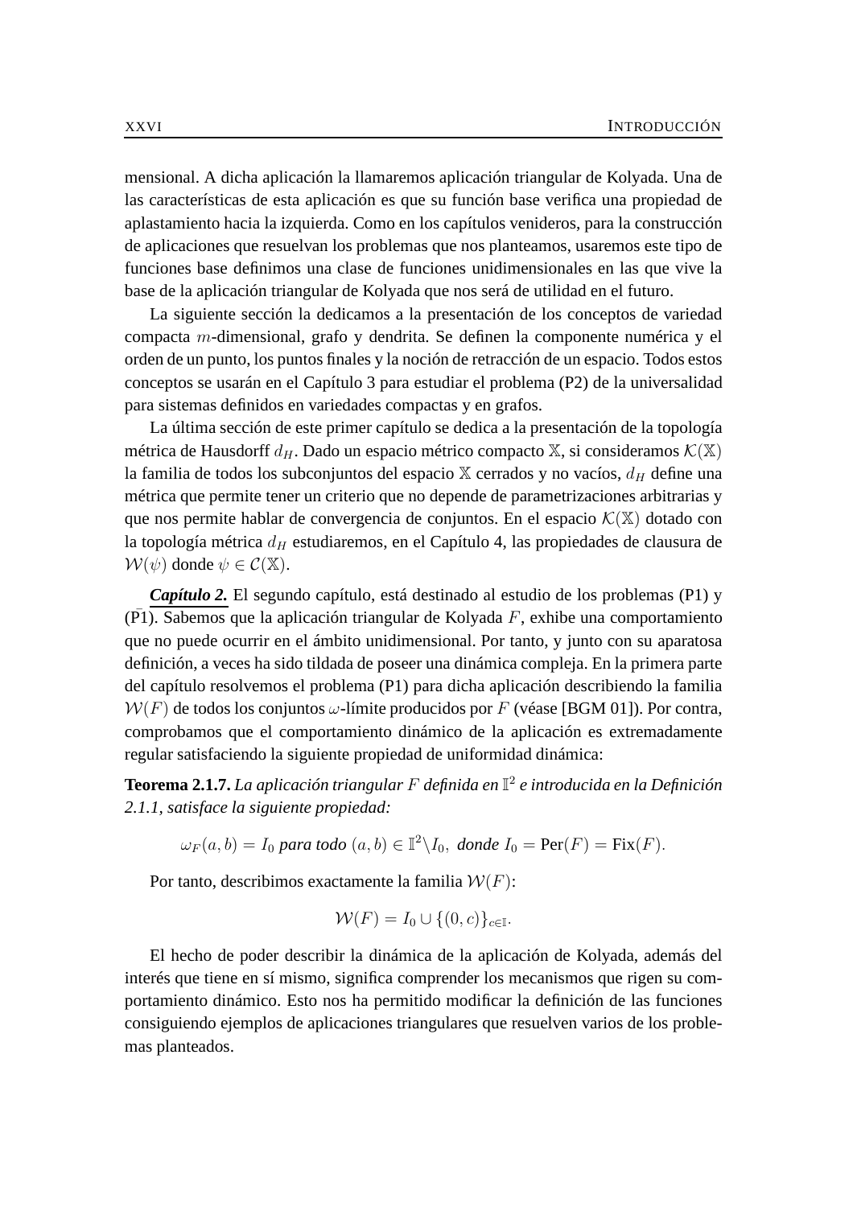mensional. A dicha aplicación la llamaremos aplicación triangular de Kolyada. Una de las características de esta aplicación es que su función base verifica una propiedad de aplastamiento hacia la izquierda. Como en los capítulos venideros, para la construcción de aplicaciones que resuelvan los problemas que nos planteamos, usaremos este tipo de funciones base definimos una clase de funciones unidimensionales en las que vive la base de la aplicación triangular de Kolyada que nos será de utilidad en el futuro.

La siguiente sección la dedicamos a la presentación de los conceptos de variedad compacta $m$-dimensional, grafo y dendrita. Se definen la componente numérica y el orden de un punto, los puntos finales y la noción de retracción de un espacio. Todos estos conceptos se usarán en el Capítulo 3 para estudiar el problema (P2) de la universalidad para sistemas definidos en variedades compactas y en grafos.

La última sección de este primer capítulo se dedica a la presentación de la topología métrica de Hausdorff $d_H$. Dado un espacio métrico compacto $\mathbb{X}$, si consideramos $\mathcal{K}(\mathbb{X})$ la familia de todos los subconjuntos del espacio $\mathbb{X}$ cerrados y no vacíos, $d_H$ define una métrica que permite tener un criterio que no depende de parametrizaciones arbitrarias y que nos permite hablar de convergencia de conjuntos. En el espacio $\mathcal{K}(\mathbb{X})$ dotado con la topología métrica $d_H$ estudiaremos, en el Capítulo 4, las propiedades de clausura de $\mathcal{W}(\psi)$ donde $\psi \in \mathcal{C}(\mathbb{X})$.

***Capítulo 2.*** El segundo capítulo, está destinado al estudio de los problemas (P1) y ($\bar{\text{P}}$1). Sabemos que la aplicación triangular de Kolyada $F$, exhibe una comportamiento que no puede ocurrir en el ámbito unidimensional. Por tanto, y junto con su aparatosa definición, a veces ha sido tildada de poseer una dinámica compleja. En la primera parte del capítulo resolvemos el problema (P1) para dicha aplicación describiendo la familia $\mathcal{W}(F)$ de todos los conjuntos $\omega$-límite producidos por $F$ (véase [BGM 01]). Por contra, comprobamos que el comportamiento dinámico de la aplicación es extremadamente regular satisfaciendo la siguiente propiedad de uniformidad dinámica:

**Teorema 2.1.7.** *La aplicación triangular $F$ definida en $\mathbb{I}^2$ e introducida en la Definición 2.1.1, satisface la siguiente propiedad:*

$$\omega_F(a,b) = I_0 \textit{ para todo } (a,b) \in \mathbb{I}^2 \backslash I_0, \textit{ donde } I_0 = \text{Per}(F) = \text{Fix}(F).$$

Por tanto, describimos exactamente la familia $\mathcal{W}(F)$:

$$\mathcal{W}(F) = I_0 \cup \{(0,c)\}_{c \in \mathbb{I}}.$$

El hecho de poder describir la dinámica de la aplicación de Kolyada, además del interés que tiene en sí mismo, significa comprender los mecanismos que rigen su comportamiento dinámico. Esto nos ha permitido modificar la definición de las funciones consiguiendo ejemplos de aplicaciones triangulares que resuelven varios de los problemas planteados.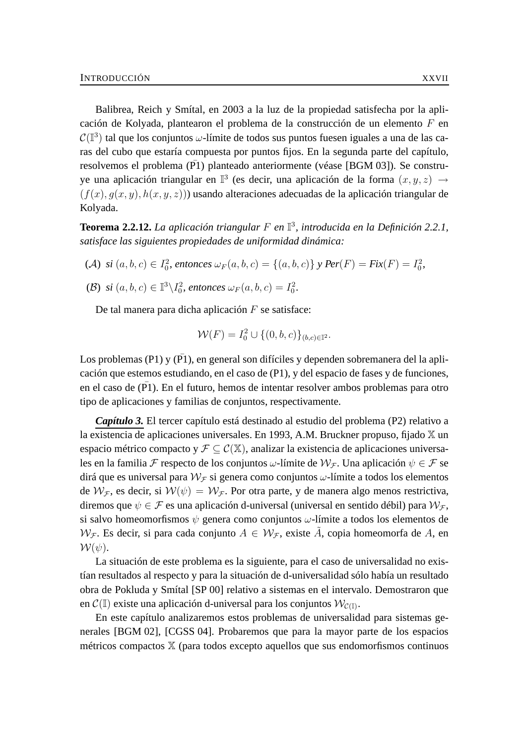Balibrea, Reich y Smítal, en 2003 a la luz de la propiedad satisfecha por la aplicación de Kolyada, plantearon el problema de la construcción de un elemento $F$ en $\mathcal{C}(\mathbb{I}^3)$ tal que los conjuntos $\omega$-límite de todos sus puntos fuesen iguales a una de las caras del cubo que estaría compuesta por puntos fijos. En la segunda parte del capítulo, resolvemos el problema ($\bar{\text{P}}1$) planteado anteriormente (véase [BGM 03]). Se construye una aplicación triangular en $\mathbb{I}^3$ (es decir, una aplicación de la forma $(x, y, z) \rightarrow (f(x), g(x, y), h(x, y, z))$) usando alteraciones adecuadas de la aplicación triangular de Kolyada.

**Teorema 2.2.12.** *La aplicación triangular $F$ en $\mathbb{I}^3$, introducida en la Definición 2.2.1, satisface las siguientes propiedades de uniformidad dinámica:*

($\mathcal{A}$) *si $(a, b, c) \in I_0^2$, entonces $\omega_F(a, b, c) = \{(a, b, c)\}$ y Per$(F) =$ Fix$(F) = I_0^2$,*

($\mathcal{B}$) *si $(a, b, c) \in \mathbb{I}^3 \backslash I_0^2$, entonces $\omega_F(a, b, c) = I_0^2$.*

De tal manera para dicha aplicación $F$ se satisface:

$$\mathcal{W}(F) = I_0^2 \cup \{(0, b, c)\}_{(b,c)\in\mathbb{I}^2}.$$

Los problemas (P1) y ($\bar{\text{P}}1$), en general son difíciles y dependen sobremanera del la aplicación que estemos estudiando, en el caso de (P1), y del espacio de fases y de funciones, en el caso de ($\bar{\text{P}}1$). En el futuro, hemos de intentar resolver ambos problemas para otro tipo de aplicaciones y familias de conjuntos, respectivamente.

***Capítulo 3.*** El tercer capítulo está destinado al estudio del problema (P2) relativo a la existencia de aplicaciones universales. En 1993, A.M. Bruckner propuso, fijado $\mathbb{X}$ un espacio métrico compacto y $\mathcal{F} \subseteq \mathcal{C}(\mathbb{X})$, analizar la existencia de aplicaciones universales en la familia $\mathcal{F}$ respecto de los conjuntos $\omega$-límite de $\mathcal{W}_{\mathcal{F}}$. Una aplicación $\psi \in \mathcal{F}$ se dirá que es universal para $\mathcal{W}_{\mathcal{F}}$ si genera como conjuntos $\omega$-límite a todos los elementos de $\mathcal{W}_{\mathcal{F}}$, es decir, si $\mathcal{W}(\psi) = \mathcal{W}_{\mathcal{F}}$. Por otra parte, y de manera algo menos restrictiva, diremos que $\psi \in \mathcal{F}$ es una aplicación d-universal (universal en sentido débil) para $\mathcal{W}_{\mathcal{F}}$, si salvo homeomorfismos $\psi$ genera como conjuntos $\omega$-límite a todos los elementos de $\mathcal{W}_{\mathcal{F}}$. Es decir, si para cada conjunto $A \in \mathcal{W}_{\mathcal{F}}$, existe $\tilde{A}$, copia homeomorfa de $A$, en $\mathcal{W}(\psi)$.

La situación de este problema es la siguiente, para el caso de universalidad no existían resultados al respecto y para la situación de d-universalidad sólo había un resultado obra de Pokluda y Smítal [SP 00] relativo a sistemas en el intervalo. Demostraron que en $\mathcal{C}(\mathbb{I})$ existe una aplicación d-universal para los conjuntos $\mathcal{W}_{\mathcal{C}(\mathbb{I})}$.

En este capítulo analizaremos estos problemas de universalidad para sistemas generales [BGM 02], [CGSS 04]. Probaremos que para la mayor parte de los espacios métricos compactos $\mathbb{X}$ (para todos excepto aquellos que sus endomorfismos continuos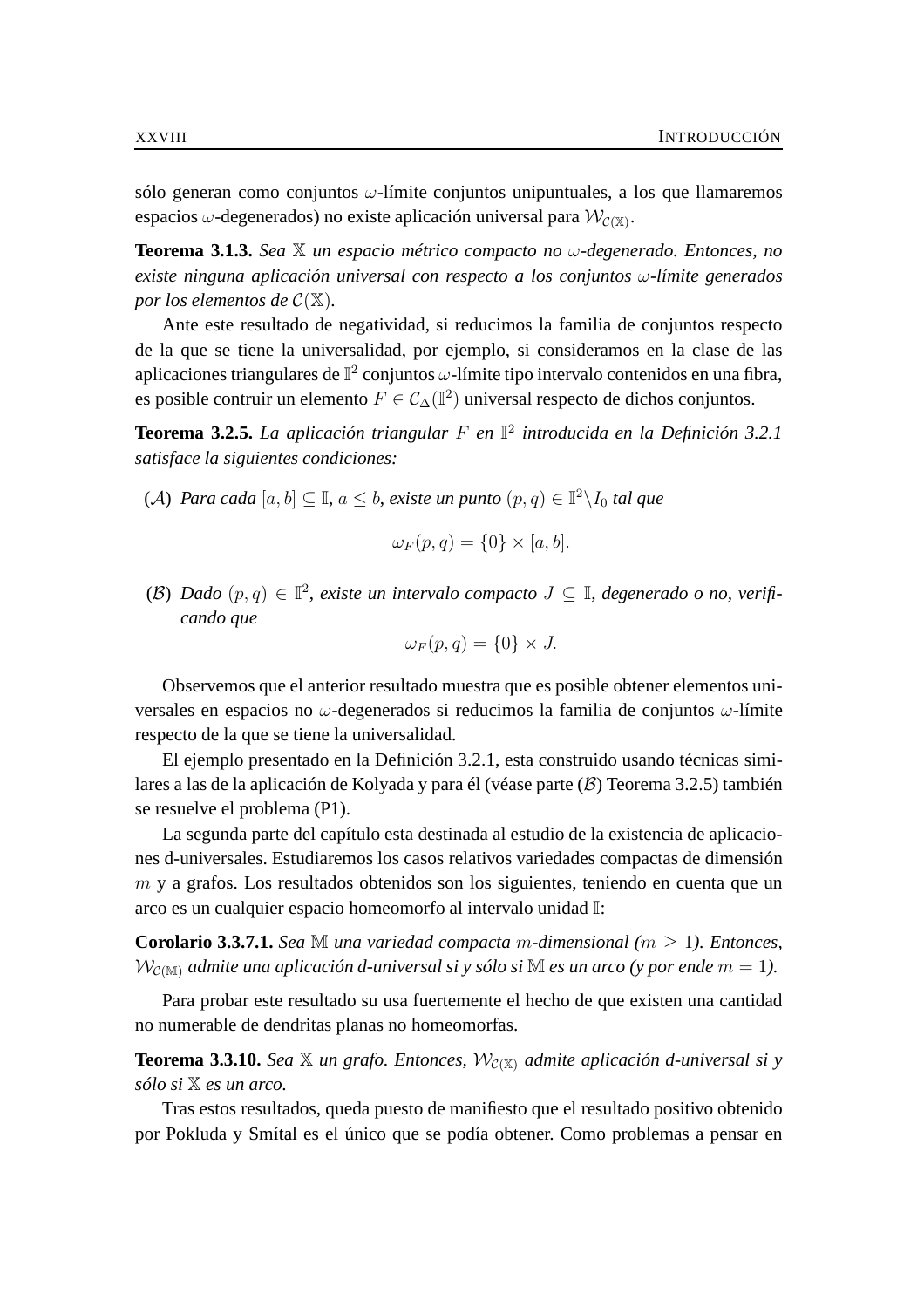sólo generan como conjuntos $\omega$-límite conjuntos unipuntuales, a los que llamaremos espacios $\omega$-degenerados) no existe aplicación universal para $\mathcal{W}_{\mathcal{C}(\mathbb{X})}$.

**Teorema 3.1.3.** *Sea $\mathbb{X}$ un espacio métrico compacto no $\omega$-degenerado. Entonces, no existe ninguna aplicación universal con respecto a los conjuntos $\omega$-límite generados por los elementos de $\mathcal{C}(\mathbb{X})$.*

Ante este resultado de negatividad, si reducimos la familia de conjuntos respecto de la que se tiene la universalidad, por ejemplo, si consideramos en la clase de las aplicaciones triangulares de $\mathbb{I}^2$ conjuntos $\omega$-límite tipo intervalo contenidos en una fibra, es posible contruir un elemento $F \in \mathcal{C}_\Delta(\mathbb{I}^2)$ universal respecto de dichos conjuntos.

**Teorema 3.2.5.** *La aplicación triangular $F$ en $\mathbb{I}^2$ introducida en la Definición 3.2.1 satisface la siguientes condiciones:*

($\mathcal{A}$) *Para cada $[a,b] \subseteq \mathbb{I}$, $a \leq b$, existe un punto $(p,q) \in \mathbb{I}^2 \backslash I_0$ tal que*

$$\omega_F(p,q) = \{0\} \times [a,b].$$

($\mathcal{B}$) *Dado $(p,q) \in \mathbb{I}^2$, existe un intervalo compacto $J \subseteq \mathbb{I}$, degenerado o no, verificando que*

$$\omega_F(p,q) = \{0\} \times J.$$

Observemos que el anterior resultado muestra que es posible obtener elementos universales en espacios no $\omega$-degenerados si reducimos la familia de conjuntos $\omega$-límite respecto de la que se tiene la universalidad.

El ejemplo presentado en la Definición 3.2.1, esta construido usando técnicas similares a las de la aplicación de Kolyada y para él (véase parte ($\mathcal{B}$) Teorema 3.2.5) también se resuelve el problema (P1).

La segunda parte del capítulo esta destinada al estudio de la existencia de aplicaciones d-universales. Estudiaremos los casos relativos variedades compactas de dimensión $m$ y a grafos. Los resultados obtenidos son los siguientes, teniendo en cuenta que un arco es un cualquier espacio homeomorfo al intervalo unidad $\mathbb{I}$:

**Corolario 3.3.7.1.** *Sea $\mathbb{M}$ una variedad compacta $m$-dimensional ($m \geq 1$). Entonces, $\mathcal{W}_{\mathcal{C}(\mathbb{M})}$ admite una aplicación d-universal si y sólo si $\mathbb{M}$ es un arco (y por ende $m = 1$).*

Para probar este resultado su usa fuertemente el hecho de que existen una cantidad no numerable de dendritas planas no homeomorfas.

**Teorema 3.3.10.** *Sea $\mathbb{X}$ un grafo. Entonces, $\mathcal{W}_{\mathcal{C}(\mathbb{X})}$ admite aplicación d-universal si y sólo si $\mathbb{X}$ es un arco.*

Tras estos resultados, queda puesto de manifiesto que el resultado positivo obtenido por Pokluda y Smítal es el único que se podía obtener. Como problemas a pensar en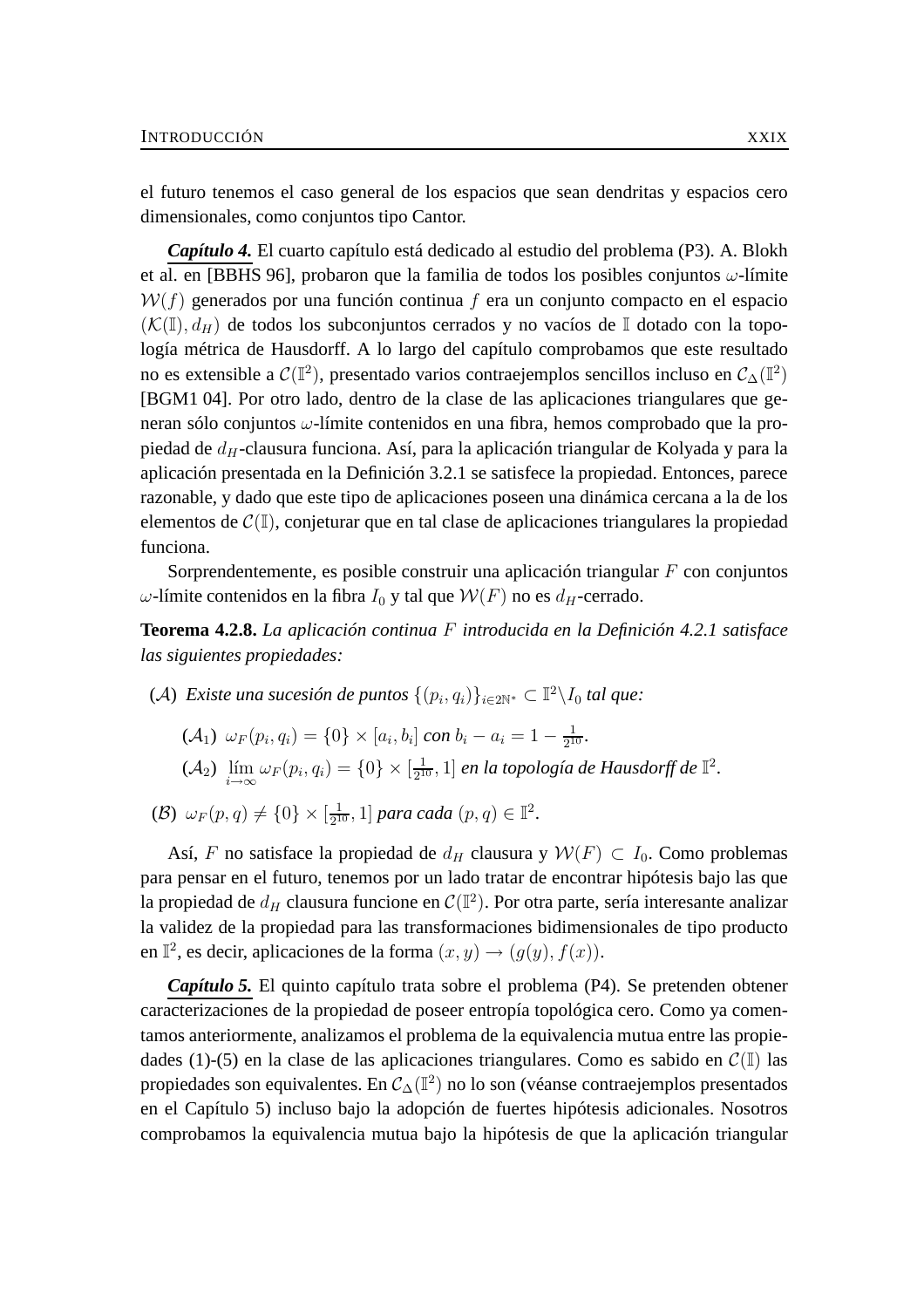el futuro tenemos el caso general de los espacios que sean dendritas y espacios cero dimensionales, como conjuntos tipo Cantor.

***Capítulo 4.*** El cuarto capítulo está dedicado al estudio del problema (P3). A. Blokh et al. en [BBHS 96], probaron que la familia de todos los posibles conjuntos $\omega$-límite $\mathcal{W}(f)$ generados por una función continua $f$ era un conjunto compacto en el espacio $(\mathcal{K}(\mathbb{I}), d_H)$ de todos los subconjuntos cerrados y no vacíos de $\mathbb{I}$ dotado con la topología métrica de Hausdorff. A lo largo del capítulo comprobamos que este resultado no es extensible a $\mathcal{C}(\mathbb{I}^2)$, presentado varios contraejemplos sencillos incluso en $\mathcal{C}_\Delta(\mathbb{I}^2)$ [BGM1 04]. Por otro lado, dentro de la clase de las aplicaciones triangulares que generan sólo conjuntos $\omega$-límite contenidos en una fibra, hemos comprobado que la propiedad de $d_H$-clausura funciona. Así, para la aplicación triangular de Kolyada y para la aplicación presentada en la Definición 3.2.1 se satisfece la propiedad. Entonces, parece razonable, y dado que este tipo de aplicaciones poseen una dinámica cercana a la de los elementos de $\mathcal{C}(\mathbb{I})$, conjeturar que en tal clase de aplicaciones triangulares la propiedad funciona.

Sorprendentemente, es posible construir una aplicación triangular $F$ con conjuntos $\omega$-límite contenidos en la fibra $I_0$ y tal que $\mathcal{W}(F)$ no es $d_H$-cerrado.

**Teorema 4.2.8.** *La aplicación continua $F$ introducida en la Definición 4.2.1 satisface las siguientes propiedades:*

($\mathcal{A}$) *Existe una sucesión de puntos $\{(p_i, q_i)\}_{i\in 2\mathbb{N}^*} \subset \mathbb{I}^2 \backslash I_0$ tal que:*

- ($\mathcal{A}_1$) $\omega_F(p_i, q_i) = \{0\} \times [a_i, b_i]$ *con* $b_i - a_i = 1 - \frac{1}{2^{10}}$.
- ($\mathcal{A}_2$) $\lim_{i\to\infty} \omega_F(p_i, q_i) = \{0\} \times [\frac{1}{2^{10}}, 1]$ *en la topología de Hausdorff de* $\mathbb{I}^2$.

($\mathcal{B}$) $\omega_F(p, q) \neq \{0\} \times [\frac{1}{2^{10}}, 1]$ *para cada* $(p, q) \in \mathbb{I}^2$.

Así, $F$ no satisface la propiedad de $d_H$ clausura y $\mathcal{W}(F) \subset I_0$. Como problemas para pensar en el futuro, tenemos por un lado tratar de encontrar hipótesis bajo las que la propiedad de $d_H$ clausura funcione en $\mathcal{C}(\mathbb{I}^2)$. Por otra parte, sería interesante analizar la validez de la propiedad para las transformaciones bidimensionales de tipo producto en $\mathbb{I}^2$, es decir, aplicaciones de la forma $(x, y) \to (g(y), f(x))$.

***Capítulo 5.*** El quinto capítulo trata sobre el problema (P4). Se pretenden obtener caracterizaciones de la propiedad de poseer entropía topológica cero. Como ya comentamos anteriormente, analizamos el problema de la equivalencia mutua entre las propiedades (1)-(5) en la clase de las aplicaciones triangulares. Como es sabido en $\mathcal{C}(\mathbb{I})$ las propiedades son equivalentes. En $\mathcal{C}_\Delta(\mathbb{I}^2)$ no lo son (véanse contraejemplos presentados en el Capítulo 5) incluso bajo la adopción de fuertes hipótesis adicionales. Nosotros comprobamos la equivalencia mutua bajo la hipótesis de que la aplicación triangular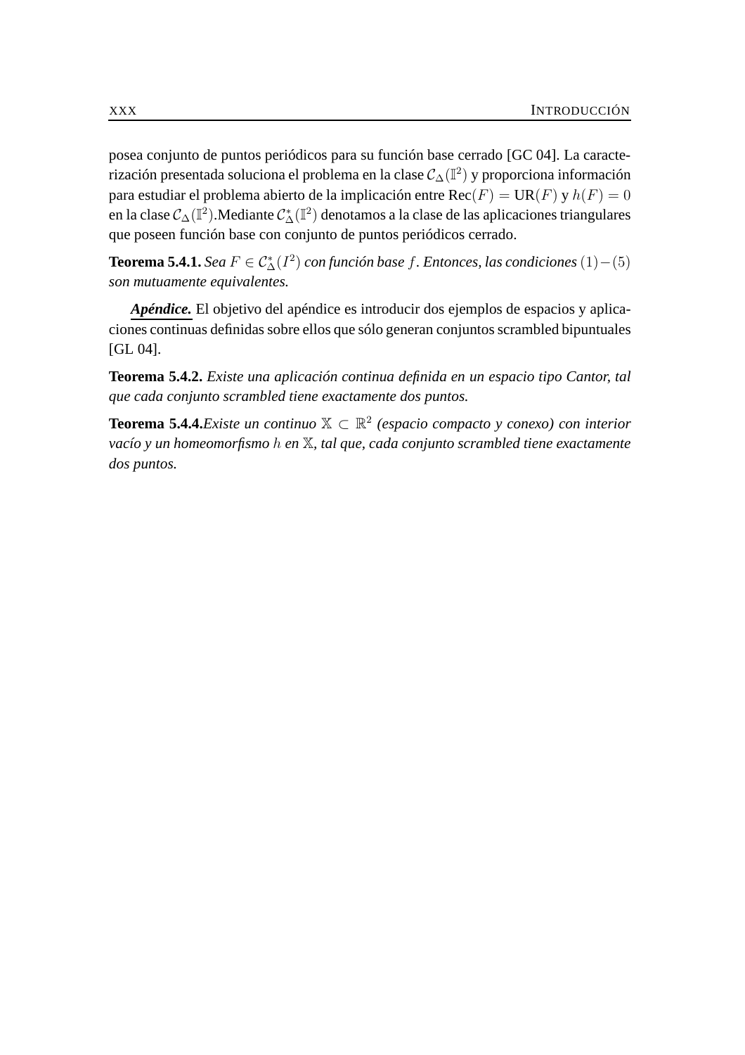posea conjunto de puntos periódicos para su función base cerrado [GC 04]. La caracterización presentada soluciona el problema en la clase $\mathcal{C}_\Delta(\mathbb{I}^2)$ y proporciona información para estudiar el problema abierto de la implicación entre Rec$(F) =$ UR$(F)$ y $h(F) = 0$ en la clase $\mathcal{C}_\Delta(\mathbb{I}^2)$.Mediante $\mathcal{C}^*_\Delta(\mathbb{I}^2)$ denotamos a la clase de las aplicaciones triangulares que poseen función base con conjunto de puntos periódicos cerrado.

**Teorema 5.4.1.** *Sea $F \in \mathcal{C}^*_\Delta(I^2)$ con función base $f$. Entonces, las condiciones $(1) - (5)$ son mutuamente equivalentes.*

***Apéndice.*** El objetivo del apéndice es introducir dos ejemplos de espacios y aplicaciones continuas definidas sobre ellos que sólo generan conjuntos scrambled bipuntuales [GL 04].

**Teorema 5.4.2.** *Existe una aplicación continua definida en un espacio tipo Cantor, tal que cada conjunto scrambled tiene exactamente dos puntos.*

**Teorema 5.4.4.***Existe un continuo $\mathbb{X} \subset \mathbb{R}^2$ (espacio compacto y conexo) con interior vacío y un homeomorfismo $h$ en $\mathbb{X}$, tal que, cada conjunto scrambled tiene exactamente dos puntos.*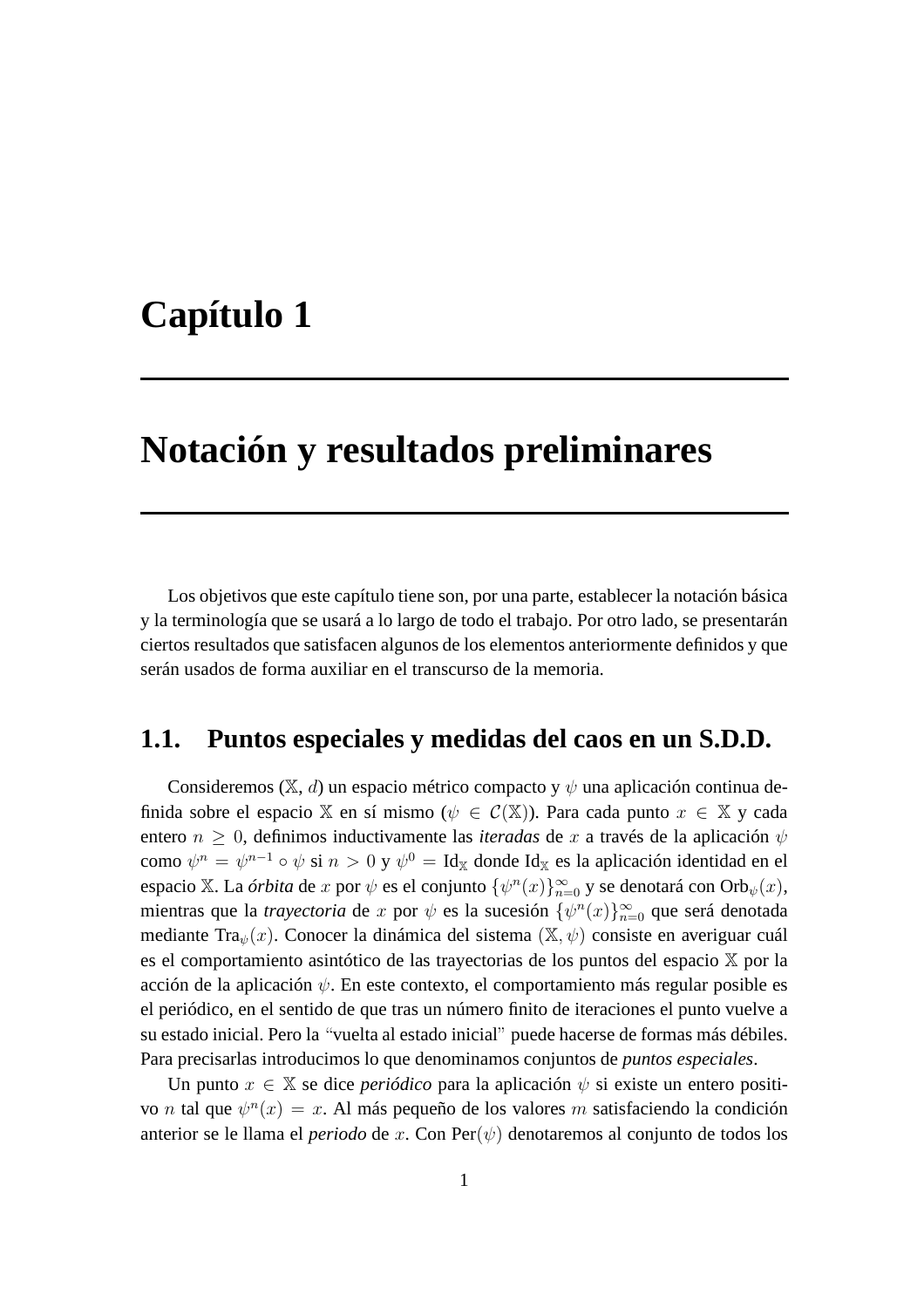# Capítulo 1

# Notación y resultados preliminares

Los objetivos que este capítulo tiene son, por una parte, establecer la notación básica y la terminología que se usará a lo largo de todo el trabajo. Por otro lado, se presentarán ciertos resultados que satisfacen algunos de los elementos anteriormente definidos y que serán usados de forma auxiliar en el transcurso de la memoria.

## 1.1. Puntos especiales y medidas del caos en un S.D.D.

Consideremos ($\mathbb{X}$, $d$) un espacio métrico compacto y $\psi$ una aplicación continua definida sobre el espacio $\mathbb{X}$ en sí mismo ($\psi \in \mathcal{C}(\mathbb{X})$). Para cada punto $x \in \mathbb{X}$ y cada entero $n \geq 0$, definimos inductivamente las *iteradas* de $x$ a través de la aplicación $\psi$ como $\psi^n = \psi^{n-1} \circ \psi$ si $n > 0$ y $\psi^0 = \mathrm{Id}_{\mathbb{X}}$ donde $\mathrm{Id}_{\mathbb{X}}$ es la aplicación identidad en el espacio $\mathbb{X}$. La *órbita* de $x$ por $\psi$ es el conjunto $\{\psi^n(x)\}_{n=0}^{\infty}$ y se denotará con $\mathrm{Orb}_{\psi}(x)$, mientras que la *trayectoria* de $x$ por $\psi$ es la sucesión $\{\psi^n(x)\}_{n=0}^{\infty}$ que será denotada mediante $\mathrm{Tra}_{\psi}(x)$. Conocer la dinámica del sistema $(\mathbb{X}, \psi)$ consiste en averiguar cuál es el comportamiento asintótico de las trayectorias de los puntos del espacio $\mathbb{X}$ por la acción de la aplicación $\psi$. En este contexto, el comportamiento más regular posible es el periódico, en el sentido de que tras un número finito de iteraciones el punto vuelve a su estado inicial. Pero la "vuelta al estado inicial" puede hacerse de formas más débiles. Para precisarlas introducimos lo que denominamos conjuntos de *puntos especiales*.

Un punto $x \in \mathbb{X}$ se dice *periódico* para la aplicación $\psi$ si existe un entero positivo $n$ tal que $\psi^n(x) = x$. Al más pequeño de los valores $m$ satisfaciendo la condición anterior se le llama el *periodo* de $x$. Con $\mathrm{Per}(\psi)$ denotaremos al conjunto de todos los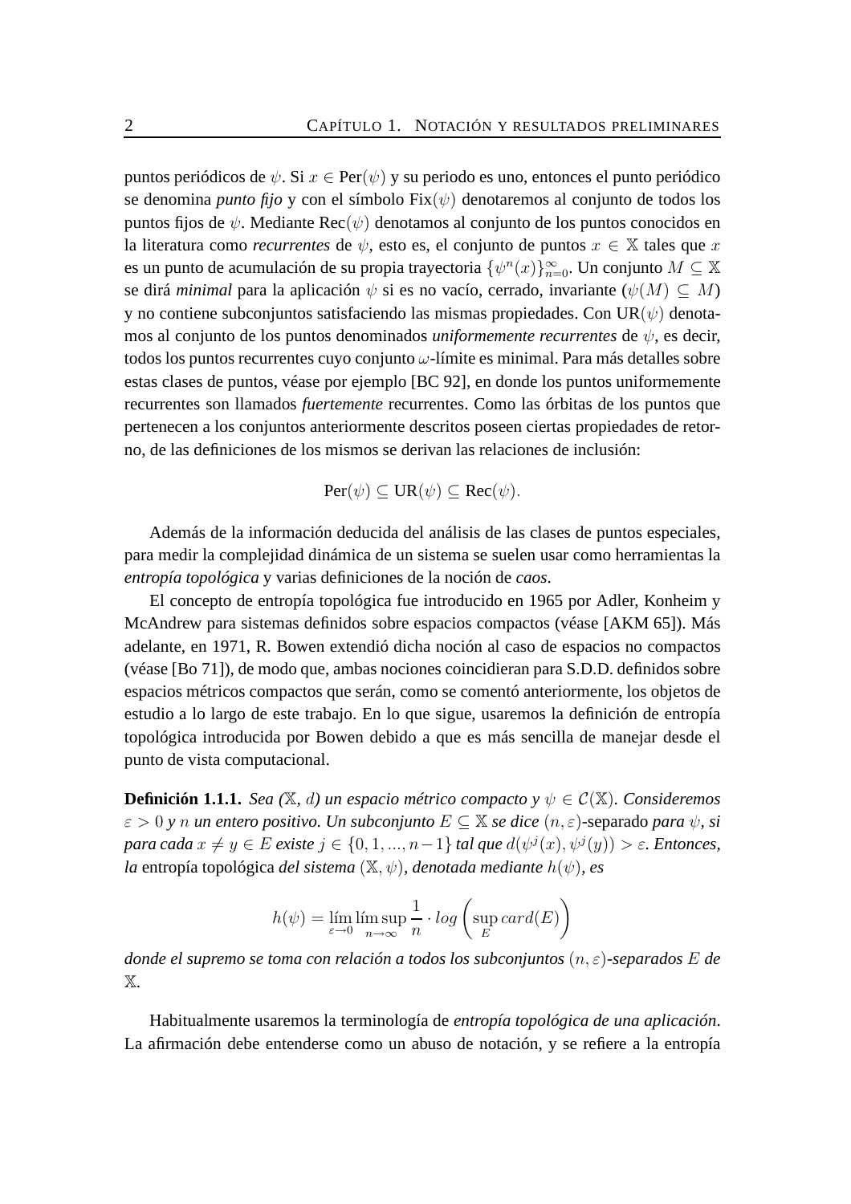puntos periódicos de $\psi$. Si $x \in \text{Per}(\psi)$ y su periodo es uno, entonces el punto periódico se denomina *punto fijo* y con el símbolo $\text{Fix}(\psi)$ denotaremos al conjunto de todos los puntos fijos de $\psi$. Mediante $\text{Rec}(\psi)$ denotamos al conjunto de los puntos conocidos en la literatura como *recurrentes* de $\psi$, esto es, el conjunto de puntos $x \in \mathbb{X}$ tales que $x$ es un punto de acumulación de su propia trayectoria $\{\psi^n(x)\}_{n=0}^{\infty}$. Un conjunto $M \subseteq \mathbb{X}$ se dirá *minimal* para la aplicación $\psi$ si es no vacío, cerrado, invariante ($\psi(M) \subseteq M$) y no contiene subconjuntos satisfaciendo las mismas propiedades. Con $\text{UR}(\psi)$ denotamos al conjunto de los puntos denominados *uniformemente recurrentes* de $\psi$, es decir, todos los puntos recurrentes cuyo conjunto $\omega$-límite es minimal. Para más detalles sobre estas clases de puntos, véase por ejemplo [BC 92], en donde los puntos uniformemente recurrentes son llamados *fuertemente* recurrentes. Como las órbitas de los puntos que pertenecen a los conjuntos anteriormente descritos poseen ciertas propiedades de retorno, de las definiciones de los mismos se derivan las relaciones de inclusión:

$$\text{Per}(\psi) \subseteq \text{UR}(\psi) \subseteq \text{Rec}(\psi).$$

Además de la información deducida del análisis de las clases de puntos especiales, para medir la complejidad dinámica de un sistema se suelen usar como herramientas la *entropía topológica* y varias definiciones de la noción de *caos*.

El concepto de entropía topológica fue introducido en 1965 por Adler, Konheim y McAndrew para sistemas definidos sobre espacios compactos (véase [AKM 65]). Más adelante, en 1971, R. Bowen extendió dicha noción al caso de espacios no compactos (véase [Bo 71]), de modo que, ambas nociones coincidieran para S.D.D. definidos sobre espacios métricos compactos que serán, como se comentó anteriormente, los objetos de estudio a lo largo de este trabajo. En lo que sigue, usaremos la definición de entropía topológica introducida por Bowen debido a que es más sencilla de manejar desde el punto de vista computacional.

**Definición 1.1.1.** *Sea* ($\mathbb{X}$, $d$) *un espacio métrico compacto y* $\psi \in \mathcal{C}(\mathbb{X})$. *Consideremos* $\varepsilon > 0$ *y* $n$ *un entero positivo. Un subconjunto* $E \subseteq \mathbb{X}$ *se dice* $(n, \varepsilon)$-separado *para* $\psi$, *si para cada* $x \neq y \in E$ *existe* $j \in \{0, 1, ..., n-1\}$ *tal que* $d(\psi^j(x), \psi^j(y)) > \varepsilon$. *Entonces, la* entropía topológica *del sistema* $(\mathbb{X}, \psi)$, *denotada mediante* $h(\psi)$, *es*

$$h(\psi) = \lim_{\varepsilon \to 0} \limsup_{n \to \infty} \frac{1}{n} \cdot log\left(\sup_{E} card(E)\right)$$

*donde el supremo se toma con relación a todos los subconjuntos* $(n, \varepsilon)$*-separados* $E$ *de* $\mathbb{X}$.

Habitualmente usaremos la terminología de *entropía topológica de una aplicación*. La afirmación debe entenderse como un abuso de notación, y se refiere a la entropía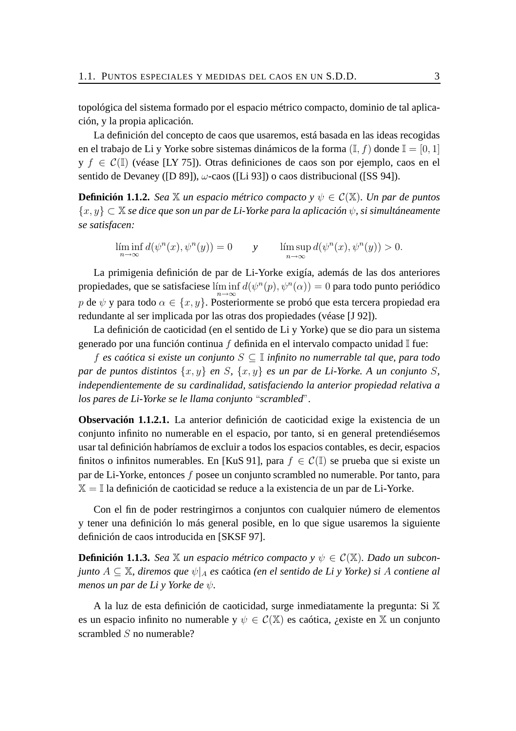topológica del sistema formado por el espacio métrico compacto, dominio de tal aplicación, y la propia aplicación.

La definición del concepto de caos que usaremos, está basada en las ideas recogidas en el trabajo de Li y Yorke sobre sistemas dinámicos de la forma $(\mathbb{I}, f)$ donde $\mathbb{I} = [0, 1]$ y $f \in \mathcal{C}(\mathbb{I})$ (véase [LY 75]). Otras definiciones de caos son por ejemplo, caos en el sentido de Devaney ([D 89]), $\omega$-caos ([Li 93]) o caos distribucional ([SS 94]).

**Definición 1.1.2.** *Sea $\mathbb{X}$ un espacio métrico compacto y $\psi \in \mathcal{C}(\mathbb{X})$. Un par de puntos $\{x, y\} \subset \mathbb{X}$ se dice que son un par de Li-Yorke para la aplicación $\psi$, si simultáneamente se satisfacen:*

$$\liminf_{n\to\infty} d(\psi^n(x), \psi^n(y)) = 0 \qquad y \qquad \limsup_{n\to\infty} d(\psi^n(x), \psi^n(y)) > 0.$$

La primigenia definición de par de Li-Yorke exigía, además de las dos anteriores propiedades, que se satisfaciese $\liminf_{n\to\infty} d(\psi^n(p), \psi^n(\alpha)) = 0$ para todo punto periódico $p$ de $\psi$ y para todo $\alpha \in \{x, y\}$. Posteriormente se probó que esta tercera propiedad era redundante al ser implicada por las otras dos propiedades (véase [J 92]).

La definición de caoticidad (en el sentido de Li y Yorke) que se dio para un sistema generado por una función continua $f$ definida en el intervalo compacto unidad $\mathbb{I}$ fue:

*$f$ es caótica si existe un conjunto $S \subseteq \mathbb{I}$ infinito no numerrable tal que, para todo par de puntos distintos $\{x, y\}$ en $S$, $\{x, y\}$ es un par de Li-Yorke. A un conjunto $S$, independientemente de su cardinalidad, satisfaciendo la anterior propiedad relativa a los pares de Li-Yorke se le llama conjunto "scrambled".*

**Observación 1.1.2.1.** La anterior definición de caoticidad exige la existencia de un conjunto infinito no numerable en el espacio, por tanto, si en general pretendiésemos usar tal definición habríamos de excluir a todos los espacios contables, es decir, espacios finitos o infinitos numerables. En [KuS 91], para $f \in \mathcal{C}(\mathbb{I})$ se prueba que si existe un par de Li-Yorke, entonces $f$ posee un conjunto scrambled no numerable. Por tanto, para $\mathbb{X} = \mathbb{I}$ la definición de caoticidad se reduce a la existencia de un par de Li-Yorke.

Con el fin de poder restringirnos a conjuntos con cualquier número de elementos y tener una definición lo más general posible, en lo que sigue usaremos la siguiente definición de caos introducida en [SKSF 97].

**Definición 1.1.3.** *Sea $\mathbb{X}$ un espacio métrico compacto y $\psi \in \mathcal{C}(\mathbb{X})$. Dado un subconjunto $A \subseteq \mathbb{X}$, diremos que $\psi|_A$ es* caótica *(en el sentido de Li y Yorke) si $A$ contiene al menos un par de Li y Yorke de $\psi$.*

A la luz de esta definición de caoticidad, surge inmediatamente la pregunta: Si $\mathbb{X}$ es un espacio infinito no numerable y $\psi \in \mathcal{C}(\mathbb{X})$ es caótica, ¿existe en $\mathbb{X}$ un conjunto scrambled $S$ no numerable?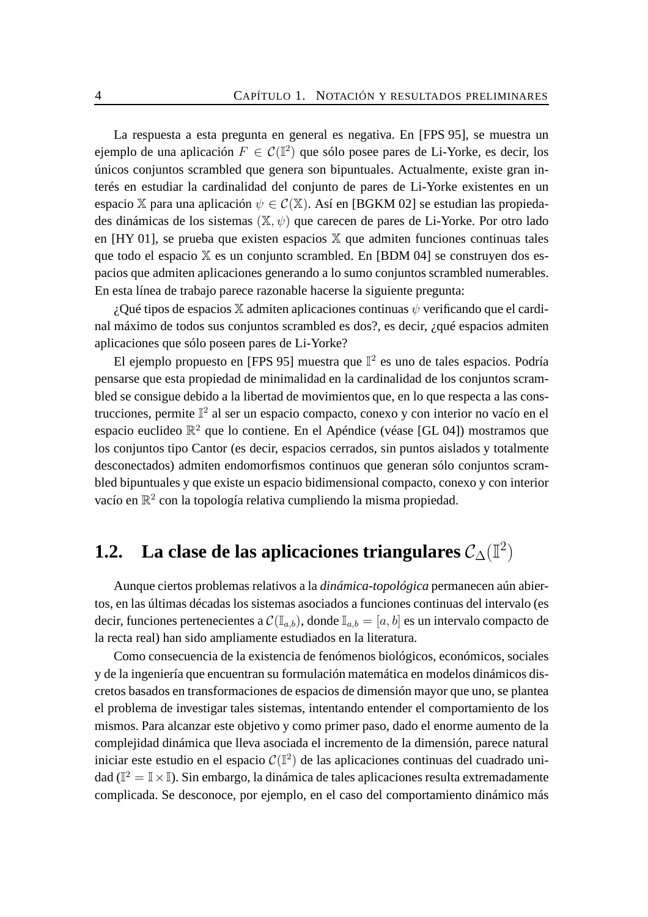La respuesta a esta pregunta en general es negativa. En [FPS 95], se muestra un ejemplo de una aplicación $F \in \mathcal{C}(\mathbb{I}^2)$ que sólo posee pares de Li-Yorke, es decir, los únicos conjuntos scrambled que genera son bipuntuales. Actualmente, existe gran interés en estudiar la cardinalidad del conjunto de pares de Li-Yorke existentes en un espacio $\mathbb{X}$ para una aplicación $\psi \in \mathcal{C}(\mathbb{X})$. Así en [BGKM 02] se estudian las propiedades dinámicas de los sistemas $(\mathbb{X}, \psi)$ que carecen de pares de Li-Yorke. Por otro lado en [HY 01], se prueba que existen espacios $\mathbb{X}$ que admiten funciones continuas tales que todo el espacio $\mathbb{X}$ es un conjunto scrambled. En [BDM 04] se construyen dos espacios que admiten aplicaciones generando a lo sumo conjuntos scrambled numerables. En esta línea de trabajo parece razonable hacerse la siguiente pregunta:

¿Qué tipos de espacios $\mathbb{X}$ admiten aplicaciones continuas $\psi$ verificando que el cardinal máximo de todos sus conjuntos scrambled es dos?, es decir, ¿qué espacios admiten aplicaciones que sólo poseen pares de Li-Yorke?

El ejemplo propuesto en [FPS 95] muestra que $\mathbb{I}^2$ es uno de tales espacios. Podría pensarse que esta propiedad de minimalidad en la cardinalidad de los conjuntos scrambled se consigue debido a la libertad de movimientos que, en lo que respecta a las construcciones, permite $\mathbb{I}^2$ al ser un espacio compacto, conexo y con interior no vacío en el espacio euclideo $\mathbb{R}^2$ que lo contiene. En el Apéndice (véase [GL 04]) mostramos que los conjuntos tipo Cantor (es decir, espacios cerrados, sin puntos aislados y totalmente desconectados) admiten endomorfismos continuos que generan sólo conjuntos scrambled bipuntuales y que existe un espacio bidimensional compacto, conexo y con interior vacío en $\mathbb{R}^2$ con la topología relativa cumpliendo la misma propiedad.

## 1.2. La clase de las aplicaciones triangulares $\mathcal{C}_\Delta(\mathbb{I}^2)$

Aunque ciertos problemas relativos a la *dinámica-topológica* permanecen aún abiertos, en las últimas décadas los sistemas asociados a funciones continuas del intervalo (es decir, funciones pertenecientes a $\mathcal{C}(\mathbb{I}_{a,b})$, donde $\mathbb{I}_{a,b} = [a, b]$ es un intervalo compacto de la recta real) han sido ampliamente estudiados en la literatura.

Como consecuencia de la existencia de fenómenos biológicos, económicos, sociales y de la ingeniería que encuentran su formulación matemática en modelos dinámicos discretos basados en transformaciones de espacios de dimensión mayor que uno, se plantea el problema de investigar tales sistemas, intentando entender el comportamiento de los mismos. Para alcanzar este objetivo y como primer paso, dado el enorme aumento de la complejidad dinámica que lleva asociada el incremento de la dimensión, parece natural iniciar este estudio en el espacio $\mathcal{C}(\mathbb{I}^2)$ de las aplicaciones continuas del cuadrado unidad ($\mathbb{I}^2 = \mathbb{I} \times \mathbb{I}$). Sin embargo, la dinámica de tales aplicaciones resulta extremadamente complicada. Se desconoce, por ejemplo, en el caso del comportamiento dinámico más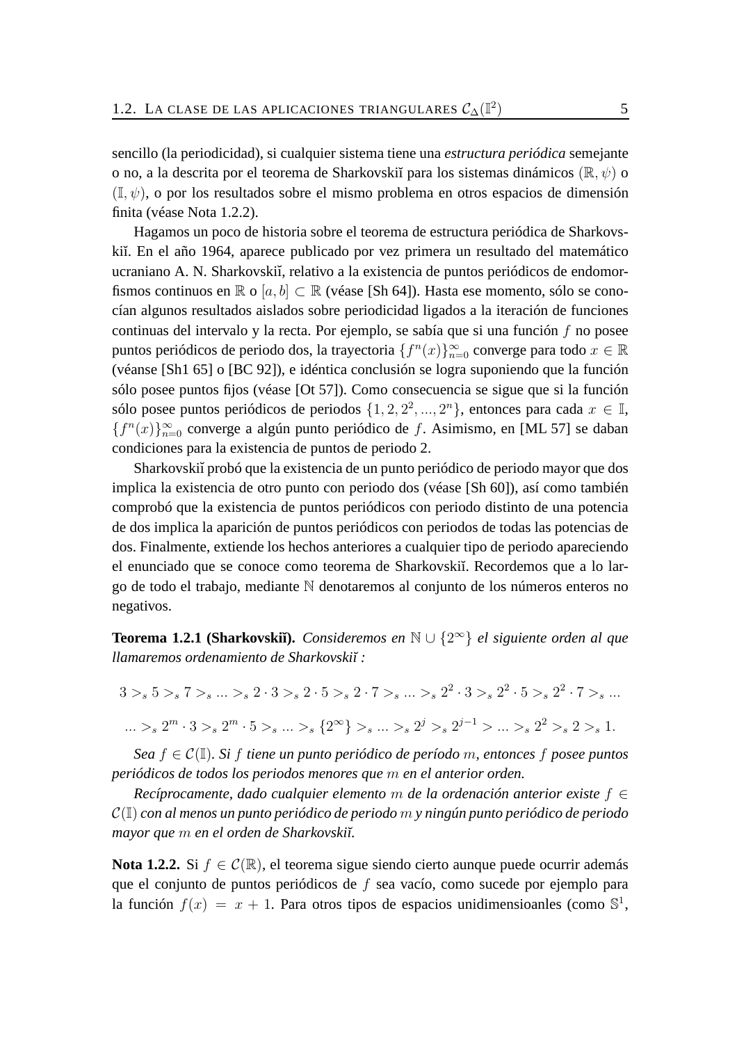sencillo (la periodicidad), si cualquier sistema tiene una *estructura periódica* semejante o no, a la descrita por el teorema de Sharkovskiĭ para los sistemas dinámicos $(\mathbb{R}, \psi)$ o $(\mathbb{I}, \psi)$, o por los resultados sobre el mismo problema en otros espacios de dimensión finita (véase Nota 1.2.2).

Hagamos un poco de historia sobre el teorema de estructura periódica de Sharkovskiĭ. En el año 1964, aparece publicado por vez primera un resultado del matemático ucraniano A. N. Sharkovskiĭ, relativo a la existencia de puntos periódicos de endomorfismos continuos en $\mathbb{R}$ o $[a, b] \subset \mathbb{R}$ (véase [Sh 64]). Hasta ese momento, sólo se conocían algunos resultados aislados sobre periodicidad ligados a la iteración de funciones continuas del intervalo y la recta. Por ejemplo, se sabía que si una función $f$ no posee puntos periódicos de periodo dos, la trayectoria $\{f^n(x)\}_{n=0}^{\infty}$ converge para todo $x \in \mathbb{R}$ (véanse [Sh1 65] o [BC 92]), e idéntica conclusión se logra suponiendo que la función sólo posee puntos fijos (véase [Ot 57]). Como consecuencia se sigue que si la función sólo posee puntos periódicos de periodos $\{1, 2, 2^2, ..., 2^n\}$, entonces para cada $x \in \mathbb{I}$, $\{f^n(x)\}_{n=0}^{\infty}$ converge a algún punto periódico de $f$. Asimismo, en [ML 57] se daban condiciones para la existencia de puntos de periodo 2.

Sharkovskiĭ probó que la existencia de un punto periódico de periodo mayor que dos implica la existencia de otro punto con periodo dos (véase [Sh 60]), así como también comprobó que la existencia de puntos periódicos con periodo distinto de una potencia de dos implica la aparición de puntos periódicos con periodos de todas las potencias de dos. Finalmente, extiende los hechos anteriores a cualquier tipo de periodo apareciendo el enunciado que se conoce como teorema de Sharkovskiĭ. Recordemos que a lo largo de todo el trabajo, mediante $\mathbb{N}$ denotaremos al conjunto de los números enteros no negativos.

**Teorema 1.2.1 (Sharkovskiĭ).** *Consideremos en* $\mathbb{N} \cup \{2^\infty\}$ *el siguiente orden al que llamaremos ordenamiento de Sharkovskiĭ :*

$$3 >_s 5 >_s 7 >_s ... >_s 2 \cdot 3 >_s 2 \cdot 5 >_s 2 \cdot 7 >_s ... >_s 2^2 \cdot 3 >_s 2^2 \cdot 5 >_s 2^2 \cdot 7 >_s ...$$

$$... >_s 2^m \cdot 3 >_s 2^m \cdot 5 >_s ... >_s \{2^\infty\} >_s ... >_s 2^j >_s 2^{j-1} > ... >_s 2^2 >_s 2 >_s 1.$$

*Sea* $f \in \mathcal{C}(\mathbb{I})$*. Si* $f$ *tiene un punto periódico de período* $m$*, entonces* $f$ *posee puntos periódicos de todos los periodos menores que* $m$ *en el anterior orden.*

*Recíprocamente, dado cualquier elemento* $m$ *de la ordenación anterior existe* $f \in \mathcal{C}(\mathbb{I})$ *con al menos un punto periódico de periodo* $m$ *y ningún punto periódico de periodo mayor que* $m$ *en el orden de Sharkovskiĭ.*

**Nota 1.2.2.** Si $f \in \mathcal{C}(\mathbb{R})$, el teorema sigue siendo cierto aunque puede ocurrir además que el conjunto de puntos periódicos de $f$ sea vacío, como sucede por ejemplo para la función $f(x) = x + 1$. Para otros tipos de espacios unidimensioanles (como $\mathbb{S}^1$,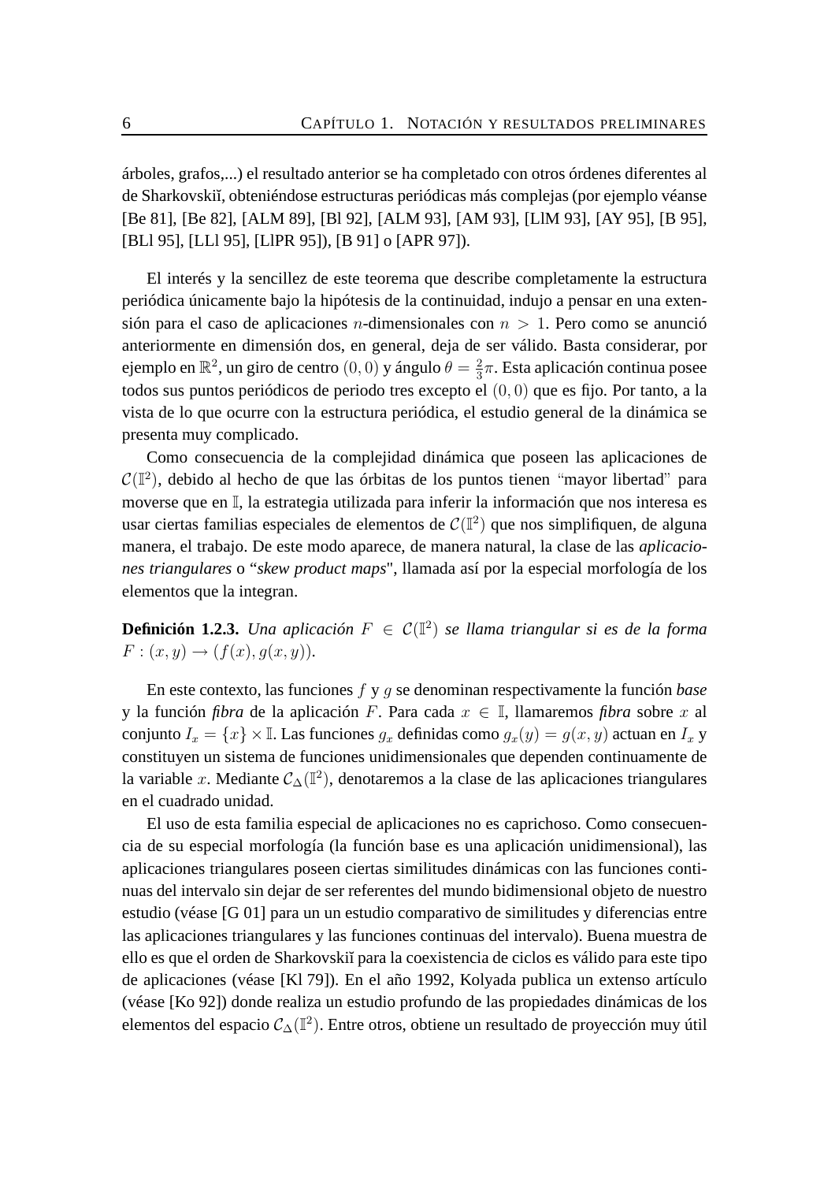árboles, grafos,...) el resultado anterior se ha completado con otros órdenes diferentes al de Sharkovskiĭ, obteniéndose estructuras periódicas más complejas (por ejemplo véanse [Be 81], [Be 82], [ALM 89], [Bl 92], [ALM 93], [AM 93], [LlM 93], [AY 95], [B 95], [BLl 95], [LLl 95], [LlPR 95]), [B 91] o [APR 97]).

El interés y la sencillez de este teorema que describe completamente la estructura periódica únicamente bajo la hipótesis de la continuidad, indujo a pensar en una extensión para el caso de aplicaciones $n$-dimensionales con $n > 1$. Pero como se anunció anteriormente en dimensión dos, en general, deja de ser válido. Basta considerar, por ejemplo en $\mathbb{R}^2$, un giro de centro $(0,0)$ y ángulo $\theta = \frac{2}{3}\pi$. Esta aplicación continua posee todos sus puntos periódicos de periodo tres excepto el $(0,0)$ que es fijo. Por tanto, a la vista de lo que ocurre con la estructura periódica, el estudio general de la dinámica se presenta muy complicado.

Como consecuencia de la complejidad dinámica que poseen las aplicaciones de $\mathcal{C}(\mathbb{I}^2)$, debido al hecho de que las órbitas de los puntos tienen "mayor libertad" para moverse que en $\mathbb{I}$, la estrategia utilizada para inferir la información que nos interesa es usar ciertas familias especiales de elementos de $\mathcal{C}(\mathbb{I}^2)$ que nos simplifiquen, de alguna manera, el trabajo. De este modo aparece, de manera natural, la clase de las *aplicaciones triangulares* o "*skew product maps*", llamada así por la especial morfología de los elementos que la integran.

**Definición 1.2.3.** *Una aplicación $F \in \mathcal{C}(\mathbb{I}^2)$ se llama triangular si es de la forma $F : (x,y) \to (f(x), g(x,y))$.*

En este contexto, las funciones $f$ y $g$ se denominan respectivamente la función *base* y la función *fibra* de la aplicación $F$. Para cada $x \in \mathbb{I}$, llamaremos *fibra* sobre $x$ al conjunto $I_x = \{x\} \times \mathbb{I}$. Las funciones $g_x$ definidas como $g_x(y) = g(x,y)$ actuan en $I_x$ y constituyen un sistema de funciones unidimensionales que dependen continuamente de la variable $x$. Mediante $\mathcal{C}_\Delta(\mathbb{I}^2)$, denotaremos a la clase de las aplicaciones triangulares en el cuadrado unidad.

El uso de esta familia especial de aplicaciones no es caprichoso. Como consecuencia de su especial morfología (la función base es una aplicación unidimensional), las aplicaciones triangulares poseen ciertas similitudes dinámicas con las funciones continuas del intervalo sin dejar de ser referentes del mundo bidimensional objeto de nuestro estudio (véase [G 01] para un un estudio comparativo de similitudes y diferencias entre las aplicaciones triangulares y las funciones continuas del intervalo). Buena muestra de ello es que el orden de Sharkovskiĭ para la coexistencia de ciclos es válido para este tipo de aplicaciones (véase [Kl 79]). En el año 1992, Kolyada publica un extenso artículo (véase [Ko 92]) donde realiza un estudio profundo de las propiedades dinámicas de los elementos del espacio $\mathcal{C}_\Delta(\mathbb{I}^2)$. Entre otros, obtiene un resultado de proyección muy útil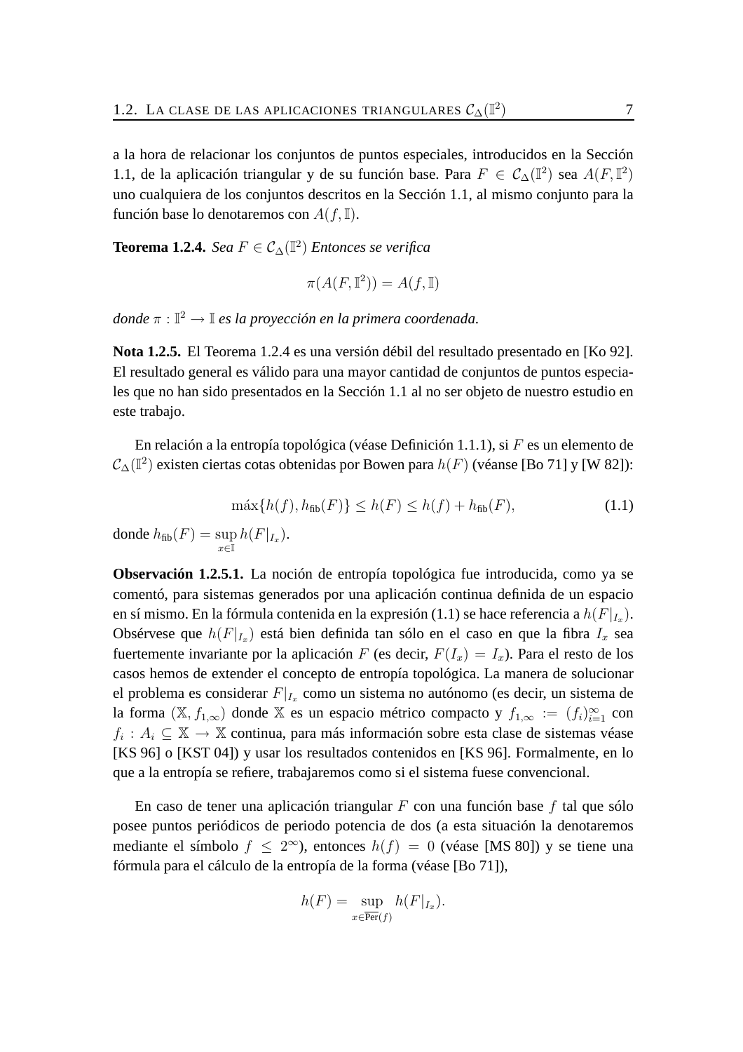a la hora de relacionar los conjuntos de puntos especiales, introducidos en la Sección 1.1, de la aplicación triangular y de su función base. Para $F \in \mathcal{C}_\Delta(\mathbb{I}^2)$ sea $A(F, \mathbb{I}^2)$ uno cualquiera de los conjuntos descritos en la Sección 1.1, al mismo conjunto para la función base lo denotaremos con $A(f, \mathbb{I})$.

**Teorema 1.2.4.** *Sea $F \in \mathcal{C}_\Delta(\mathbb{I}^2)$ Entonces se verifica*

$$\pi(A(F, \mathbb{I}^2)) = A(f, \mathbb{I})$$

*donde $\pi : \mathbb{I}^2 \to \mathbb{I}$ es la proyección en la primera coordenada.*

**Nota 1.2.5.** El Teorema 1.2.4 es una versión débil del resultado presentado en [Ko 92]. El resultado general es válido para una mayor cantidad de conjuntos de puntos especiales que no han sido presentados en la Sección 1.1 al no ser objeto de nuestro estudio en este trabajo.

En relación a la entropía topológica (véase Definición 1.1.1), si $F$ es un elemento de $\mathcal{C}_\Delta(\mathbb{I}^2)$ existen ciertas cotas obtenidas por Bowen para $h(F)$ (véanse [Bo 71] y [W 82]):

$$\text{máx}\{h(f), h_{\text{fib}}(F)\} \leq h(F) \leq h(f) + h_{\text{fib}}(F), \tag{1.1}$$

donde $h_{\text{fib}}(F) = \sup_{x \in \mathbb{I}} h(F|_{I_x})$.

**Observación 1.2.5.1.** La noción de entropía topológica fue introducida, como ya se comentó, para sistemas generados por una aplicación continua definida de un espacio en sí mismo. En la fórmula contenida en la expresión (1.1) se hace referencia a $h(F|_{I_x})$. Obsérvese que $h(F|_{I_x})$ está bien definida tan sólo en el caso en que la fibra $I_x$ sea fuertemente invariante por la aplicación $F$ (es decir, $F(I_x) = I_x$). Para el resto de los casos hemos de extender el concepto de entropía topológica. La manera de solucionar el problema es considerar $F|_{I_x}$ como un sistema no autónomo (es decir, un sistema de la forma $(\mathbb{X}, f_{1,\infty})$ donde $\mathbb{X}$ es un espacio métrico compacto y $f_{1,\infty} := (f_i)_{i=1}^{\infty}$ con $f_i : A_i \subseteq \mathbb{X} \to \mathbb{X}$ continua, para más información sobre esta clase de sistemas véase [KS 96] o [KST 04]) y usar los resultados contenidos en [KS 96]. Formalmente, en lo que a la entropía se refiere, trabajaremos como si el sistema fuese convencional.

En caso de tener una aplicación triangular $F$ con una función base $f$ tal que sólo posee puntos periódicos de periodo potencia de dos (a esta situación la denotaremos mediante el símbolo $f \leq 2^\infty$), entonces $h(f) = 0$ (véase [MS 80]) y se tiene una fórmula para el cálculo de la entropía de la forma (véase [Bo 71]),

$$h(F) = \sup_{x \in \overline{\text{Per}}(f)} h(F|_{I_x}).$$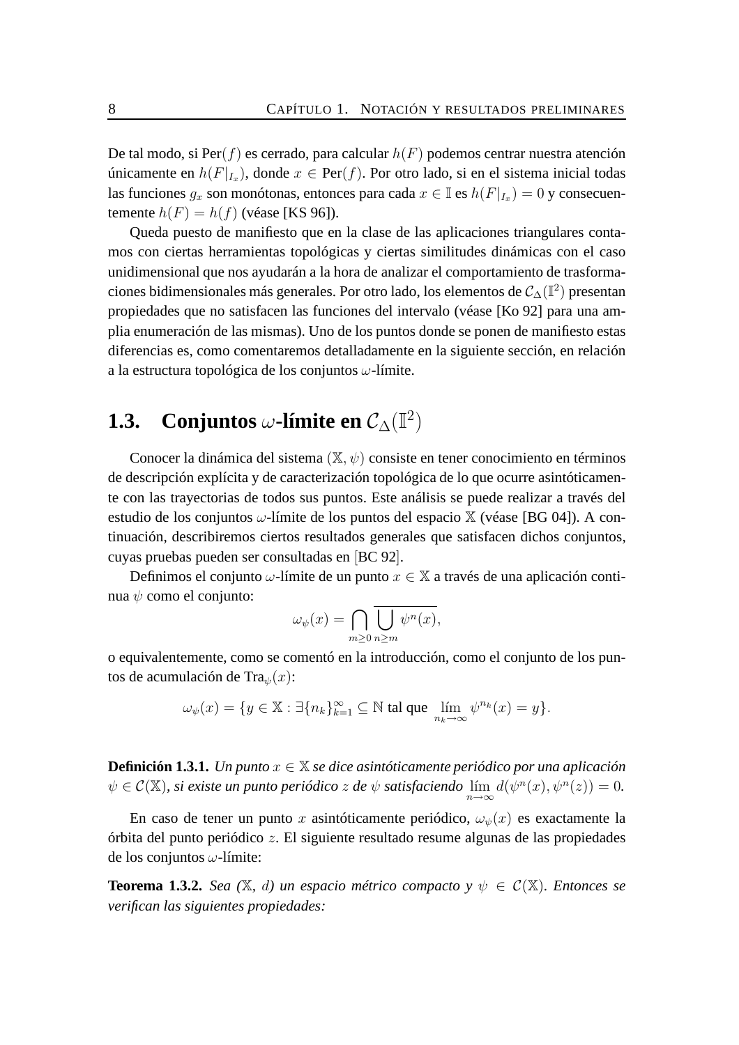De tal modo, si $\text{Per}(f)$ es cerrado, para calcular $h(F)$ podemos centrar nuestra atención únicamente en $h(F|_{I_x})$, donde $x \in \text{Per}(f)$. Por otro lado, si en el sistema inicial todas las funciones $g_x$ son monótonas, entonces para cada $x \in \mathbb{I}$ es $h(F|_{I_x}) = 0$ y consecuentemente $h(F) = h(f)$ (véase [KS 96]).

Queda puesto de manifiesto que en la clase de las aplicaciones triangulares contamos con ciertas herramientas topológicas y ciertas similitudes dinámicas con el caso unidimensional que nos ayudarán a la hora de analizar el comportamiento de trasformaciones bidimensionales más generales. Por otro lado, los elementos de $\mathcal{C}_\Delta(\mathbb{I}^2)$ presentan propiedades que no satisfacen las funciones del intervalo (véase [Ko 92] para una amplia enumeración de las mismas). Uno de los puntos donde se ponen de manifiesto estas diferencias es, como comentaremos detalladamente en la siguiente sección, en relación a la estructura topológica de los conjuntos $\omega$-límite.

## 1.3. Conjuntos $\omega$-límite en $\mathcal{C}_\Delta(\mathbb{I}^2)$

Conocer la dinámica del sistema $(\mathbb{X}, \psi)$ consiste en tener conocimiento en términos de descripción explícita y de caracterización topológica de lo que ocurre asintóticamente con las trayectorias de todos sus puntos. Este análisis se puede realizar a través del estudio de los conjuntos $\omega$-límite de los puntos del espacio $\mathbb{X}$ (véase [BG 04]). A continuación, describiremos ciertos resultados generales que satisfacen dichos conjuntos, cuyas pruebas pueden ser consultadas en [BC 92].

Definimos el conjunto $\omega$-límite de un punto $x \in \mathbb{X}$ a través de una aplicación continua $\psi$ como el conjunto:

$$\omega_\psi(x) = \bigcap_{m \geq 0} \overline{\bigcup_{n \geq m} \psi^n(x)},$$

o equivalentemente, como se comentó en la introducción, como el conjunto de los puntos de acumulación de $\text{Tra}_\psi(x)$:

$$\omega_\psi(x) = \{y \in \mathbb{X} : \exists \{n_k\}_{k=1}^\infty \subseteq \mathbb{N} \text{ tal que } \lim_{n_k \to \infty} \psi^{n_k}(x) = y\}.$$

**Definición 1.3.1.** *Un punto $x \in \mathbb{X}$ se dice asintóticamente periódico por una aplicación $\psi \in \mathcal{C}(\mathbb{X})$, si existe un punto periódico $z$ de $\psi$ satisfaciendo $\lim_{n \to \infty} d(\psi^n(x), \psi^n(z)) = 0$.*

En caso de tener un punto $x$ asintóticamente periódico, $\omega_\psi(x)$ es exactamente la órbita del punto periódico $z$. El siguiente resultado resume algunas de las propiedades de los conjuntos $\omega$-límite:

**Teorema 1.3.2.** *Sea ($\mathbb{X}$, $d$) un espacio métrico compacto y $\psi \in \mathcal{C}(\mathbb{X})$. Entonces se verifican las siguientes propiedades:*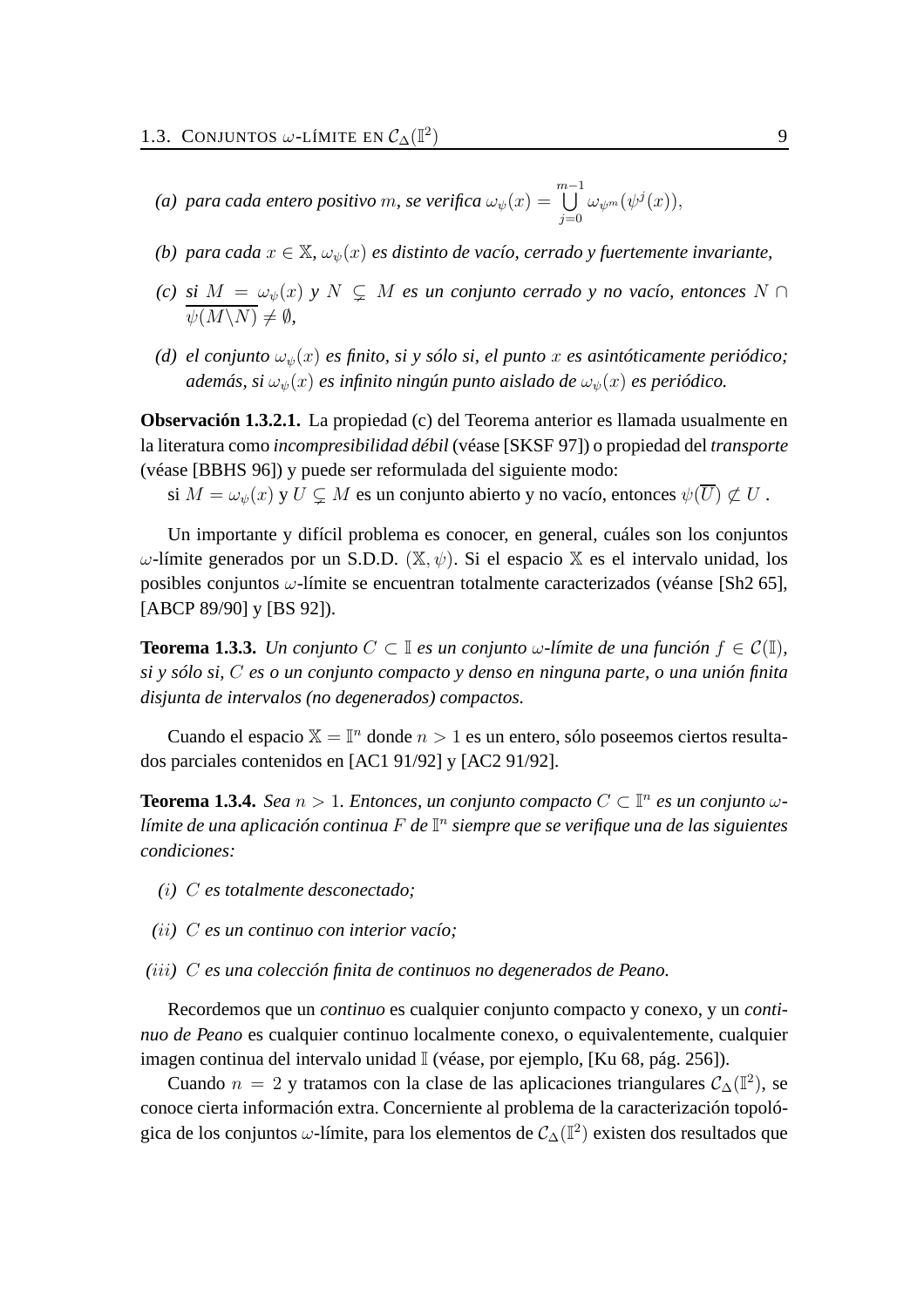*(a) para cada entero positivo $m$, se verifica* $\omega_\psi(x) = \bigcup_{j=0}^{m-1} \omega_{\psi^m}(\psi^j(x))$,

*(b) para cada* $x \in \mathbb{X}$, $\omega_\psi(x)$ *es distinto de vacío, cerrado y fuertemente invariante,*

*(c) si* $M = \omega_\psi(x)$ *y* $N \subsetneq M$ *es un conjunto cerrado y no vacío, entonces* $N \cap \overline{\psi(M \backslash N)} \neq \emptyset$,

*(d) el conjunto* $\omega_\psi(x)$ *es finito, si y sólo si, el punto* $x$ *es asintóticamente periódico; además, si* $\omega_\psi(x)$ *es infinito ningún punto aislado de* $\omega_\psi(x)$ *es periódico.*

**Observación 1.3.2.1.** La propiedad (c) del Teorema anterior es llamada usualmente en la literatura como *incompresibilidad débil* (véase [SKSF 97]) o propiedad del *transporte* (véase [BBHS 96]) y puede ser reformulada del siguiente modo:

si $M = \omega_\psi(x)$ y $U \subsetneq M$ es un conjunto abierto y no vacío, entonces $\psi(\overline{U}) \not\subset U$ .

Un importante y difícil problema es conocer, en general, cuáles son los conjuntos $\omega$-límite generados por un S.D.D. $(\mathbb{X}, \psi)$. Si el espacio $\mathbb{X}$ es el intervalo unidad, los posibles conjuntos $\omega$-límite se encuentran totalmente caracterizados (véanse [Sh2 65], [ABCP 89/90] y [BS 92]).

**Teorema 1.3.3.** *Un conjunto* $C \subset \mathbb{I}$ *es un conjunto* $\omega$*-límite de una función* $f \in \mathcal{C}(\mathbb{I})$*, si y sólo si,* $C$ *es o un conjunto compacto y denso en ninguna parte, o una unión finita disjunta de intervalos (no degenerados) compactos.*

Cuando el espacio $\mathbb{X} = \mathbb{I}^n$ donde $n > 1$ es un entero, sólo poseemos ciertos resultados parciales contenidos en [AC1 91/92] y [AC2 91/92].

**Teorema 1.3.4.** *Sea* $n > 1$*. Entonces, un conjunto compacto* $C \subset \mathbb{I}^n$ *es un conjunto* $\omega$*-límite de una aplicación continua* $F$ *de* $\mathbb{I}^n$ *siempre que se verifique una de las siguientes condiciones:*

$(i)$ $C$ *es totalmente desconectado;*

$(ii)$ $C$ *es un continuo con interior vacío;*

$(iii)$ $C$ *es una colección finita de continuos no degenerados de Peano.*

Recordemos que un *continuo* es cualquier conjunto compacto y conexo, y un *continuo de Peano* es cualquier continuo localmente conexo, o equivalentemente, cualquier imagen continua del intervalo unidad $\mathbb{I}$ (véase, por ejemplo, [Ku 68, pág. 256]).

Cuando $n = 2$ y tratamos con la clase de las aplicaciones triangulares $\mathcal{C}_\Delta(\mathbb{I}^2)$, se conoce cierta información extra. Concerniente al problema de la caracterización topológica de los conjuntos $\omega$-límite, para los elementos de $\mathcal{C}_\Delta(\mathbb{I}^2)$ existen dos resultados que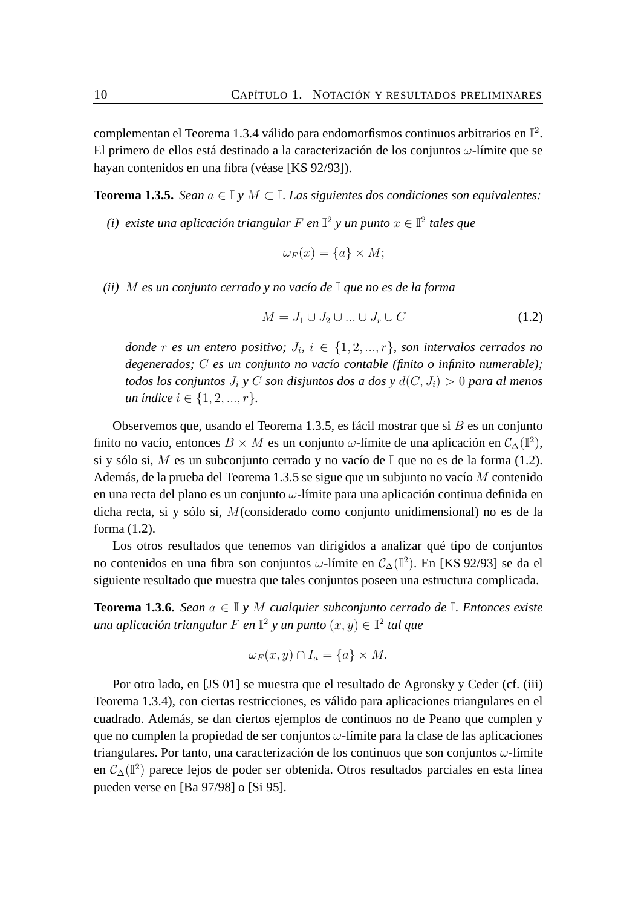complementan el Teorema 1.3.4 válido para endomorfismos continuos arbitrarios en $\mathbb{I}^2$. El primero de ellos está destinado a la caracterización de los conjuntos $\omega$-límite que se hayan contenidos en una fibra (véase [KS 92/93]).

**Teorema 1.3.5.** *Sean $a \in \mathbb{I}$ y $M \subset \mathbb{I}$. Las siguientes dos condiciones son equivalentes:*

*(i) existe una aplicación triangular $F$ en $\mathbb{I}^2$ y un punto $x \in \mathbb{I}^2$ tales que*

$$\omega_F(x) = \{a\} \times M;$$

*(ii) $M$ es un conjunto cerrado y no vacío de $\mathbb{I}$ que no es de la forma*

$$M = J_1 \cup J_2 \cup ... \cup J_r \cup C \tag{1.2}$$

*donde $r$ es un entero positivo; $J_i$, $i \in \{1, 2, ..., r\}$, son intervalos cerrados no degenerados; $C$ es un conjunto no vacío contable (finito o infinito numerable); todos los conjuntos $J_i$ y $C$ son disjuntos dos a dos y $d(C, J_i) > 0$ para al menos un índice $i \in \{1, 2, ..., r\}$.*

Observemos que, usando el Teorema 1.3.5, es fácil mostrar que si $B$ es un conjunto finito no vacío, entonces $B \times M$ es un conjunto $\omega$-límite de una aplicación en $\mathcal{C}_\Delta(\mathbb{I}^2)$, si y sólo si, $M$ es un subconjunto cerrado y no vacío de $\mathbb{I}$ que no es de la forma (1.2). Además, de la prueba del Teorema 1.3.5 se sigue que un subjunto no vacío $M$ contenido en una recta del plano es un conjunto $\omega$-límite para una aplicación continua definida en dicha recta, si y sólo si, $M$(considerado como conjunto unidimensional) no es de la forma (1.2).

Los otros resultados que tenemos van dirigidos a analizar qué tipo de conjuntos no contenidos en una fibra son conjuntos $\omega$-límite en $\mathcal{C}_\Delta(\mathbb{I}^2)$. En [KS 92/93] se da el siguiente resultado que muestra que tales conjuntos poseen una estructura complicada.

**Teorema 1.3.6.** *Sean $a \in \mathbb{I}$ y $M$ cualquier subconjunto cerrado de $\mathbb{I}$. Entonces existe una aplicación triangular $F$ en $\mathbb{I}^2$ y un punto $(x, y) \in \mathbb{I}^2$ tal que*

$$\omega_F(x, y) \cap I_a = \{a\} \times M.$$

Por otro lado, en [JS 01] se muestra que el resultado de Agronsky y Ceder (cf. (iii) Teorema 1.3.4), con ciertas restricciones, es válido para aplicaciones triangulares en el cuadrado. Además, se dan ciertos ejemplos de continuos no de Peano que cumplen y que no cumplen la propiedad de ser conjuntos $\omega$-límite para la clase de las aplicaciones triangulares. Por tanto, una caracterización de los continuos que son conjuntos $\omega$-límite en $\mathcal{C}_\Delta(\mathbb{I}^2)$ parece lejos de poder ser obtenida. Otros resultados parciales en esta línea pueden verse en [Ba 97/98] o [Si 95].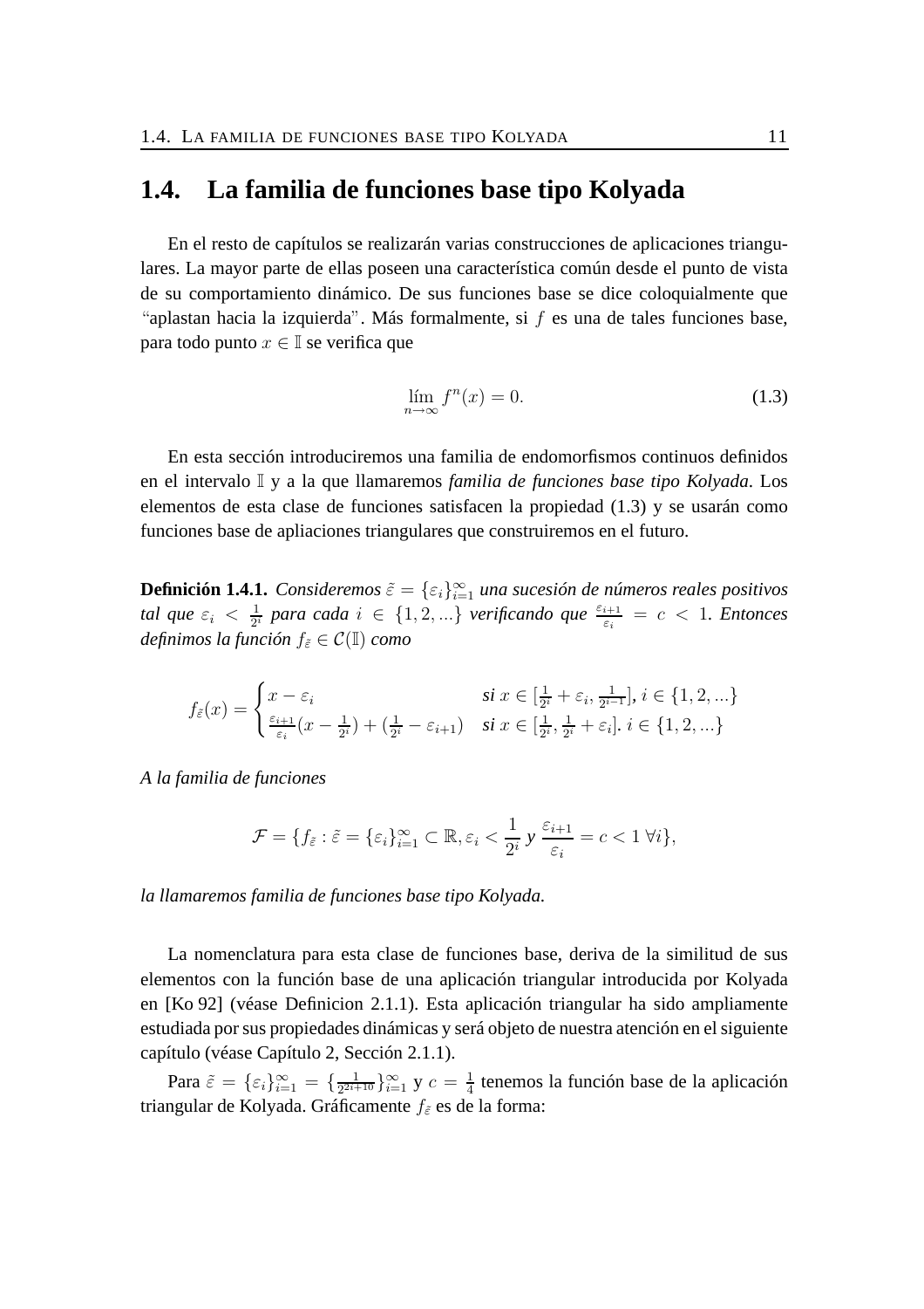## 1.4. La familia de funciones base tipo Kolyada

En el resto de capítulos se realizarán varias construcciones de aplicaciones triangulares. La mayor parte de ellas poseen una característica común desde el punto de vista de su comportamiento dinámico. De sus funciones base se dice coloquialmente que "aplastan hacia la izquierda". Más formalmente, si $f$ es una de tales funciones base, para todo punto $x \in \mathbb{I}$ se verifica que

$$\lim_{n\to\infty} f^n(x) = 0. \tag{1.3}$$

En esta sección introduciremos una familia de endomorfismos continuos definidos en el intervalo $\mathbb{I}$ y a la que llamaremos *familia de funciones base tipo Kolyada*. Los elementos de esta clase de funciones satisfacen la propiedad (1.3) y se usarán como funciones base de apliaciones triangulares que construiremos en el futuro.

**Definición 1.4.1.** *Consideremos $\tilde{\varepsilon} = \{\varepsilon_i\}_{i=1}^{\infty}$ una sucesión de números reales positivos tal que $\varepsilon_i < \frac{1}{2^i}$ para cada $i \in \{1, 2, ...\}$ verificando que $\frac{\varepsilon_{i+1}}{\varepsilon_i} = c < 1$. Entonces definimos la función $f_{\tilde{\varepsilon}} \in \mathcal{C}(\mathbb{I})$ como*

$$f_{\tilde{\varepsilon}}(x) = \begin{cases} x - \varepsilon_i & \textit{si } x \in [\frac{1}{2^i} + \varepsilon_i, \frac{1}{2^{i-1}}], \, i \in \{1, 2, ...\} \\ \frac{\varepsilon_{i+1}}{\varepsilon_i}(x - \frac{1}{2^i}) + (\frac{1}{2^i} - \varepsilon_{i+1}) & \textit{si } x \in [\frac{1}{2^i}, \frac{1}{2^i} + \varepsilon_i]. \, i \in \{1, 2, ...\} \end{cases}$$

*A la familia de funciones*

$$\mathcal{F} = \{f_{\tilde{\varepsilon}} : \tilde{\varepsilon} = \{\varepsilon_i\}_{i=1}^{\infty} \subset \mathbb{R}, \varepsilon_i < \frac{1}{2^i} \text{ y } \frac{\varepsilon_{i+1}}{\varepsilon_i} = c < 1 \ \forall i\},$$

*la llamaremos familia de funciones base tipo Kolyada.*

La nomenclatura para esta clase de funciones base, deriva de la similitud de sus elementos con la función base de una aplicación triangular introducida por Kolyada en [Ko 92] (véase Definicion 2.1.1). Esta aplicación triangular ha sido ampliamente estudiada por sus propiedades dinámicas y será objeto de nuestra atención en el siguiente capítulo (véase Capítulo 2, Sección 2.1.1).

Para $\tilde{\varepsilon} = \{\varepsilon_i\}_{i=1}^{\infty} = \{\frac{1}{2^{2i+10}}\}_{i=1}^{\infty}$ y $c = \frac{1}{4}$ tenemos la función base de la aplicación triangular de Kolyada. Gráficamente $f_{\tilde{\varepsilon}}$ es de la forma: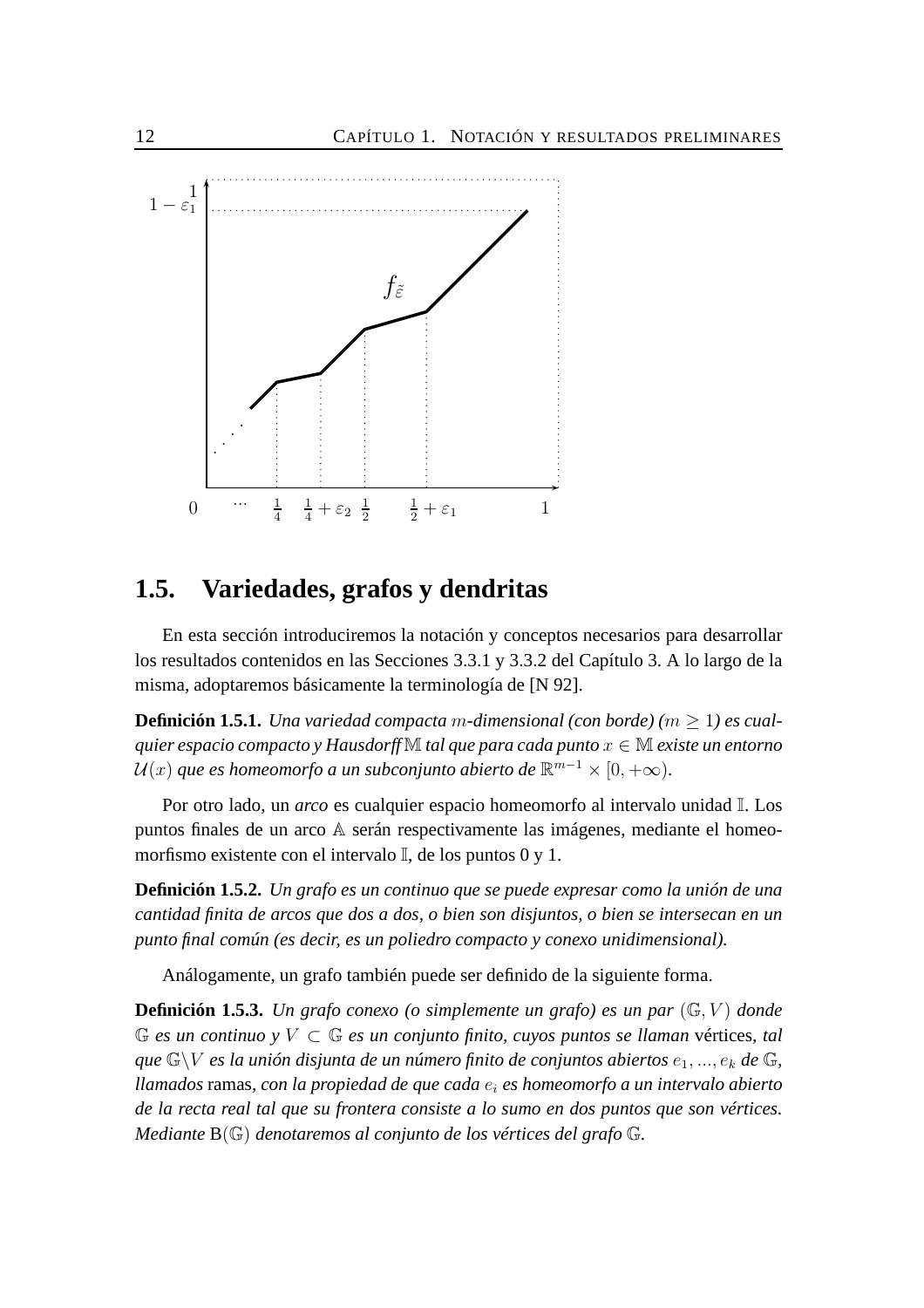## 1.5. Variedades, grafos y dendritas

En esta sección introduciremos la notación y conceptos necesarios para desarrollar los resultados contenidos en las Secciones 3.3.1 y 3.3.2 del Capítulo 3. A lo largo de la misma, adoptaremos básicamente la terminología de [N 92].

**Definición 1.5.1.** *Una variedad compacta $m$-dimensional (con borde) ($m \geq 1$) es cualquier espacio compacto y Hausdorff $\mathbb{M}$ tal que para cada punto $x \in \mathbb{M}$ existe un entorno $\mathcal{U}(x)$ que es homeomorfo a un subconjunto abierto de $\mathbb{R}^{m-1} \times [0, +\infty)$.*

Por otro lado, un *arco* es cualquier espacio homeomorfo al intervalo unidad $\mathbb{I}$. Los puntos finales de un arco $\mathbb{A}$ serán respectivamente las imágenes, mediante el homeomorfismo existente con el intervalo $\mathbb{I}$, de los puntos 0 y 1.

**Definición 1.5.2.** *Un grafo es un continuo que se puede expresar como la unión de una cantidad finita de arcos que dos a dos, o bien son disjuntos, o bien se intersecan en un punto final común (es decir, es un poliedro compacto y conexo unidimensional).*

Análogamente, un grafo también puede ser definido de la siguiente forma.

**Definición 1.5.3.** *Un grafo conexo (o simplemente un grafo) es un par $(\mathbb{G}, V)$ donde $\mathbb{G}$ es un continuo y $V \subset \mathbb{G}$ es un conjunto finito, cuyos puntos se llaman* vértices, *tal que $\mathbb{G} \backslash V$ es la unión disjunta de un número finito de conjuntos abiertos $e_1, ..., e_k$ de $\mathbb{G}$, llamados* ramas, *con la propiedad de que cada $e_i$ es homeomorfo a un intervalo abierto de la recta real tal que su frontera consiste a lo sumo en dos puntos que son vértices. Mediante $\mathrm{B}(\mathbb{G})$ denotaremos al conjunto de los vértices del grafo $\mathbb{G}$.*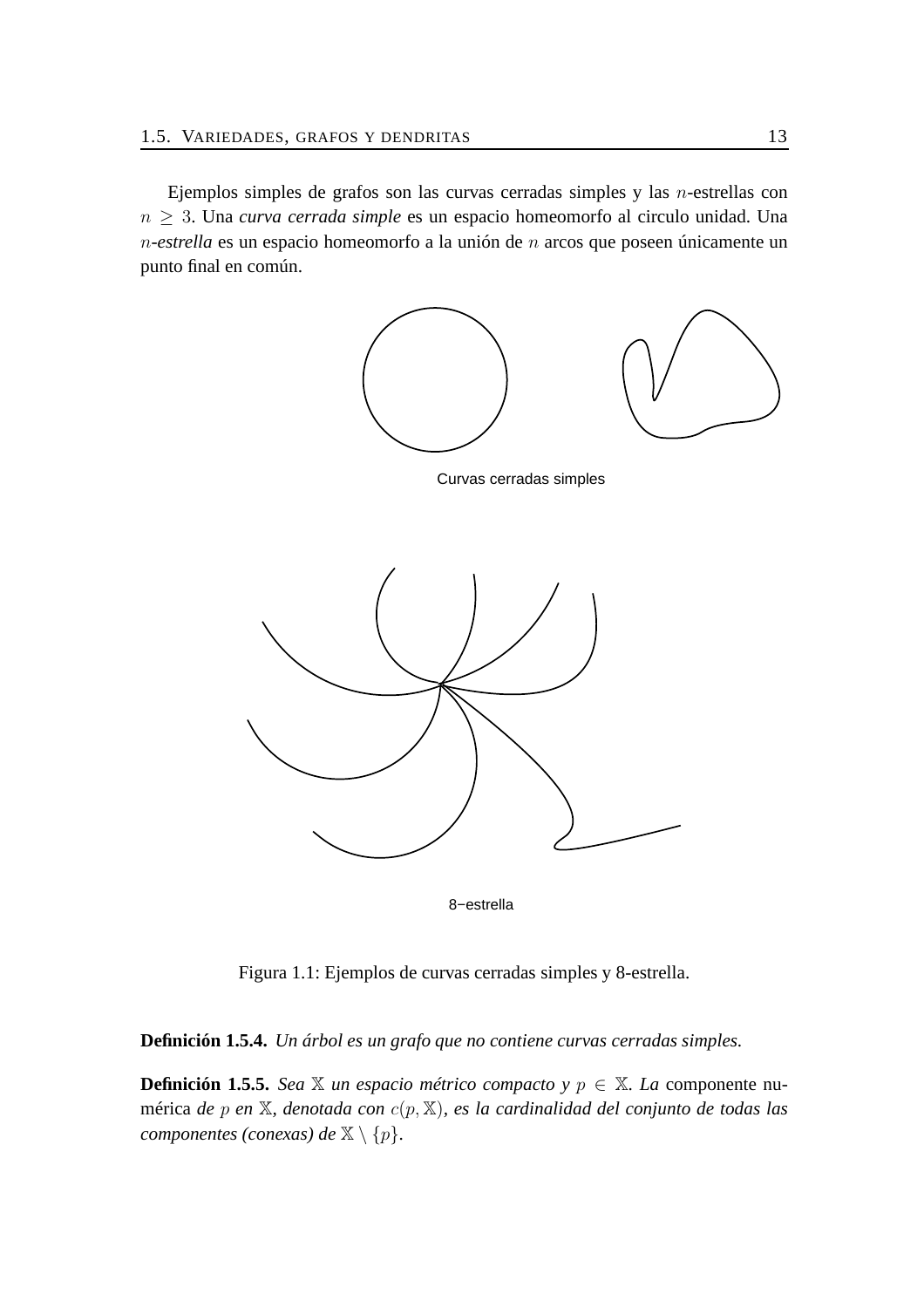Ejemplos simples de grafos son las curvas cerradas simples y las $n$-estrellas con $n \geq 3$. Una *curva cerrada simple* es un espacio homeomorfo al circulo unidad. Una $n$-*estrella* es un espacio homeomorfo a la unión de $n$ arcos que poseen únicamente un punto final en común.

Curvas cerradas simples

8−estrella

Figura 1.1: Ejemplos de curvas cerradas simples y 8-estrella.

**Definición 1.5.4.** *Un árbol es un grafo que no contiene curvas cerradas simples.*

**Definición 1.5.5.** *Sea $\mathbb{X}$ un espacio métrico compacto y $p \in \mathbb{X}$. La* componente numérica *de $p$ en $\mathbb{X}$, denotada con $c(p, \mathbb{X})$, es la cardinalidad del conjunto de todas las componentes (conexas) de $\mathbb{X} \setminus \{p\}$.*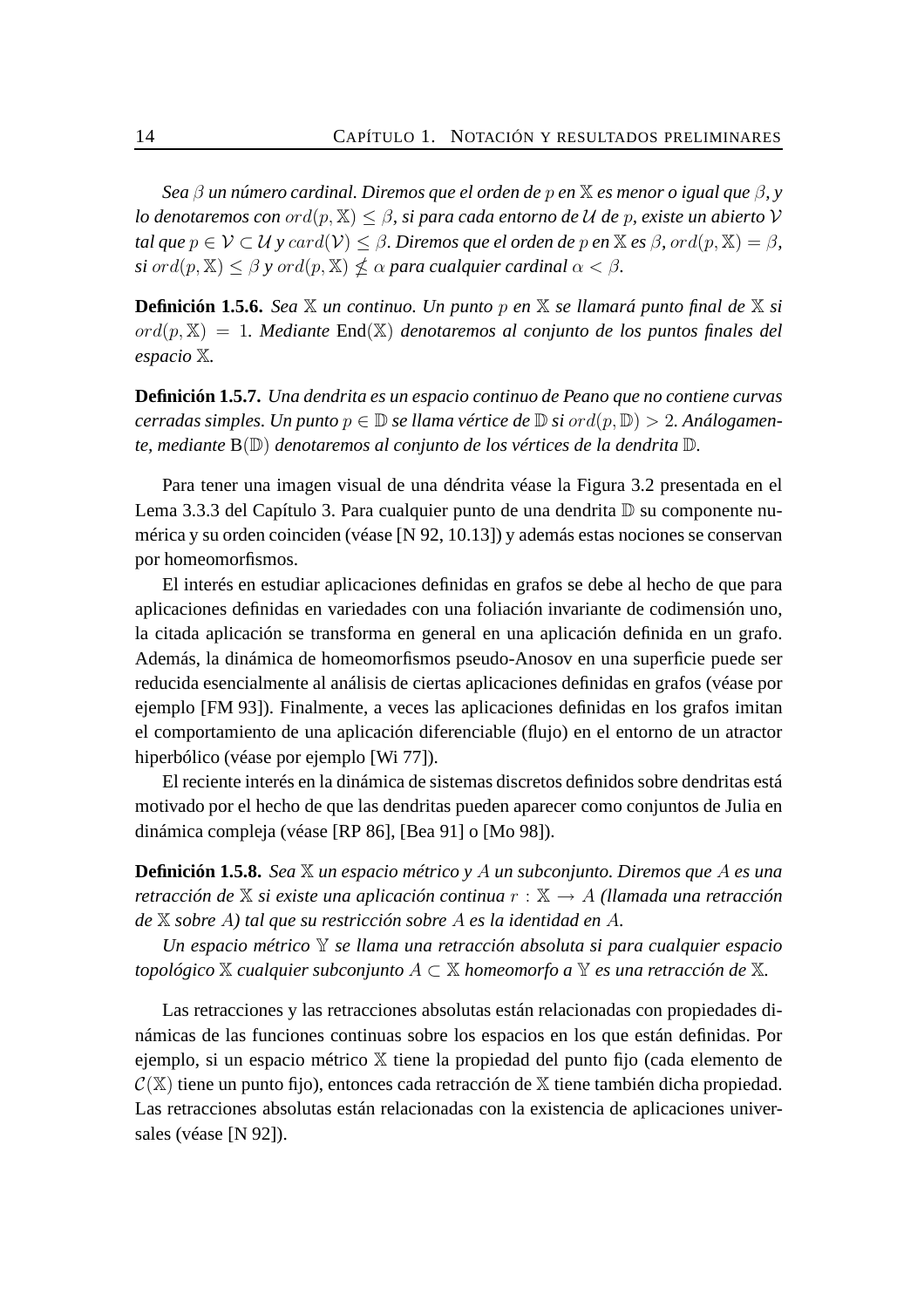*Sea $\beta$ un número cardinal. Diremos que el orden de $p$ en $\mathbb{X}$ es menor o igual que $\beta$, y lo denotaremos con $ord(p, \mathbb{X}) \leq \beta$, si para cada entorno de $\mathcal{U}$ de $p$, existe un abierto $\mathcal{V}$ tal que $p \in \mathcal{V} \subset \mathcal{U}$ y $card(\mathcal{V}) \leq \beta$. Diremos que el orden de $p$ en $\mathbb{X}$ es $\beta$, $ord(p, \mathbb{X}) = \beta$, si $ord(p, \mathbb{X}) \leq \beta$ y $ord(p, \mathbb{X}) \nleq \alpha$ para cualquier cardinal $\alpha < \beta$.*

**Definición 1.5.6.** *Sea $\mathbb{X}$ un continuo. Un punto $p$ en $\mathbb{X}$ se llamará punto final de $\mathbb{X}$ si $ord(p, \mathbb{X}) = 1$. Mediante $\mathrm{End}(\mathbb{X})$ denotaremos al conjunto de los puntos finales del espacio $\mathbb{X}$.*

**Definición 1.5.7.** *Una dendrita es un espacio continuo de Peano que no contiene curvas cerradas simples. Un punto $p \in \mathbb{D}$ se llama vértice de $\mathbb{D}$ si $ord(p, \mathbb{D}) > 2$. Análogamente, mediante $\mathrm{B}(\mathbb{D})$ denotaremos al conjunto de los vértices de la dendrita $\mathbb{D}$.*

Para tener una imagen visual de una déndrita véase la Figura 3.2 presentada en el Lema 3.3.3 del Capítulo 3. Para cualquier punto de una dendrita $\mathbb{D}$ su componente numérica y su orden coinciden (véase [N 92, 10.13]) y además estas nociones se conservan por homeomorfismos.

El interés en estudiar aplicaciones definidas en grafos se debe al hecho de que para aplicaciones definidas en variedades con una foliación invariante de codimensión uno, la citada aplicación se transforma en general en una aplicación definida en un grafo. Además, la dinámica de homeomorfismos pseudo-Anosov en una superficie puede ser reducida esencialmente al análisis de ciertas aplicaciones definidas en grafos (véase por ejemplo [FM 93]). Finalmente, a veces las aplicaciones definidas en los grafos imitan el comportamiento de una aplicación diferenciable (flujo) en el entorno de un atractor hiperbólico (véase por ejemplo [Wi 77]).

El reciente interés en la dinámica de sistemas discretos definidos sobre dendritas está motivado por el hecho de que las dendritas pueden aparecer como conjuntos de Julia en dinámica compleja (véase [RP 86], [Bea 91] o [Mo 98]).

**Definición 1.5.8.** *Sea $\mathbb{X}$ un espacio métrico y $A$ un subconjunto. Diremos que $A$ es una retracción de $\mathbb{X}$ si existe una aplicación continua $r : \mathbb{X} \to A$ (llamada una retracción de $\mathbb{X}$ sobre $A$) tal que su restricción sobre $A$ es la identidad en $A$.*

*Un espacio métrico $\mathbb{Y}$ se llama una retracción absoluta si para cualquier espacio topológico $\mathbb{X}$ cualquier subconjunto $A \subset \mathbb{X}$ homeomorfo a $\mathbb{Y}$ es una retracción de $\mathbb{X}$.*

Las retracciones y las retracciones absolutas están relacionadas con propiedades dinámicas de las funciones continuas sobre los espacios en los que están definidas. Por ejemplo, si un espacio métrico $\mathbb{X}$ tiene la propiedad del punto fijo (cada elemento de $\mathcal{C}(\mathbb{X})$ tiene un punto fijo), entonces cada retracción de $\mathbb{X}$ tiene también dicha propiedad. Las retracciones absolutas están relacionadas con la existencia de aplicaciones universales (véase [N 92]).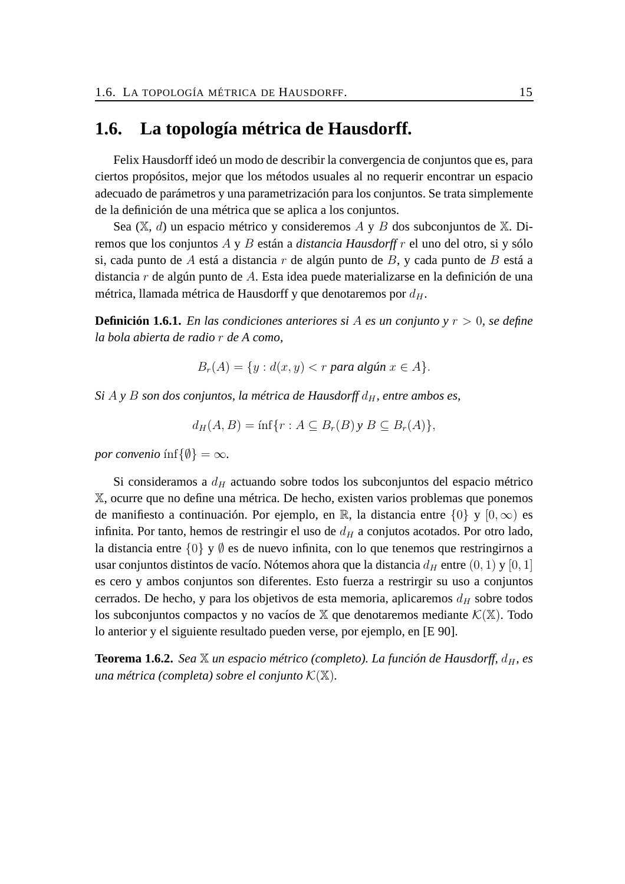## 1.6. La topología métrica de Hausdorff.

Felix Hausdorff ideó un modo de describir la convergencia de conjuntos que es, para ciertos propósitos, mejor que los métodos usuales al no requerir encontrar un espacio adecuado de parámetros y una parametrización para los conjuntos. Se trata simplemente de la definición de una métrica que se aplica a los conjuntos.

Sea ($\mathbb{X}$, $d$) un espacio métrico y consideremos $A$ y $B$ dos subconjuntos de $\mathbb{X}$. Diremos que los conjuntos $A$ y $B$ están a *distancia Hausdorff* $r$ el uno del otro, si y sólo si, cada punto de $A$ está a distancia $r$ de algún punto de $B$, y cada punto de $B$ está a distancia $r$ de algún punto de $A$. Esta idea puede materializarse en la definición de una métrica, llamada métrica de Hausdorff y que denotaremos por $d_H$.

**Definición 1.6.1.** *En las condiciones anteriores si $A$ es un conjunto y $r > 0$, se define la bola abierta de radio $r$ de A como,*

$$B_r(A) = \{y : d(x, y) < r \text{ para algún } x \in A\}.$$

*Si $A$ y $B$ son dos conjuntos, la métrica de Hausdorff $d_H$, entre ambos es,*

$$d_H(A, B) = \inf\{r : A \subseteq B_r(B) \text{ y } B \subseteq B_r(A)\},$$

*por convenio* $\inf\{\emptyset\} = \infty$.

Si consideramos a $d_H$ actuando sobre todos los subconjuntos del espacio métrico $\mathbb{X}$, ocurre que no define una métrica. De hecho, existen varios problemas que ponemos de manifiesto a continuación. Por ejemplo, en $\mathbb{R}$, la distancia entre $\{0\}$ y $[0, \infty)$ es infinita. Por tanto, hemos de restringir el uso de $d_H$ a conjutos acotados. Por otro lado, la distancia entre $\{0\}$ y $\emptyset$ es de nuevo infinita, con lo que tenemos que restringirnos a usar conjuntos distintos de vacío. Nótemos ahora que la distancia $d_H$ entre $(0, 1)$ y $[0, 1]$ es cero y ambos conjuntos son diferentes. Esto fuerza a restrirgir su uso a conjuntos cerrados. De hecho, y para los objetivos de esta memoria, aplicaremos $d_H$ sobre todos los subconjuntos compactos y no vacíos de $\mathbb{X}$ que denotaremos mediante $\mathcal{K}(\mathbb{X})$. Todo lo anterior y el siguiente resultado pueden verse, por ejemplo, en [E 90].

**Teorema 1.6.2.** *Sea $\mathbb{X}$ un espacio métrico (completo). La función de Hausdorff, $d_H$, es una métrica (completa) sobre el conjunto $\mathcal{K}(\mathbb{X})$.*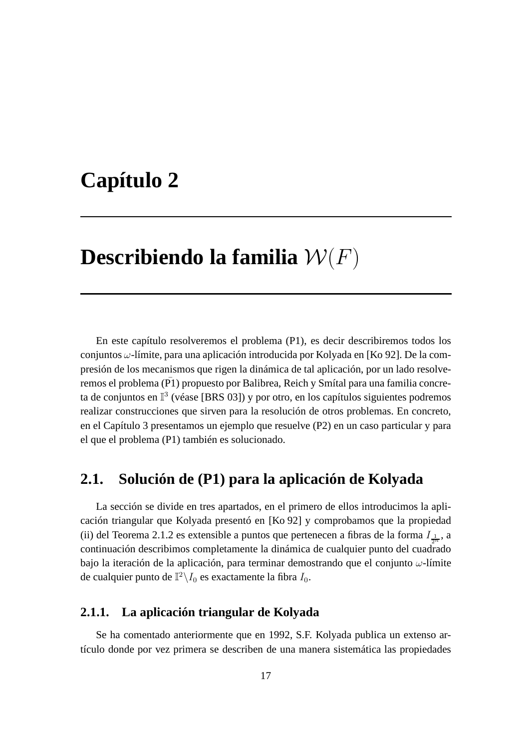# Capítulo 2

# Describiendo la familia $\mathcal{W}(F)$

En este capítulo resolveremos el problema (P1), es decir describiremos todos los conjuntos $\omega$-límite, para una aplicación introducida por Kolyada en [Ko 92]. De la compresión de los mecanismos que rigen la dinámica de tal aplicación, por un lado resolveremos el problema ($\bar{\text{P}}$1) propuesto por Balibrea, Reich y Smítal para una familia concreta de conjuntos en $\mathbb{I}^3$ (véase [BRS 03]) y por otro, en los capítulos siguientes podremos realizar construcciones que sirven para la resolución de otros problemas. En concreto, en el Capítulo 3 presentamos un ejemplo que resuelve (P2) en un caso particular y para el que el problema (P1) también es solucionado.

## 2.1. Solución de (P1) para la aplicación de Kolyada

La sección se divide en tres apartados, en el primero de ellos introducimos la aplicación triangular que Kolyada presentó en [Ko 92] y comprobamos que la propiedad (ii) del Teorema 2.1.2 es extensible a puntos que pertenecen a fibras de la forma $I_{\frac{1}{2^n}}$, a continuación describimos completamente la dinámica de cualquier punto del cuadrado bajo la iteración de la aplicación, para terminar demostrando que el conjunto $\omega$-límite de cualquier punto de $\mathbb{I}^2 \backslash I_0$ es exactamente la fibra $I_0$.

### 2.1.1. La aplicación triangular de Kolyada

Se ha comentado anteriormente que en 1992, S.F. Kolyada publica un extenso artículo donde por vez primera se describen de una manera sistemática las propiedades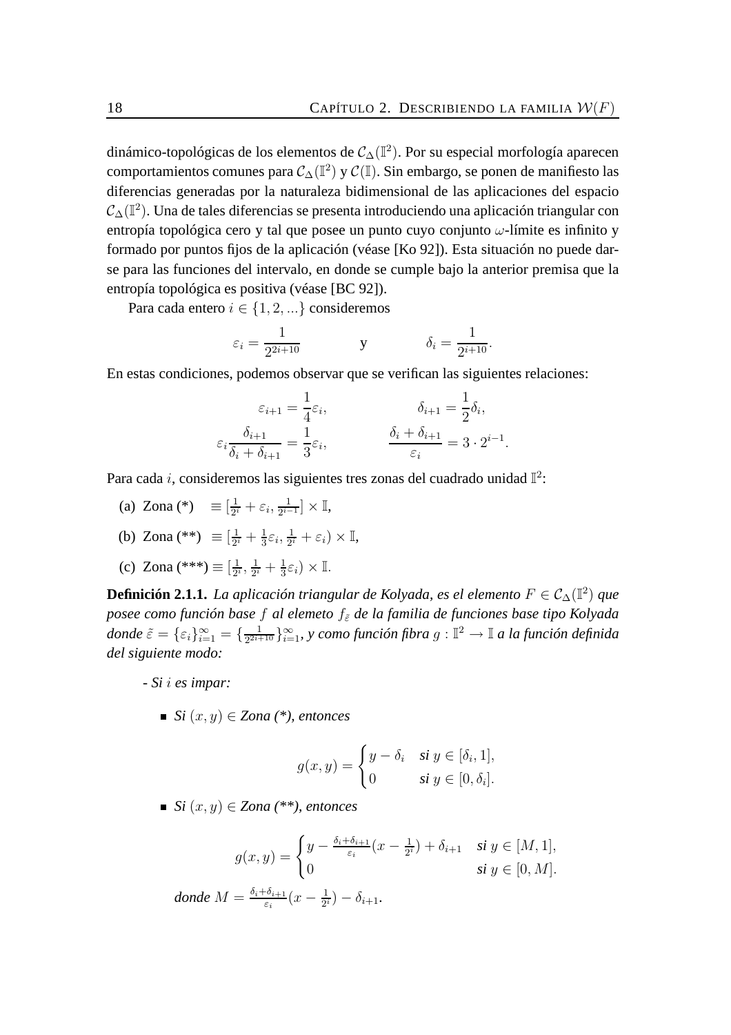dinámico-topológicas de los elementos de $\mathcal{C}_\Delta(\mathbb{I}^2)$. Por su especial morfología aparecen comportamientos comunes para $\mathcal{C}_\Delta(\mathbb{I}^2)$ y $\mathcal{C}(\mathbb{I})$. Sin embargo, se ponen de manifiesto las diferencias generadas por la naturaleza bidimensional de las aplicaciones del espacio $\mathcal{C}_\Delta(\mathbb{I}^2)$. Una de tales diferencias se presenta introduciendo una aplicación triangular con entropía topológica cero y tal que posee un punto cuyo conjunto $\omega$-límite es infinito y formado por puntos fijos de la aplicación (véase [Ko 92]). Esta situación no puede darse para las funciones del intervalo, en donde se cumple bajo la anterior premisa que la entropía topológica es positiva (véase [BC 92]).

Para cada entero $i \in \{1, 2, ...\}$ consideremos

$$\varepsilon_i = \frac{1}{2^{2i+10}} \qquad \text{y} \qquad \delta_i = \frac{1}{2^{i+10}}.$$

En estas condiciones, podemos observar que se verifican las siguientes relaciones:

$$\varepsilon_{i+1} = \frac{1}{4}\varepsilon_i, \qquad \delta_{i+1} = \frac{1}{2}\delta_i,$$

$$\varepsilon_i \frac{\delta_{i+1}}{\delta_i + \delta_{i+1}} = \frac{1}{3}\varepsilon_i, \qquad \frac{\delta_i + \delta_{i+1}}{\varepsilon_i} = 3 \cdot 2^{i-1}.$$

Para cada $i$, consideremos las siguientes tres zonas del cuadrado unidad $\mathbb{I}^2$:

(a) Zona (*) $\equiv [\frac{1}{2^i} + \varepsilon_i, \frac{1}{2^{i-1}}] \times \mathbb{I}$,

(b) Zona (**) $\equiv [\frac{1}{2^i} + \frac{1}{3}\varepsilon_i, \frac{1}{2^i} + \varepsilon_i) \times \mathbb{I}$,

(c) Zona (***) $\equiv [\frac{1}{2^i}, \frac{1}{2^i} + \frac{1}{3}\varepsilon_i) \times \mathbb{I}$.

**Definición 2.1.1.** *La aplicación triangular de Kolyada, es el elemento $F \in \mathcal{C}_\Delta(\mathbb{I}^2)$ que posee como función base $f$ al elemeto $f_{\tilde{\varepsilon}}$ de la familia de funciones base tipo Kolyada donde $\tilde{\varepsilon} = \{\varepsilon_i\}_{i=1}^\infty = \{\frac{1}{2^{2i+10}}\}_{i=1}^\infty$, y como función fibra $g : \mathbb{I}^2 \to \mathbb{I}$ a la función definida del siguiente modo:*

*- Si $i$ es impar:*

- *Si $(x, y) \in$ Zona (*), entonces*

$$g(x, y) = \begin{cases} y - \delta_i & \textit{si } y \in [\delta_i, 1], \\ 0 & \textit{si } y \in [0, \delta_i]. \end{cases}$$

- *Si $(x, y) \in$ Zona (**), entonces*

$$g(x, y) = \begin{cases} y - \frac{\delta_i + \delta_{i+1}}{\varepsilon_i}(x - \frac{1}{2^i}) + \delta_{i+1} & \textit{si } y \in [M, 1], \\ 0 & \textit{si } y \in [0, M]. \end{cases}$$

*donde $M = \frac{\delta_i + \delta_{i+1}}{\varepsilon_i}(x - \frac{1}{2^i}) - \delta_{i+1}$.*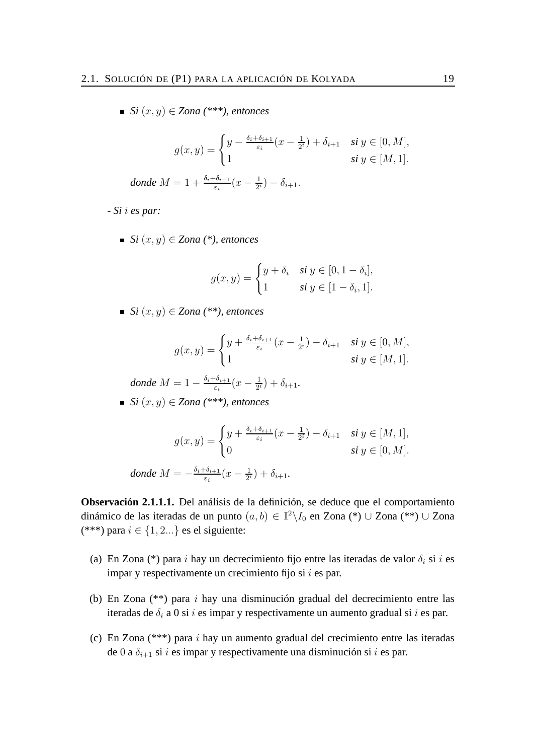- *Si* $(x, y) \in$ *Zona (\*\*\*), entonces*

$$g(x,y) = \begin{cases} y - \frac{\delta_i + \delta_{i+1}}{\varepsilon_i}(x - \frac{1}{2^i}) + \delta_{i+1} & \textit{si } y \in [0, M], \\ 1 & \textit{si } y \in [M, 1]. \end{cases}$$

*donde* $M = 1 + \frac{\delta_i + \delta_{i+1}}{\varepsilon_i}(x - \frac{1}{2^i}) - \delta_{i+1}$.

*- Si* $i$ *es par:*

- *Si* $(x, y) \in$ *Zona (\*), entonces*

$$g(x,y) = \begin{cases} y + \delta_i & \textit{si } y \in [0, 1 - \delta_i], \\ 1 & \textit{si } y \in [1 - \delta_i, 1]. \end{cases}$$

- *Si* $(x, y) \in$ *Zona (\*\*), entonces*

$$g(x,y) = \begin{cases} y + \frac{\delta_i + \delta_{i+1}}{\varepsilon_i}(x - \frac{1}{2^i}) - \delta_{i+1} & \textit{si } y \in [0, M], \\ 1 & \textit{si } y \in [M, 1]. \end{cases}$$

*donde* $M = 1 - \frac{\delta_i + \delta_{i+1}}{\varepsilon_i}(x - \frac{1}{2^i}) + \delta_{i+1}$.

- *Si* $(x, y) \in$ *Zona (\*\*\*), entonces*

$$g(x,y) = \begin{cases} y + \frac{\delta_i + \delta_{i+1}}{\varepsilon_i}(x - \frac{1}{2^i}) - \delta_{i+1} & \textit{si } y \in [M, 1], \\ 0 & \textit{si } y \in [0, M]. \end{cases}$$

*donde* $M = -\frac{\delta_i + \delta_{i+1}}{\varepsilon_i}(x - \frac{1}{2^i}) + \delta_{i+1}$.

**Observación 2.1.1.1.** Del análisis de la definición, se deduce que el comportamiento dinámico de las iteradas de un punto $(a, b) \in \mathbb{I}^2 \backslash I_0$ en Zona (*) $\cup$ Zona (**) $\cup$ Zona (***) para $i \in \{1, 2...\}$ es el siguiente:

(a) En Zona (*) para $i$ hay un decrecimiento fijo entre las iteradas de valor $\delta_i$ si $i$ es impar y respectivamente un crecimiento fijo si $i$ es par.

(b) En Zona (**) para $i$ hay una disminución gradual del decrecimiento entre las iteradas de $\delta_i$ a 0 si $i$ es impar y respectivamente un aumento gradual si $i$ es par.

(c) En Zona (***) para $i$ hay un aumento gradual del crecimiento entre las iteradas de $0$ a $\delta_{i+1}$ si $i$ es impar y respectivamente una disminución si $i$ es par.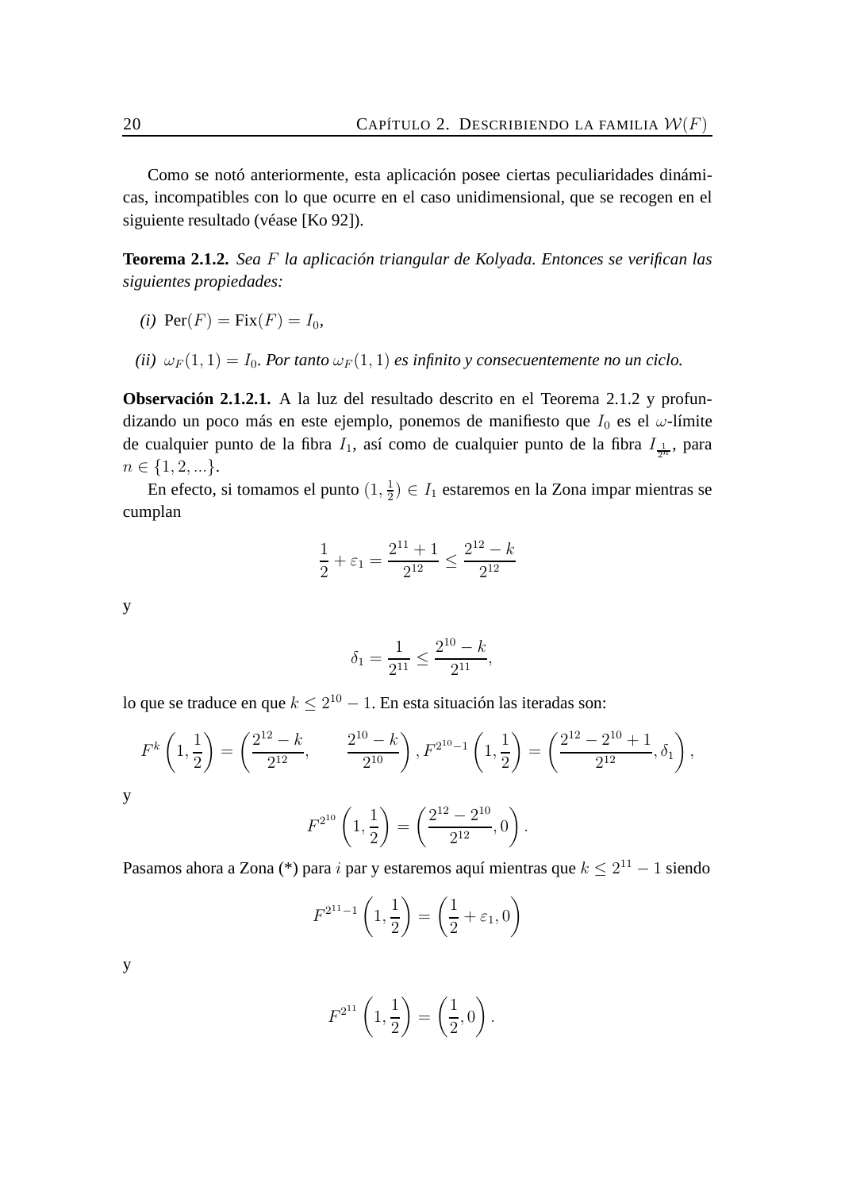Como se notó anteriormente, esta aplicación posee ciertas peculiaridades dinámicas, incompatibles con lo que ocurre en el caso unidimensional, que se recogen en el siguiente resultado (véase [Ko 92]).

**Teorema 2.1.2.** *Sea $F$ la aplicación triangular de Kolyada. Entonces se verifican las siguientes propiedades:*

*(i)* $\mathrm{Per}(F) = \mathrm{Fix}(F) = I_0$,

*(ii)* $\omega_F(1,1) = I_0$. *Por tanto $\omega_F(1,1)$ es infinito y consecuentemente no un ciclo.*

**Observación 2.1.2.1.** A la luz del resultado descrito en el Teorema 2.1.2 y profundizando un poco más en este ejemplo, ponemos de manifiesto que $I_0$ es el $\omega$-límite de cualquier punto de la fibra $I_1$, así como de cualquier punto de la fibra $I_{\frac{1}{2^n}}$, para $n \in \{1, 2, ...\}$.

En efecto, si tomamos el punto $(1, \frac{1}{2}) \in I_1$ estaremos en la Zona impar mientras se cumplan

$$\frac{1}{2} + \varepsilon_1 = \frac{2^{11}+1}{2^{12}} \leq \frac{2^{12}-k}{2^{12}}$$

y

$$\delta_1 = \frac{1}{2^{11}} \leq \frac{2^{10}-k}{2^{11}},$$

lo que se traduce en que $k \leq 2^{10} - 1$. En esta situación las iteradas son:

$$F^k\left(1, \frac{1}{2}\right) = \left(\frac{2^{12}-k}{2^{12}}, \qquad \frac{2^{10}-k}{2^{10}}\right), F^{2^{10}-1}\left(1, \frac{1}{2}\right) = \left(\frac{2^{12}-2^{10}+1}{2^{12}}, \delta_1\right),$$

y

$$F^{2^{10}}\left(1, \frac{1}{2}\right) = \left(\frac{2^{12}-2^{10}}{2^{12}}, 0\right).$$

Pasamos ahora a Zona (*) para $i$ par y estaremos aquí mientras que $k \leq 2^{11} - 1$ siendo

$$F^{2^{11}-1}\left(1, \frac{1}{2}\right) = \left(\frac{1}{2} + \varepsilon_1, 0\right)$$

y

$$F^{2^{11}}\left(1, \frac{1}{2}\right) = \left(\frac{1}{2}, 0\right).$$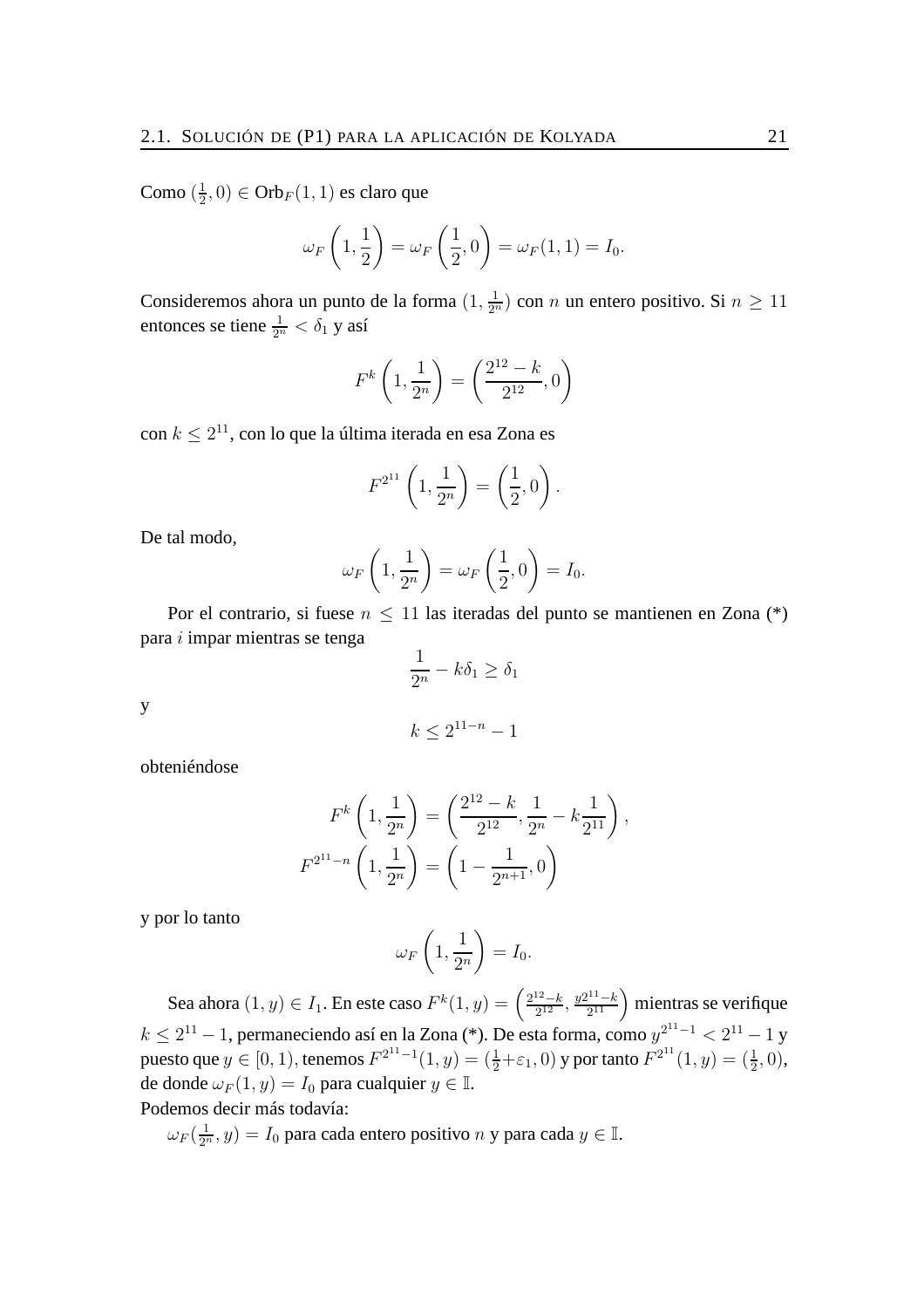Como $(\frac{1}{2}, 0) \in \mathrm{Orb}_F(1,1)$ es claro que

$$\omega_F\left(1, \frac{1}{2}\right) = \omega_F\left(\frac{1}{2}, 0\right) = \omega_F(1,1) = I_0.$$

Consideremos ahora un punto de la forma $(1, \frac{1}{2^n})$ con $n$ un entero positivo. Si $n \geq 11$ entonces se tiene $\frac{1}{2^n} < \delta_1$ y así

$$F^k\left(1, \frac{1}{2^n}\right) = \left(\frac{2^{12}-k}{2^{12}}, 0\right)$$

con $k \leq 2^{11}$, con lo que la última iterada en esa Zona es

$$F^{2^{11}}\left(1, \frac{1}{2^n}\right) = \left(\frac{1}{2}, 0\right).$$

De tal modo,

$$\omega_F\left(1, \frac{1}{2^n}\right) = \omega_F\left(\frac{1}{2}, 0\right) = I_0.$$

Por el contrario, si fuese $n \leq 11$ las iteradas del punto se mantienen en Zona (*) para $i$ impar mientras se tenga

$$\frac{1}{2^n} - k\delta_1 \geq \delta_1$$

y

$$k \leq 2^{11-n} - 1$$

obteniéndose

$$F^k\left(1, \frac{1}{2^n}\right) = \left(\frac{2^{12}-k}{2^{12}}, \frac{1}{2^n} - k\frac{1}{2^{11}}\right),$$
$$F^{2^{11-n}}\left(1, \frac{1}{2^n}\right) = \left(1 - \frac{1}{2^{n+1}}, 0\right)$$

y por lo tanto

$$\omega_F\left(1, \frac{1}{2^n}\right) = I_0.$$

Sea ahora $(1, y) \in I_1$. En este caso $F^k(1, y) = \left(\frac{2^{12}-k}{2^{12}}, \frac{y2^{11}-k}{2^{11}}\right)$ mientras se verifique $k \leq 2^{11} - 1$, permaneciendo así en la Zona (*). De esta forma, como $y^{2^{11}-1} < 2^{11} - 1$ y puesto que $y \in [0, 1)$, tenemos $F^{2^{11}-1}(1, y) = (\frac{1}{2} + \varepsilon_1, 0)$ y por tanto $F^{2^{11}}(1, y) = (\frac{1}{2}, 0)$, de donde $\omega_F(1, y) = I_0$ para cualquier $y \in \mathbb{I}$.

Podemos decir más todavía:

$\omega_F(\frac{1}{2^n}, y) = I_0$ para cada entero positivo $n$ y para cada $y \in \mathbb{I}$.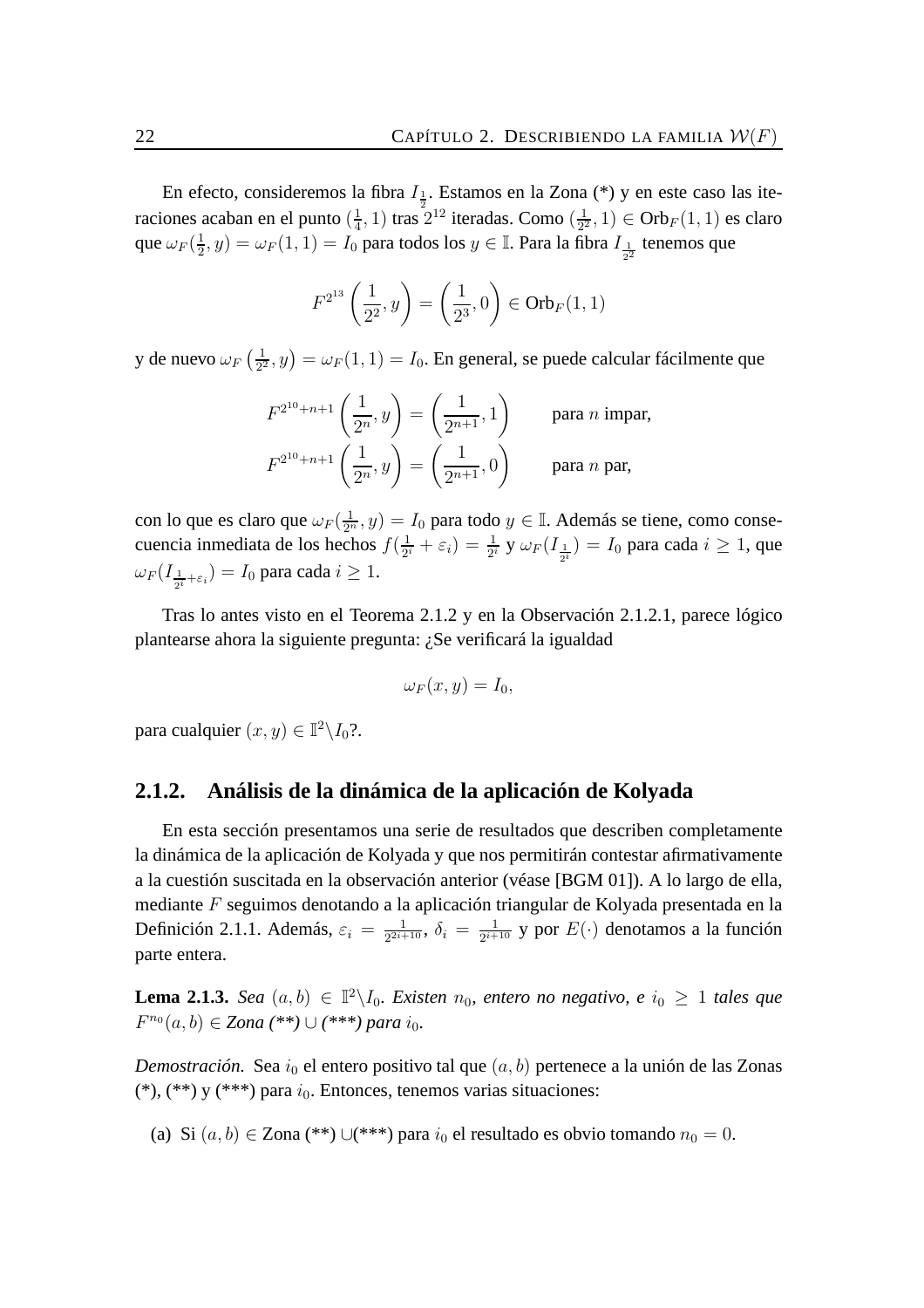En efecto, consideremos la fibra $I_{\frac{1}{2}}$. Estamos en la Zona (*) y en este caso las iteraciones acaban en el punto $(\frac{1}{4}, 1)$ tras $2^{12}$ iteradas. Como $(\frac{1}{2^2}, 1) \in \text{Orb}_F(1,1)$ es claro que $\omega_F(\frac{1}{2}, y) = \omega_F(1,1) = I_0$ para todos los $y \in \mathbb{I}$. Para la fibra $I_{\frac{1}{2^2}}$ tenemos que

$$F^{2^{13}}\left(\frac{1}{2^2}, y\right) = \left(\frac{1}{2^3}, 0\right) \in \text{Orb}_F(1,1)$$

y de nuevo $\omega_F\left(\frac{1}{2^2}, y\right) = \omega_F(1,1) = I_0$. En general, se puede calcular fácilmente que

$$F^{2^{10}+n+1}\left(\frac{1}{2^n}, y\right) = \left(\frac{1}{2^{n+1}}, 1\right) \qquad \text{para } n \text{ impar,}$$
$$F^{2^{10}+n+1}\left(\frac{1}{2^n}, y\right) = \left(\frac{1}{2^{n+1}}, 0\right) \qquad \text{para } n \text{ par,}$$

con lo que es claro que $\omega_F(\frac{1}{2^n}, y) = I_0$ para todo $y \in \mathbb{I}$. Además se tiene, como consecuencia inmediata de los hechos $f(\frac{1}{2^i} + \varepsilon_i) = \frac{1}{2^i}$ y $\omega_F(I_{\frac{1}{2^i}}) = I_0$ para cada $i \geq 1$, que $\omega_F(I_{\frac{1}{2^i}+\varepsilon_i}) = I_0$ para cada $i \geq 1$.

Tras lo antes visto en el Teorema 2.1.2 y en la Observación 2.1.2.1, parece lógico plantearse ahora la siguiente pregunta: ¿Se verificará la igualdad

$$\omega_F(x,y) = I_0,$$

para cualquier $(x,y) \in \mathbb{I}^2 \backslash I_0$?.

### 2.1.2. Análisis de la dinámica de la aplicación de Kolyada

En esta sección presentamos una serie de resultados que describen completamente la dinámica de la aplicación de Kolyada y que nos permitirán contestar afirmativamente a la cuestión suscitada en la observación anterior (véase [BGM 01]). A lo largo de ella, mediante $F$ seguimos denotando a la aplicación triangular de Kolyada presentada en la Definición 2.1.1. Además, $\varepsilon_i = \frac{1}{2^{2i+10}}$, $\delta_i = \frac{1}{2^{i+10}}$ y por $E(\cdot)$ denotamos a la función parte entera.

**Lema 2.1.3.** *Sea $(a,b) \in \mathbb{I}^2 \backslash I_0$. Existen $n_0$, entero no negativo, e $i_0 \geq 1$ tales que $F^{n_0}(a,b) \in$ Zona (**) $\cup$ (***) para $i_0$.*

*Demostración.* Sea $i_0$ el entero positivo tal que $(a,b)$ pertenece a la unión de las Zonas (*), (**) y (***) para $i_0$. Entonces, tenemos varias situaciones:

(a) Si $(a,b) \in$ Zona (**) $\cup$(***) para $i_0$ el resultado es obvio tomando $n_0 = 0$.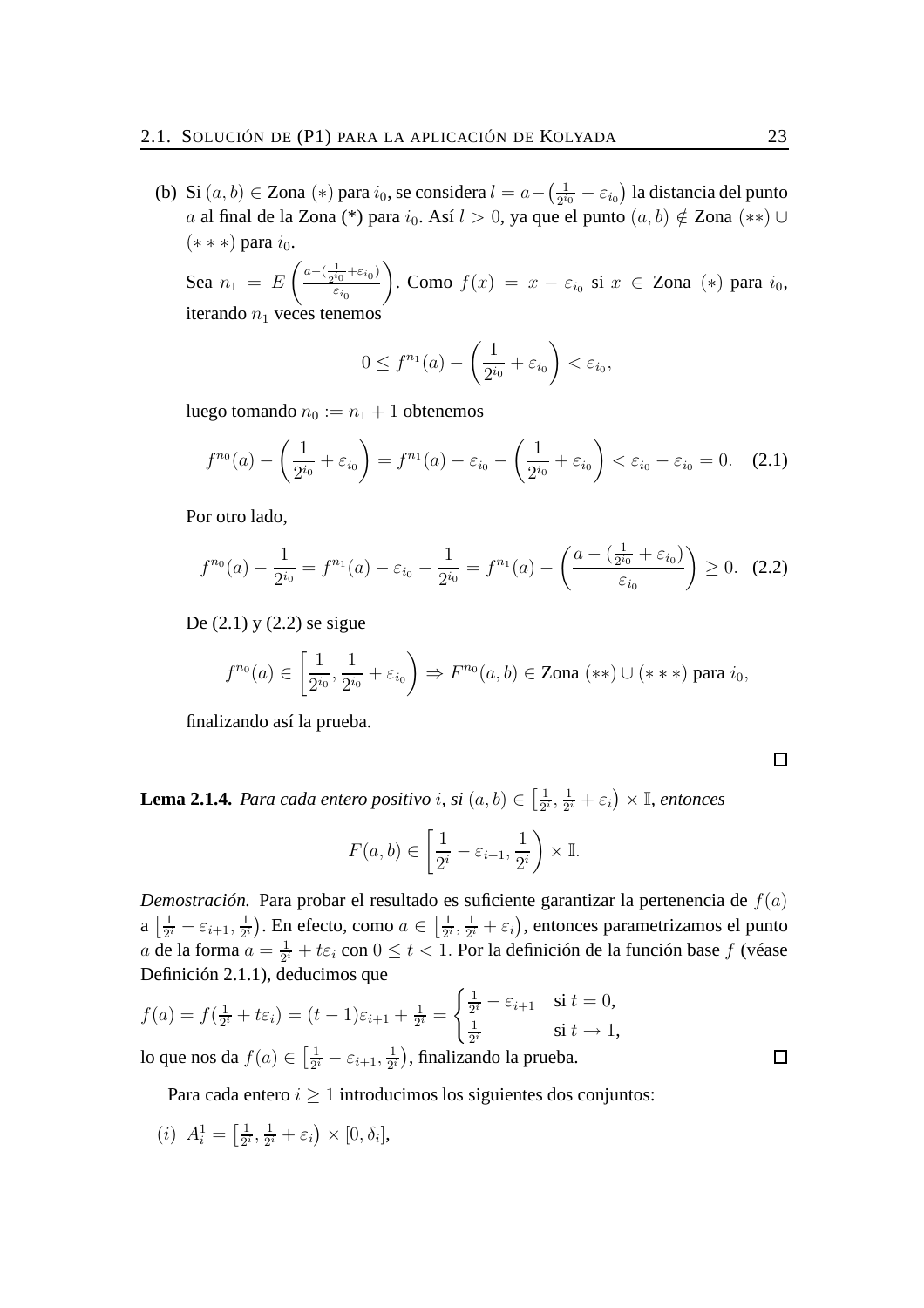(b) Si $(a,b) \in$ Zona $(*)$ para $i_0$, se considera $l = a - \left(\frac{1}{2^{i_0}} - \varepsilon_{i_0}\right)$ la distancia del punto $a$ al final de la Zona (*) para $i_0$. Así $l > 0$, ya que el punto $(a,b) \notin$ Zona $(**) \cup (***)$ para $i_0$.

Sea $n_1 = E\left(\frac{a - (\frac{1}{2^{i_0}} + \varepsilon_{i_0})}{\varepsilon_{i_0}}\right)$. Como $f(x) = x - \varepsilon_{i_0}$ si $x \in$ Zona $(*)$ para $i_0$, iterando $n_1$ veces tenemos

$$0 \leq f^{n_1}(a) - \left(\frac{1}{2^{i_0}} + \varepsilon_{i_0}\right) < \varepsilon_{i_0},$$

luego tomando $n_0 := n_1 + 1$ obtenemos

$$f^{n_0}(a) - \left(\frac{1}{2^{i_0}} + \varepsilon_{i_0}\right) = f^{n_1}(a) - \varepsilon_{i_0} - \left(\frac{1}{2^{i_0}} + \varepsilon_{i_0}\right) < \varepsilon_{i_0} - \varepsilon_{i_0} = 0. \quad (2.1)$$

Por otro lado,

$$f^{n_0}(a) - \frac{1}{2^{i_0}} = f^{n_1}(a) - \varepsilon_{i_0} - \frac{1}{2^{i_0}} = f^{n_1}(a) - \left(\frac{a - (\frac{1}{2^{i_0}} + \varepsilon_{i_0})}{\varepsilon_{i_0}}\right) \geq 0. \quad (2.2)$$

De (2.1) y (2.2) se sigue

$$f^{n_0}(a) \in \left[\frac{1}{2^{i_0}}, \frac{1}{2^{i_0}} + \varepsilon_{i_0}\right) \Rightarrow F^{n_0}(a,b) \in \text{Zona } (**) \cup (***) \text{ para } i_0,$$

finalizando así la prueba.

□

**Lema 2.1.4.** *Para cada entero positivo $i$, si $(a,b) \in \left[\frac{1}{2^i}, \frac{1}{2^i} + \varepsilon_i\right) \times \mathbb{I}$, entonces*

$$F(a,b) \in \left[\frac{1}{2^i} - \varepsilon_{i+1}, \frac{1}{2^i}\right) \times \mathbb{I}.$$

*Demostración.* Para probar el resultado es suficiente garantizar la pertenencia de $f(a)$ a $\left[\frac{1}{2^i} - \varepsilon_{i+1}, \frac{1}{2^i}\right)$. En efecto, como $a \in \left[\frac{1}{2^i}, \frac{1}{2^i} + \varepsilon_i\right)$, entonces parametrizamos el punto $a$ de la forma $a = \frac{1}{2^i} + t\varepsilon_i$ con $0 \leq t < 1$. Por la definición de la función base $f$ (véase Definición 2.1.1), deducimos que

$$f(a) = f(\tfrac{1}{2^i} + t\varepsilon_i) = (t-1)\varepsilon_{i+1} + \tfrac{1}{2^i} = \begin{cases} \frac{1}{2^i} - \varepsilon_{i+1} & \text{si } t = 0, \\ \frac{1}{2^i} & \text{si } t \to 1, \end{cases}$$

lo que nos da $f(a) \in \left[\frac{1}{2^i} - \varepsilon_{i+1}, \frac{1}{2^i}\right)$, finalizando la prueba. □

Para cada entero $i \geq 1$ introducimos los siguientes dos conjuntos:

$(i)$ $A_i^1 = \left[\frac{1}{2^i}, \frac{1}{2^i} + \varepsilon_i\right) \times [0, \delta_i]$,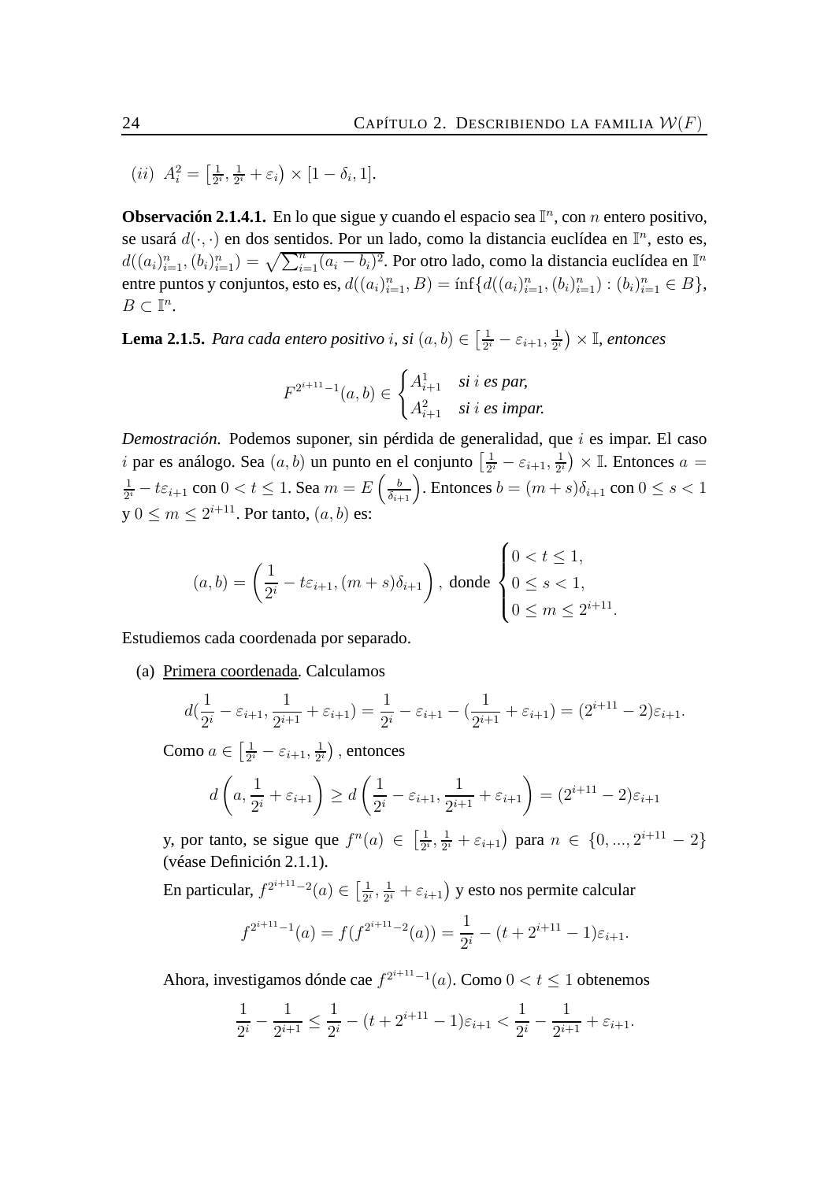$(ii)$ $A_i^2 = \left[\frac{1}{2^i}, \frac{1}{2^i} + \varepsilon_i\right) \times [1 - \delta_i, 1]$.

**Observación 2.1.4.1.** En lo que sigue y cuando el espacio sea $\mathbb{I}^n$, con $n$ entero positivo, se usará $d(\cdot, \cdot)$ en dos sentidos. Por un lado, como la distancia euclídea en $\mathbb{I}^n$, esto es, $d((a_i)_{i=1}^n, (b_i)_{i=1}^n) = \sqrt{\sum_{i=1}^n (a_i - b_i)^2}$. Por otro lado, como la distancia euclídea en $\mathbb{I}^n$ entre puntos y conjuntos, esto es, $d((a_i)_{i=1}^n, B) = \text{ínf}\{d((a_i)_{i=1}^n, (b_i)_{i=1}^n) : (b_i)_{i=1}^n \in B\}$, $B \subset \mathbb{I}^n$.

**Lema 2.1.5.** *Para cada entero positivo $i$, si $(a, b) \in \left[\frac{1}{2^i} - \varepsilon_{i+1}, \frac{1}{2^i}\right) \times \mathbb{I}$, entonces*

$$F^{2^{i+11}-1}(a, b) \in \begin{cases} A_{i+1}^1 & \textit{si } i \textit{ es par,} \\ A_{i+1}^2 & \textit{si } i \textit{ es impar.} \end{cases}$$

*Demostración.* Podemos suponer, sin pérdida de generalidad, que $i$ es impar. El caso $i$ par es análogo. Sea $(a, b)$ un punto en el conjunto $\left[\frac{1}{2^i} - \varepsilon_{i+1}, \frac{1}{2^i}\right) \times \mathbb{I}$. Entonces $a = \frac{1}{2^i} - t\varepsilon_{i+1}$ con $0 < t \leq 1$. Sea $m = E\left(\frac{b}{\delta_{i+1}}\right)$. Entonces $b = (m + s)\delta_{i+1}$ con $0 \leq s < 1$ y $0 \leq m \leq 2^{i+11}$. Por tanto, $(a, b)$ es:

$$(a, b) = \left(\frac{1}{2^i} - t\varepsilon_{i+1}, (m + s)\delta_{i+1}\right), \text{ donde } \begin{cases} 0 < t \leq 1, \\ 0 \leq s < 1, \\ 0 \leq m \leq 2^{i+11}. \end{cases}$$

Estudiemos cada coordenada por separado.

(a) Primera coordenada. Calculamos

$$d\left(\frac{1}{2^i} - \varepsilon_{i+1}, \frac{1}{2^{i+1}} + \varepsilon_{i+1}\right) = \frac{1}{2^i} - \varepsilon_{i+1} - \left(\frac{1}{2^{i+1}} + \varepsilon_{i+1}\right) = (2^{i+11} - 2)\varepsilon_{i+1}.$$

Como $a \in \left[\frac{1}{2^i} - \varepsilon_{i+1}, \frac{1}{2^i}\right)$, entonces

$$d\left(a, \frac{1}{2^i} + \varepsilon_{i+1}\right) \geq d\left(\frac{1}{2^i} - \varepsilon_{i+1}, \frac{1}{2^{i+1}} + \varepsilon_{i+1}\right) = (2^{i+11} - 2)\varepsilon_{i+1}$$

y, por tanto, se sigue que $f^n(a) \in \left[\frac{1}{2^i}, \frac{1}{2^i} + \varepsilon_{i+1}\right)$ para $n \in \{0, ..., 2^{i+11} - 2\}$ (véase Definición 2.1.1).

En particular, $f^{2^{i+11}-2}(a) \in \left[\frac{1}{2^i}, \frac{1}{2^i} + \varepsilon_{i+1}\right)$ y esto nos permite calcular

$$f^{2^{i+11}-1}(a) = f(f^{2^{i+11}-2}(a)) = \frac{1}{2^i} - (t + 2^{i+11} - 1)\varepsilon_{i+1}.$$

Ahora, investigamos dónde cae $f^{2^{i+11}-1}(a)$. Como $0 < t \leq 1$ obtenemos

$$\frac{1}{2^i} - \frac{1}{2^{i+1}} \leq \frac{1}{2^i} - (t + 2^{i+11} - 1)\varepsilon_{i+1} < \frac{1}{2^i} - \frac{1}{2^{i+1}} + \varepsilon_{i+1}.$$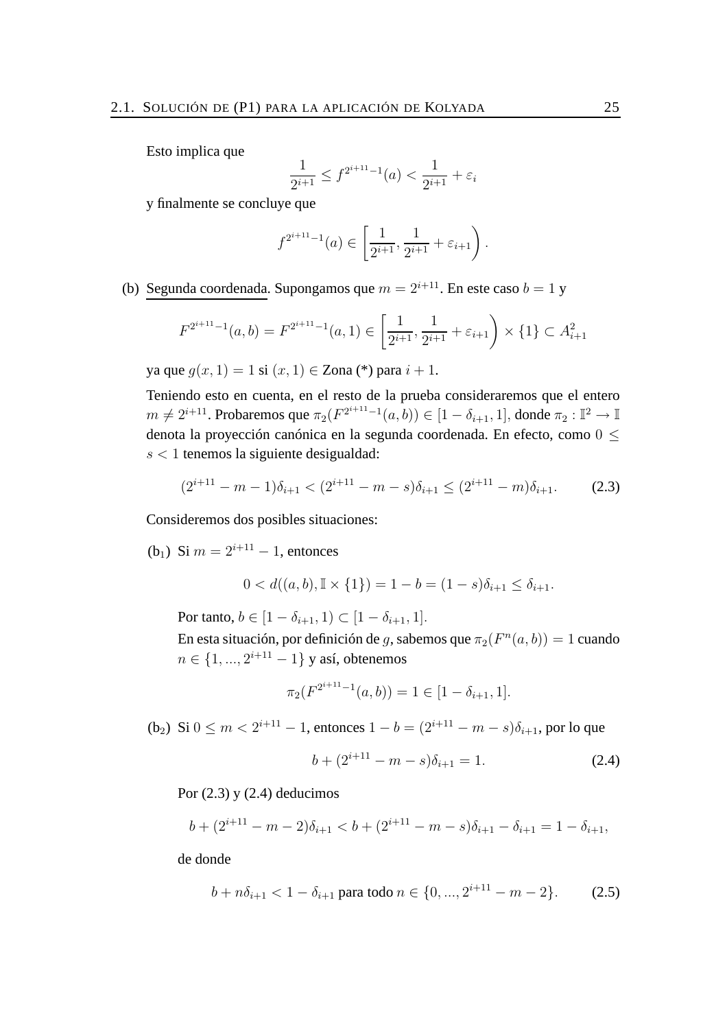Esto implica que

$$\frac{1}{2^{i+1}} \leq f^{2^{i+11}-1}(a) < \frac{1}{2^{i+1}} + \varepsilon_i$$

y finalmente se concluye que

$$f^{2^{i+11}-1}(a) \in \left[\frac{1}{2^{i+1}}, \frac{1}{2^{i+1}} + \varepsilon_{i+1}\right).$$

(b) <u>Segunda coordenada</u>. Supongamos que $m = 2^{i+11}$. En este caso $b = 1$ y

$$F^{2^{i+11}-1}(a,b) = F^{2^{i+11}-1}(a,1) \in \left[\frac{1}{2^{i+1}}, \frac{1}{2^{i+1}} + \varepsilon_{i+1}\right) \times \{1\} \subset A^2_{i+1}$$

ya que $g(x,1) = 1$ si $(x,1) \in$ Zona (*) para $i+1$.

Teniendo esto en cuenta, en el resto de la prueba consideraremos que el entero $m \neq 2^{i+11}$. Probaremos que $\pi_2(F^{2^{i+11}-1}(a,b)) \in [1-\delta_{i+1}, 1]$, donde $\pi_2 : \mathbb{I}^2 \to \mathbb{I}$ denota la proyección canónica en la segunda coordenada. En efecto, como $0 \leq s < 1$ tenemos la siguiente desigualdad:

$$(2^{i+11} - m - 1)\delta_{i+1} < (2^{i+11} - m - s)\delta_{i+1} \leq (2^{i+11} - m)\delta_{i+1}. \tag{2.3}$$

Consideremos dos posibles situaciones:

($b_1$) Si $m = 2^{i+11} - 1$, entonces

$$0 < d((a,b), \mathbb{I} \times \{1\}) = 1 - b = (1-s)\delta_{i+1} \leq \delta_{i+1}.$$

Por tanto, $b \in [1-\delta_{i+1}, 1) \subset [1-\delta_{i+1}, 1]$.
En esta situación, por definición de $g$, sabemos que $\pi_2(F^n(a,b)) = 1$ cuando $n \in \{1, ..., 2^{i+11} - 1\}$ y así, obtenemos

$$\pi_2(F^{2^{i+11}-1}(a,b)) = 1 \in [1-\delta_{i+1}, 1].$$

($b_2$) Si $0 \leq m < 2^{i+11} - 1$, entonces $1 - b = (2^{i+11} - m - s)\delta_{i+1}$, por lo que

$$b + (2^{i+11} - m - s)\delta_{i+1} = 1. \tag{2.4}$$

Por (2.3) y (2.4) deducimos

$$b + (2^{i+11} - m - 2)\delta_{i+1} < b + (2^{i+11} - m - s)\delta_{i+1} - \delta_{i+1} = 1 - \delta_{i+1},$$

de donde

$$b + n\delta_{i+1} < 1 - \delta_{i+1} \text{ para todo } n \in \{0, ..., 2^{i+11} - m - 2\}. \tag{2.5}$$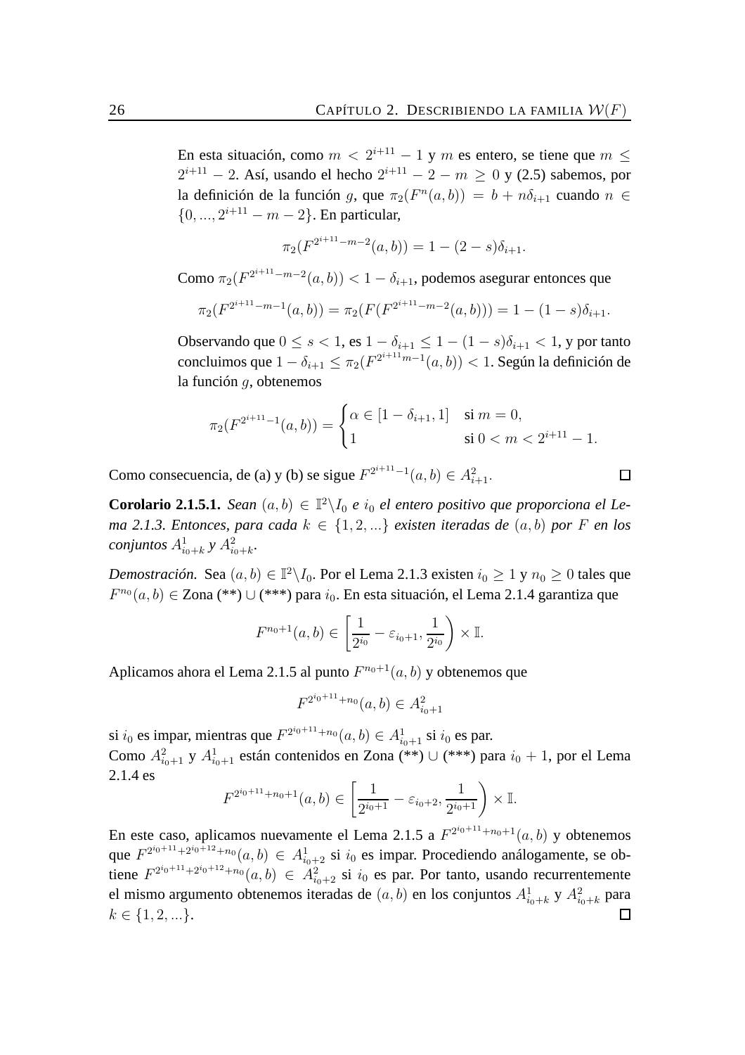En esta situación, como $m < 2^{i+11} - 1$ y $m$ es entero, se tiene que $m \leq 2^{i+11} - 2$. Así, usando el hecho $2^{i+11} - 2 - m \geq 0$ y (2.5) sabemos, por la definición de la función $g$, que $\pi_2(F^n(a,b)) = b + n\delta_{i+1}$ cuando $n \in \{0, ..., 2^{i+11} - m - 2\}$. En particular,

$$\pi_2(F^{2^{i+11}-m-2}(a,b)) = 1 - (2-s)\delta_{i+1}.$$

Como $\pi_2(F^{2^{i+11}-m-2}(a,b)) < 1 - \delta_{i+1}$, podemos asegurar entonces que

$$\pi_2(F^{2^{i+11}-m-1}(a,b)) = \pi_2(F(F^{2^{i+11}-m-2}(a,b))) = 1 - (1-s)\delta_{i+1}.$$

Observando que $0 \leq s < 1$, es $1 - \delta_{i+1} \leq 1 - (1-s)\delta_{i+1} < 1$, y por tanto concluimos que $1 - \delta_{i+1} \leq \pi_2(F^{2^{i+11}m-1}(a,b)) < 1$. Según la definición de la función $g$, obtenemos

$$\pi_2(F^{2^{i+11}-1}(a,b)) = \begin{cases} \alpha \in [1-\delta_{i+1}, 1] & \text{si } m = 0, \\ 1 & \text{si } 0 < m < 2^{i+11} - 1. \end{cases}$$

Como consecuencia, de (a) y (b) se sigue $F^{2^{i+11}-1}(a,b) \in A^2_{i+1}$. □

**Corolario 2.1.5.1.** *Sean $(a,b) \in \mathbb{I}^2 \backslash I_0$ e $i_0$ el entero positivo que proporciona el Lema 2.1.3. Entonces, para cada $k \in \{1, 2, ...\}$ existen iteradas de $(a,b)$ por $F$ en los conjuntos $A^1_{i_0+k}$ y $A^2_{i_0+k}$.*

*Demostración.* Sea $(a,b) \in \mathbb{I}^2 \backslash I_0$. Por el Lema 2.1.3 existen $i_0 \geq 1$ y $n_0 \geq 0$ tales que $F^{n_0}(a,b) \in$ Zona (**) $\cup$ (***) para $i_0$. En esta situación, el Lema 2.1.4 garantiza que

$$F^{n_0+1}(a,b) \in \left[\frac{1}{2^{i_0}} - \varepsilon_{i_0+1}, \frac{1}{2^{i_0}}\right) \times \mathbb{I}.$$

Aplicamos ahora el Lema 2.1.5 al punto $F^{n_0+1}(a,b)$ y obtenemos que

$$F^{2^{i_0+11}+n_0}(a,b) \in A^2_{i_0+1}$$

si $i_0$ es impar, mientras que $F^{2^{i_0+11}+n_0}(a,b) \in A^1_{i_0+1}$ si $i_0$ es par.
Como $A^2_{i_0+1}$ y $A^1_{i_0+1}$ están contenidos en Zona (**) $\cup$ (***) para $i_0+1$, por el Lema 2.1.4 es

$$F^{2^{i_0+11}+n_0+1}(a,b) \in \left[\frac{1}{2^{i_0+1}} - \varepsilon_{i_0+2}, \frac{1}{2^{i_0+1}}\right) \times \mathbb{I}.$$

En este caso, aplicamos nuevamente el Lema 2.1.5 a $F^{2^{i_0+11}+n_0+1}(a,b)$ y obtenemos que $F^{2^{i_0+11}+2^{i_0+12}+n_0}(a,b) \in A^1_{i_0+2}$ si $i_0$ es impar. Procediendo análogamente, se obtiene $F^{2^{i_0+11}+2^{i_0+12}+n_0}(a,b) \in A^2_{i_0+2}$ si $i_0$ es par. Por tanto, usando recurrentemente el mismo argumento obtenemos iteradas de $(a,b)$ en los conjuntos $A^1_{i_0+k}$ y $A^2_{i_0+k}$ para $k \in \{1, 2, ...\}$. □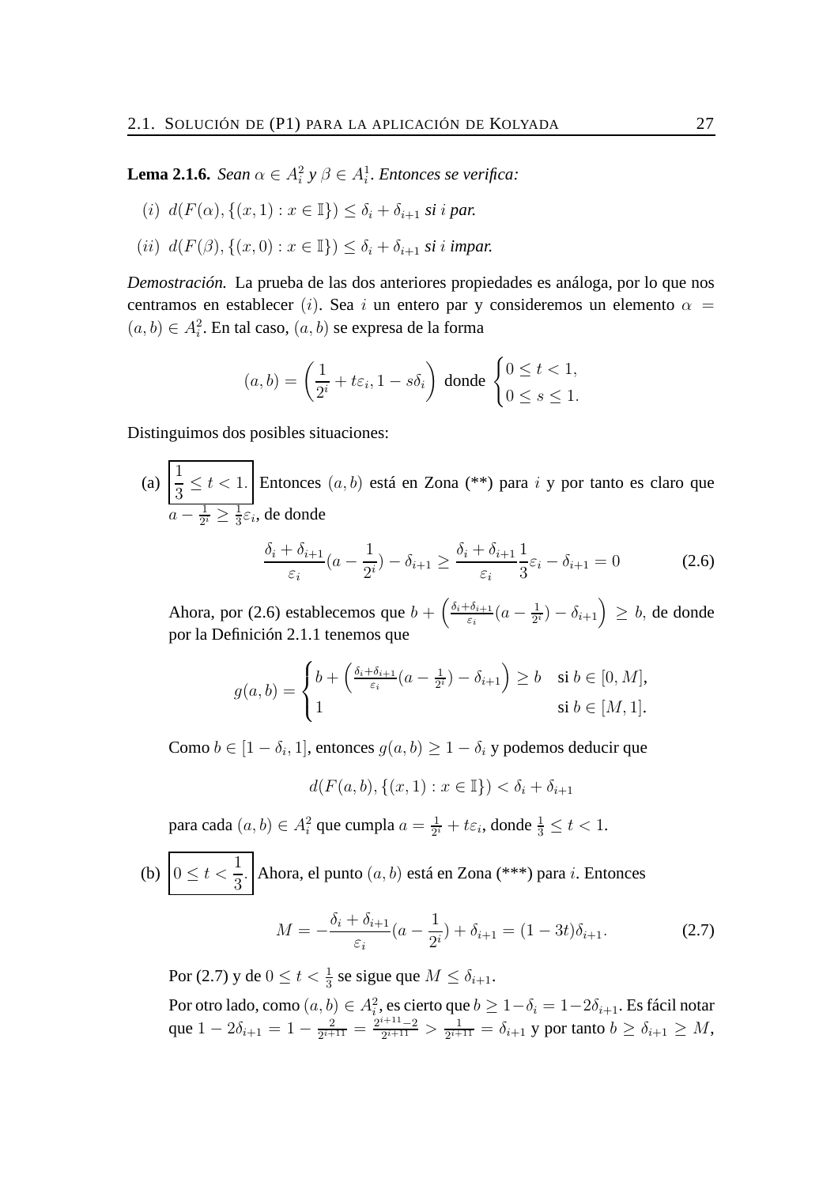**Lema 2.1.6.** *Sean $\alpha \in A_i^2$ y $\beta \in A_i^1$. Entonces se verifica:*

$(i)$ $d(F(\alpha), \{(x,1) : x \in \mathbb{I}\}) \leq \delta_i + \delta_{i+1}$ *si $i$ par.*

$(ii)$ $d(F(\beta), \{(x,0) : x \in \mathbb{I}\}) \leq \delta_i + \delta_{i+1}$ *si $i$ impar.*

*Demostración.* La prueba de las dos anteriores propiedades es análoga, por lo que nos centramos en establecer $(i)$. Sea $i$ un entero par y consideremos un elemento $\alpha = (a,b) \in A_i^2$. En tal caso, $(a,b)$ se expresa de la forma

$$(a,b) = \left(\frac{1}{2^i} + t\varepsilon_i, 1 - s\delta_i\right) \text{ donde } \begin{cases} 0 \leq t < 1, \\ 0 \leq s \leq 1. \end{cases}$$

Distinguimos dos posibles situaciones:

(a) $\boxed{\frac{1}{3} \leq t < 1.}$ Entonces $(a,b)$ está en Zona (\*\*) para $i$ y por tanto es claro que $a - \frac{1}{2^i} \geq \frac{1}{3}\varepsilon_i$, de donde

$$\frac{\delta_i + \delta_{i+1}}{\varepsilon_i}(a - \frac{1}{2^i}) - \delta_{i+1} \geq \frac{\delta_i + \delta_{i+1}}{\varepsilon_i}\frac{1}{3}\varepsilon_i - \delta_{i+1} = 0 \tag{2.6}$$

Ahora, por (2.6) establecemos que $b + \left(\frac{\delta_i + \delta_{i+1}}{\varepsilon_i}(a - \frac{1}{2^i}) - \delta_{i+1}\right) \geq b,$ de donde por la Definición 2.1.1 tenemos que

$$g(a,b) = \begin{cases} b + \left(\frac{\delta_i + \delta_{i+1}}{\varepsilon_i}(a - \frac{1}{2^i}) - \delta_{i+1}\right) \geq b & \text{si } b \in [0,M], \\ 1 & \text{si } b \in [M,1]. \end{cases}$$

Como $b \in [1 - \delta_i, 1]$, entonces $g(a,b) \geq 1 - \delta_i$ y podemos deducir que

$$d(F(a,b), \{(x,1) : x \in \mathbb{I}\}) < \delta_i + \delta_{i+1}$$

para cada $(a,b) \in A_i^2$ que cumpla $a = \frac{1}{2^i} + t\varepsilon_i$, donde $\frac{1}{3} \leq t < 1$.

(b) $\boxed{0 \leq t < \frac{1}{3}.}$ Ahora, el punto $(a,b)$ está en Zona (\*\*\*) para $i$. Entonces

$$M = -\frac{\delta_i + \delta_{i+1}}{\varepsilon_i}(a - \frac{1}{2^i}) + \delta_{i+1} = (1 - 3t)\delta_{i+1}. \tag{2.7}$$

Por (2.7) y de $0 \leq t < \frac{1}{3}$ se sigue que $M \leq \delta_{i+1}$.

Por otro lado, como $(a,b) \in A_i^2$, es cierto que $b \geq 1 - \delta_i = 1 - 2\delta_{i+1}$. Es fácil notar que $1 - 2\delta_{i+1} = 1 - \frac{2}{2^{i+11}} = \frac{2^{i+11}-2}{2^{i+11}} > \frac{1}{2^{i+11}} = \delta_{i+1}$ y por tanto $b \geq \delta_{i+1} \geq M$,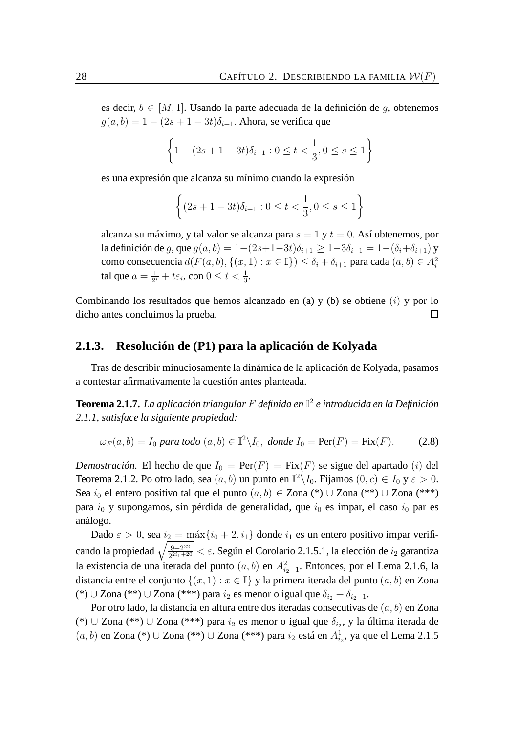es decir, $b \in [M, 1]$. Usando la parte adecuada de la definición de $g$, obtenemos $g(a,b) = 1 - (2s + 1 - 3t)\delta_{i+1}$. Ahora, se verifica que

$$\left\{1 - (2s + 1 - 3t)\delta_{i+1} : 0 \leq t < \frac{1}{3}, 0 \leq s \leq 1\right\}$$

es una expresión que alcanza su mínimo cuando la expresión

$$\left\{(2s + 1 - 3t)\delta_{i+1} : 0 \leq t < \frac{1}{3}, 0 \leq s \leq 1\right\}$$

alcanza su máximo, y tal valor se alcanza para $s = 1$ y $t = 0$. Así obtenemos, por la definición de $g$, que $g(a,b) = 1-(2s+1-3t)\delta_{i+1} \geq 1-3\delta_{i+1} = 1-(\delta_i+\delta_{i+1})$ y como consecuencia $d(F(a,b), \{(x,1) : x \in \mathbb{I}\}) \leq \delta_i + \delta_{i+1}$ para cada $(a,b) \in A_i^2$ tal que $a = \frac{1}{2^i} + t\varepsilon_i$, con $0 \leq t < \frac{1}{3}$.

Combinando los resultados que hemos alcanzado en (a) y (b) se obtiene $(i)$ y por lo dicho antes concluimos la prueba. $\square$

### 2.1.3. Resolución de (P1) para la aplicación de Kolyada

Tras de describir minuciosamente la dinámica de la aplicación de Kolyada, pasamos a contestar afirmativamente la cuestión antes planteada.

**Teorema 2.1.7.** *La aplicación triangular $F$ definida en $\mathbb{I}^2$ e introducida en la Definición 2.1.1, satisface la siguiente propiedad:*

$$\omega_F(a,b) = I_0 \textit{ para todo } (a,b) \in \mathbb{I}^2 \backslash I_0, \textit{ donde } I_0 = \text{Per}(F) = \text{Fix}(F). \tag{2.8}$$

*Demostración.* El hecho de que $I_0 = \text{Per}(F) = \text{Fix}(F)$ se sigue del apartado $(i)$ del Teorema 2.1.2. Po otro lado, sea $(a,b)$ un punto en $\mathbb{I}^2 \backslash I_0$. Fijamos $(0,c) \in I_0$ y $\varepsilon > 0$. Sea $i_0$ el entero positivo tal que el punto $(a,b) \in$ Zona (*) $\cup$ Zona (**) $\cup$ Zona (***) para $i_0$ y supongamos, sin pérdida de generalidad, que $i_0$ es impar, el caso $i_0$ par es análogo.

Dado $\varepsilon > 0$, sea $i_2 = \max\{i_0 + 2, i_1\}$ donde $i_1$ es un entero positivo impar verificando la propiedad $\sqrt{\frac{9+2^{22}}{2^{2i_1+20}}} < \varepsilon$. Según el Corolario 2.1.5.1, la elección de $i_2$ garantiza la existencia de una iterada del punto $(a,b)$ en $A_{i_2-1}^2$. Entonces, por el Lema 2.1.6, la distancia entre el conjunto $\{(x,1) : x \in \mathbb{I}\}$ y la primera iterada del punto $(a,b)$ en Zona (*) $\cup$ Zona (**) $\cup$ Zona (***) para $i_2$ es menor o igual que $\delta_{i_2} + \delta_{i_2-1}$.

Por otro lado, la distancia en altura entre dos iteradas consecutivas de $(a,b)$ en Zona (*) $\cup$ Zona (**) $\cup$ Zona (***) para $i_2$ es menor o igual que $\delta_{i_2}$, y la última iterada de $(a,b)$ en Zona (*) $\cup$ Zona (**) $\cup$ Zona (***) para $i_2$ está en $A_{i_2}^1$, ya que el Lema 2.1.5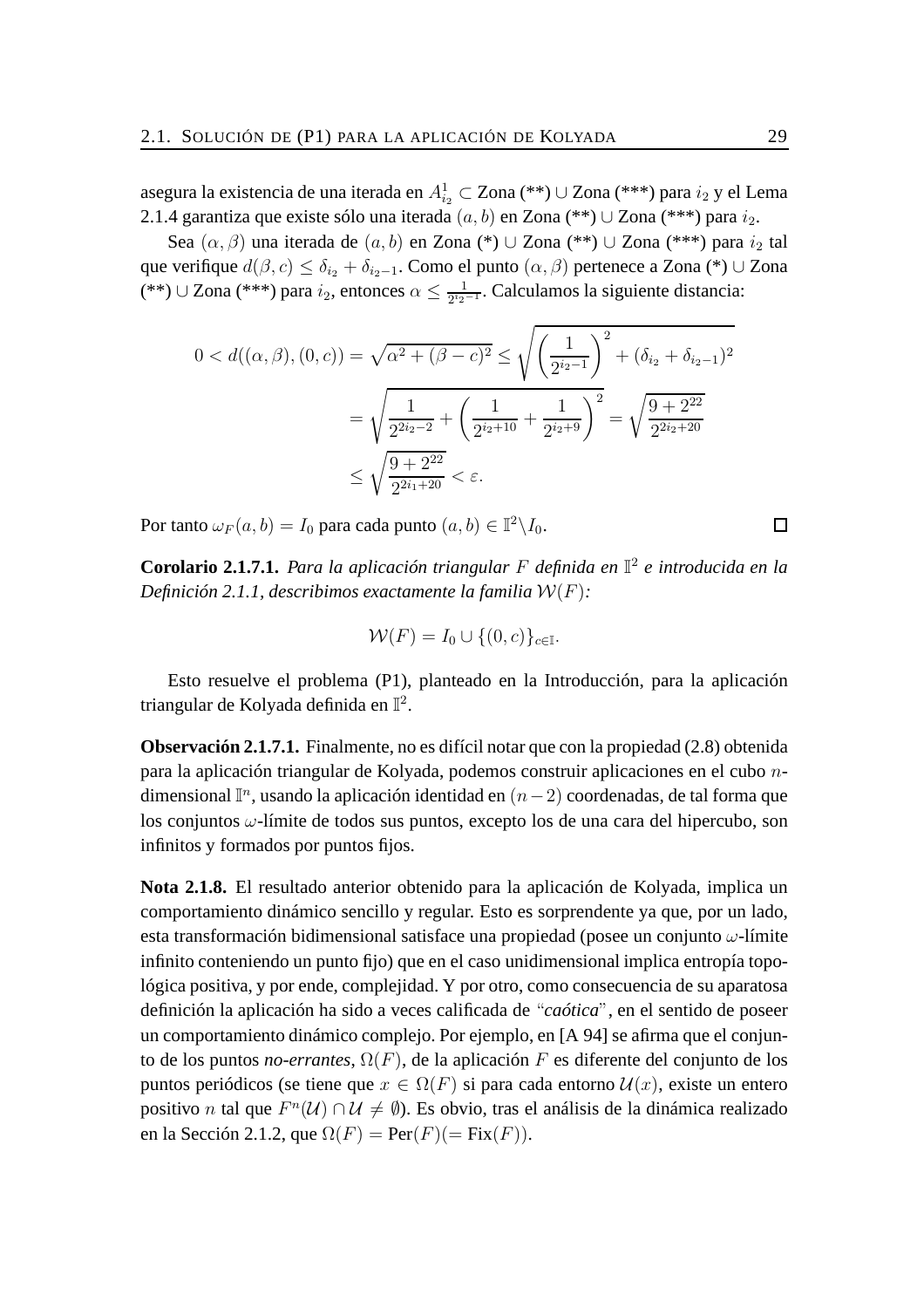asegura la existencia de una iterada en $A^1_{i_2} \subset$ Zona (**) $\cup$ Zona (***) para $i_2$ y el Lema 2.1.4 garantiza que existe sólo una iterada $(a, b)$ en Zona (**) $\cup$ Zona (***) para $i_2$.

Sea $(\alpha, \beta)$ una iterada de $(a, b)$ en Zona (*) $\cup$ Zona (**) $\cup$ Zona (***) para $i_2$ tal que verifique $d(\beta, c) \leq \delta_{i_2} + \delta_{i_2-1}$. Como el punto $(\alpha, \beta)$ pertenece a Zona (*) $\cup$ Zona (**) $\cup$ Zona (***) para $i_2$, entonces $\alpha \leq \frac{1}{2^{i_2-1}}$. Calculamos la siguiente distancia:

$$
\begin{aligned}
0 < d((\alpha, \beta), (0, c)) = \sqrt{\alpha^2 + (\beta - c)^2} &\leq \sqrt{\left(\frac{1}{2^{i_2-1}}\right)^2 + (\delta_{i_2} + \delta_{i_2-1})^2} \\
&= \sqrt{\frac{1}{2^{2i_2-2}} + \left(\frac{1}{2^{i_2+10}} + \frac{1}{2^{i_2+9}}\right)^2} = \sqrt{\frac{9 + 2^{22}}{2^{2i_2+20}}} \\
&\leq \sqrt{\frac{9 + 2^{22}}{2^{2i_1+20}}} < \varepsilon.
\end{aligned}
$$

Por tanto $\omega_F(a, b) = I_0$ para cada punto $(a, b) \in \mathbb{I}^2 \backslash I_0$. □

**Corolario 2.1.7.1.** *Para la aplicación triangular $F$ definida en $\mathbb{I}^2$ e introducida en la Definición 2.1.1, describimos exactamente la familia $\mathcal{W}(F)$:*

$$
\mathcal{W}(F) = I_0 \cup \{(0, c)\}_{c \in \mathbb{I}}.
$$

Esto resuelve el problema (P1), planteado en la Introducción, para la aplicación triangular de Kolyada definida en $\mathbb{I}^2$.

**Observación 2.1.7.1.** Finalmente, no es difícil notar que con la propiedad (2.8) obtenida para la aplicación triangular de Kolyada, podemos construir aplicaciones en el cubo $n$-dimensional $\mathbb{I}^n$, usando la aplicación identidad en $(n-2)$ coordenadas, de tal forma que los conjuntos $\omega$-límite de todos sus puntos, excepto los de una cara del hipercubo, son infinitos y formados por puntos fijos.

**Nota 2.1.8.** El resultado anterior obtenido para la aplicación de Kolyada, implica un comportamiento dinámico sencillo y regular. Esto es sorprendente ya que, por un lado, esta transformación bidimensional satisface una propiedad (posee un conjunto $\omega$-límite infinito conteniendo un punto fijo) que en el caso unidimensional implica entropía topológica positiva, y por ende, complejidad. Y por otro, como consecuencia de su aparatosa definición la aplicación ha sido a veces calificada de "*caótica*", en el sentido de poseer un comportamiento dinámico complejo. Por ejemplo, en [A 94] se afirma que el conjunto de los puntos *no-errantes*, $\Omega(F)$, de la aplicación $F$ es diferente del conjunto de los puntos periódicos (se tiene que $x \in \Omega(F)$ si para cada entorno $\mathcal{U}(x)$, existe un entero positivo $n$ tal que $F^n(\mathcal{U}) \cap \mathcal{U} \neq \emptyset$). Es obvio, tras el análisis de la dinámica realizado en la Sección 2.1.2, que $\Omega(F) = \text{Per}(F)(= \text{Fix}(F))$.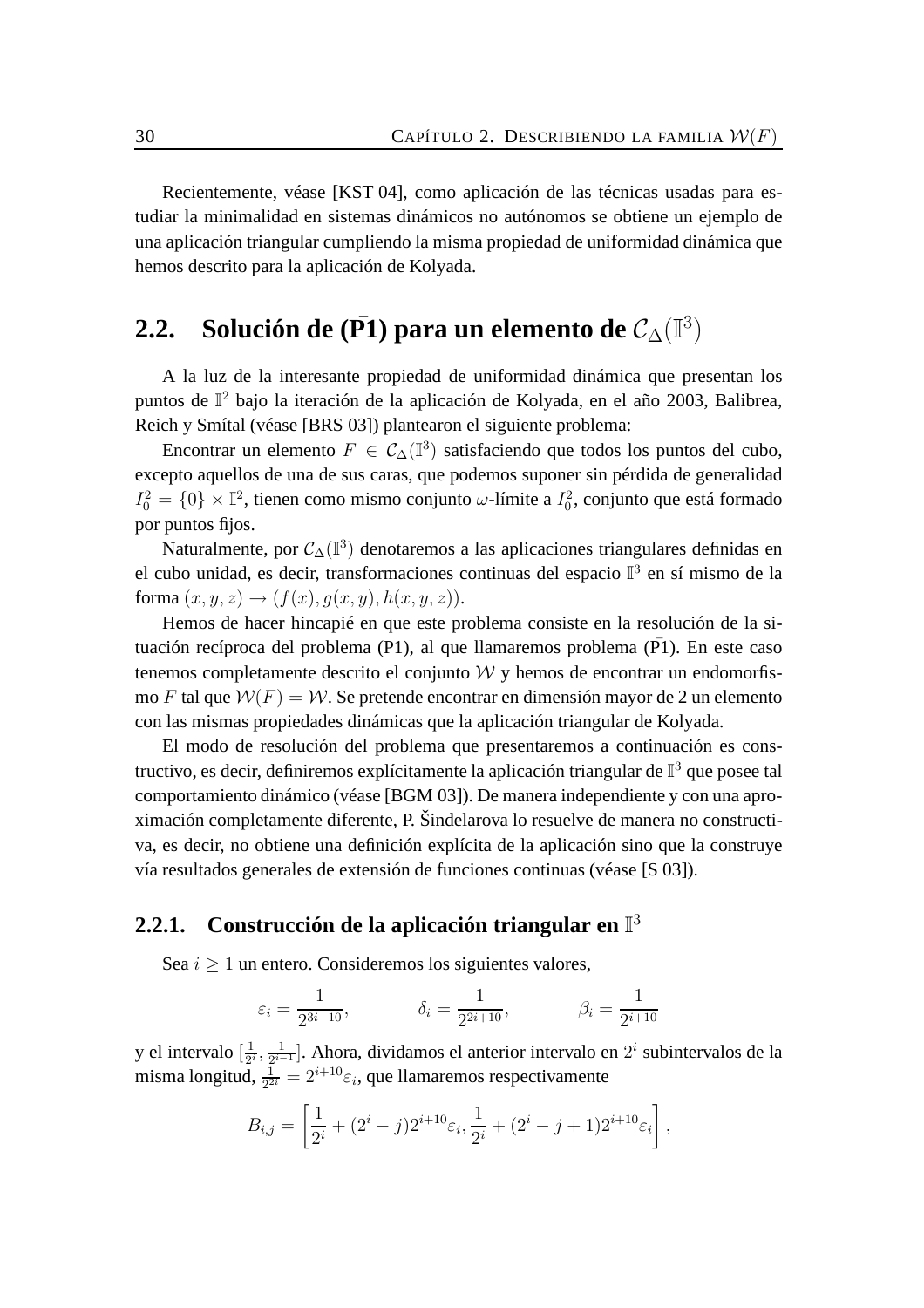Recientemente, véase [KST 04], como aplicación de las técnicas usadas para estudiar la minimalidad en sistemas dinámicos no autónomos se obtiene un ejemplo de una aplicación triangular cumpliendo la misma propiedad de uniformidad dinámica que hemos descrito para la aplicación de Kolyada.

## 2.2. Solución de ($\bar{\text{P}}$1) para un elemento de $\mathcal{C}_\Delta(\mathbb{I}^3)$

A la luz de la interesante propiedad de uniformidad dinámica que presentan los puntos de $\mathbb{I}^2$ bajo la iteración de la aplicación de Kolyada, en el año 2003, Balibrea, Reich y Smítal (véase [BRS 03]) plantearon el siguiente problema:

Encontrar un elemento $F \in \mathcal{C}_\Delta(\mathbb{I}^3)$ satisfaciendo que todos los puntos del cubo, excepto aquellos de una de sus caras, que podemos suponer sin pérdida de generalidad $I_0^2 = \{0\} \times \mathbb{I}^2$, tienen como mismo conjunto $\omega$-límite a $I_0^2$, conjunto que está formado por puntos fijos.

Naturalmente, por $\mathcal{C}_\Delta(\mathbb{I}^3)$ denotaremos a las aplicaciones triangulares definidas en el cubo unidad, es decir, transformaciones continuas del espacio $\mathbb{I}^3$ en sí mismo de la forma $(x, y, z) \to (f(x), g(x, y), h(x, y, z))$.

Hemos de hacer hincapié en que este problema consiste en la resolución de la situación recíproca del problema (P1), al que llamaremos problema ($\bar{\text{P}}$1). En este caso tenemos completamente descrito el conjunto $\mathcal{W}$ y hemos de encontrar un endomorfismo $F$ tal que $\mathcal{W}(F) = \mathcal{W}$. Se pretende encontrar en dimensión mayor de 2 un elemento con las mismas propiedades dinámicas que la aplicación triangular de Kolyada.

El modo de resolución del problema que presentaremos a continuación es constructivo, es decir, definiremos explícitamente la aplicación triangular de $\mathbb{I}^3$ que posee tal comportamiento dinámico (véase [BGM 03]). De manera independiente y con una aproximación completamente diferente, P. Šindelarova lo resuelve de manera no constructiva, es decir, no obtiene una definición explícita de la aplicación sino que la construye vía resultados generales de extensión de funciones continuas (véase [S 03]).

### 2.2.1. Construcción de la aplicación triangular en $\mathbb{I}^3$

Sea $i \geq 1$ un entero. Consideremos los siguientes valores,

$$\varepsilon_i = \frac{1}{2^{3i+10}}, \qquad \delta_i = \frac{1}{2^{2i+10}}, \qquad \beta_i = \frac{1}{2^{i+10}}$$

y el intervalo $[\frac{1}{2^i}, \frac{1}{2^{i-1}}]$. Ahora, dividamos el anterior intervalo en $2^i$ subintervalos de la misma longitud, $\frac{1}{2^{2i}} = 2^{i+10}\varepsilon_i$, que llamaremos respectivamente

$$B_{i,j} = \left[\frac{1}{2^i} + (2^i - j)2^{i+10}\varepsilon_i, \frac{1}{2^i} + (2^i - j + 1)2^{i+10}\varepsilon_i\right],$$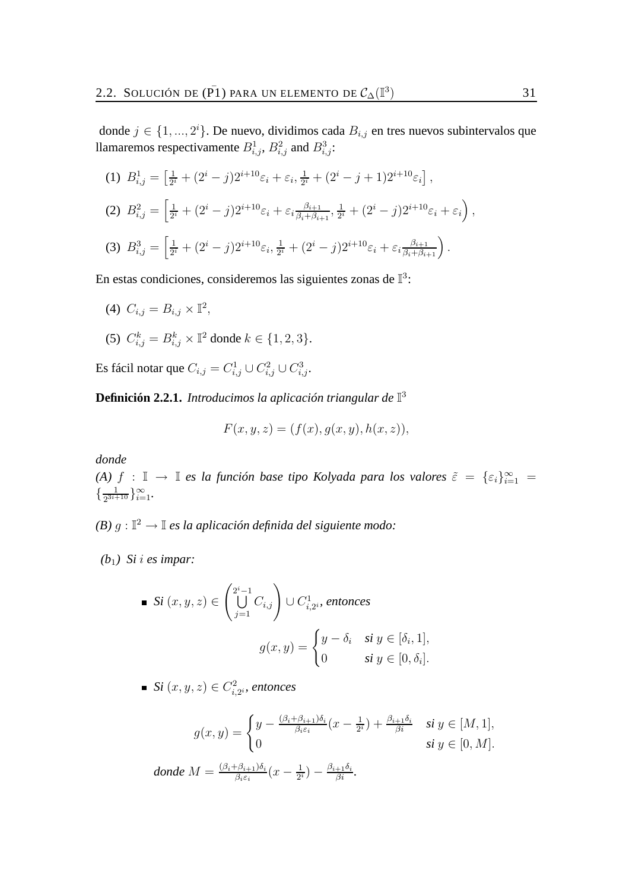donde $j \in \{1, ..., 2^i\}$. De nuevo, dividimos cada $B_{i,j}$ en tres nuevos subintervalos que llamaremos respectivamente $B^1_{i,j}$, $B^2_{i,j}$ and $B^3_{i,j}$:

(1) $B^1_{i,j} = \left[\frac{1}{2^i} + (2^i - j)2^{i+10}\varepsilon_i + \varepsilon_i, \frac{1}{2^i} + (2^i - j + 1)2^{i+10}\varepsilon_i\right]$,

(2) $B^2_{i,j} = \left[\frac{1}{2^i} + (2^i - j)2^{i+10}\varepsilon_i + \varepsilon_i \frac{\beta_{i+1}}{\beta_i + \beta_{i+1}}, \frac{1}{2^i} + (2^i - j)2^{i+10}\varepsilon_i + \varepsilon_i\right)$,

(3) $B^3_{i,j} = \left[\frac{1}{2^i} + (2^i - j)2^{i+10}\varepsilon_i, \frac{1}{2^i} + (2^i - j)2^{i+10}\varepsilon_i + \varepsilon_i \frac{\beta_{i+1}}{\beta_i + \beta_{i+1}}\right)$.

En estas condiciones, consideremos las siguientes zonas de $\mathbb{I}^3$:

(4) $C_{i,j} = B_{i,j} \times \mathbb{I}^2$,

(5) $C^k_{i,j} = B^k_{i,j} \times \mathbb{I}^2$ donde $k \in \{1, 2, 3\}$.

Es fácil notar que $C_{i,j} = C^1_{i,j} \cup C^2_{i,j} \cup C^3_{i,j}$.

**Definición 2.2.1.** *Introducimos la aplicación triangular de* $\mathbb{I}^3$

$$F(x, y, z) = (f(x), g(x, y), h(x, z)),$$

*donde*

*(A)* $f : \mathbb{I} \to \mathbb{I}$ *es la función base tipo Kolyada para los valores* $\tilde{\varepsilon} = \{\varepsilon_i\}_{i=1}^{\infty} = \{\frac{1}{2^{3i+10}}\}_{i=1}^{\infty}$.

*(B)* $g : \mathbb{I}^2 \to \mathbb{I}$ *es la aplicación definida del siguiente modo:*

*($b_1$) Si* $i$ *es impar:*

- *Si* $(x, y, z) \in \left(\bigcup_{j=1}^{2^i - 1} C_{i,j}\right) \cup C^1_{i,2^i}$, *entonces*

$$g(x, y) = \begin{cases} y - \delta_i & \textit{si } y \in [\delta_i, 1], \\ 0 & \textit{si } y \in [0, \delta_i]. \end{cases}$$

- *Si* $(x, y, z) \in C^2_{i,2^i}$, *entonces*

$$g(x, y) = \begin{cases} y - \frac{(\beta_i + \beta_{i+1})\delta_i}{\beta_i \varepsilon_i}(x - \frac{1}{2^i}) + \frac{\beta_{i+1}\delta_i}{\beta i} & \textit{si } y \in [M, 1], \\ 0 & \textit{si } y \in [0, M]. \end{cases}$$

*donde* $M = \frac{(\beta_i + \beta_{i+1})\delta_i}{\beta_i \varepsilon_i}(x - \frac{1}{2^i}) - \frac{\beta_{i+1}\delta_i}{\beta i}$.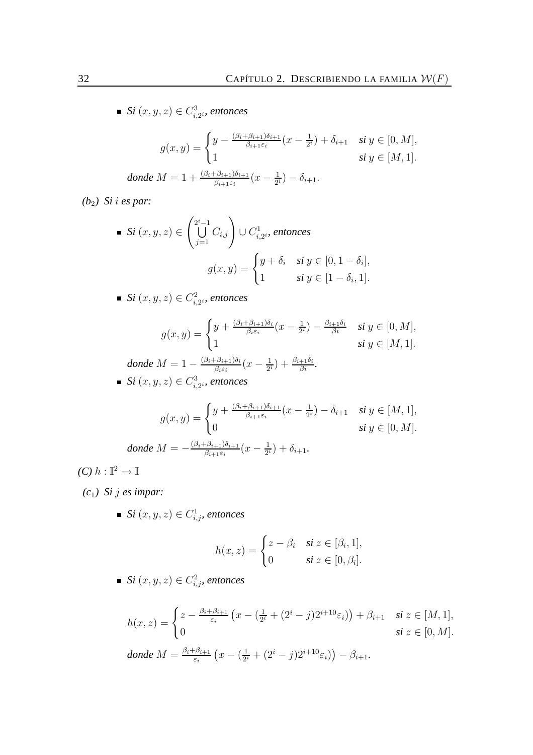- *Si* $(x,y,z) \in C^3_{i,2^i}$, *entonces*

$$g(x,y) = \begin{cases} y - \frac{(\beta_i+\beta_{i+1})\delta_{i+1}}{\beta_{i+1}\varepsilon_i}(x - \frac{1}{2^i}) + \delta_{i+1} & \textit{si } y \in [0,M], \\ 1 & \textit{si } y \in [M,1]. \end{cases}$$

*donde* $M = 1 + \frac{(\beta_i+\beta_{i+1})\delta_{i+1}}{\beta_{i+1}\varepsilon_i}(x - \frac{1}{2^i}) - \delta_{i+1}$.

*($b_2$) Si $i$ es par:*

- *Si* $(x,y,z) \in \left(\bigcup_{j=1}^{2^i-1} C_{i,j}\right) \cup C^1_{i,2^i}$, *entonces*

$$g(x,y) = \begin{cases} y + \delta_i & \textit{si } y \in [0, 1-\delta_i], \\ 1 & \textit{si } y \in [1-\delta_i, 1]. \end{cases}$$

- *Si* $(x,y,z) \in C^2_{i,2^i}$, *entonces*

$$g(x,y) = \begin{cases} y + \frac{(\beta_i+\beta_{i+1})\delta_i}{\beta_i\varepsilon_i}(x - \frac{1}{2^i}) - \frac{\beta_{i+1}\delta_i}{\beta i} & \textit{si } y \in [0,M], \\ 1 & \textit{si } y \in [M,1]. \end{cases}$$

*donde* $M = 1 - \frac{(\beta_i+\beta_{i+1})\delta_i}{\beta_i\varepsilon_i}(x - \frac{1}{2^i}) + \frac{\beta_{i+1}\delta_i}{\beta i}$.

- *Si* $(x,y,z) \in C^3_{i,2^i}$, *entonces*

$$g(x,y) = \begin{cases} y + \frac{(\beta_i+\beta_{i+1})\delta_{i+1}}{\beta_{i+1}\varepsilon_i}(x - \frac{1}{2^i}) - \delta_{i+1} & \textit{si } y \in [M,1], \\ 0 & \textit{si } y \in [0,M]. \end{cases}$$

*donde* $M = -\frac{(\beta_i+\beta_{i+1})\delta_{i+1}}{\beta_{i+1}\varepsilon_i}(x - \frac{1}{2^i}) + \delta_{i+1}$.

*(C)* $h : \mathbb{I}^2 \to \mathbb{I}$

*($c_1$) Si $j$ es impar:*

- *Si* $(x,y,z) \in C^1_{i,j}$, *entonces*

$$h(x,z) = \begin{cases} z - \beta_i & \textit{si } z \in [\beta_i, 1], \\ 0 & \textit{si } z \in [0, \beta_i]. \end{cases}$$

- *Si* $(x,y,z) \in C^2_{i,j}$, *entonces*

$$h(x,z) = \begin{cases} z - \frac{\beta_i+\beta_{i+1}}{\varepsilon_i}\left(x - (\frac{1}{2^i} + (2^i - j)2^{i+10}\varepsilon_i)\right) + \beta_{i+1} & \textit{si } z \in [M,1], \\ 0 & \textit{si } z \in [0,M]. \end{cases}$$

*donde* $M = \frac{\beta_i+\beta_{i+1}}{\varepsilon_i}\left(x - (\frac{1}{2^i} + (2^i - j)2^{i+10}\varepsilon_i)\right) - \beta_{i+1}$.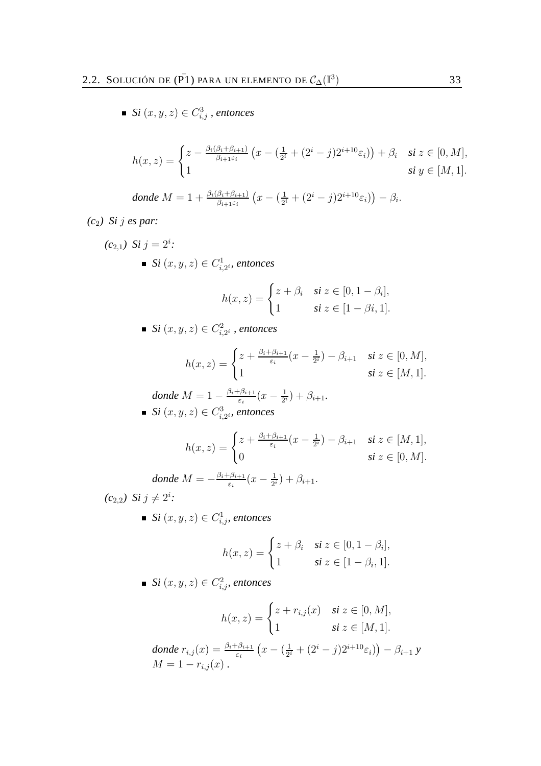- ***Si*** $(x, y, z) \in C^3_{i,j}$ ***, entonces***

$$h(x,z) = \begin{cases} z - \frac{\beta_i(\beta_i+\beta_{i+1})}{\beta_{i+1}\varepsilon_i}\left(x - (\frac{1}{2^i} + (2^i - j)2^{i+10}\varepsilon_i)\right) + \beta_i & \textit{si } z \in [0, M], \\ 1 & \textit{si } y \in [M, 1]. \end{cases}$$

***donde*** $M = 1 + \frac{\beta_i(\beta_i+\beta_{i+1})}{\beta_{i+1}\varepsilon_i}\left(x - (\frac{1}{2^i} + (2^i - j)2^{i+10}\varepsilon_i)\right) - \beta_i.$

***(c$_2$) Si*** $j$ ***es par:***

***(c$_{2,1}$) Si*** $j = 2^i$***:***

- ***Si*** $(x, y, z) \in C^1_{i,2^i}$***, entonces***

$$h(x,z) = \begin{cases} z + \beta_i & \textit{si } z \in [0, 1 - \beta_i], \\ 1 & \textit{si } z \in [1 - \beta i, 1]. \end{cases}$$

- ***Si*** $(x, y, z) \in C^2_{i,2^i}$ ***, entonces***

$$h(x,z) = \begin{cases} z + \frac{\beta_i+\beta_{i+1}}{\varepsilon_i}(x - \frac{1}{2^i}) - \beta_{i+1} & \textit{si } z \in [0, M], \\ 1 & \textit{si } z \in [M, 1]. \end{cases}$$

***donde*** $M = 1 - \frac{\beta_i+\beta_{i+1}}{\varepsilon_i}(x - \frac{1}{2^i}) + \beta_{i+1}$***.***

- ***Si*** $(x, y, z) \in C^3_{i,2^i}$***, entonces***

$$h(x,z) = \begin{cases} z + \frac{\beta_i+\beta_{i+1}}{\varepsilon_i}(x - \frac{1}{2^i}) - \beta_{i+1} & \textit{si } z \in [M, 1], \\ 0 & \textit{si } z \in [0, M]. \end{cases}$$

***donde*** $M = -\frac{\beta_i+\beta_{i+1}}{\varepsilon_i}(x - \frac{1}{2^i}) + \beta_{i+1}.$

***(c$_{2,2}$) Si*** $j \neq 2^i$***:***

- ***Si*** $(x, y, z) \in C^1_{i,j}$***, entonces***

$$h(x,z) = \begin{cases} z + \beta_i & \textit{si } z \in [0, 1 - \beta_i], \\ 1 & \textit{si } z \in [1 - \beta_i, 1]. \end{cases}$$

- ***Si*** $(x, y, z) \in C^2_{i,j}$***, entonces***

$$h(x,z) = \begin{cases} z + r_{i,j}(x) & \textit{si } z \in [0, M], \\ 1 & \textit{si } z \in [M, 1]. \end{cases}$$

***donde*** $r_{i,j}(x) = \frac{\beta_i+\beta_{i+1}}{\varepsilon_i}\left(x - (\frac{1}{2^i} + (2^i - j)2^{i+10}\varepsilon_i)\right) - \beta_{i+1}$ ***y*** $M = 1 - r_{i,j}(x)$ ***.***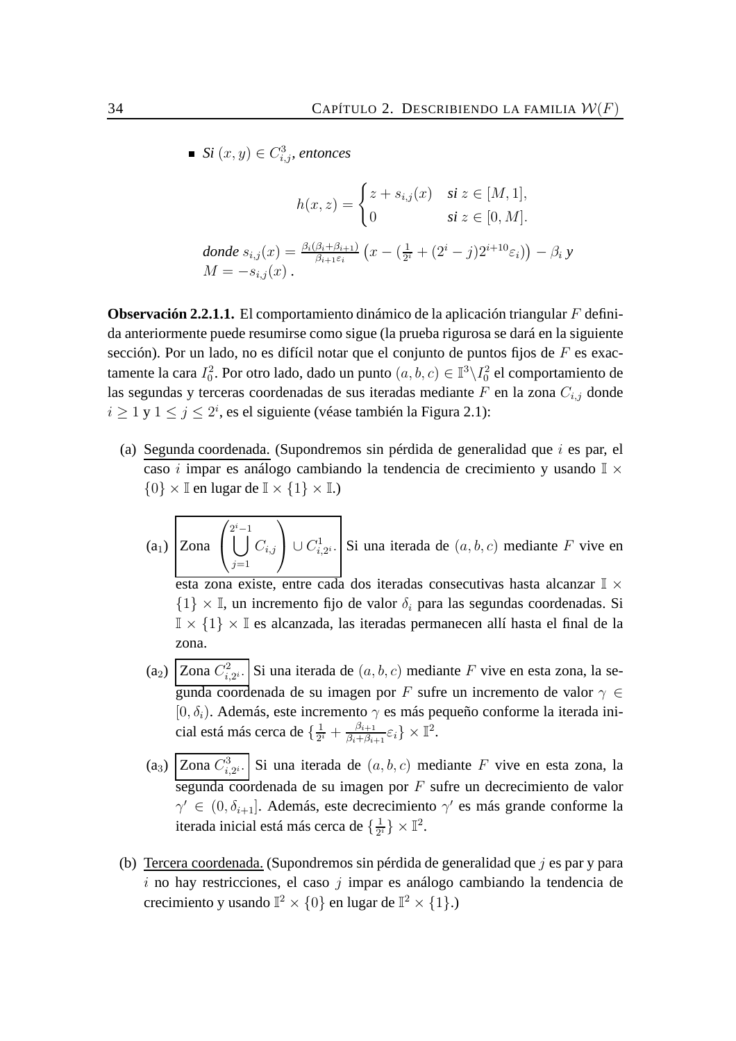- ***Si*** $(x,y) \in C^3_{i,j}$, ***entonces***

$$h(x,z) = \begin{cases} z + s_{i,j}(x) & \textit{si } z \in [M,1], \\ 0 & \textit{si } z \in [0,M]. \end{cases}$$

***donde*** $s_{i,j}(x) = \frac{\beta_i(\beta_i+\beta_{i+1})}{\beta_{i+1}\varepsilon_i}\left(x - (\frac{1}{2^i} + (2^i - j)2^{i+10}\varepsilon_i)\right) - \beta_i$ ***y*** $M = -s_{i,j}(x)$ ***.***

**Observación 2.2.1.1.** El comportamiento dinámico de la aplicación triangular $F$ definida anteriormente puede resumirse como sigue (la prueba rigurosa se dará en la siguiente sección). Por un lado, no es difícil notar que el conjunto de puntos fijos de $F$ es exactamente la cara $I_0^2$. Por otro lado, dado un punto $(a,b,c) \in \mathbb{I}^3 \backslash I_0^2$ el comportamiento de las segundas y terceras coordenadas de sus iteradas mediante $F$ en la zona $C_{i,j}$ donde $i \geq 1$ y $1 \leq j \leq 2^i$, es el siguiente (véase también la Figura 2.1):

(a) Segunda coordenada. (Supondremos sin pérdida de generalidad que $i$ es par, el caso $i$ impar es análogo cambiando la tendencia de crecimiento y usando $\mathbb{I} \times \{0\} \times \mathbb{I}$ en lugar de $\mathbb{I} \times \{1\} \times \mathbb{I}$.)

(a$_1$) Zona $\left(\bigcup_{j=1}^{2^i-1} C_{i,j}\right) \cup C^1_{i,2^i}$. Si una iterada de $(a,b,c)$ mediante $F$ vive en esta zona existe, entre cada dos iteradas consecutivas hasta alcanzar $\mathbb{I} \times \{1\} \times \mathbb{I}$, un incremento fijo de valor $\delta_i$ para las segundas coordenadas. Si $\mathbb{I} \times \{1\} \times \mathbb{I}$ es alcanzada, las iteradas permanecen allí hasta el final de la zona.

(a$_2$) Zona $C^2_{i,2^i}$. Si una iterada de $(a,b,c)$ mediante $F$ vive en esta zona, la segunda coordenada de su imagen por $F$ sufre un incremento de valor $\gamma \in [0, \delta_i)$. Además, este incremento $\gamma$ es más pequeño conforme la iterada inicial está más cerca de $\{\frac{1}{2^i} + \frac{\beta_{i+1}}{\beta_i+\beta_{i+1}}\varepsilon_i\} \times \mathbb{I}^2$.

(a$_3$) Zona $C^3_{i,2^i}$. Si una iterada de $(a,b,c)$ mediante $F$ vive en esta zona, la segunda coordenada de su imagen por $F$ sufre un decrecimiento de valor $\gamma' \in (0, \delta_{i+1}]$. Además, este decrecimiento $\gamma'$ es más grande conforme la iterada inicial está más cerca de $\{\frac{1}{2^i}\} \times \mathbb{I}^2$.

(b) Tercera coordenada. (Supondremos sin pérdida de generalidad que $j$ es par y para $i$ no hay restricciones, el caso $j$ impar es análogo cambiando la tendencia de crecimiento y usando $\mathbb{I}^2 \times \{0\}$ en lugar de $\mathbb{I}^2 \times \{1\}$.)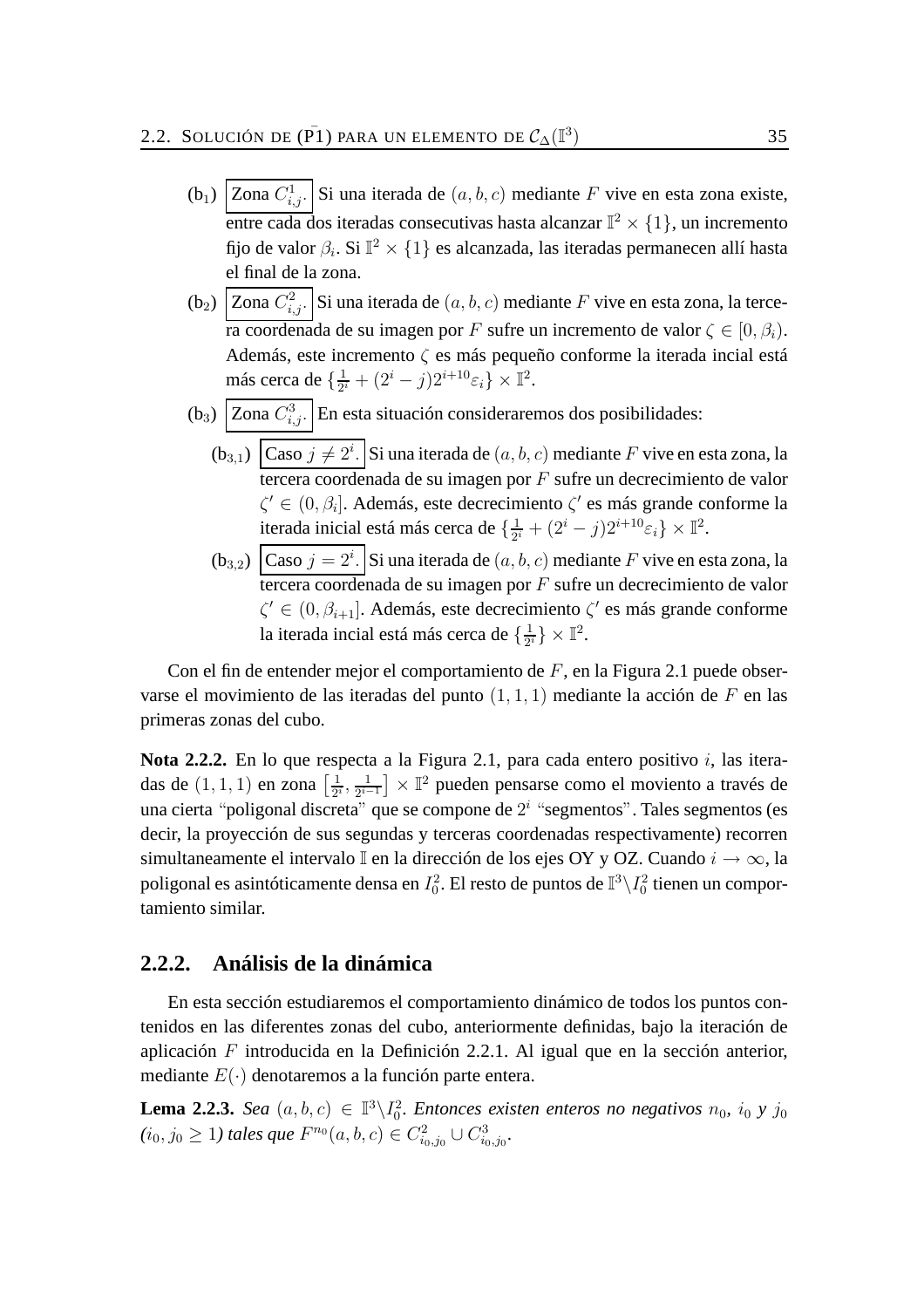(b$_1$) Zona $C^1_{i,j}$. Si una iterada de $(a,b,c)$ mediante $F$ vive en esta zona existe, entre cada dos iteradas consecutivas hasta alcanzar $\mathbb{I}^2 \times \{1\}$, un incremento fijo de valor $\beta_i$. Si $\mathbb{I}^2 \times \{1\}$ es alcanzada, las iteradas permanecen allí hasta el final de la zona.

(b$_2$) Zona $C^2_{i,j}$. Si una iterada de $(a,b,c)$ mediante $F$ vive en esta zona, la tercera coordenada de su imagen por $F$ sufre un incremento de valor $\zeta \in [0, \beta_i)$. Además, este incremento $\zeta$ es más pequeño conforme la iterada incial está más cerca de $\{\frac{1}{2^i} + (2^i - j)2^{i+10}\varepsilon_i\} \times \mathbb{I}^2$.

(b$_3$) Zona $C^3_{i,j}$. En esta situación consideraremos dos posibilidades:

- (b$_{3,1}$) Caso $j \neq 2^i$. Si una iterada de $(a,b,c)$ mediante $F$ vive en esta zona, la tercera coordenada de su imagen por $F$ sufre un decrecimiento de valor $\zeta' \in (0, \beta_i]$. Además, este decrecimiento $\zeta'$ es más grande conforme la iterada inicial está más cerca de $\{\frac{1}{2^i} + (2^i - j)2^{i+10}\varepsilon_i\} \times \mathbb{I}^2$.

- (b$_{3,2}$) Caso $j = 2^i$. Si una iterada de $(a,b,c)$ mediante $F$ vive en esta zona, la tercera coordenada de su imagen por $F$ sufre un decrecimiento de valor $\zeta' \in (0, \beta_{i+1}]$. Además, este decrecimiento $\zeta'$ es más grande conforme la iterada incial está más cerca de $\{\frac{1}{2^i}\} \times \mathbb{I}^2$.

Con el fin de entender mejor el comportamiento de $F$, en la Figura 2.1 puede observarse el movimiento de las iteradas del punto $(1,1,1)$ mediante la acción de $F$ en las primeras zonas del cubo.

**Nota 2.2.2.** En lo que respecta a la Figura 2.1, para cada entero positivo $i$, las iteradas de $(1,1,1)$ en zona $\left[\frac{1}{2^i}, \frac{1}{2^{i-1}}\right] \times \mathbb{I}^2$ pueden pensarse como el moviento a través de una cierta "poligonal discreta" que se compone de $2^i$ "segmentos". Tales segmentos (es decir, la proyección de sus segundas y terceras coordenadas respectivamente) recorren simultaneamente el intervalo $\mathbb{I}$ en la dirección de los ejes OY y OZ. Cuando $i \to \infty$, la poligonal es asintóticamente densa en $I_0^2$. El resto de puntos de $\mathbb{I}^3 \backslash I_0^2$ tienen un comportamiento similar.

### 2.2.2. Análisis de la dinámica

En esta sección estudiaremos el comportamiento dinámico de todos los puntos contenidos en las diferentes zonas del cubo, anteriormente definidas, bajo la iteración de aplicación $F$ introducida en la Definición 2.2.1. Al igual que en la sección anterior, mediante $E(\cdot)$ denotaremos a la función parte entera.

**Lema 2.2.3.** *Sea $(a,b,c) \in \mathbb{I}^3 \backslash I_0^2$. Entonces existen enteros no negativos $n_0$, $i_0$ y $j_0$ ($i_0, j_0 \geq 1$) tales que $F^{n_0}(a,b,c) \in C^2_{i_0,j_0} \cup C^3_{i_0,j_0}$.*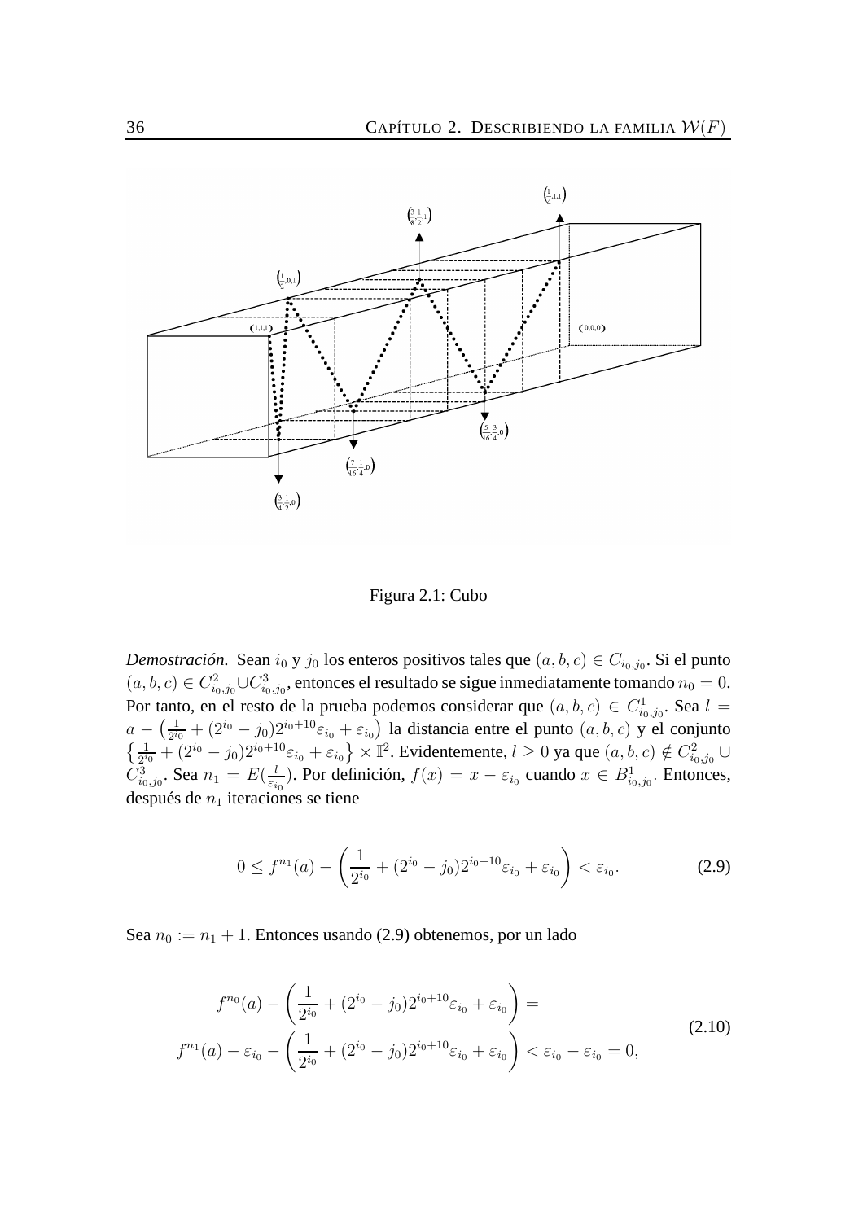Figura 2.1: Cubo

*Demostración.* Sean $i_0$ y $j_0$ los enteros positivos tales que $(a,b,c) \in C_{i_0,j_0}$. Si el punto $(a,b,c) \in C^2_{i_0,j_0} \cup C^3_{i_0,j_0}$, entonces el resultado se sigue inmediatamente tomando $n_0 = 0$. Por tanto, en el resto de la prueba podemos considerar que $(a,b,c) \in C^1_{i_0,j_0}$. Sea $l = a - \left(\frac{1}{2^{i_0}} + (2^{i_0} - j_0)2^{i_0+10}\varepsilon_{i_0} + \varepsilon_{i_0}\right)$ la distancia entre el punto $(a,b,c)$ y el conjunto $\left\{\frac{1}{2^{i_0}} + (2^{i_0} - j_0)2^{i_0+10}\varepsilon_{i_0} + \varepsilon_{i_0}\right\} \times \mathbb{I}^2$. Evidentemente, $l \geq 0$ ya que $(a,b,c) \notin C^2_{i_0,j_0} \cup C^3_{i_0,j_0}$. Sea $n_1 = E(\frac{l}{\varepsilon_{i_0}})$. Por definición, $f(x) = x - \varepsilon_{i_0}$ cuando $x \in B^1_{i_0,j_0}$. Entonces, después de $n_1$ iteraciones se tiene

$$0 \leq f^{n_1}(a) - \left(\frac{1}{2^{i_0}} + (2^{i_0} - j_0)2^{i_0+10}\varepsilon_{i_0} + \varepsilon_{i_0}\right) < \varepsilon_{i_0}. \tag{2.9}$$

Sea $n_0 := n_1 + 1$. Entonces usando (2.9) obtenemos, por un lado

$$\begin{aligned} f^{n_0}(a) - \left(\frac{1}{2^{i_0}} + (2^{i_0} - j_0)2^{i_0+10}\varepsilon_{i_0} + \varepsilon_{i_0}\right) = \\ f^{n_1}(a) - \varepsilon_{i_0} - \left(\frac{1}{2^{i_0}} + (2^{i_0} - j_0)2^{i_0+10}\varepsilon_{i_0} + \varepsilon_{i_0}\right) < \varepsilon_{i_0} - \varepsilon_{i_0} = 0, \end{aligned} \tag{2.10}$$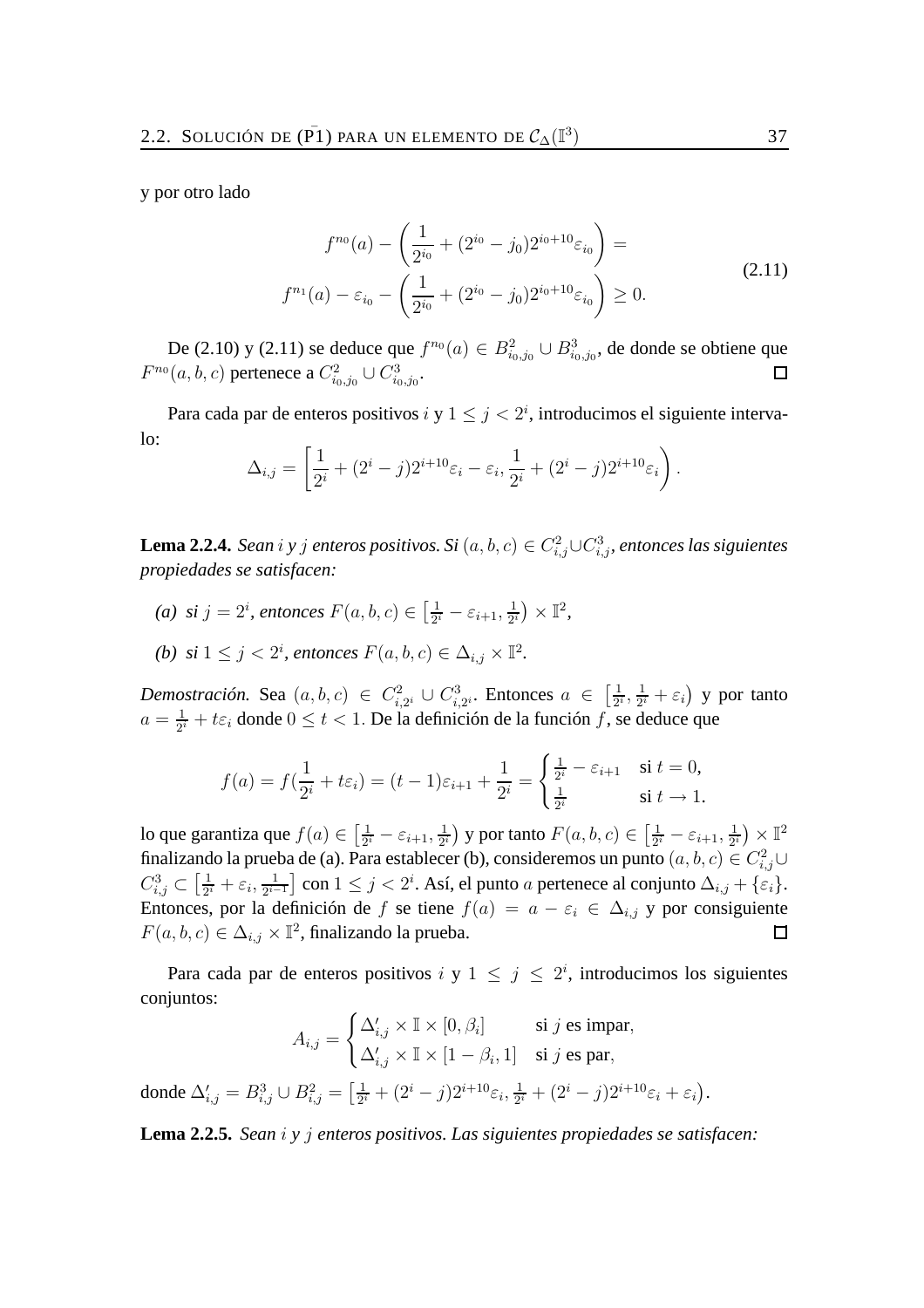y por otro lado

$$
\begin{aligned}
&f^{n_0}(a) - \left(\frac{1}{2^{i_0}} + (2^{i_0} - j_0)2^{i_0+10}\varepsilon_{i_0}\right) = \\
&f^{n_1}(a) - \varepsilon_{i_0} - \left(\frac{1}{2^{i_0}} + (2^{i_0} - j_0)2^{i_0+10}\varepsilon_{i_0}\right) \geq 0.
\end{aligned} \tag{2.11}
$$

De (2.10) y (2.11) se deduce que $f^{n_0}(a) \in B^2_{i_0,j_0} \cup B^3_{i_0,j_0}$, de donde se obtiene que $F^{n_0}(a,b,c)$ pertenece a $C^2_{i_0,j_0} \cup C^3_{i_0,j_0}$. $\square$

Para cada par de enteros positivos $i$ y $1 \leq j < 2^i$, introducimos el siguiente intervalo:

$$
\Delta_{i,j} = \left[\frac{1}{2^i} + (2^i - j)2^{i+10}\varepsilon_i - \varepsilon_i, \frac{1}{2^i} + (2^i - j)2^{i+10}\varepsilon_i\right).
$$

**Lema 2.2.4.** *Sean $i$ y $j$ enteros positivos. Si $(a,b,c) \in C^2_{i,j} \cup C^3_{i,j}$, entonces las siguientes propiedades se satisfacen:*

*(a) si $j = 2^i$, entonces $F(a,b,c) \in \left[\frac{1}{2^i} - \varepsilon_{i+1}, \frac{1}{2^i}\right) \times \mathbb{I}^2$,*

*(b) si $1 \leq j < 2^i$, entonces $F(a,b,c) \in \Delta_{i,j} \times \mathbb{I}^2$.*

*Demostración.* Sea $(a,b,c) \in C^2_{i,2^i} \cup C^3_{i,2^i}$. Entonces $a \in \left[\frac{1}{2^i}, \frac{1}{2^i} + \varepsilon_i\right)$ y por tanto $a = \frac{1}{2^i} + t\varepsilon_i$ donde $0 \leq t < 1$. De la definición de la función $f$, se deduce que

$$
f(a) = f\left(\frac{1}{2^i} + t\varepsilon_i\right) = (t-1)\varepsilon_{i+1} + \frac{1}{2^i} = \begin{cases} \frac{1}{2^i} - \varepsilon_{i+1} & \text{si } t = 0, \\ \frac{1}{2^i} & \text{si } t \to 1. \end{cases}
$$

lo que garantiza que $f(a) \in \left[\frac{1}{2^i} - \varepsilon_{i+1}, \frac{1}{2^i}\right)$ y por tanto $F(a,b,c) \in \left[\frac{1}{2^i} - \varepsilon_{i+1}, \frac{1}{2^i}\right) \times \mathbb{I}^2$ finalizando la prueba de (a). Para establecer (b), consideremos un punto $(a,b,c) \in C^2_{i,j} \cup C^3_{i,j} \subset \left[\frac{1}{2^i} + \varepsilon_i, \frac{1}{2^{i-1}}\right]$ con $1 \leq j < 2^i$. Así, el punto $a$ pertenece al conjunto $\Delta_{i,j} + \{\varepsilon_i\}$. Entonces, por la definición de $f$ se tiene $f(a) = a - \varepsilon_i \in \Delta_{i,j}$ y por consiguiente $F(a,b,c) \in \Delta_{i,j} \times \mathbb{I}^2$, finalizando la prueba. $\square$

Para cada par de enteros positivos $i$ y $1 \leq j \leq 2^i$, introducimos los siguientes conjuntos:

$$
A_{i,j} = \begin{cases} \Delta'_{i,j} \times \mathbb{I} \times [0, \beta_i] & \text{si } j \text{ es impar}, \\ \Delta'_{i,j} \times \mathbb{I} \times [1 - \beta_i, 1] & \text{si } j \text{ es par}, \end{cases}
$$

donde $\Delta'_{i,j} = B^3_{i,j} \cup B^2_{i,j} = \left[\frac{1}{2^i} + (2^i - j)2^{i+10}\varepsilon_i, \frac{1}{2^i} + (2^i - j)2^{i+10}\varepsilon_i + \varepsilon_i\right)$.

**Lema 2.2.5.** *Sean $i$ y $j$ enteros positivos. Las siguientes propiedades se satisfacen:*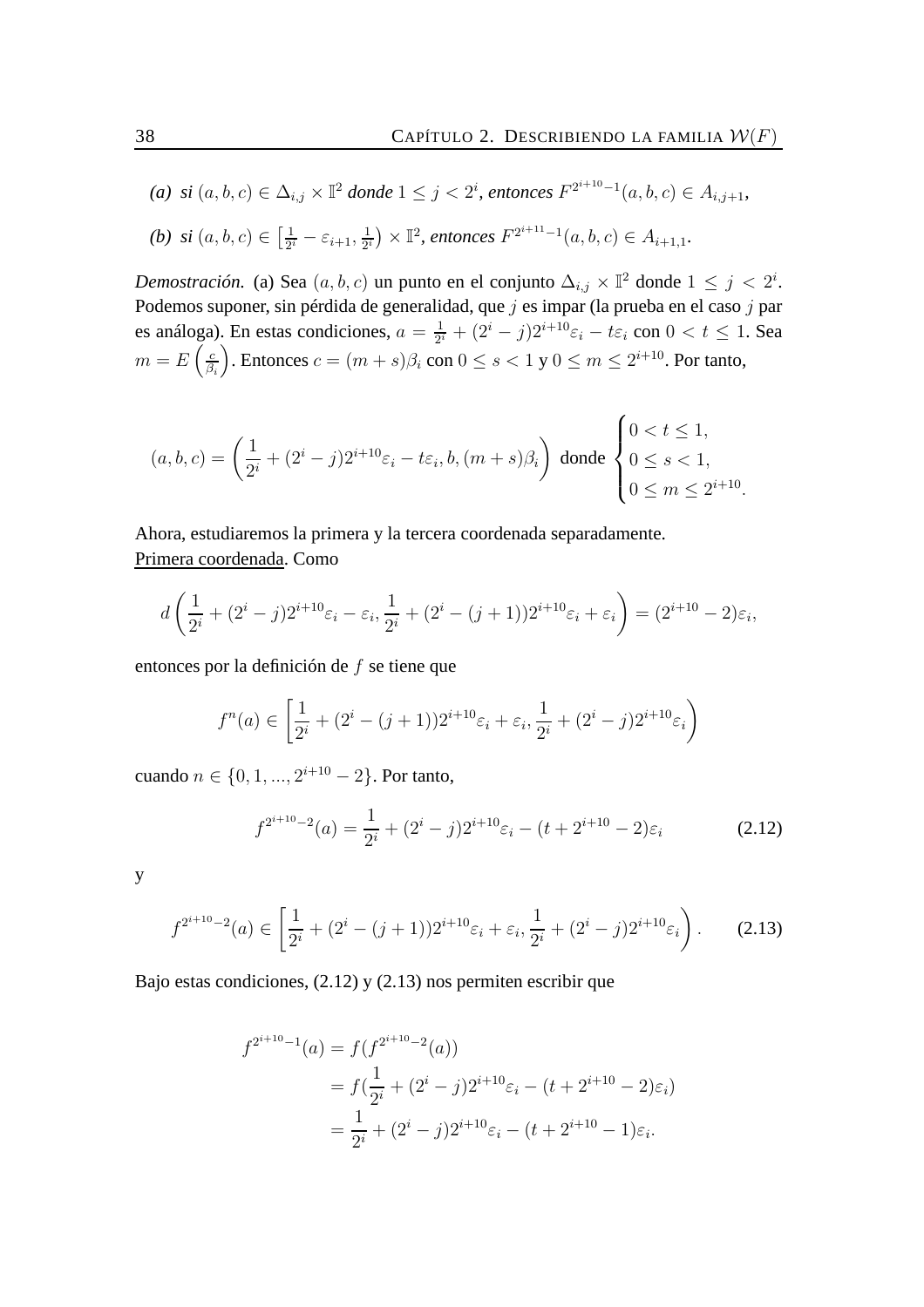*(a)* *si* $(a,b,c) \in \Delta_{i,j} \times \mathbb{I}^2$ *donde* $1 \leq j < 2^i$*, entonces* $F^{2^{i+10}-1}(a,b,c) \in A_{i,j+1}$*,*

*(b)* *si* $(a,b,c) \in \left[\frac{1}{2^i} - \varepsilon_{i+1}, \frac{1}{2^i}\right) \times \mathbb{I}^2$*, entonces* $F^{2^{i+11}-1}(a,b,c) \in A_{i+1,1}$*.*

*Demostración.* (a) Sea $(a,b,c)$ un punto en el conjunto $\Delta_{i,j} \times \mathbb{I}^2$ donde $1 \leq j < 2^i$. Podemos suponer, sin pérdida de generalidad, que $j$ es impar (la prueba en el caso $j$ par es análoga). En estas condiciones, $a = \frac{1}{2^i} + (2^i - j)2^{i+10}\varepsilon_i - t\varepsilon_i$ con $0 < t \leq 1$. Sea $m = E\left(\frac{c}{\beta_i}\right)$. Entonces $c = (m+s)\beta_i$ con $0 \leq s < 1$ y $0 \leq m \leq 2^{i+10}$. Por tanto,

$$
(a,b,c) = \left(\frac{1}{2^i} + (2^i - j)2^{i+10}\varepsilon_i - t\varepsilon_i, b, (m+s)\beta_i\right) \text{ donde } \begin{cases} 0 < t \leq 1, \\ 0 \leq s < 1, \\ 0 \leq m \leq 2^{i+10}. \end{cases}
$$

Ahora, estudiaremos la primera y la tercera coordenada separadamente.
<u>Primera coordenada</u>. Como

$$
d\left(\frac{1}{2^i} + (2^i - j)2^{i+10}\varepsilon_i - \varepsilon_i, \frac{1}{2^i} + (2^i - (j+1))2^{i+10}\varepsilon_i + \varepsilon_i\right) = (2^{i+10} - 2)\varepsilon_i,
$$

entonces por la definición de $f$ se tiene que

$$
f^n(a) \in \left[\frac{1}{2^i} + (2^i - (j+1))2^{i+10}\varepsilon_i + \varepsilon_i, \frac{1}{2^i} + (2^i - j)2^{i+10}\varepsilon_i\right)
$$

cuando $n \in \{0, 1, ..., 2^{i+10} - 2\}$. Por tanto,

$$
f^{2^{i+10}-2}(a) = \frac{1}{2^i} + (2^i - j)2^{i+10}\varepsilon_i - (t + 2^{i+10} - 2)\varepsilon_i \tag{2.12}
$$

y

$$
f^{2^{i+10}-2}(a) \in \left[\frac{1}{2^i} + (2^i - (j+1))2^{i+10}\varepsilon_i + \varepsilon_i, \frac{1}{2^i} + (2^i - j)2^{i+10}\varepsilon_i\right). \tag{2.13}
$$

Bajo estas condiciones, (2.12) y (2.13) nos permiten escribir que

$$
\begin{aligned}
f^{2^{i+10}-1}(a) &= f(f^{2^{i+10}-2}(a)) \\
&= f\left(\frac{1}{2^i} + (2^i - j)2^{i+10}\varepsilon_i - (t + 2^{i+10} - 2)\varepsilon_i\right) \\
&= \frac{1}{2^i} + (2^i - j)2^{i+10}\varepsilon_i - (t + 2^{i+10} - 1)\varepsilon_i.
\end{aligned}
$$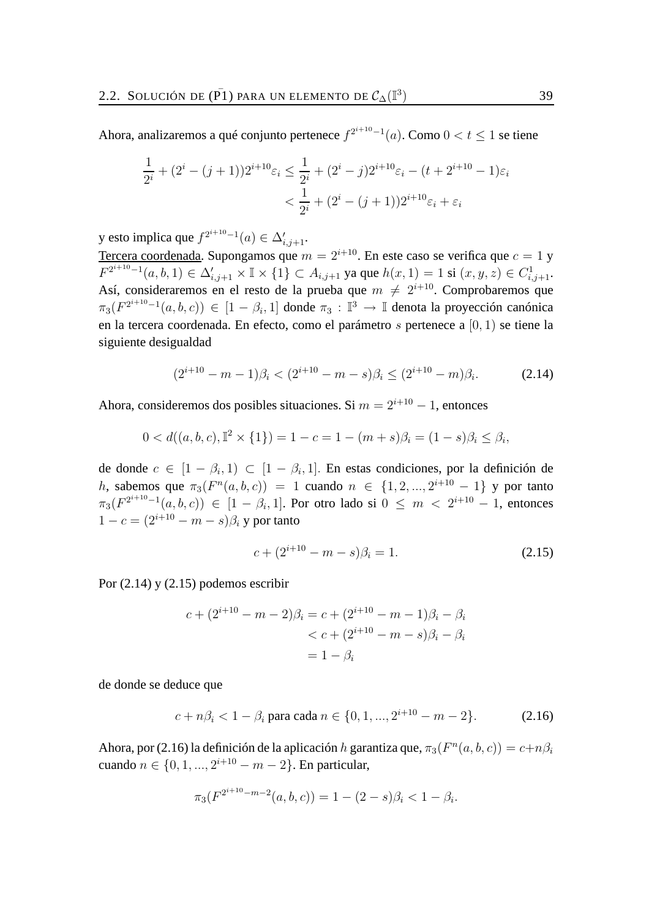Ahora, analizaremos a qué conjunto pertenece $f^{2^{i+10}-1}(a)$. Como $0 < t \leq 1$ se tiene

$$\begin{aligned}\frac{1}{2^i} + (2^i - (j+1))2^{i+10}\varepsilon_i &\leq \frac{1}{2^i} + (2^i - j)2^{i+10}\varepsilon_i - (t + 2^{i+10} - 1)\varepsilon_i \\ &< \frac{1}{2^i} + (2^i - (j+1))2^{i+10}\varepsilon_i + \varepsilon_i\end{aligned}$$

y esto implica que $f^{2^{i+10}-1}(a) \in \Delta'_{i,j+1}$.

<u>Tercera coordenada</u>. Supongamos que $m = 2^{i+10}$. En este caso se verifica que $c = 1$ y $F^{2^{i+10}-1}(a, b, 1) \in \Delta'_{i,j+1} \times \mathbb{I} \times \{1\} \subset A_{i,j+1}$ ya que $h(x, 1) = 1$ si $(x, y, z) \in C^1_{i,j+1}$. Así, consideraremos en el resto de la prueba que $m \neq 2^{i+10}$. Comprobaremos que $\pi_3(F^{2^{i+10}-1}(a, b, c)) \in [1 - \beta_i, 1]$ donde $\pi_3 : \mathbb{I}^3 \to \mathbb{I}$ denota la proyección canónica en la tercera coordenada. En efecto, como el parámetro $s$ pertenece a $[0, 1)$ se tiene la siguiente desigualdad

$$(2^{i+10} - m - 1)\beta_i < (2^{i+10} - m - s)\beta_i \leq (2^{i+10} - m)\beta_i. \tag{2.14}$$

Ahora, consideremos dos posibles situaciones. Si $m = 2^{i+10} - 1$, entonces

$$0 < d((a, b, c), \mathbb{I}^2 \times \{1\}) = 1 - c = 1 - (m + s)\beta_i = (1 - s)\beta_i \leq \beta_i,$$

de donde $c \in [1 - \beta_i, 1) \subset [1 - \beta_i, 1]$. En estas condiciones, por la definición de $h$, sabemos que $\pi_3(F^n(a, b, c)) = 1$ cuando $n \in \{1, 2, ..., 2^{i+10} - 1\}$ y por tanto $\pi_3(F^{2^{i+10}-1}(a, b, c)) \in [1 - \beta_i, 1]$. Por otro lado si $0 \leq m < 2^{i+10} - 1$, entonces $1 - c = (2^{i+10} - m - s)\beta_i$ y por tanto

$$c + (2^{i+10} - m - s)\beta_i = 1. \tag{2.15}$$

Por (2.14) y (2.15) podemos escribir

$$\begin{aligned}c + (2^{i+10} - m - 2)\beta_i &= c + (2^{i+10} - m - 1)\beta_i - \beta_i \\ &< c + (2^{i+10} - m - s)\beta_i - \beta_i \\ &= 1 - \beta_i\end{aligned}$$

de donde se deduce que

$$c + n\beta_i < 1 - \beta_i \text{ para cada } n \in \{0, 1, ..., 2^{i+10} - m - 2\}. \tag{2.16}$$

Ahora, por (2.16) la definición de la aplicación $h$ garantiza que, $\pi_3(F^n(a, b, c)) = c + n\beta_i$ cuando $n \in \{0, 1, ..., 2^{i+10} - m - 2\}$. En particular,

$$\pi_3(F^{2^{i+10}-m-2}(a, b, c)) = 1 - (2 - s)\beta_i < 1 - \beta_i.$$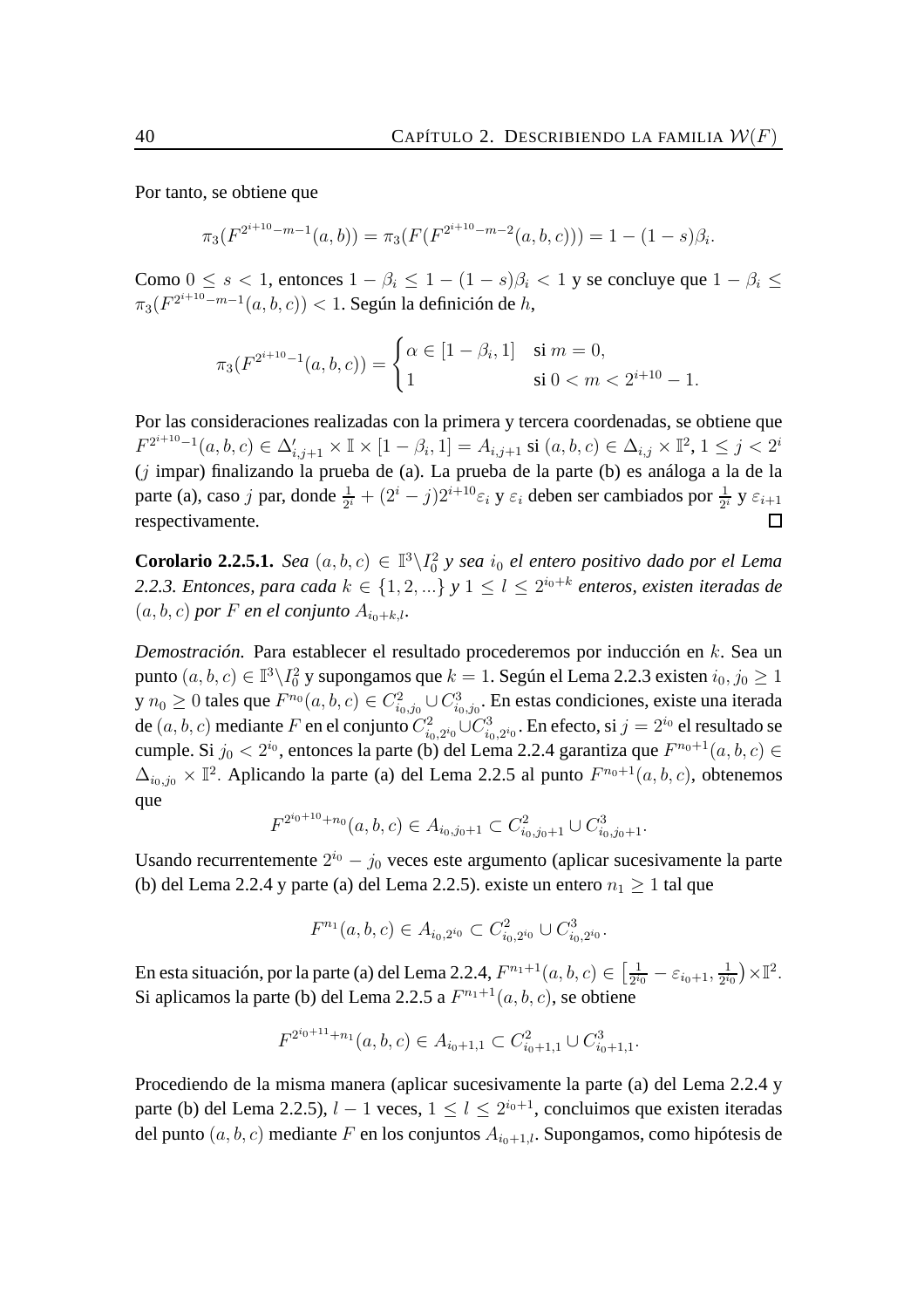Por tanto, se obtiene que

$$\pi_3(F^{2^{i+10}-m-1}(a,b)) = \pi_3(F(F^{2^{i+10}-m-2}(a,b,c))) = 1-(1-s)\beta_i.$$

Como $0 \le s < 1$, entonces $1-\beta_i \le 1-(1-s)\beta_i < 1$ y se concluye que $1-\beta_i \le \pi_3(F^{2^{i+10}-m-1}(a,b,c)) < 1$. Según la definición de $h$,

$$\pi_3(F^{2^{i+10}-1}(a,b,c)) = \begin{cases} \alpha \in [1-\beta_i, 1] & \text{si } m = 0, \\ 1 & \text{si } 0 < m < 2^{i+10}-1. \end{cases}$$

Por las consideraciones realizadas con la primera y tercera coordenadas, se obtiene que $F^{2^{i+10}-1}(a,b,c) \in \Delta'_{i,j+1} \times \mathbb{I} \times [1-\beta_i, 1] = A_{i,j+1}$ si $(a,b,c) \in \Delta_{i,j} \times \mathbb{I}^2$, $1 \le j < 2^i$ ($j$ impar) finalizando la prueba de (a). La prueba de la parte (b) es análoga a la de la parte (a), caso $j$ par, donde $\frac{1}{2^i} + (2^i - j)2^{i+10}\varepsilon_i$ y $\varepsilon_i$ deben ser cambiados por $\frac{1}{2^i}$ y $\varepsilon_{i+1}$ respectivamente. $\square$

**Corolario 2.2.5.1.** *Sea $(a,b,c) \in \mathbb{I}^3 \backslash I_0^2$ y sea $i_0$ el entero positivo dado por el Lema 2.2.3. Entonces, para cada $k \in \{1, 2, ...\}$ y $1 \le l \le 2^{i_0+k}$ enteros, existen iteradas de $(a,b,c)$ por $F$ en el conjunto $A_{i_0+k,l}$.*

*Demostración.* Para establecer el resultado procederemos por inducción en $k$. Sea un punto $(a,b,c) \in \mathbb{I}^3 \backslash I_0^2$ y supongamos que $k = 1$. Según el Lema 2.2.3 existen $i_0, j_0 \ge 1$ y $n_0 \ge 0$ tales que $F^{n_0}(a,b,c) \in C^2_{i_0,j_0} \cup C^3_{i_0,j_0}$. En estas condiciones, existe una iterada de $(a,b,c)$ mediante $F$ en el conjunto $C^2_{i_0,2^{i_0}} \cup C^3_{i_0,2^{i_0}}$. En efecto, si $j = 2^{i_0}$ el resultado se cumple. Si $j_0 < 2^{i_0}$, entonces la parte (b) del Lema 2.2.4 garantiza que $F^{n_0+1}(a,b,c) \in \Delta_{i_0,j_0} \times \mathbb{I}^2$. Aplicando la parte (a) del Lema 2.2.5 al punto $F^{n_0+1}(a,b,c)$, obtenemos que

$$F^{2^{i_0+10}+n_0}(a,b,c) \in A_{i_0,j_0+1} \subset C^2_{i_0,j_0+1} \cup C^3_{i_0,j_0+1}.$$

Usando recurrentemente $2^{i_0} - j_0$ veces este argumento (aplicar sucesivamente la parte (b) del Lema 2.2.4 y parte (a) del Lema 2.2.5). existe un entero $n_1 \ge 1$ tal que

$$F^{n_1}(a,b,c) \in A_{i_0,2^{i_0}} \subset C^2_{i_0,2^{i_0}} \cup C^3_{i_0,2^{i_0}}.$$

En esta situación, por la parte (a) del Lema 2.2.4, $F^{n_1+1}(a,b,c) \in \left[\frac{1}{2^{i_0}} - \varepsilon_{i_0+1}, \frac{1}{2^{i_0}}\right) \times \mathbb{I}^2$. Si aplicamos la parte (b) del Lema 2.2.5 a $F^{n_1+1}(a,b,c)$, se obtiene

$$F^{2^{i_0+11}+n_1}(a,b,c) \in A_{i_0+1,1} \subset C^2_{i_0+1,1} \cup C^3_{i_0+1,1}.$$

Procediendo de la misma manera (aplicar sucesivamente la parte (a) del Lema 2.2.4 y parte (b) del Lema 2.2.5), $l-1$ veces, $1 \le l \le 2^{i_0+1}$, concluimos que existen iteradas del punto $(a,b,c)$ mediante $F$ en los conjuntos $A_{i_0+1,l}$. Supongamos, como hipótesis de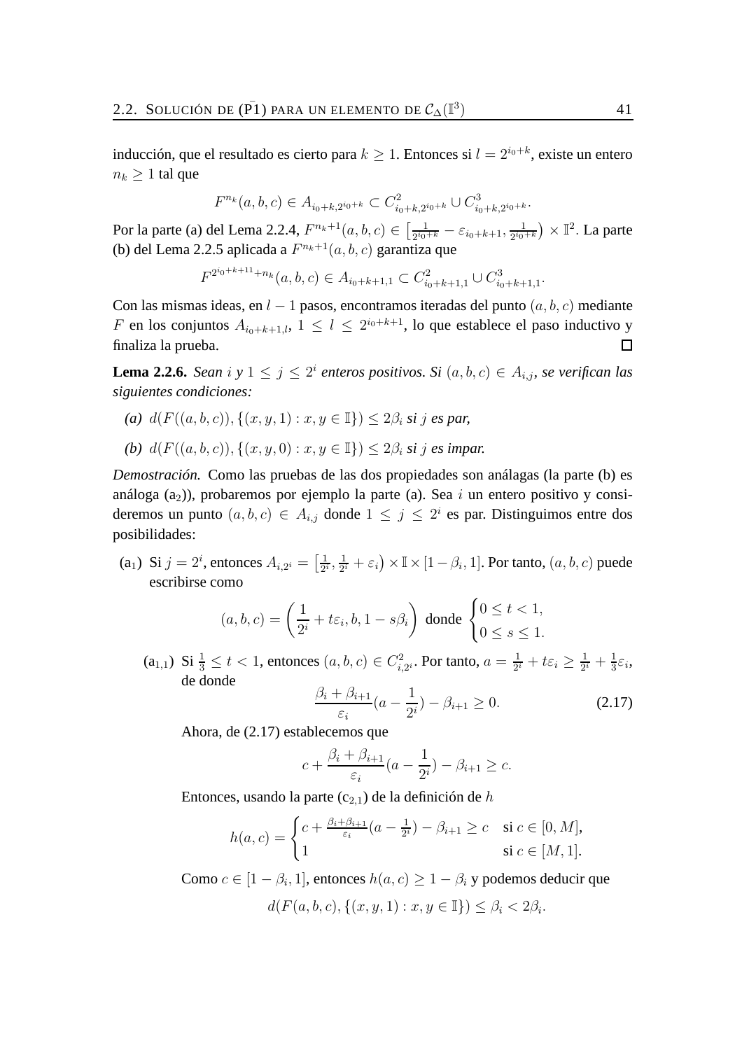inducción, que el resultado es cierto para $k \geq 1$. Entonces si $l = 2^{i_0+k}$, existe un entero $n_k \geq 1$ tal que

$$F^{n_k}(a,b,c) \in A_{i_0+k,2^{i_0+k}} \subset C^2_{i_0+k,2^{i_0+k}} \cup C^3_{i_0+k,2^{i_0+k}}.$$

Por la parte (a) del Lema 2.2.4, $F^{n_k+1}(a,b,c) \in \left[\frac{1}{2^{i_0+k}} - \varepsilon_{i_0+k+1}, \frac{1}{2^{i_0+k}}\right) \times \mathbb{I}^2$. La parte (b) del Lema 2.2.5 aplicada a $F^{n_k+1}(a,b,c)$ garantiza que

$$F^{2^{i_0+k+11}+n_k}(a,b,c) \in A_{i_0+k+1,1} \subset C^2_{i_0+k+1,1} \cup C^3_{i_0+k+1,1}.$$

Con las mismas ideas, en $l-1$ pasos, encontramos iteradas del punto $(a,b,c)$ mediante $F$ en los conjuntos $A_{i_0+k+1,l}$, $1 \leq l \leq 2^{i_0+k+1}$, lo que establece el paso inductivo y finaliza la prueba. □

**Lema 2.2.6.** *Sean $i$ y $1 \leq j \leq 2^i$ enteros positivos. Si $(a,b,c) \in A_{i,j}$, se verifican las siguientes condiciones:*

*(a)* $d(F((a,b,c)), \{(x,y,1) : x,y \in \mathbb{I}\}) \leq 2\beta_i$ *si $j$ es par,*

*(b)* $d(F((a,b,c)), \{(x,y,0) : x,y \in \mathbb{I}\}) \leq 2\beta_i$ *si $j$ es impar.*

*Demostración.* Como las pruebas de las dos propiedades son análagas (la parte (b) es análoga (a$_2$)), probaremos por ejemplo la parte (a). Sea $i$ un entero positivo y consideremos un punto $(a,b,c) \in A_{i,j}$ donde $1 \leq j \leq 2^i$ es par. Distinguimos entre dos posibilidades:

(a$_1$) Si $j = 2^i$, entonces $A_{i,2^i} = \left[\frac{1}{2^i}, \frac{1}{2^i} + \varepsilon_i\right) \times \mathbb{I} \times [1-\beta_i, 1]$. Por tanto, $(a,b,c)$ puede escribirse como

$$(a,b,c) = \left(\frac{1}{2^i} + t\varepsilon_i, b, 1 - s\beta_i\right) \text{ donde } \begin{cases} 0 \leq t < 1, \\ 0 \leq s \leq 1. \end{cases}$$

(a$_{1,1}$) Si $\frac{1}{3} \leq t < 1$, entonces $(a,b,c) \in C^2_{i,2^i}$. Por tanto, $a = \frac{1}{2^i} + t\varepsilon_i \geq \frac{1}{2^i} + \frac{1}{3}\varepsilon_i$, de donde

$$\frac{\beta_i + \beta_{i+1}}{\varepsilon_i}(a - \frac{1}{2^i}) - \beta_{i+1} \geq 0. \tag{2.17}$$

Ahora, de (2.17) establecemos que

$$c + \frac{\beta_i + \beta_{i+1}}{\varepsilon_i}(a - \frac{1}{2^i}) - \beta_{i+1} \geq c.$$

Entonces, usando la parte (c$_{2,1}$) de la definición de $h$

$$h(a,c) = \begin{cases} c + \frac{\beta_i+\beta_{i+1}}{\varepsilon_i}(a - \frac{1}{2^i}) - \beta_{i+1} \geq c & \text{si } c \in [0, M], \\ 1 & \text{si } c \in [M, 1]. \end{cases}$$

Como $c \in [1-\beta_i, 1]$, entonces $h(a,c) \geq 1 - \beta_i$ y podemos deducir que

$$d(F(a,b,c), \{(x,y,1) : x,y \in \mathbb{I}\}) \leq \beta_i < 2\beta_i.$$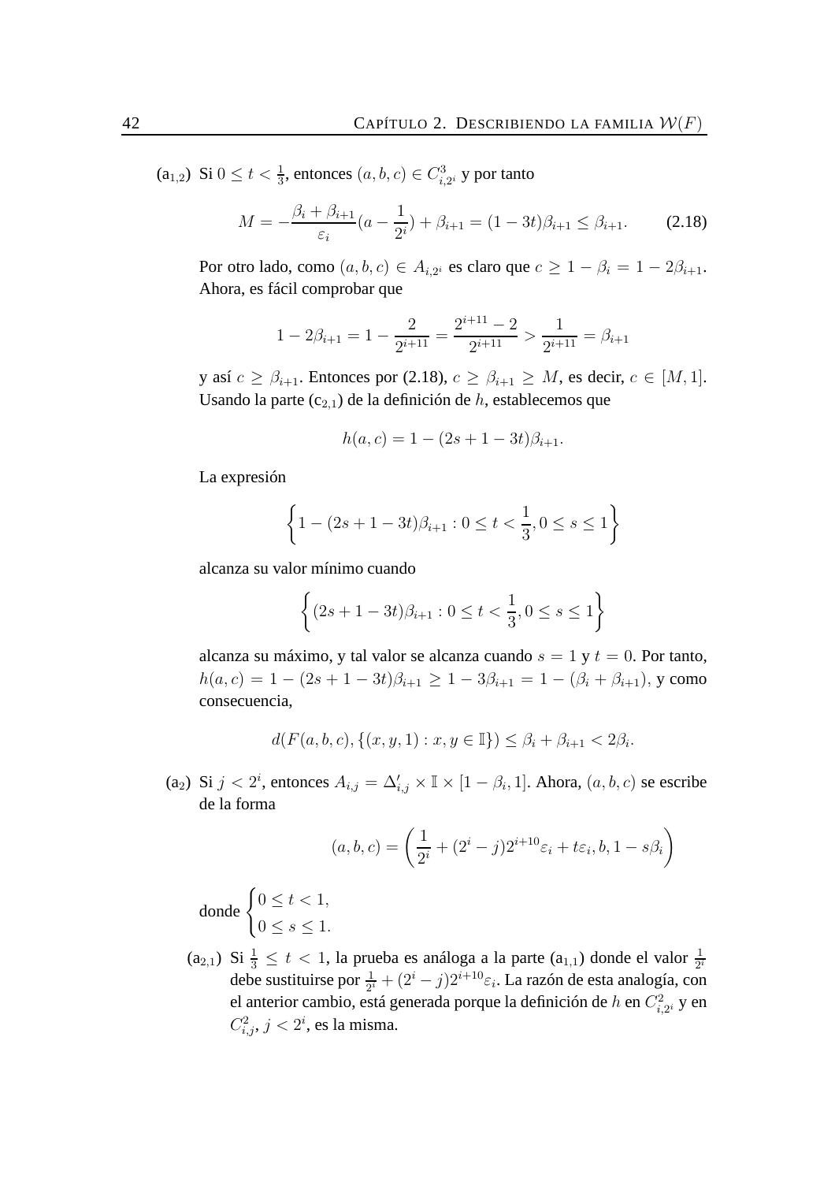($a_{1,2}$) Si $0 \leq t < \frac{1}{3}$, entonces $(a,b,c) \in C^3_{i,2^i}$ y por tanto

$$M = -\frac{\beta_i + \beta_{i+1}}{\varepsilon_i}(a - \frac{1}{2^i}) + \beta_{i+1} = (1-3t)\beta_{i+1} \leq \beta_{i+1}. \tag{2.18}$$

Por otro lado, como $(a,b,c) \in A_{i,2^i}$ es claro que $c \geq 1 - \beta_i = 1 - 2\beta_{i+1}$. Ahora, es fácil comprobar que

$$1 - 2\beta_{i+1} = 1 - \frac{2}{2^{i+11}} = \frac{2^{i+11} - 2}{2^{i+11}} > \frac{1}{2^{i+11}} = \beta_{i+1}$$

y así $c \geq \beta_{i+1}$. Entonces por (2.18), $c \geq \beta_{i+1} \geq M$, es decir, $c \in [M, 1]$. Usando la parte ($c_{2,1}$) de la definición de $h$, establecemos que

$$h(a,c) = 1 - (2s + 1 - 3t)\beta_{i+1}.$$

La expresión

$$\left\{1 - (2s + 1 - 3t)\beta_{i+1} : 0 \leq t < \frac{1}{3}, 0 \leq s \leq 1\right\}$$

alcanza su valor mínimo cuando

$$\left\{(2s + 1 - 3t)\beta_{i+1} : 0 \leq t < \frac{1}{3}, 0 \leq s \leq 1\right\}$$

alcanza su máximo, y tal valor se alcanza cuando $s = 1$ y $t = 0$. Por tanto, $h(a,c) = 1 - (2s + 1 - 3t)\beta_{i+1} \geq 1 - 3\beta_{i+1} = 1 - (\beta_i + \beta_{i+1})$, y como consecuencia,

$$d(F(a,b,c), \{(x,y,1) : x, y \in \mathbb{I}\}) \leq \beta_i + \beta_{i+1} < 2\beta_i.$$

($a_2$) Si $j < 2^i$, entonces $A_{i,j} = \Delta'_{i,j} \times \mathbb{I} \times [1 - \beta_i, 1]$. Ahora, $(a,b,c)$ se escribe de la forma

$$(a,b,c) = \left(\frac{1}{2^i} + (2^i - j)2^{i+10}\varepsilon_i + t\varepsilon_i, b, 1 - s\beta_i\right)$$

donde $\begin{cases} 0 \leq t < 1, \\ 0 \leq s \leq 1. \end{cases}$

($a_{2,1}$) Si $\frac{1}{3} \leq t < 1$, la prueba es análoga a la parte ($a_{1,1}$) donde el valor $\frac{1}{2^i}$ debe sustituirse por $\frac{1}{2^i} + (2^i - j)2^{i+10}\varepsilon_i$. La razón de esta analogía, con el anterior cambio, está generada porque la definición de $h$ en $C^2_{i,2^i}$ y en $C^2_{i,j}$, $j < 2^i$, es la misma.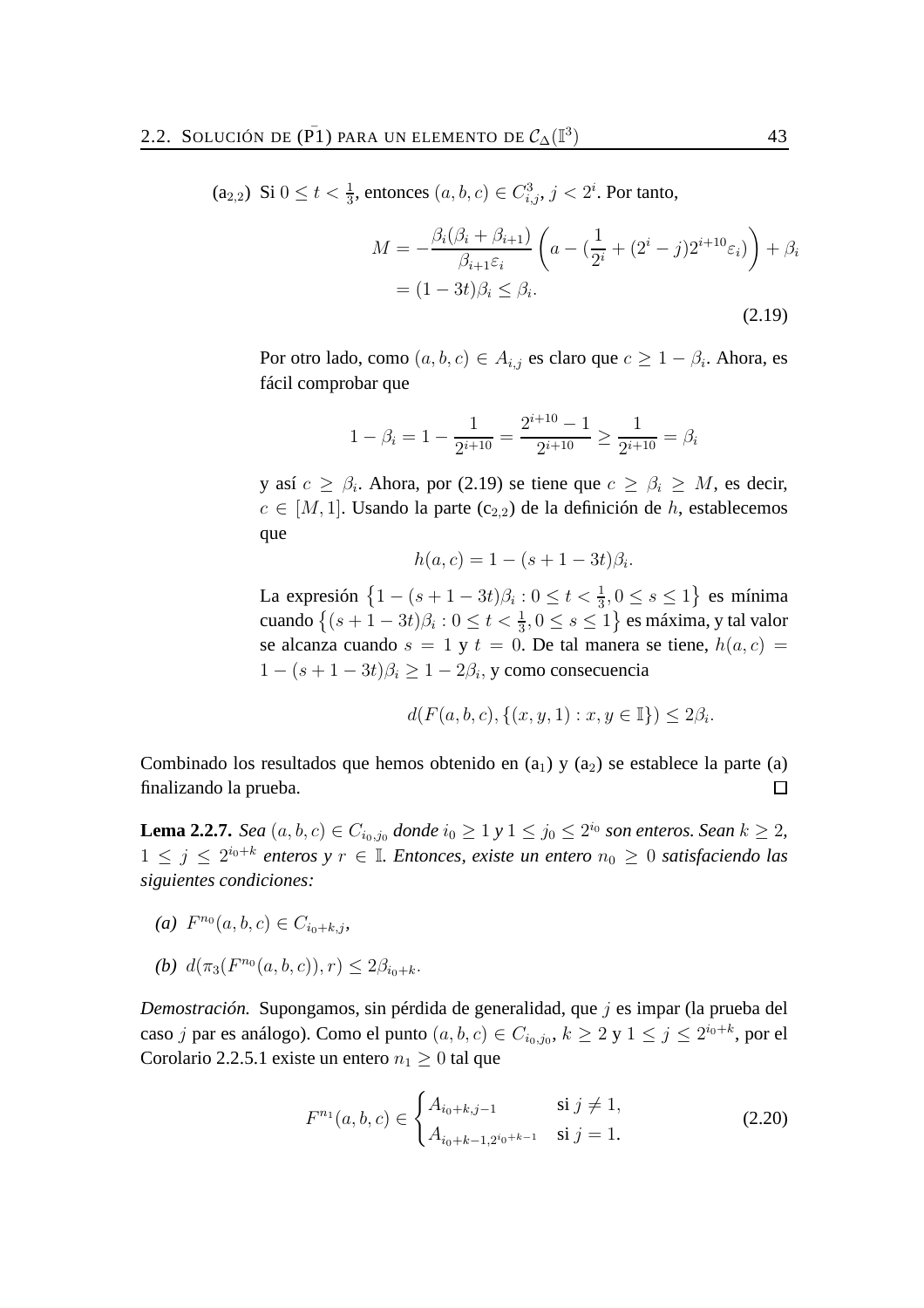($a_{2,2}$) Si $0 \leq t < \frac{1}{3}$, entonces $(a,b,c) \in C^3_{i,j}$, $j < 2^i$. Por tanto,

$$\begin{aligned} M &= -\frac{\beta_i(\beta_i + \beta_{i+1})}{\beta_{i+1}\varepsilon_i}\left(a - (\frac{1}{2^i} + (2^i - j)2^{i+10}\varepsilon_i)\right) + \beta_i \\ &= (1-3t)\beta_i \leq \beta_i. \end{aligned} \tag{2.19}$$

Por otro lado, como $(a,b,c) \in A_{i,j}$ es claro que $c \geq 1 - \beta_i$. Ahora, es fácil comprobar que

$$1 - \beta_i = 1 - \frac{1}{2^{i+10}} = \frac{2^{i+10}-1}{2^{i+10}} \geq \frac{1}{2^{i+10}} = \beta_i$$

y así $c \geq \beta_i$. Ahora, por (2.19) se tiene que $c \geq \beta_i \geq M$, es decir, $c \in [M, 1]$. Usando la parte ($c_{2,2}$) de la definición de $h$, establecemos que

$$h(a,c) = 1 - (s + 1 - 3t)\beta_i.$$

La expresión $\left\{1 - (s+1-3t)\beta_i : 0 \leq t < \frac{1}{3}, 0 \leq s \leq 1\right\}$ es mínima cuando $\left\{(s+1-3t)\beta_i : 0 \leq t < \frac{1}{3}, 0 \leq s \leq 1\right\}$ es máxima, y tal valor se alcanza cuando $s = 1$ y $t = 0$. De tal manera se tiene, $h(a,c) = 1 - (s+1-3t)\beta_i \geq 1 - 2\beta_i$, y como consecuencia

$$d(F(a,b,c), \{(x,y,1) : x, y \in \mathbb{I}\}) \leq 2\beta_i.$$

Combinado los resultados que hemos obtenido en ($a_1$) y ($a_2$) se establece la parte (a) finalizando la prueba. □

**Lema 2.2.7.** *Sea $(a,b,c) \in C_{i_0,j_0}$ donde $i_0 \geq 1$ y $1 \leq j_0 \leq 2^{i_0}$ son enteros. Sean $k \geq 2$, $1 \leq j \leq 2^{i_0+k}$ enteros y $r \in \mathbb{I}$. Entonces, existe un entero $n_0 \geq 0$ satisfaciendo las siguientes condiciones:*

*(a)* $F^{n_0}(a,b,c) \in C_{i_0+k,j}$,

*(b)* $d(\pi_3(F^{n_0}(a,b,c)), r) \leq 2\beta_{i_0+k}$.

*Demostración.* Supongamos, sin pérdida de generalidad, que $j$ es impar (la prueba del caso $j$ par es análogo). Como el punto $(a,b,c) \in C_{i_0,j_0}$, $k \geq 2$ y $1 \leq j \leq 2^{i_0+k}$, por el Corolario 2.2.5.1 existe un entero $n_1 \geq 0$ tal que

$$F^{n_1}(a,b,c) \in \begin{cases} A_{i_0+k,j-1} & \text{si } j \neq 1, \\ A_{i_0+k-1,2^{i_0+k-1}} & \text{si } j = 1. \end{cases} \tag{2.20}$$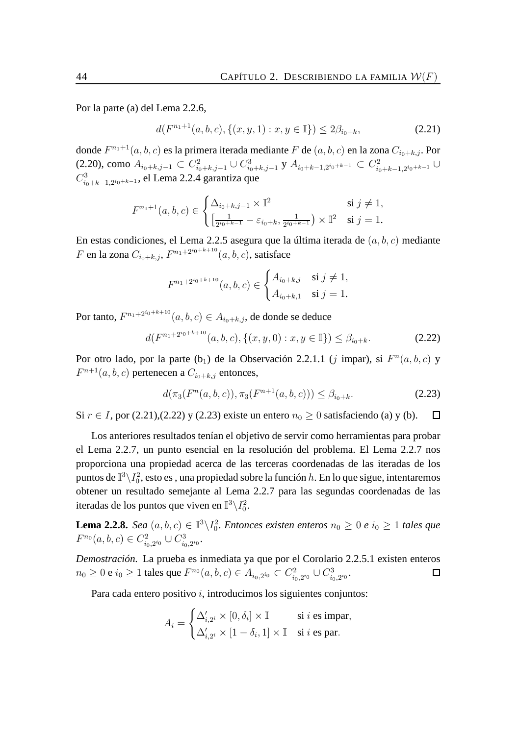Por la parte (a) del Lema 2.2.6,

$$d(F^{n_1+1}(a,b,c), \{(x,y,1) : x, y \in \mathbb{I}\}) \leq 2\beta_{i_0+k}, \tag{2.21}$$

donde $F^{n_1+1}(a,b,c)$ es la primera iterada mediante $F$ de $(a,b,c)$ en la zona $C_{i_0+k,j}$. Por (2.20), como $A_{i_0+k,j-1} \subset C^2_{i_0+k,j-1} \cup C^3_{i_0+k,j-1}$ y $A_{i_0+k-1,2^{i_0+k-1}} \subset C^2_{i_0+k-1,2^{i_0+k-1}} \cup C^3_{i_0+k-1,2^{i_0+k-1}}$, el Lema 2.2.4 garantiza que

$$F^{n_1+1}(a,b,c) \in \begin{cases} \Delta_{i_0+k,j-1} \times \mathbb{I}^2 & \text{si } j \neq 1, \\ \left[\frac{1}{2^{i_0+k-1}} - \varepsilon_{i_0+k}, \frac{1}{2^{i_0+k-1}}\right) \times \mathbb{I}^2 & \text{si } j = 1. \end{cases}$$

En estas condiciones, el Lema 2.2.5 asegura que la última iterada de $(a,b,c)$ mediante $F$ en la zona $C_{i_0+k,j}$, $F^{n_1+2^{i_0+k+10}}(a,b,c)$, satisface

$$F^{n_1+2^{i_0+k+10}}(a,b,c) \in \begin{cases} A_{i_0+k,j} & \text{si } j \neq 1, \\ A_{i_0+k,1} & \text{si } j = 1. \end{cases}$$

Por tanto, $F^{n_1+2^{i_0+k+10}}(a,b,c) \in A_{i_0+k,j}$, de donde se deduce

$$d(F^{n_1+2^{i_0+k+10}}(a,b,c), \{(x,y,0) : x, y \in \mathbb{I}\}) \leq \beta_{i_0+k}. \tag{2.22}$$

Por otro lado, por la parte (b$_1$) de la Observación 2.2.1.1 ($j$ impar), si $F^n(a,b,c)$ y $F^{n+1}(a,b,c)$ pertenecen a $C_{i_0+k,j}$ entonces,

$$d(\pi_3(F^n(a,b,c)), \pi_3(F^{n+1}(a,b,c))) \leq \beta_{i_0+k}. \tag{2.23}$$

Si $r \in I$, por (2.21),(2.22) y (2.23) existe un entero $n_0 \geq 0$ satisfaciendo (a) y (b). □

Los anteriores resultados tenían el objetivo de servir como herramientas para probar el Lema 2.2.7, un punto esencial en la resolución del problema. El Lema 2.2.7 nos proporciona una propiedad acerca de las terceras coordenadas de las iteradas de los puntos de $\mathbb{I}^3 \setminus I_0^2$, esto es , una propiedad sobre la función $h$. En lo que sigue, intentaremos obtener un resultado semejante al Lema 2.2.7 para las segundas coordenadas de las iteradas de los puntos que viven en $\mathbb{I}^3 \setminus I_0^2$.

**Lema 2.2.8.** *Sea $(a,b,c) \in \mathbb{I}^3 \setminus I_0^2$. Entonces existen enteros $n_0 \geq 0$ e $i_0 \geq 1$ tales que $F^{n_0}(a,b,c) \in C^2_{i_0,2^{i_0}} \cup C^3_{i_0,2^{i_0}}$.*

*Demostración.* La prueba es inmediata ya que por el Corolario 2.2.5.1 existen enteros $n_0 \geq 0$ e $i_0 \geq 1$ tales que $F^{n_0}(a,b,c) \in A_{i_0,2^{i_0}} \subset C^2_{i_0,2^{i_0}} \cup C^3_{i_0,2^{i_0}}$. □

Para cada entero positivo $i$, introducimos los siguientes conjuntos:

$$A_i = \begin{cases} \Delta'_{i,2^i} \times [0, \delta_i] \times \mathbb{I} & \text{si } i \text{ es impar}, \\ \Delta'_{i,2^i} \times [1-\delta_i, 1] \times \mathbb{I} & \text{si } i \text{ es par}. \end{cases}$$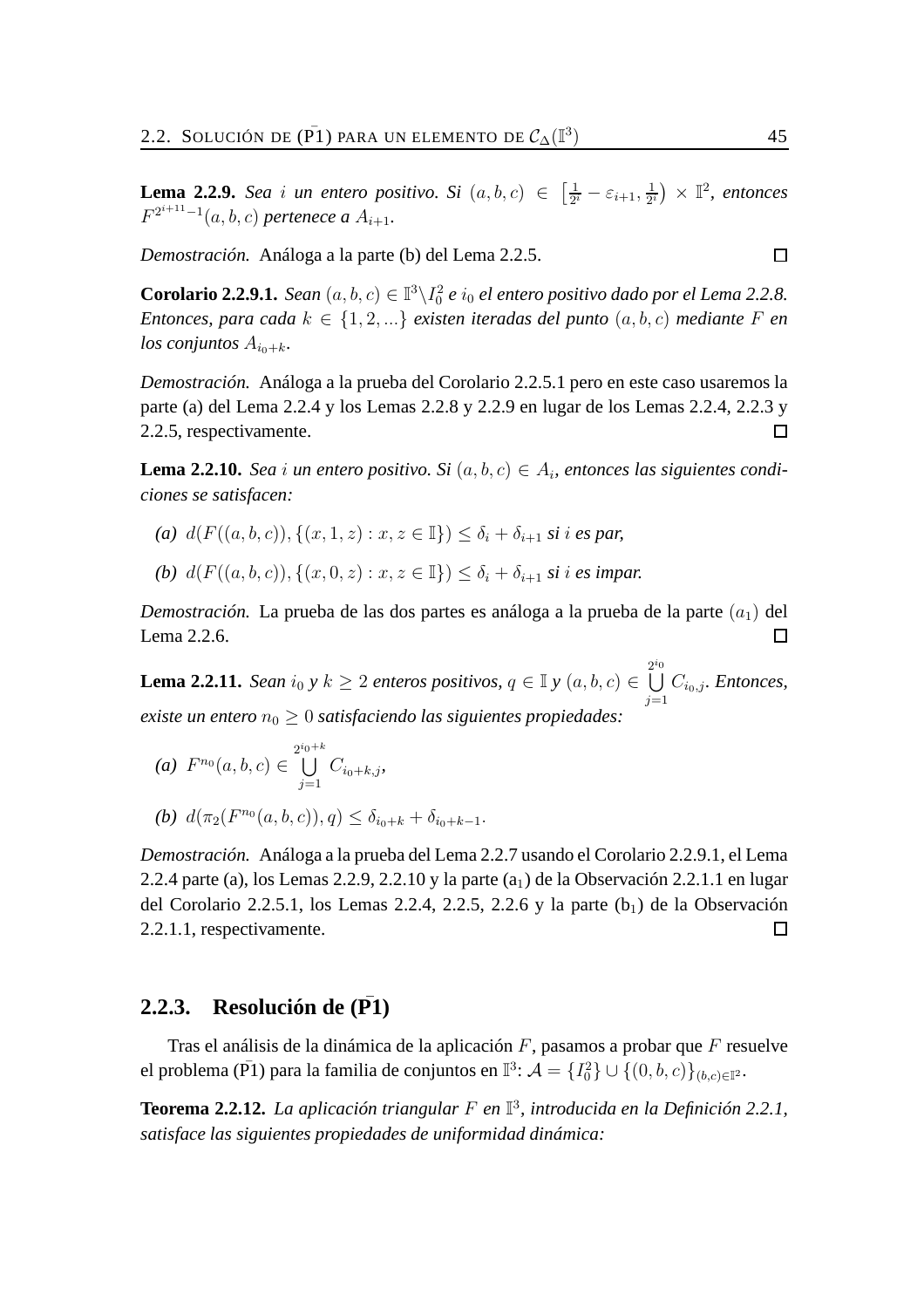**Lema 2.2.9.** *Sea $i$ un entero positivo. Si $(a,b,c) \in \left[\frac{1}{2^i} - \varepsilon_{i+1}, \frac{1}{2^i}\right) \times \mathbb{I}^2$, entonces $F^{2^{i+11}-1}(a,b,c)$ pertenece a $A_{i+1}$.*

*Demostración.* Análoga a la parte (b) del Lema 2.2.5. □

**Corolario 2.2.9.1.** *Sean $(a,b,c) \in \mathbb{I}^3 \backslash I_0^2$ e $i_0$ el entero positivo dado por el Lema 2.2.8. Entonces, para cada $k \in \{1, 2, ...\}$ existen iteradas del punto $(a,b,c)$ mediante $F$ en los conjuntos $A_{i_0+k}$.*

*Demostración.* Análoga a la prueba del Corolario 2.2.5.1 pero en este caso usaremos la parte (a) del Lema 2.2.4 y los Lemas 2.2.8 y 2.2.9 en lugar de los Lemas 2.2.4, 2.2.3 y 2.2.5, respectivamente. □

**Lema 2.2.10.** *Sea $i$ un entero positivo. Si $(a,b,c) \in A_i$, entonces las siguientes condiciones se satisfacen:*

*(a)* $d(F((a,b,c)), \{(x,1,z) : x, z \in \mathbb{I}\}) \leq \delta_i + \delta_{i+1}$ *si $i$ es par,*

*(b)* $d(F((a,b,c)), \{(x,0,z) : x, z \in \mathbb{I}\}) \leq \delta_i + \delta_{i+1}$ *si $i$ es impar.*

*Demostración.* La prueba de las dos partes es análoga a la prueba de la parte $(a_1)$ del Lema 2.2.6. □

**Lema 2.2.11.** *Sean $i_0$ y $k \geq 2$ enteros positivos, $q \in \mathbb{I}$ y $(a,b,c) \in \bigcup_{j=1}^{2^{i_0}} C_{i_0,j}$. Entonces, existe un entero $n_0 \geq 0$ satisfaciendo las siguientes propiedades:*

*(a)* $F^{n_0}(a,b,c) \in \bigcup_{j=1}^{2^{i_0+k}} C_{i_0+k,j}$,

*(b)* $d(\pi_2(F^{n_0}(a,b,c)), q) \leq \delta_{i_0+k} + \delta_{i_0+k-1}$.

*Demostración.* Análoga a la prueba del Lema 2.2.7 usando el Corolario 2.2.9.1, el Lema 2.2.4 parte (a), los Lemas 2.2.9, 2.2.10 y la parte $(a_1)$ de la Observación 2.2.1.1 en lugar del Corolario 2.2.5.1, los Lemas 2.2.4, 2.2.5, 2.2.6 y la parte $(b_1)$ de la Observación 2.2.1.1, respectivamente. □

### 2.2.3. Resolución de ($\bar{\text{P}}$1)

Tras el análisis de la dinámica de la aplicación $F$, pasamos a probar que $F$ resuelve el problema ($\bar{\text{P}}$1) para la familia de conjuntos en $\mathbb{I}^3$: $\mathcal{A} = \{I_0^2\} \cup \{(0,b,c)\}_{(b,c)\in\mathbb{I}^2}$.

**Teorema 2.2.12.** *La aplicación triangular $F$ en $\mathbb{I}^3$, introducida en la Definición 2.2.1, satisface las siguientes propiedades de uniformidad dinámica:*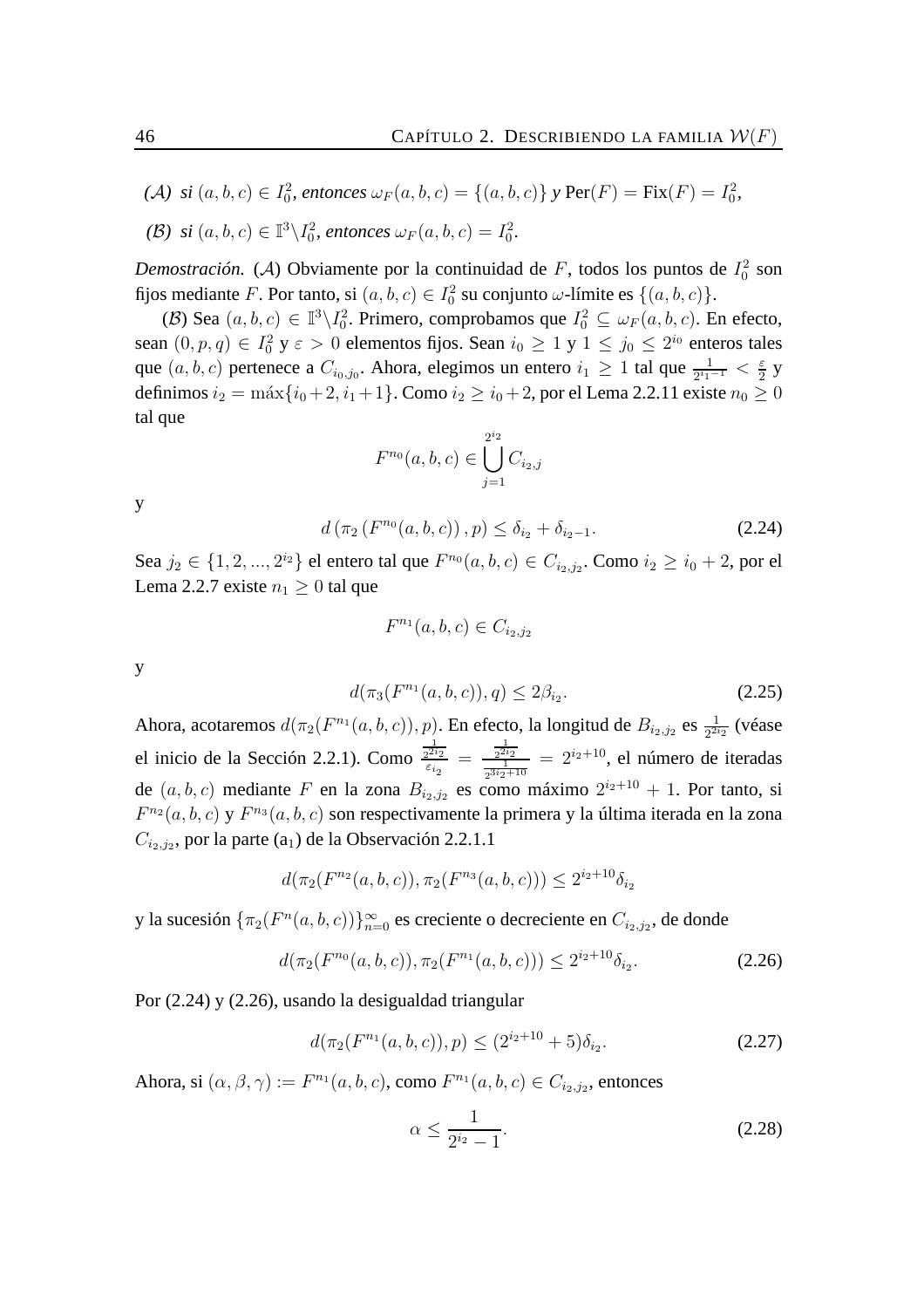*($\mathcal{A}$) si $(a,b,c) \in I_0^2$, entonces $\omega_F(a,b,c) = \{(a,b,c)\}$ y* $\mathrm{Per}(F) = \mathrm{Fix}(F) = I_0^2$,

*($\mathcal{B}$) si $(a,b,c) \in \mathbb{I}^3 \backslash I_0^2$, entonces $\omega_F(a,b,c) = I_0^2$.*

*Demostración.* ($\mathcal{A}$) Obviamente por la continuidad de $F$, todos los puntos de $I_0^2$ son fijos mediante $F$. Por tanto, si $(a,b,c) \in I_0^2$ su conjunto $\omega$-límite es $\{(a,b,c)\}$.

($\mathcal{B}$) Sea $(a,b,c) \in \mathbb{I}^3 \backslash I_0^2$. Primero, comprobamos que $I_0^2 \subseteq \omega_F(a,b,c)$. En efecto, sean $(0,p,q) \in I_0^2$ y $\varepsilon > 0$ elementos fijos. Sean $i_0 \geq 1$ y $1 \leq j_0 \leq 2^{i_0}$ enteros tales que $(a,b,c)$ pertenece a $C_{i_0,j_0}$. Ahora, elegimos un entero $i_1 \geq 1$ tal que $\frac{1}{2^{i_1-1}} < \frac{\varepsilon}{2}$ y definimos $i_2 = \max\{i_0+2, i_1+1\}$. Como $i_2 \geq i_0+2$, por el Lema 2.2.11 existe $n_0 \geq 0$ tal que

$$F^{n_0}(a,b,c) \in \bigcup_{j=1}^{2^{i_2}} C_{i_2,j}$$

y

$$d\left(\pi_2\left(F^{n_0}(a,b,c)\right), p\right) \leq \delta_{i_2} + \delta_{i_2-1}. \tag{2.24}$$

Sea $j_2 \in \{1,2,...,2^{i_2}\}$ el entero tal que $F^{n_0}(a,b,c) \in C_{i_2,j_2}$. Como $i_2 \geq i_0+2$, por el Lema 2.2.7 existe $n_1 \geq 0$ tal que

$$F^{n_1}(a,b,c) \in C_{i_2,j_2}$$

y

$$d(\pi_3(F^{n_1}(a,b,c)), q) \leq 2\beta_{i_2}. \tag{2.25}$$

Ahora, acotaremos $d(\pi_2(F^{n_1}(a,b,c)), p)$. En efecto, la longitud de $B_{i_2,j_2}$ es $\frac{1}{2^{2i_2}}$ (véase el inicio de la Sección 2.2.1). Como $\frac{\frac{1}{2^{2i_2}}}{\varepsilon_{i_2}} = \frac{\frac{1}{2^{2i_2}}}{\frac{1}{2^{3i_2+10}}} = 2^{i_2+10}$, el número de iteradas de $(a,b,c)$ mediante $F$ en la zona $B_{i_2,j_2}$ es como máximo $2^{i_2+10}+1$. Por tanto, si $F^{n_2}(a,b,c)$ y $F^{n_3}(a,b,c)$ son respectivamente la primera y la última iterada en la zona $C_{i_2,j_2}$, por la parte (a$_1$) de la Observación 2.2.1.1

$$d(\pi_2(F^{n_2}(a,b,c)), \pi_2(F^{n_3}(a,b,c))) \leq 2^{i_2+10}\delta_{i_2}$$

y la sucesión $\{\pi_2(F^n(a,b,c))\}_{n=0}^{\infty}$ es creciente o decreciente en $C_{i_2,j_2}$, de donde

$$d(\pi_2(F^{n_0}(a,b,c)), \pi_2(F^{n_1}(a,b,c))) \leq 2^{i_2+10}\delta_{i_2}. \tag{2.26}$$

Por (2.24) y (2.26), usando la desigualdad triangular

$$d(\pi_2(F^{n_1}(a,b,c)), p) \leq (2^{i_2+10}+5)\delta_{i_2}. \tag{2.27}$$

Ahora, si $(\alpha,\beta,\gamma) := F^{n_1}(a,b,c)$, como $F^{n_1}(a,b,c) \in C_{i_2,j_2}$, entonces

$$\alpha \leq \frac{1}{2^{i_2}-1}. \tag{2.28}$$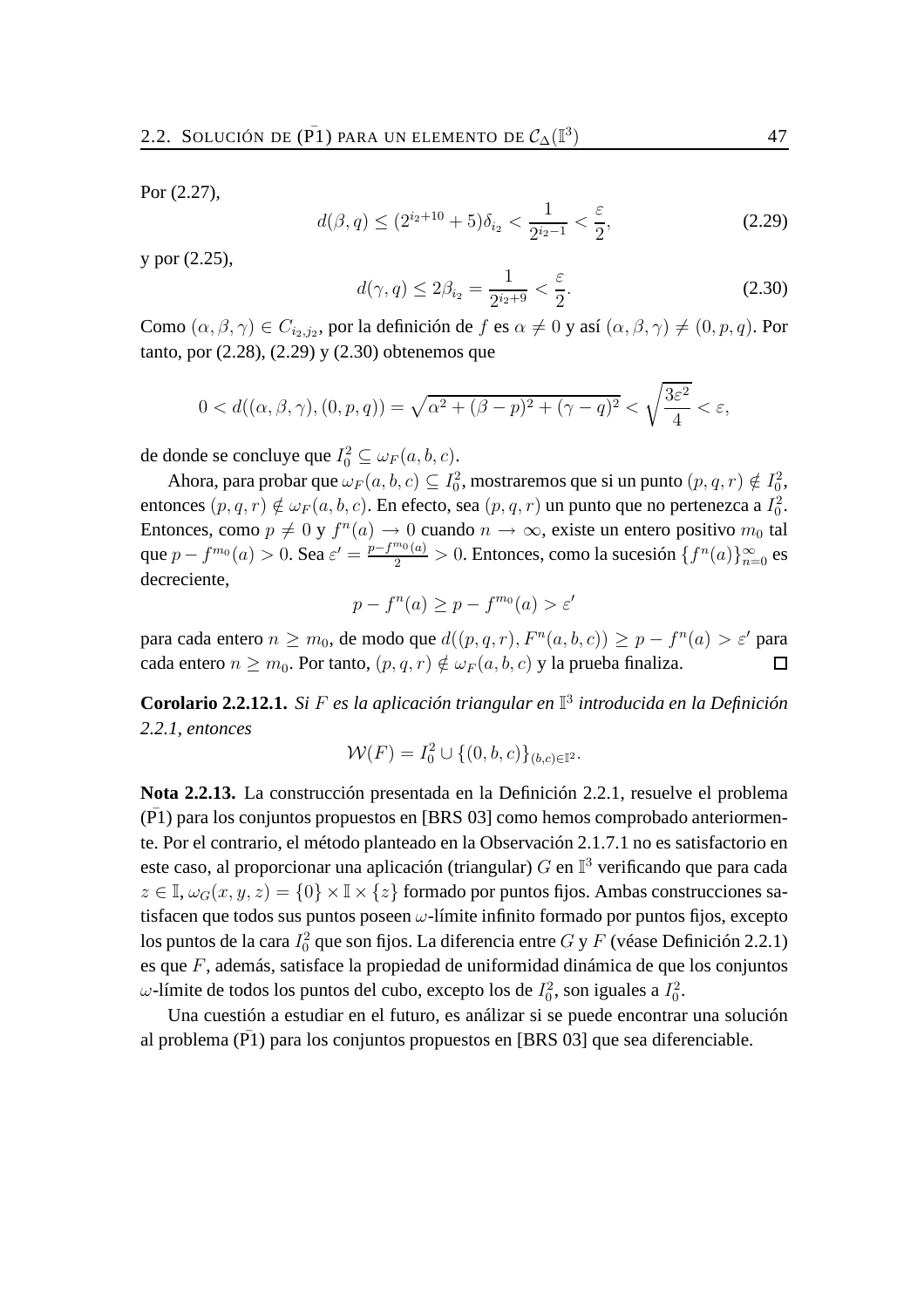Por (2.27),

$$d(\beta, q) \leq (2^{i_2+10} + 5)\delta_{i_2} < \frac{1}{2^{i_2-1}} < \frac{\varepsilon}{2}, \tag{2.29}$$

y por (2.25),

$$d(\gamma, q) \leq 2\beta_{i_2} = \frac{1}{2^{i_2+9}} < \frac{\varepsilon}{2}. \tag{2.30}$$

Como $(\alpha, \beta, \gamma) \in C_{i_2, j_2}$, por la definición de $f$ es $\alpha \neq 0$ y así $(\alpha, \beta, \gamma) \neq (0, p, q)$. Por tanto, por (2.28), (2.29) y (2.30) obtenemos que

$$0 < d((\alpha, \beta, \gamma), (0, p, q)) = \sqrt{\alpha^2 + (\beta - p)^2 + (\gamma - q)^2} < \sqrt{\frac{3\varepsilon^2}{4}} < \varepsilon,$$

de donde se concluye que $I_0^2 \subseteq \omega_F(a, b, c)$.

Ahora, para probar que $\omega_F(a, b, c) \subseteq I_0^2$, mostraremos que si un punto $(p, q, r) \notin I_0^2$, entonces $(p, q, r) \notin \omega_F(a, b, c)$. En efecto, sea $(p, q, r)$ un punto que no pertenezca a $I_0^2$. Entonces, como $p \neq 0$ y $f^n(a) \to 0$ cuando $n \to \infty$, existe un entero positivo $m_0$ tal que $p - f^{m_0}(a) > 0$. Sea $\varepsilon' = \frac{p - f^{m_0}(a)}{2} > 0$. Entonces, como la sucesión $\{f^n(a)\}_{n=0}^{\infty}$ es decreciente,

$$p - f^n(a) \geq p - f^{m_0}(a) > \varepsilon'$$

para cada entero $n \geq m_0$, de modo que $d((p, q, r), F^n(a, b, c)) \geq p - f^n(a) > \varepsilon'$ para cada entero $n \geq m_0$. Por tanto, $(p, q, r) \notin \omega_F(a, b, c)$ y la prueba finaliza. □

**Corolario 2.2.12.1.** *Si $F$ es la aplicación triangular en $\mathbb{I}^3$ introducida en la Definición 2.2.1, entonces*

$$\mathcal{W}(F) = I_0^2 \cup \{(0, b, c)\}_{(b,c) \in \mathbb{I}^2}.$$

**Nota 2.2.13.** La construcción presentada en la Definición 2.2.1, resuelve el problema ($\bar{\text{P}}1$) para los conjuntos propuestos en [BRS 03] como hemos comprobado anteriormente. Por el contrario, el método planteado en la Observación 2.1.7.1 no es satisfactorio en este caso, al proporcionar una aplicación (triangular) $G$ en $\mathbb{I}^3$ verificando que para cada $z \in \mathbb{I}$, $\omega_G(x, y, z) = \{0\} \times \mathbb{I} \times \{z\}$ formado por puntos fijos. Ambas construcciones satisfacen que todos sus puntos poseen $\omega$-límite infinito formado por puntos fijos, excepto los puntos de la cara $I_0^2$ que son fijos. La diferencia entre $G$ y $F$ (véase Definición 2.2.1) es que $F$, además, satisface la propiedad de uniformidad dinámica de que los conjuntos $\omega$-límite de todos los puntos del cubo, excepto los de $I_0^2$, son iguales a $I_0^2$.

Una cuestión a estudiar en el futuro, es análizar si se puede encontrar una solución al problema ($\bar{\text{P}}1$) para los conjuntos propuestos en [BRS 03] que sea diferenciable.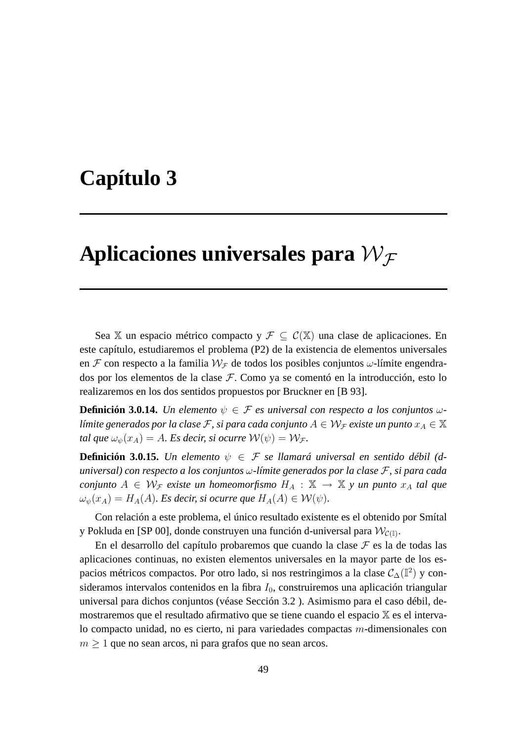# Capítulo 3

# Aplicaciones universales para $\mathcal{W}_\mathcal{F}$

Sea $\mathbb{X}$ un espacio métrico compacto y $\mathcal{F} \subseteq \mathcal{C}(\mathbb{X})$ una clase de aplicaciones. En este capítulo, estudiaremos el problema (P2) de la existencia de elementos universales en $\mathcal{F}$ con respecto a la familia $\mathcal{W}_\mathcal{F}$ de todos los posibles conjuntos $\omega$-límite engendrados por los elementos de la clase $\mathcal{F}$. Como ya se comentó en la introducción, esto lo realizaremos en los dos sentidos propuestos por Bruckner en [B 93].

**Definición 3.0.14.** *Un elemento $\psi \in \mathcal{F}$ es universal con respecto a los conjuntos $\omega$-límite generados por la clase $\mathcal{F}$, si para cada conjunto $A \in \mathcal{W}_\mathcal{F}$ existe un punto $x_A \in \mathbb{X}$ tal que $\omega_\psi(x_A) = A$. Es decir, si ocurre $\mathcal{W}(\psi) = \mathcal{W}_\mathcal{F}$.*

**Definición 3.0.15.** *Un elemento $\psi \in \mathcal{F}$ se llamará universal en sentido débil (d-universal) con respecto a los conjuntos $\omega$-límite generados por la clase $\mathcal{F}$, si para cada conjunto $A \in \mathcal{W}_\mathcal{F}$ existe un homeomorfismo $H_A : \mathbb{X} \to \mathbb{X}$ y un punto $x_A$ tal que $\omega_\psi(x_A) = H_A(A)$. Es decir, si ocurre que $H_A(A) \in \mathcal{W}(\psi)$.*

Con relación a este problema, el único resultado existente es el obtenido por Smítal y Pokluda en [SP 00], donde construyen una función d-universal para $\mathcal{W}_{\mathcal{C}(\mathbb{I})}$.

En el desarrollo del capítulo probaremos que cuando la clase $\mathcal{F}$ es la de todas las aplicaciones continuas, no existen elementos universales en la mayor parte de los espacios métricos compactos. Por otro lado, si nos restringimos a la clase $\mathcal{C}_\Delta(\mathbb{I}^2)$ y consideramos intervalos contenidos en la fibra $I_0$, construiremos una aplicación triangular universal para dichos conjuntos (véase Sección 3.2 ). Asimismo para el caso débil, demostraremos que el resultado afirmativo que se tiene cuando el espacio $\mathbb{X}$ es el intervalo compacto unidad, no es cierto, ni para variedades compactas $m$-dimensionales con $m \geq 1$ que no sean arcos, ni para grafos que no sean arcos.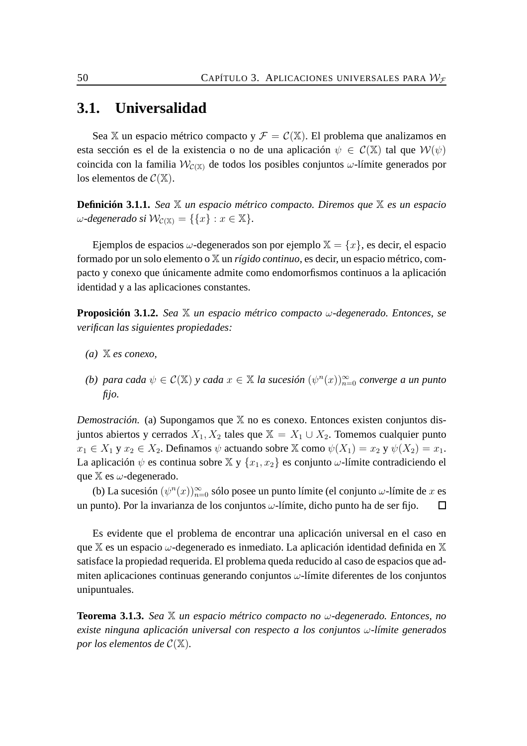## 3.1. Universalidad

Sea $\mathbb{X}$ un espacio métrico compacto y $\mathcal{F} = \mathcal{C}(\mathbb{X})$. El problema que analizamos en esta sección es el de la existencia o no de una aplicación $\psi \in \mathcal{C}(\mathbb{X})$ tal que $\mathcal{W}(\psi)$ coincida con la familia $\mathcal{W}_{\mathcal{C}(\mathbb{X})}$ de todos los posibles conjuntos $\omega$-límite generados por los elementos de $\mathcal{C}(\mathbb{X})$.

**Definición 3.1.1.** *Sea $\mathbb{X}$ un espacio métrico compacto. Diremos que $\mathbb{X}$ es un espacio $\omega$-degenerado si $\mathcal{W}_{\mathcal{C}(\mathbb{X})} = \{\{x\} : x \in \mathbb{X}\}$.*

Ejemplos de espacios $\omega$-degenerados son por ejemplo $\mathbb{X} = \{x\}$, es decir, el espacio formado por un solo elemento o $\mathbb{X}$ un *rígido continuo*, es decir, un espacio métrico, compacto y conexo que únicamente admite como endomorfismos continuos a la aplicación identidad y a las aplicaciones constantes.

**Proposición 3.1.2.** *Sea $\mathbb{X}$ un espacio métrico compacto $\omega$-degenerado. Entonces, se verifican las siguientes propiedades:*

*(a) $\mathbb{X}$ es conexo,*

*(b) para cada $\psi \in \mathcal{C}(\mathbb{X})$ y cada $x \in \mathbb{X}$ la sucesión $(\psi^n(x))_{n=0}^{\infty}$ converge a un punto fijo.*

*Demostración.* (a) Supongamos que $\mathbb{X}$ no es conexo. Entonces existen conjuntos disjuntos abiertos y cerrados $X_1, X_2$ tales que $\mathbb{X} = X_1 \cup X_2$. Tomemos cualquier punto $x_1 \in X_1$ y $x_2 \in X_2$. Definamos $\psi$ actuando sobre $\mathbb{X}$ como $\psi(X_1) = x_2$ y $\psi(X_2) = x_1$. La aplicación $\psi$ es continua sobre $\mathbb{X}$ y $\{x_1, x_2\}$ es conjunto $\omega$-límite contradiciendo el que $\mathbb{X}$ es $\omega$-degenerado.

(b) La sucesión $(\psi^n(x))_{n=0}^{\infty}$ sólo posee un punto límite (el conjunto $\omega$-límite de $x$ es un punto). Por la invarianza de los conjuntos $\omega$-límite, dicho punto ha de ser fijo. □

Es evidente que el problema de encontrar una aplicación universal en el caso en que $\mathbb{X}$ es un espacio $\omega$-degenerado es inmediato. La aplicación identidad definida en $\mathbb{X}$ satisface la propiedad requerida. El problema queda reducido al caso de espacios que admiten aplicaciones continuas generando conjuntos $\omega$-límite diferentes de los conjuntos unipuntuales.

**Teorema 3.1.3.** *Sea $\mathbb{X}$ un espacio métrico compacto no $\omega$-degenerado. Entonces, no existe ninguna aplicación universal con respecto a los conjuntos $\omega$-límite generados por los elementos de $\mathcal{C}(\mathbb{X})$.*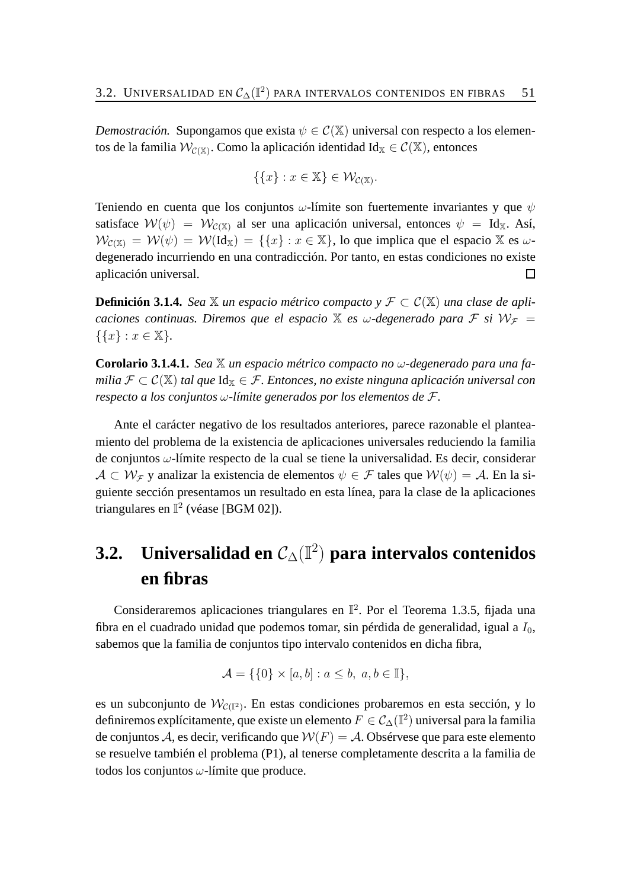*Demostración.* Supongamos que exista $\psi \in \mathcal{C}(\mathbb{X})$ universal con respecto a los elementos de la familia $\mathcal{W}_{\mathcal{C}(\mathbb{X})}$. Como la aplicación identidad $\mathrm{Id}_{\mathbb{X}} \in \mathcal{C}(\mathbb{X})$, entonces

$$\{\{x\} : x \in \mathbb{X}\} \in \mathcal{W}_{\mathcal{C}(\mathbb{X})}.$$

Teniendo en cuenta que los conjuntos $\omega$-límite son fuertemente invariantes y que $\psi$ satisface $\mathcal{W}(\psi) = \mathcal{W}_{\mathcal{C}(\mathbb{X})}$ al ser una aplicación universal, entonces $\psi = \mathrm{Id}_{\mathbb{X}}$. Así, $\mathcal{W}_{\mathcal{C}(\mathbb{X})} = \mathcal{W}(\psi) = \mathcal{W}(\mathrm{Id}_{\mathbb{X}}) = \{\{x\} : x \in \mathbb{X}\}$, lo que implica que el espacio $\mathbb{X}$ es $\omega$-degenerado incurriendo en una contradicción. Por tanto, en estas condiciones no existe aplicación universal. □

**Definición 3.1.4.** *Sea $\mathbb{X}$ un espacio métrico compacto y $\mathcal{F} \subset \mathcal{C}(\mathbb{X})$ una clase de aplicaciones continuas. Diremos que el espacio $\mathbb{X}$ es $\omega$-degenerado para $\mathcal{F}$ si $\mathcal{W}_{\mathcal{F}} = \{\{x\} : x \in \mathbb{X}\}$.*

**Corolario 3.1.4.1.** *Sea $\mathbb{X}$ un espacio métrico compacto no $\omega$-degenerado para una familia $\mathcal{F} \subset \mathcal{C}(\mathbb{X})$ tal que $\mathrm{Id}_{\mathbb{X}} \in \mathcal{F}$. Entonces, no existe ninguna aplicación universal con respecto a los conjuntos $\omega$-límite generados por los elementos de $\mathcal{F}$.*

Ante el carácter negativo de los resultados anteriores, parece razonable el planteamiento del problema de la existencia de aplicaciones universales reduciendo la familia de conjuntos $\omega$-límite respecto de la cual se tiene la universalidad. Es decir, considerar $\mathcal{A} \subset \mathcal{W}_{\mathcal{F}}$ y analizar la existencia de elementos $\psi \in \mathcal{F}$ tales que $\mathcal{W}(\psi) = \mathcal{A}$. En la siguiente sección presentamos un resultado en esta línea, para la clase de la aplicaciones triangulares en $\mathbb{I}^2$ (véase [BGM 02]).

## 3.2. Universalidad en $\mathcal{C}_{\Delta}(\mathbb{I}^2)$ para intervalos contenidos en fibras

Consideraremos aplicaciones triangulares en $\mathbb{I}^2$. Por el Teorema 1.3.5, fijada una fibra en el cuadrado unidad que podemos tomar, sin pérdida de generalidad, igual a $I_0$, sabemos que la familia de conjuntos tipo intervalo contenidos en dicha fibra,

$$\mathcal{A} = \{\{0\} \times [a, b] : a \leq b,\ a, b \in \mathbb{I}\},$$

es un subconjunto de $\mathcal{W}_{\mathcal{C}(\mathbb{I}^2)}$. En estas condiciones probaremos en esta sección, y lo definiremos explícitamente, que existe un elemento $F \in \mathcal{C}_{\Delta}(\mathbb{I}^2)$ universal para la familia de conjuntos $\mathcal{A}$, es decir, verificando que $\mathcal{W}(F) = \mathcal{A}$. Obsérvese que para este elemento se resuelve también el problema (P1), al tenerse completamente descrita a la familia de todos los conjuntos $\omega$-límite que produce.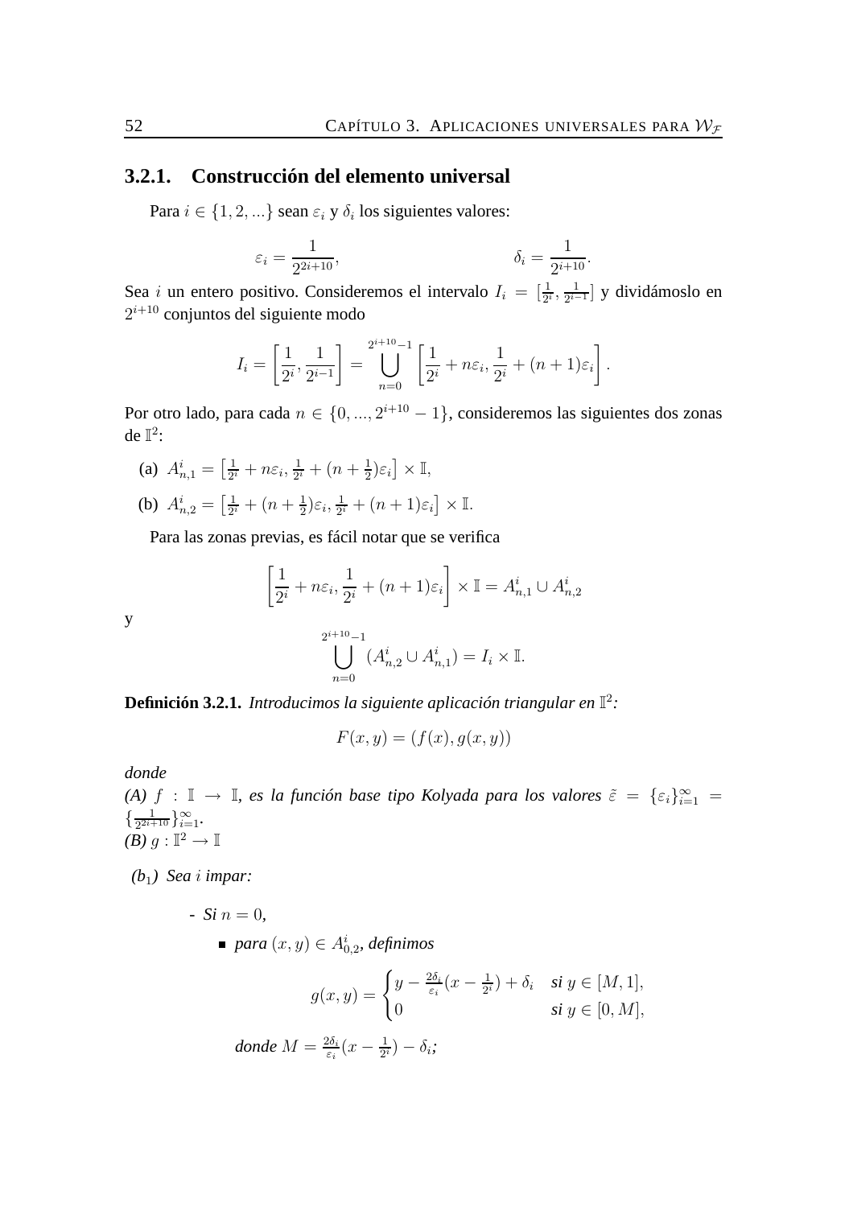### 3.2.1. Construcción del elemento universal

Para $i \in \{1, 2, ...\}$ sean $\varepsilon_i$ y $\delta_i$ los siguientes valores:

$$\varepsilon_i = \frac{1}{2^{2i+10}}, \qquad \delta_i = \frac{1}{2^{i+10}}.$$

Sea $i$ un entero positivo. Consideremos el intervalo $I_i = [\frac{1}{2^i}, \frac{1}{2^{i-1}}]$ y dividámoslo en $2^{i+10}$ conjuntos del siguiente modo

$$I_i = \left[\frac{1}{2^i}, \frac{1}{2^{i-1}}\right] = \bigcup_{n=0}^{2^{i+10}-1} \left[\frac{1}{2^i} + n\varepsilon_i, \frac{1}{2^i} + (n+1)\varepsilon_i\right].$$

Por otro lado, para cada $n \in \{0, ..., 2^{i+10} - 1\}$, consideremos las siguientes dos zonas de $\mathbb{I}^2$:

(a) $A^i_{n,1} = \left[\frac{1}{2^i} + n\varepsilon_i, \frac{1}{2^i} + (n + \frac{1}{2})\varepsilon_i\right] \times \mathbb{I}$,

(b) $A^i_{n,2} = \left[\frac{1}{2^i} + (n + \frac{1}{2})\varepsilon_i, \frac{1}{2^i} + (n+1)\varepsilon_i\right] \times \mathbb{I}$.

Para las zonas previas, es fácil notar que se verifica

$$\left[\frac{1}{2^i} + n\varepsilon_i, \frac{1}{2^i} + (n+1)\varepsilon_i\right] \times \mathbb{I} = A^i_{n,1} \cup A^i_{n,2}$$

y

$$\bigcup_{n=0}^{2^{i+10}-1} (A^i_{n,2} \cup A^i_{n,1}) = I_i \times \mathbb{I}.$$

**Definición 3.2.1.** *Introducimos la siguiente aplicación triangular en* $\mathbb{I}^2$*:*

$$F(x, y) = (f(x), g(x, y))$$

*donde*

*(A)* $f : \mathbb{I} \to \mathbb{I}$*, es la función base tipo Kolyada para los valores* $\tilde{\varepsilon} = \{\varepsilon_i\}_{i=1}^{\infty} = \{\frac{1}{2^{2i+10}}\}_{i=1}^{\infty}$*.*

*(B)* $g : \mathbb{I}^2 \to \mathbb{I}$

*($b_1$) Sea* $i$ *impar:*

- *Si* $n = 0$*,*
  - *para* $(x, y) \in A^i_{0,2}$*, definimos*

$$g(x, y) = \begin{cases} y - \frac{2\delta_i}{\varepsilon_i}(x - \frac{1}{2^i}) + \delta_i & \text{si } y \in [M, 1], \\ 0 & \text{si } y \in [0, M], \end{cases}$$

*donde* $M = \frac{2\delta_i}{\varepsilon_i}(x - \frac{1}{2^i}) - \delta_i$*;*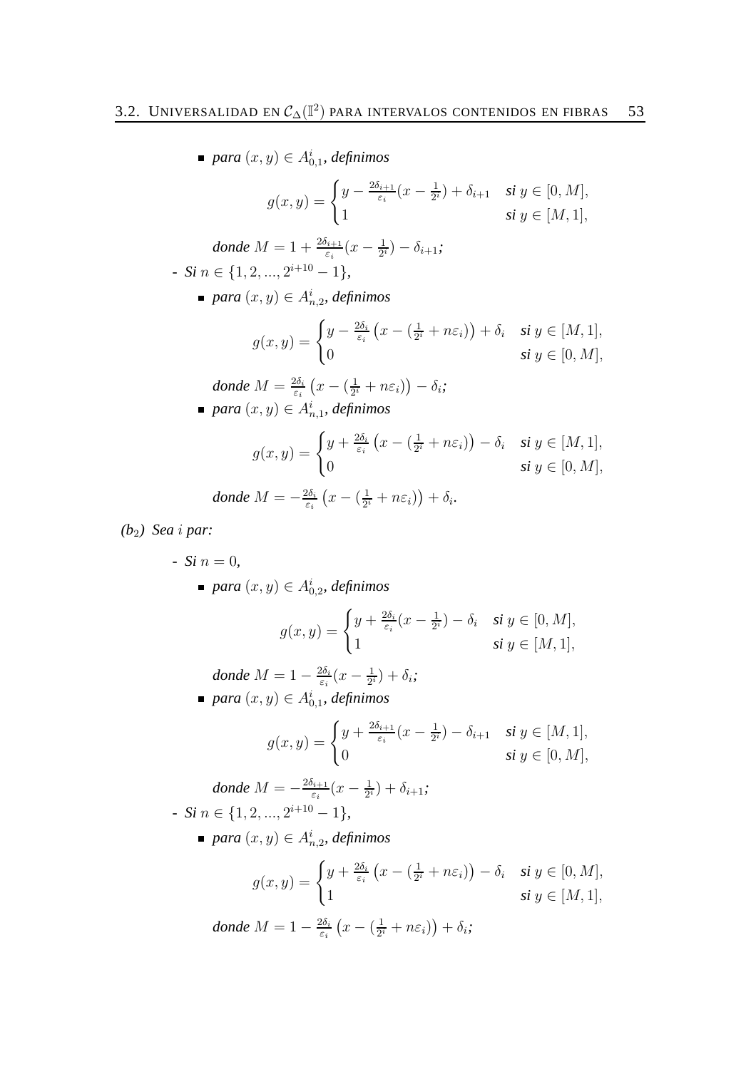- *para* $(x,y) \in A^i_{0,1}$, *definimos*

$$g(x,y) = \begin{cases} y - \frac{2\delta_{i+1}}{\varepsilon_i}(x - \frac{1}{2^i}) + \delta_{i+1} & \textit{si } y \in [0, M], \\ 1 & \textit{si } y \in [M, 1], \end{cases}$$

*donde* $M = 1 + \frac{2\delta_{i+1}}{\varepsilon_i}(x - \frac{1}{2^i}) - \delta_{i+1}$*;*

- *Si* $n \in \{1, 2, ..., 2^{i+10} - 1\}$*,*

  - *para* $(x,y) \in A^i_{n,2}$, *definimos*

$$g(x,y) = \begin{cases} y - \frac{2\delta_i}{\varepsilon_i}\left(x - (\frac{1}{2^i} + n\varepsilon_i)\right) + \delta_i & \textit{si } y \in [M, 1], \\ 0 & \textit{si } y \in [0, M], \end{cases}$$

*donde* $M = \frac{2\delta_i}{\varepsilon_i}\left(x - (\frac{1}{2^i} + n\varepsilon_i)\right) - \delta_i$*;*

  - *para* $(x,y) \in A^i_{n,1}$, *definimos*

$$g(x,y) = \begin{cases} y + \frac{2\delta_i}{\varepsilon_i}\left(x - (\frac{1}{2^i} + n\varepsilon_i)\right) - \delta_i & \textit{si } y \in [M, 1], \\ 0 & \textit{si } y \in [0, M], \end{cases}$$

*donde* $M = -\frac{2\delta_i}{\varepsilon_i}\left(x - (\frac{1}{2^i} + n\varepsilon_i)\right) + \delta_i$*.*

*(b$_2$) Sea $i$ par:*

- *Si* $n = 0$*,*

  - *para* $(x,y) \in A^i_{0,2}$, *definimos*

$$g(x,y) = \begin{cases} y + \frac{2\delta_i}{\varepsilon_i}(x - \frac{1}{2^i}) - \delta_i & \textit{si } y \in [0, M], \\ 1 & \textit{si } y \in [M, 1], \end{cases}$$

*donde* $M = 1 - \frac{2\delta_i}{\varepsilon_i}(x - \frac{1}{2^i}) + \delta_i$*;*

  - *para* $(x,y) \in A^i_{0,1}$, *definimos*

$$g(x,y) = \begin{cases} y + \frac{2\delta_{i+1}}{\varepsilon_i}(x - \frac{1}{2^i}) - \delta_{i+1} & \textit{si } y \in [M, 1], \\ 0 & \textit{si } y \in [0, M], \end{cases}$$

*donde* $M = -\frac{2\delta_{i+1}}{\varepsilon_i}(x - \frac{1}{2^i}) + \delta_{i+1}$*;*

- *Si* $n \in \{1, 2, ..., 2^{i+10} - 1\}$*,*

  - *para* $(x,y) \in A^i_{n,2}$, *definimos*

$$g(x,y) = \begin{cases} y + \frac{2\delta_i}{\varepsilon_i}\left(x - (\frac{1}{2^i} + n\varepsilon_i)\right) - \delta_i & \textit{si } y \in [0, M], \\ 1 & \textit{si } y \in [M, 1], \end{cases}$$

*donde* $M = 1 - \frac{2\delta_i}{\varepsilon_i}\left(x - (\frac{1}{2^i} + n\varepsilon_i)\right) + \delta_i$*;*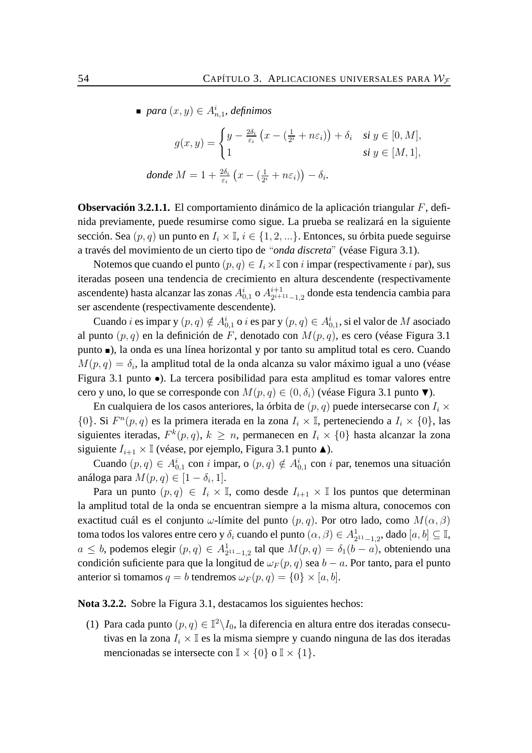- *para* $(x, y) \in A^i_{n,1}$, *definimos*

$$g(x,y) = \begin{cases} y - \frac{2\delta_i}{\varepsilon_i}\left(x - (\frac{1}{2^i} + n\varepsilon_i)\right) + \delta_i & \textit{si } y \in [0, M], \\ 1 & \textit{si } y \in [M, 1], \end{cases}$$

*donde* $M = 1 + \frac{2\delta_i}{\varepsilon_i}\left(x - (\frac{1}{2^i} + n\varepsilon_i)\right) - \delta_i$.

**Observación 3.2.1.1.** El comportamiento dinámico de la aplicación triangular $F$, definida previamente, puede resumirse como sigue. La prueba se realizará en la siguiente sección. Sea $(p, q)$ un punto en $I_i \times \mathbb{I}$, $i \in \{1, 2, ...\}$. Entonces, su órbita puede seguirse a través del movimiento de un cierto tipo de "*onda discreta*" (véase Figura 3.1).

Notemos que cuando el punto $(p, q) \in I_i \times \mathbb{I}$ con $i$ impar (respectivamente $i$ par), sus iteradas poseen una tendencia de crecimiento en altura descendente (respectivamente ascendente) hasta alcanzar las zonas $A^i_{0,1}$ o $A^{i+1}_{2^{i+11}-1,2}$ donde esta tendencia cambia para ser ascendente (respectivamente descendente).

Cuando $i$ es impar y $(p, q) \notin A^i_{0,1}$ o $i$ es par y $(p, q) \in A^i_{0,1}$, si el valor de $M$ asociado al punto $(p, q)$ en la definición de $F$, denotado con $M(p, q)$, es cero (véase Figura 3.1 punto ▪), la onda es una línea horizontal y por tanto su amplitud total es cero. Cuando $M(p, q) = \delta_i$, la amplitud total de la onda alcanza su valor máximo igual a uno (véase Figura 3.1 punto •). La tercera posibilidad para esta amplitud es tomar valores entre cero y uno, lo que se corresponde con $M(p, q) \in (0, \delta_i)$ (véase Figura 3.1 punto ▼).

En cualquiera de los casos anteriores, la órbita de $(p, q)$ puede intersecarse con $I_i \times \{0\}$. Si $F^n(p, q)$ es la primera iterada en la zona $I_i \times \mathbb{I}$, perteneciendo a $I_i \times \{0\}$, las siguientes iteradas, $F^k(p, q)$, $k \geq n$, permanecen en $I_i \times \{0\}$ hasta alcanzar la zona siguiente $I_{i+1} \times \mathbb{I}$ (véase, por ejemplo, Figura 3.1 punto ▲).

Cuando $(p, q) \in A^i_{0,1}$ con $i$ impar, o $(p, q) \notin A^i_{0,1}$ con $i$ par, tenemos una situación análoga para $M(p, q) \in [1 - \delta_i, 1]$.

Para un punto $(p, q) \in I_i \times \mathbb{I}$, como desde $I_{i+1} \times \mathbb{I}$ los puntos que determinan la amplitud total de la onda se encuentran siempre a la misma altura, conocemos con exactitud cuál es el conjunto $\omega$-límite del punto $(p, q)$. Por otro lado, como $M(\alpha, \beta)$ toma todos los valores entre cero y $\delta_i$ cuando el punto $(\alpha, \beta) \in A^1_{2^{11}-1,2}$, dado $[a, b] \subseteq \mathbb{I}$, $a \leq b$, podemos elegir $(p, q) \in A^1_{2^{11}-1,2}$ tal que $M(p, q) = \delta_1(b - a)$, obteniendo una condición suficiente para que la longitud de $\omega_F(p, q)$ sea $b - a$. Por tanto, para el punto anterior si tomamos $q = b$ tendremos $\omega_F(p, q) = \{0\} \times [a, b]$.

**Nota 3.2.2.** Sobre la Figura 3.1, destacamos los siguientes hechos:

(1) Para cada punto $(p, q) \in \mathbb{I}^2 \backslash I_0$, la diferencia en altura entre dos iteradas consecutivas en la zona $I_i \times \mathbb{I}$ es la misma siempre y cuando ninguna de las dos iteradas mencionadas se intersecte con $\mathbb{I} \times \{0\}$ o $\mathbb{I} \times \{1\}$.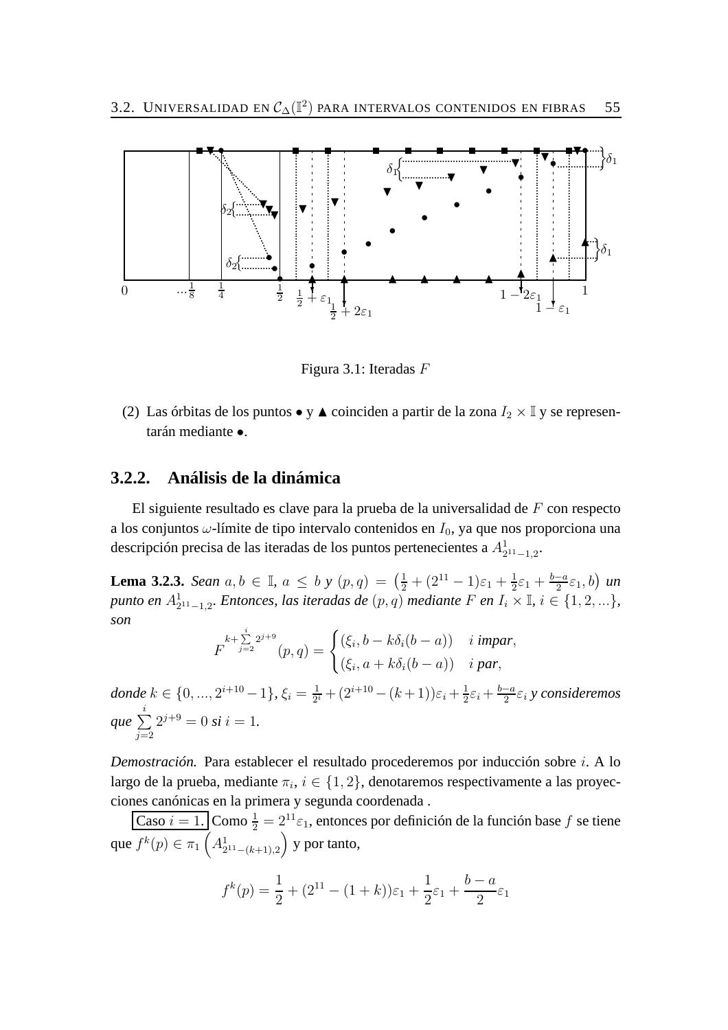Figura 3.1: Iteradas $F$

(2) Las órbitas de los puntos $\bullet$ y $\blacktriangle$ coinciden a partir de la zona $I_2 \times \mathbb{I}$ y se representarán mediante $\bullet$.

### 3.2.2. Análisis de la dinámica

El siguiente resultado es clave para la prueba de la universalidad de $F$ con respecto a los conjuntos $\omega$-límite de tipo intervalo contenidos en $I_0$, ya que nos proporciona una descripción precisa de las iteradas de los puntos pertenecientes a $A^1_{2^{11}-1,2}$.

**Lema 3.2.3.** *Sean* $a, b \in \mathbb{I}$, $a \leq b$ *y* $(p, q) = \left(\frac{1}{2} + (2^{11} - 1)\varepsilon_1 + \frac{1}{2}\varepsilon_1 + \frac{b-a}{2}\varepsilon_1, b\right)$ *un punto en* $A^1_{2^{11}-1,2}$. *Entonces, las iteradas de* $(p, q)$ *mediante* $F$ *en* $I_i \times \mathbb{I}$, $i \in \{1, 2, ...\}$, *son*

$$F^{k+\sum\limits_{j=2}^{i} 2^{j+9}}(p, q) = \begin{cases} (\xi_i, b - k\delta_i(b-a)) & i \text{ impar}, \\ (\xi_i, a + k\delta_i(b-a)) & i \text{ par}, \end{cases}$$

*donde* $k \in \{0, ..., 2^{i+10} - 1\}$, $\xi_i = \frac{1}{2^i} + (2^{i+10} - (k+1))\varepsilon_i + \frac{1}{2}\varepsilon_i + \frac{b-a}{2}\varepsilon_i$ *y consideremos que* $\sum\limits_{j=2}^{i} 2^{j+9} = 0$ *si* $i = 1$.

*Demostración.* Para establecer el resultado procederemos por inducción sobre $i$. A lo largo de la prueba, mediante $\pi_i$, $i \in \{1, 2\}$, denotaremos respectivamente a las proyecciones canónicas en la primera y segunda coordenada .

Caso $i = 1$. Como $\frac{1}{2} = 2^{11}\varepsilon_1$, entonces por definición de la función base $f$ se tiene que $f^k(p) \in \pi_1\left(A^1_{2^{11}-(k+1),2}\right)$ y por tanto,

$$f^k(p) = \frac{1}{2} + (2^{11} - (1+k))\varepsilon_1 + \frac{1}{2}\varepsilon_1 + \frac{b-a}{2}\varepsilon_1$$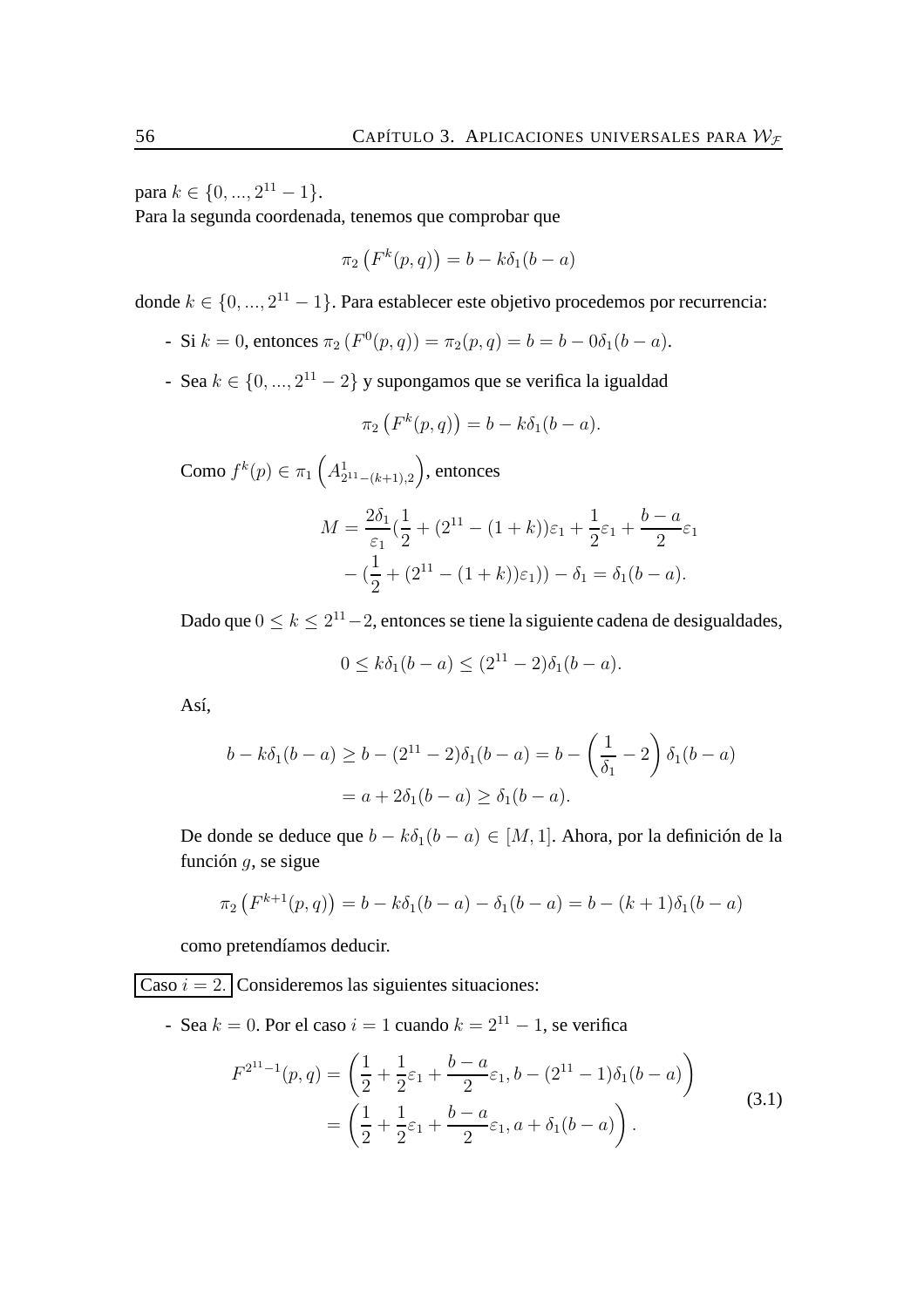para $k \in \{0, ..., 2^{11} - 1\}$.
Para la segunda coordenada, tenemos que comprobar que

$$\pi_2\left(F^k(p,q)\right) = b - k\delta_1(b-a)$$

donde $k \in \{0, ..., 2^{11} - 1\}$. Para establecer este objetivo procedemos por recurrencia:

- Si $k = 0$, entonces $\pi_2\left(F^0(p,q)\right) = \pi_2(p,q) = b = b - 0\delta_1(b-a)$.

- Sea $k \in \{0, ..., 2^{11} - 2\}$ y supongamos que se verifica la igualdad

$$\pi_2\left(F^k(p,q)\right) = b - k\delta_1(b-a).$$

  Como $f^k(p) \in \pi_1\left(A^1_{2^{11}-(k+1),2}\right)$, entonces

$$\begin{aligned} M = \frac{2\delta_1}{\varepsilon_1}(&\frac{1}{2} + (2^{11} - (1+k))\varepsilon_1 + \frac{1}{2}\varepsilon_1 + \frac{b-a}{2}\varepsilon_1 \\ &- (\frac{1}{2} + (2^{11} - (1+k))\varepsilon_1)) - \delta_1 = \delta_1(b-a). \end{aligned}$$

  Dado que $0 \leq k \leq 2^{11} - 2$, entonces se tiene la siguiente cadena de desigualdades,

$$0 \leq k\delta_1(b-a) \leq (2^{11} - 2)\delta_1(b-a).$$

  Así,

$$\begin{aligned} b - k\delta_1(b-a) &\geq b - (2^{11} - 2)\delta_1(b-a) = b - \left(\frac{1}{\delta_1} - 2\right)\delta_1(b-a) \\ &= a + 2\delta_1(b-a) \geq \delta_1(b-a). \end{aligned}$$

  De donde se deduce que $b - k\delta_1(b-a) \in [M, 1]$. Ahora, por la definición de la función $g$, se sigue

$$\pi_2\left(F^{k+1}(p,q)\right) = b - k\delta_1(b-a) - \delta_1(b-a) = b - (k+1)\delta_1(b-a)$$

  como pretendíamos deducir.

Caso $i = 2$. Consideremos las siguientes situaciones:

- Sea $k = 0$. Por el caso $i = 1$ cuando $k = 2^{11} - 1$, se verifica

$$\begin{aligned} F^{2^{11}-1}(p,q) &= \left(\frac{1}{2} + \frac{1}{2}\varepsilon_1 + \frac{b-a}{2}\varepsilon_1, b - (2^{11} - 1)\delta_1(b-a)\right) \\ &= \left(\frac{1}{2} + \frac{1}{2}\varepsilon_1 + \frac{b-a}{2}\varepsilon_1, a + \delta_1(b-a)\right). \end{aligned} \tag{3.1}$$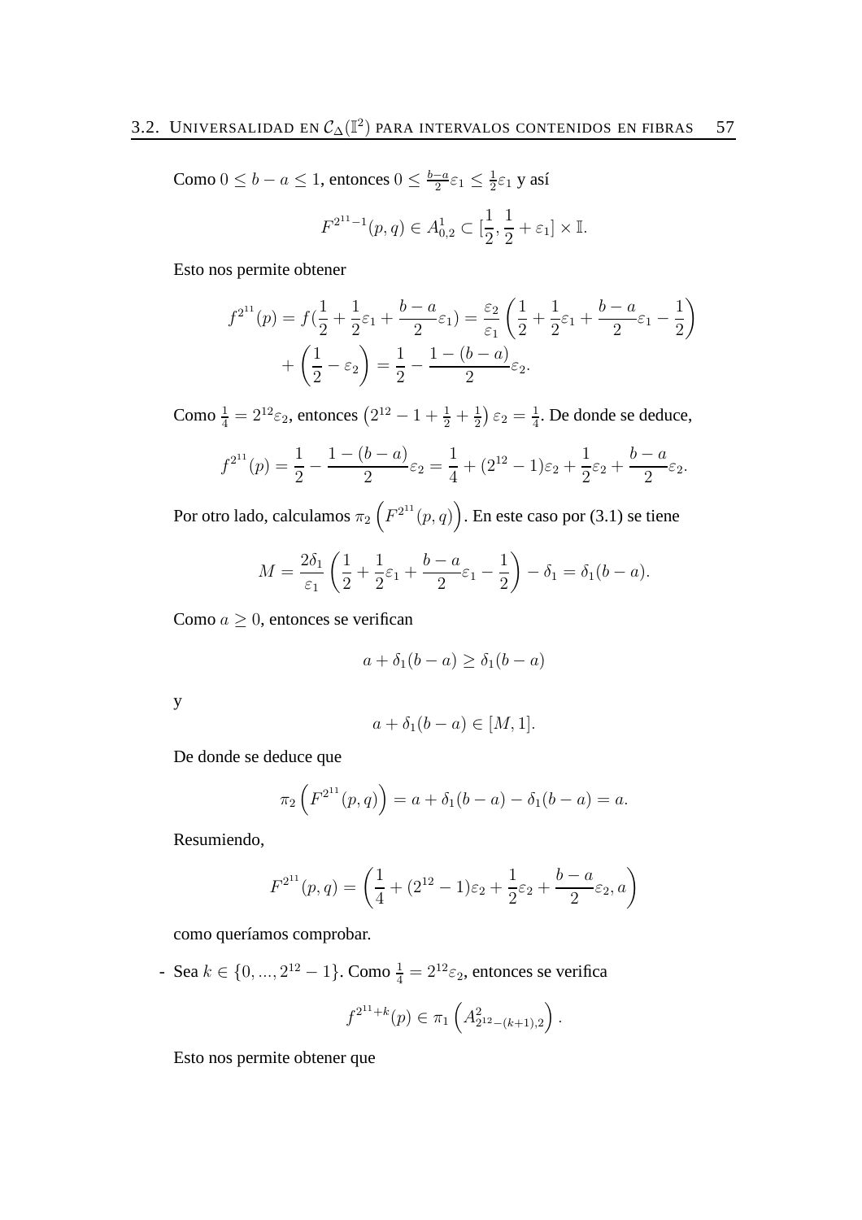Como $0 \leq b-a \leq 1$, entonces $0 \leq \frac{b-a}{2}\varepsilon_1 \leq \frac{1}{2}\varepsilon_1$ y así

$$F^{2^{11}-1}(p,q) \in A^1_{0,2} \subset [\frac{1}{2}, \frac{1}{2}+\varepsilon_1] \times \mathbb{I}.$$

Esto nos permite obtener

$$f^{2^{11}}(p) = f(\frac{1}{2}+\frac{1}{2}\varepsilon_1+\frac{b-a}{2}\varepsilon_1) = \frac{\varepsilon_2}{\varepsilon_1}\left(\frac{1}{2}+\frac{1}{2}\varepsilon_1+\frac{b-a}{2}\varepsilon_1-\frac{1}{2}\right) + \left(\frac{1}{2}-\varepsilon_2\right) = \frac{1}{2}-\frac{1-(b-a)}{2}\varepsilon_2.$$

Como $\frac{1}{4} = 2^{12}\varepsilon_2$, entonces $\left(2^{12}-1+\frac{1}{2}+\frac{1}{2}\right)\varepsilon_2 = \frac{1}{4}$. De donde se deduce,

$$f^{2^{11}}(p) = \frac{1}{2}-\frac{1-(b-a)}{2}\varepsilon_2 = \frac{1}{4}+(2^{12}-1)\varepsilon_2+\frac{1}{2}\varepsilon_2+\frac{b-a}{2}\varepsilon_2.$$

Por otro lado, calculamos $\pi_2\left(F^{2^{11}}(p,q)\right)$. En este caso por (3.1) se tiene

$$M = \frac{2\delta_1}{\varepsilon_1}\left(\frac{1}{2}+\frac{1}{2}\varepsilon_1+\frac{b-a}{2}\varepsilon_1-\frac{1}{2}\right)-\delta_1 = \delta_1(b-a).$$

Como $a \geq 0$, entonces se verifican

$$a+\delta_1(b-a) \geq \delta_1(b-a)$$

y

$$a+\delta_1(b-a) \in [M,1].$$

De donde se deduce que

$$\pi_2\left(F^{2^{11}}(p,q)\right) = a+\delta_1(b-a)-\delta_1(b-a) = a.$$

Resumiendo,

$$F^{2^{11}}(p,q) = \left(\frac{1}{4}+(2^{12}-1)\varepsilon_2+\frac{1}{2}\varepsilon_2+\frac{b-a}{2}\varepsilon_2, a\right)$$

como queríamos comprobar.

- Sea $k \in \{0,...,2^{12}-1\}$. Como $\frac{1}{4} = 2^{12}\varepsilon_2$, entonces se verifica

$$f^{2^{11}+k}(p) \in \pi_1\left(A^2_{2^{12}-(k+1),2}\right).$$

Esto nos permite obtener que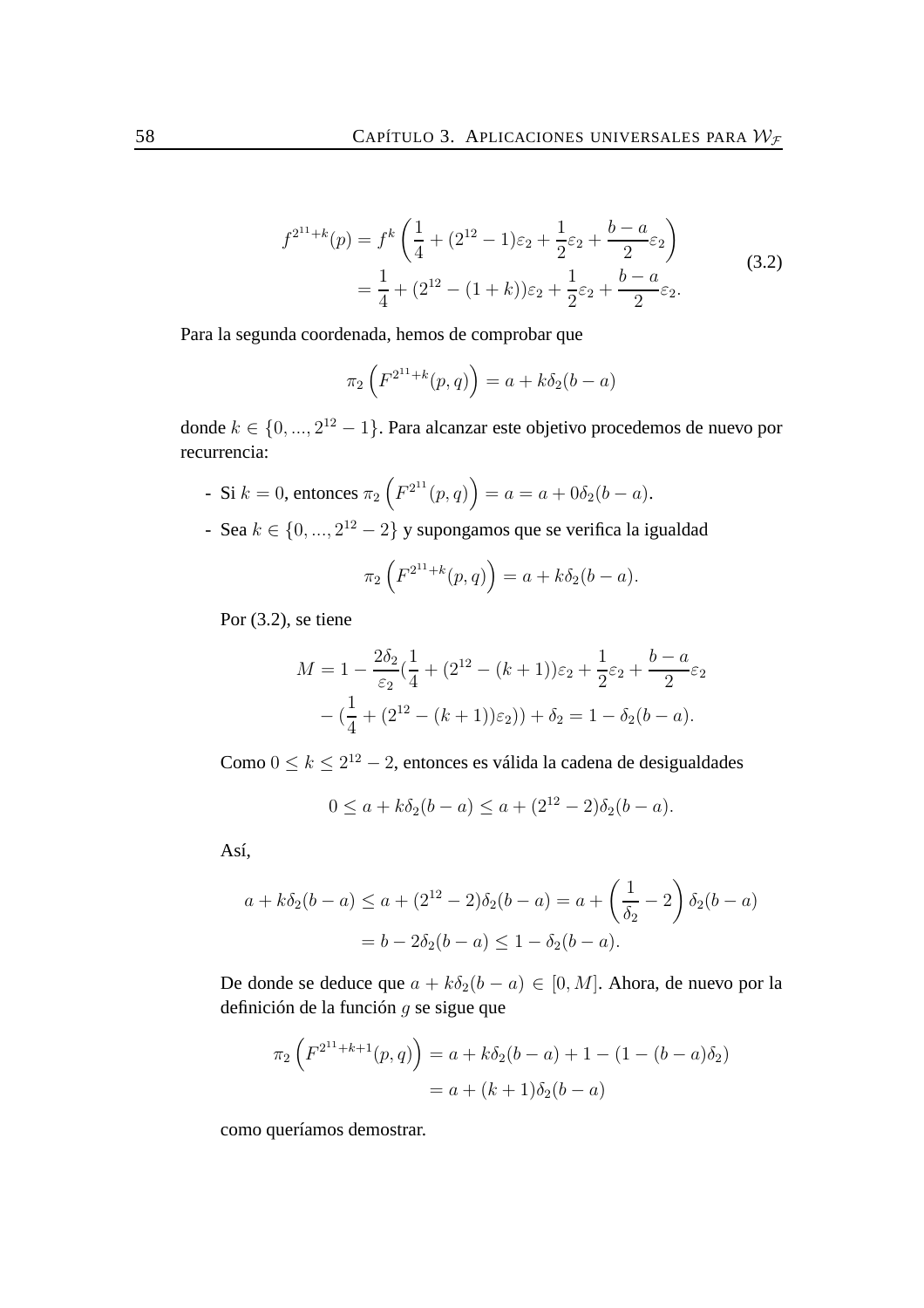$$
\begin{aligned}
f^{2^{11}+k}(p) &= f^k\left(\frac{1}{4} + (2^{12}-1)\varepsilon_2 + \frac{1}{2}\varepsilon_2 + \frac{b-a}{2}\varepsilon_2\right) \\
&= \frac{1}{4} + (2^{12}-(1+k))\varepsilon_2 + \frac{1}{2}\varepsilon_2 + \frac{b-a}{2}\varepsilon_2.
\end{aligned}
\tag{3.2}
$$

Para la segunda coordenada, hemos de comprobar que

$$
\pi_2\left(F^{2^{11}+k}(p,q)\right) = a + k\delta_2(b-a)
$$

donde $k \in \{0, ..., 2^{12}-1\}$. Para alcanzar este objetivo procedemos de nuevo por recurrencia:

- Si $k = 0$, entonces $\pi_2\left(F^{2^{11}}(p,q)\right) = a = a + 0\delta_2(b-a)$.
- Sea $k \in \{0, ..., 2^{12}-2\}$ y supongamos que se verifica la igualdad

$$
\pi_2\left(F^{2^{11}+k}(p,q)\right) = a + k\delta_2(b-a).
$$

Por (3.2), se tiene

$$
\begin{aligned}
M = 1 - \frac{2\delta_2}{\varepsilon_2}(&\frac{1}{4} + (2^{12}-(k+1))\varepsilon_2 + \frac{1}{2}\varepsilon_2 + \frac{b-a}{2}\varepsilon_2 \\
&- (\frac{1}{4} + (2^{12}-(k+1))\varepsilon_2)) + \delta_2 = 1 - \delta_2(b-a).
\end{aligned}
$$

Como $0 \leq k \leq 2^{12}-2$, entonces es válida la cadena de desigualdades

$$
0 \leq a + k\delta_2(b-a) \leq a + (2^{12}-2)\delta_2(b-a).
$$

Así,

$$
\begin{aligned}
a + k\delta_2(b-a) \leq a + (2^{12}-2)\delta_2(b-a) &= a + \left(\frac{1}{\delta_2} - 2\right)\delta_2(b-a) \\
&= b - 2\delta_2(b-a) \leq 1 - \delta_2(b-a).
\end{aligned}
$$

De donde se deduce que $a + k\delta_2(b-a) \in [0, M]$. Ahora, de nuevo por la definición de la función $g$ se sigue que

$$
\begin{aligned}
\pi_2\left(F^{2^{11}+k+1}(p,q)\right) &= a + k\delta_2(b-a) + 1 - (1-(b-a)\delta_2) \\
&= a + (k+1)\delta_2(b-a)
\end{aligned}
$$

como queríamos demostrar.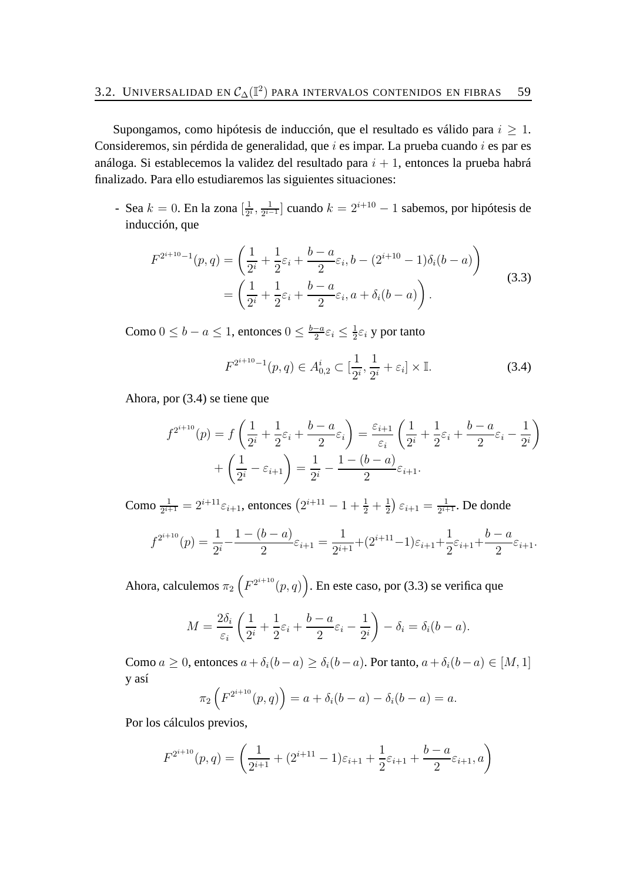Supongamos, como hipótesis de inducción, que el resultado es válido para $i \geq 1$. Consideremos, sin pérdida de generalidad, que $i$ es impar. La prueba cuando $i$ es par es análoga. Si establecemos la validez del resultado para $i+1$, entonces la prueba habrá finalizado. Para ello estudiaremos las siguientes situaciones:

- Sea $k = 0$. En la zona $[\frac{1}{2^i}, \frac{1}{2^{i-1}}]$ cuando $k = 2^{i+10} - 1$ sabemos, por hipótesis de inducción, que

$$\begin{aligned} F^{2^{i+10}-1}(p,q) &= \left( \frac{1}{2^i} + \frac{1}{2}\varepsilon_i + \frac{b-a}{2}\varepsilon_i, b - (2^{i+10}-1)\delta_i(b-a) \right) \\ &= \left( \frac{1}{2^i} + \frac{1}{2}\varepsilon_i + \frac{b-a}{2}\varepsilon_i, a + \delta_i(b-a) \right). \end{aligned} \tag{3.3}$$

  Como $0 \leq b-a \leq 1$, entonces $0 \leq \frac{b-a}{2}\varepsilon_i \leq \frac{1}{2}\varepsilon_i$ y por tanto

$$F^{2^{i+10}-1}(p,q) \in A^i_{0,2} \subset [\frac{1}{2^i}, \frac{1}{2^i} + \varepsilon_i] \times \mathbb{I}. \tag{3.4}$$

  Ahora, por (3.4) se tiene que

$$\begin{aligned} f^{2^{i+10}}(p) &= f\left( \frac{1}{2^i} + \frac{1}{2}\varepsilon_i + \frac{b-a}{2}\varepsilon_i \right) = \frac{\varepsilon_{i+1}}{\varepsilon_i}\left( \frac{1}{2^i} + \frac{1}{2}\varepsilon_i + \frac{b-a}{2}\varepsilon_i - \frac{1}{2^i} \right) \\ &\quad + \left( \frac{1}{2^i} - \varepsilon_{i+1} \right) = \frac{1}{2^i} - \frac{1-(b-a)}{2}\varepsilon_{i+1}. \end{aligned}$$

  Como $\frac{1}{2^{i+1}} = 2^{i+11}\varepsilon_{i+1}$, entonces $\left(2^{i+11} - 1 + \frac{1}{2} + \frac{1}{2}\right)\varepsilon_{i+1} = \frac{1}{2^{i+1}}$. De donde

$$f^{2^{i+10}}(p) = \frac{1}{2^i} - \frac{1-(b-a)}{2}\varepsilon_{i+1} = \frac{1}{2^{i+1}} + (2^{i+11}-1)\varepsilon_{i+1} + \frac{1}{2}\varepsilon_{i+1} + \frac{b-a}{2}\varepsilon_{i+1}.$$

  Ahora, calculemos $\pi_2\left(F^{2^{i+10}}(p,q)\right)$. En este caso, por (3.3) se verifica que

$$M = \frac{2\delta_i}{\varepsilon_i}\left( \frac{1}{2^i} + \frac{1}{2}\varepsilon_i + \frac{b-a}{2}\varepsilon_i - \frac{1}{2^i} \right) - \delta_i = \delta_i(b-a).$$

  Como $a \geq 0$, entonces $a + \delta_i(b-a) \geq \delta_i(b-a)$. Por tanto, $a + \delta_i(b-a) \in [M, 1]$ y así

$$\pi_2\left(F^{2^{i+10}}(p,q)\right) = a + \delta_i(b-a) - \delta_i(b-a) = a.$$

  Por los cálculos previos,

$$F^{2^{i+10}}(p,q) = \left( \frac{1}{2^{i+1}} + (2^{i+11}-1)\varepsilon_{i+1} + \frac{1}{2}\varepsilon_{i+1} + \frac{b-a}{2}\varepsilon_{i+1}, a \right)$$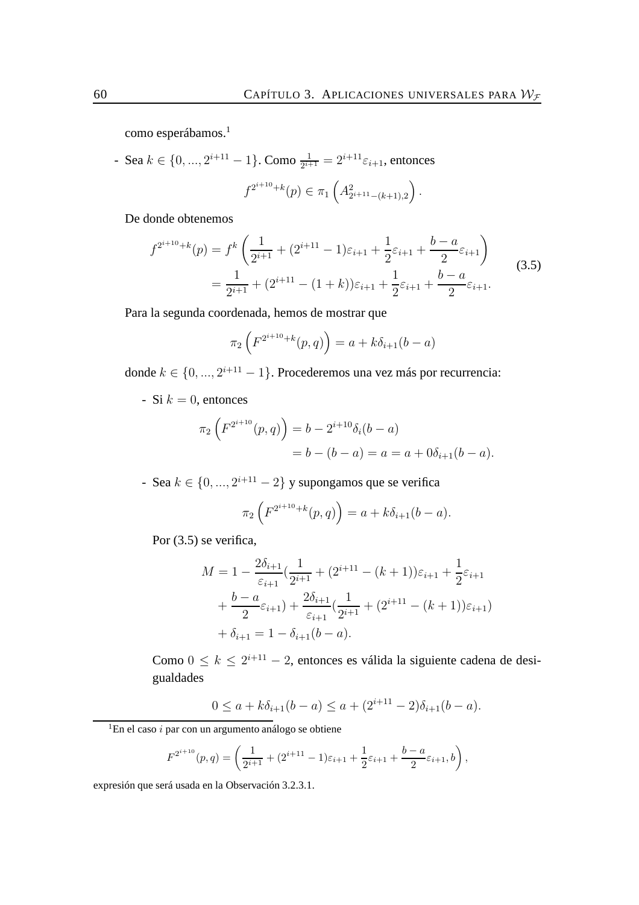como esperábamos.[1]

- Sea $k \in \{0, ..., 2^{i+11} - 1\}$. Como $\frac{1}{2^{i+1}} = 2^{i+11}\varepsilon_{i+1}$, entonces

$$f^{2^{i+10}+k}(p) \in \pi_1 \left( A^2_{2^{i+11}-(k+1),2} \right).$$

De donde obtenemos

$$\begin{aligned} f^{2^{i+10}+k}(p) &= f^k \left( \frac{1}{2^{i+1}} + (2^{i+11} - 1)\varepsilon_{i+1} + \frac{1}{2}\varepsilon_{i+1} + \frac{b-a}{2}\varepsilon_{i+1} \right) \\ &= \frac{1}{2^{i+1}} + (2^{i+11} - (1+k))\varepsilon_{i+1} + \frac{1}{2}\varepsilon_{i+1} + \frac{b-a}{2}\varepsilon_{i+1}. \end{aligned} \tag{3.5}$$

Para la segunda coordenada, hemos de mostrar que

$$\pi_2 \left( F^{2^{i+10}+k}(p,q) \right) = a + k\delta_{i+1}(b-a)$$

donde $k \in \{0, ..., 2^{i+11} - 1\}$. Procederemos una vez más por recurrencia:

- Si $k = 0$, entonces

$$\begin{aligned} \pi_2 \left( F^{2^{i+10}}(p,q) \right) &= b - 2^{i+10}\delta_i(b-a) \\ &= b - (b-a) = a = a + 0\delta_{i+1}(b-a). \end{aligned}$$

- Sea $k \in \{0, ..., 2^{i+11} - 2\}$ y supongamos que se verifica

$$\pi_2 \left( F^{2^{i+10}+k}(p,q) \right) = a + k\delta_{i+1}(b-a).$$

Por (3.5) se verifica,

$$\begin{aligned} M = 1 &- \frac{2\delta_{i+1}}{\varepsilon_{i+1}} \big( \frac{1}{2^{i+1}} + (2^{i+11} - (k+1))\varepsilon_{i+1} + \frac{1}{2}\varepsilon_{i+1} \\ &+ \frac{b-a}{2}\varepsilon_{i+1} \big) + \frac{2\delta_{i+1}}{\varepsilon_{i+1}} \big( \frac{1}{2^{i+1}} + (2^{i+11} - (k+1))\varepsilon_{i+1} \big) \\ &+ \delta_{i+1} = 1 - \delta_{i+1}(b-a). \end{aligned}$$

Como $0 \le k \le 2^{i+11} - 2$, entonces es válida la siguiente cadena de desigualdades

$$0 \le a + k\delta_{i+1}(b-a) \le a + (2^{i+11} - 2)\delta_{i+1}(b-a).$$

---

[1] En el caso $i$ par con un argumento análogo se obtiene

$$F^{2^{i+10}}(p,q) = \left( \frac{1}{2^{i+1}} + (2^{i+11} - 1)\varepsilon_{i+1} + \frac{1}{2}\varepsilon_{i+1} + \frac{b-a}{2}\varepsilon_{i+1}, b \right),$$

expresión que será usada en la Observación 3.2.3.1.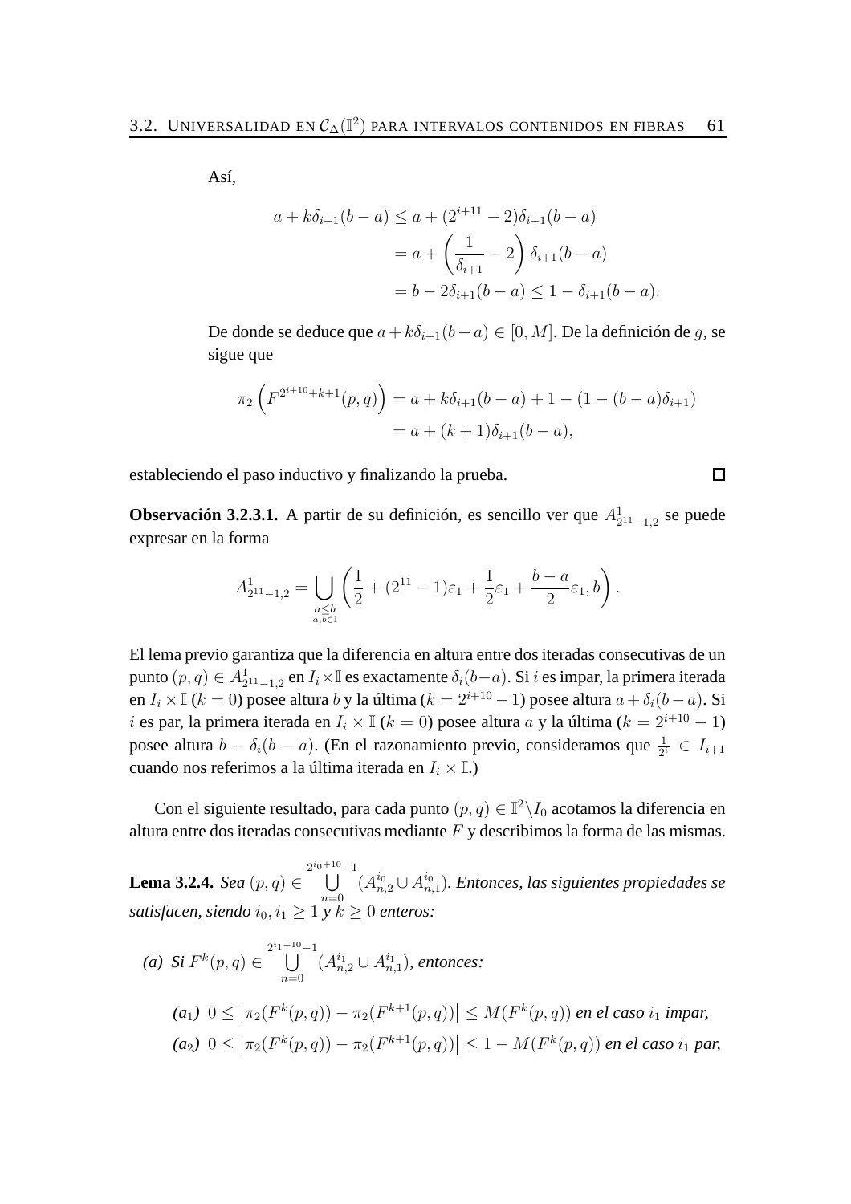Así,

$$
\begin{aligned}
a + k\delta_{i+1}(b-a) &\leq a + (2^{i+11} - 2)\delta_{i+1}(b-a) \\
&= a + \left(\frac{1}{\delta_{i+1}} - 2\right)\delta_{i+1}(b-a) \\
&= b - 2\delta_{i+1}(b-a) \leq 1 - \delta_{i+1}(b-a).
\end{aligned}
$$

De donde se deduce que $a + k\delta_{i+1}(b-a) \in [0, M]$. De la definición de $g$, se sigue que

$$
\begin{aligned}
\pi_2\left(F^{2^{i+10}+k+1}(p,q)\right) &= a + k\delta_{i+1}(b-a) + 1 - (1 - (b-a)\delta_{i+1}) \\
&= a + (k+1)\delta_{i+1}(b-a),
\end{aligned}
$$

estableciendo el paso inductivo y finalizando la prueba. □

**Observación 3.2.3.1.** A partir de su definición, es sencillo ver que $A^1_{2^{11}-1,2}$ se puede expresar en la forma

$$
A^1_{2^{11}-1,2} = \bigcup_{\substack{a \leq b \\ a,b \in \mathbb{I}}} \left(\frac{1}{2} + (2^{11}-1)\varepsilon_1 + \frac{1}{2}\varepsilon_1 + \frac{b-a}{2}\varepsilon_1, b\right).
$$

El lema previo garantiza que la diferencia en altura entre dos iteradas consecutivas de un punto $(p,q) \in A^1_{2^{11}-1,2}$ en $I_i \times \mathbb{I}$ es exactamente $\delta_i(b-a)$. Si $i$ es impar, la primera iterada en $I_i \times \mathbb{I}$ ($k=0$) posee altura $b$ y la última ($k = 2^{i+10}-1$) posee altura $a + \delta_i(b-a)$. Si $i$ es par, la primera iterada en $I_i \times \mathbb{I}$ ($k=0$) posee altura $a$ y la última ($k = 2^{i+10}-1$) posee altura $b - \delta_i(b-a)$. (En el razonamiento previo, consideramos que $\frac{1}{2^i} \in I_{i+1}$ cuando nos referimos a la última iterada en $I_i \times \mathbb{I}$.)

Con el siguiente resultado, para cada punto $(p,q) \in \mathbb{I}^2 \backslash I_0$ acotamos la diferencia en altura entre dos iteradas consecutivas mediante $F$ y describimos la forma de las mismas.

**Lema 3.2.4.** *Sea* $(p,q) \in \bigcup_{n=0}^{2^{i_0+10}-1} (A^{i_0}_{n,2} \cup A^{i_0}_{n,1})$*. Entonces, las siguientes propiedades se satisfacen, siendo* $i_0, i_1 \geq 1$ *y* $k \geq 0$ *enteros:*

*(a) Si* $F^k(p,q) \in \bigcup_{n=0}^{2^{i_1+10}-1} (A^{i_1}_{n,2} \cup A^{i_1}_{n,1})$*, entonces:*

*($a_1$)* $0 \leq \left|\pi_2(F^k(p,q)) - \pi_2(F^{k+1}(p,q))\right| \leq M(F^k(p,q))$ *en el caso* $i_1$ *impar,*

*($a_2$)* $0 \leq \left|\pi_2(F^k(p,q)) - \pi_2(F^{k+1}(p,q))\right| \leq 1 - M(F^k(p,q))$ *en el caso* $i_1$ *par,*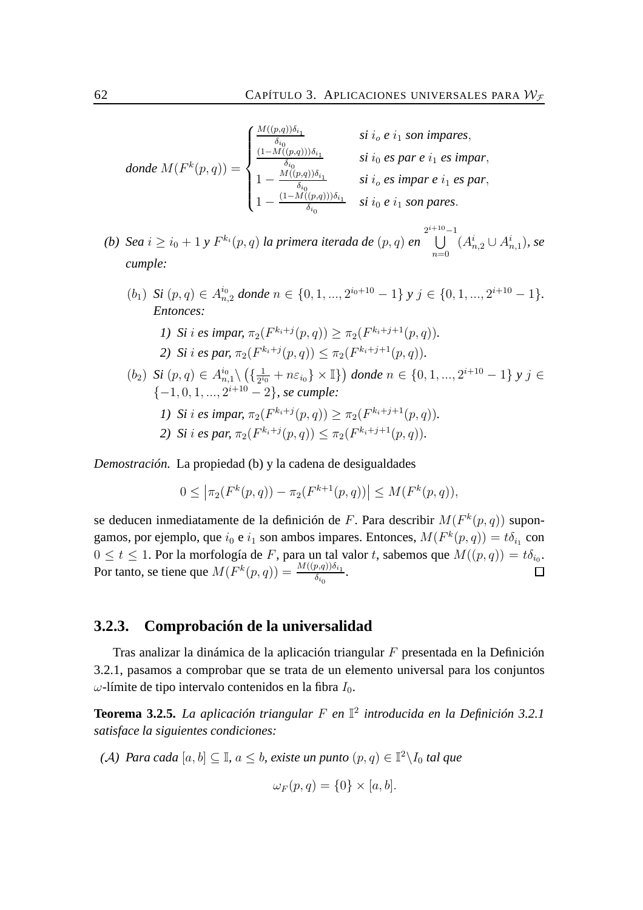*donde* $M(F^k(p,q)) = \begin{cases} \frac{M((p,q))\delta_{i_1}}{\delta_{i_0}} & \textit{si } i_o \textit{ e } i_1 \textit{ son impares}, \\ \frac{(1-M((p,q)))\delta_{i_1}}{\delta_{i_0}} & \textit{si } i_0 \textit{ es par e } i_1 \textit{ es impar}, \\ 1 - \frac{M((p,q))\delta_{i_1}}{\delta_{i_0}} & \textit{si } i_o \textit{ es impar e } i_1 \textit{ es par}, \\ 1 - \frac{(1-M((p,q)))\delta_{i_1}}{\delta_{i_0}} & \textit{si } i_0 \textit{ e } i_1 \textit{ son pares}. \end{cases}$

*(b) Sea* $i \geq i_0 + 1$ *y* $F^{k_i}(p,q)$ *la primera iterada de* $(p,q)$ *en* $\bigcup_{n=0}^{2^{i+10}-1} (A^i_{n,2} \cup A^i_{n,1})$, *se cumple:*

- $(b_1)$ *Si* $(p,q) \in A^{i_0}_{n,2}$ *donde* $n \in \{0, 1, ..., 2^{i_0+10} - 1\}$ *y* $j \in \{0, 1, ..., 2^{i+10} - 1\}$. *Entonces:*
  - *1) Si* $i$ *es impar,* $\pi_2(F^{k_i+j}(p,q)) \geq \pi_2(F^{k_i+j+1}(p,q))$.
  - *2) Si* $i$ *es par,* $\pi_2(F^{k_i+j}(p,q)) \leq \pi_2(F^{k_i+j+1}(p,q))$.
- $(b_2)$ *Si* $(p,q) \in A^{i_0}_{n,1} \setminus \left(\{\frac{1}{2^{i_0}} + n\varepsilon_{i_0}\} \times \mathbb{I}\}\right)$ *donde* $n \in \{0, 1, ..., 2^{i+10} - 1\}$ *y* $j \in \{-1, 0, 1, ..., 2^{i+10} - 2\}$, *se cumple:*
  - *1) Si* $i$ *es impar,* $\pi_2(F^{k_i+j}(p,q)) \geq \pi_2(F^{k_i+j+1}(p,q))$.
  - *2) Si* $i$ *es par,* $\pi_2(F^{k_i+j}(p,q)) \leq \pi_2(F^{k_i+j+1}(p,q))$.

*Demostración.* La propiedad (b) y la cadena de desigualdades

$$0 \leq \left|\pi_2(F^k(p,q)) - \pi_2(F^{k+1}(p,q))\right| \leq M(F^k(p,q)),$$

se deducen inmediatamente de la definición de $F$. Para describir $M(F^k(p,q))$ supongamos, por ejemplo, que $i_0$ e $i_1$ son ambos impares. Entonces, $M(F^k(p,q)) = t\delta_{i_1}$ con $0 \leq t \leq 1$. Por la morfología de $F$, para un tal valor $t$, sabemos que $M((p,q)) = t\delta_{i_0}$. Por tanto, se tiene que $M(F^k(p,q)) = \frac{M((p,q))\delta_{i_1}}{\delta_{i_0}}$. □

### 3.2.3. Comprobación de la universalidad

Tras analizar la dinámica de la aplicación triangular $F$ presentada en la Definición 3.2.1, pasamos a comprobar que se trata de un elemento universal para los conjuntos $\omega$-límite de tipo intervalo contenidos en la fibra $I_0$.

**Teorema 3.2.5.** *La aplicación triangular* $F$ *en* $\mathbb{I}^2$ *introducida en la Definición 3.2.1 satisface la siguientes condiciones:*

*(A) Para cada* $[a,b] \subseteq \mathbb{I}$, $a \leq b$, *existe un punto* $(p,q) \in \mathbb{I}^2 \setminus I_0$ *tal que*

$$\omega_F(p,q) = \{0\} \times [a,b].$$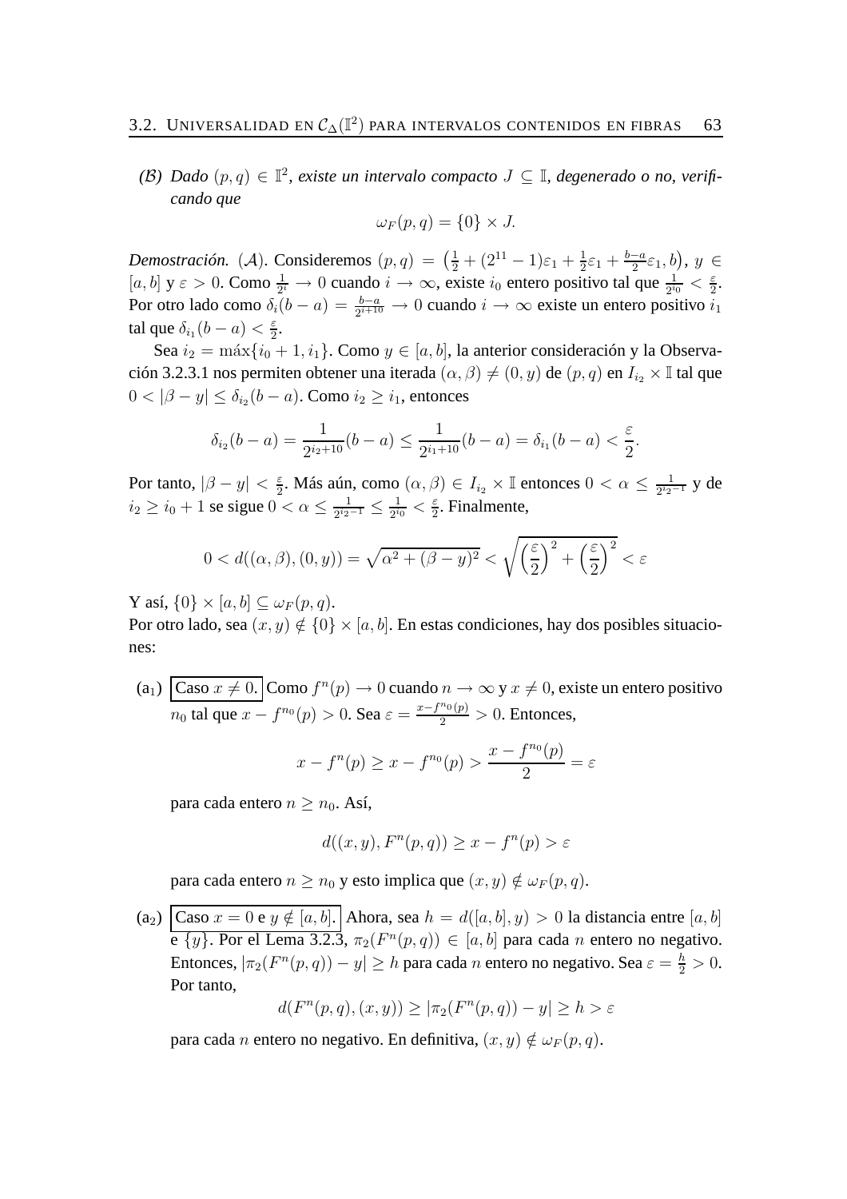*(B) Dado $(p, q) \in \mathbb{I}^2$, existe un intervalo compacto $J \subseteq \mathbb{I}$, degenerado o no, verificando que*

$$\omega_F(p, q) = \{0\} \times J.$$

*Demostración.* $(\mathcal{A})$. Consideremos $(p, q) = \left(\frac{1}{2} + (2^{11} - 1)\varepsilon_1 + \frac{1}{2}\varepsilon_1 + \frac{b-a}{2}\varepsilon_1, b\right)$, $y \in [a, b]$ y $\varepsilon > 0$. Como $\frac{1}{2^i} \to 0$ cuando $i \to \infty$, existe $i_0$ entero positivo tal que $\frac{1}{2^{i_0}} < \frac{\varepsilon}{2}$. Por otro lado como $\delta_i(b - a) = \frac{b-a}{2^{i+10}} \to 0$ cuando $i \to \infty$ existe un entero positivo $i_1$ tal que $\delta_{i_1}(b - a) < \frac{\varepsilon}{2}$.

Sea $i_2 = \max\{i_0 + 1, i_1\}$. Como $y \in [a, b]$, la anterior consideración y la Observación 3.2.3.1 nos permiten obtener una iterada $(\alpha, \beta) \neq (0, y)$ de $(p, q)$ en $I_{i_2} \times \mathbb{I}$ tal que $0 < |\beta - y| \leq \delta_{i_2}(b - a)$. Como $i_2 \geq i_1$, entonces

$$\delta_{i_2}(b - a) = \frac{1}{2^{i_2+10}}(b - a) \leq \frac{1}{2^{i_1+10}}(b - a) = \delta_{i_1}(b - a) < \frac{\varepsilon}{2}.$$

Por tanto, $|\beta - y| < \frac{\varepsilon}{2}$. Más aún, como $(\alpha, \beta) \in I_{i_2} \times \mathbb{I}$ entonces $0 < \alpha \leq \frac{1}{2^{i_2-1}}$ y de $i_2 \geq i_0 + 1$ se sigue $0 < \alpha \leq \frac{1}{2^{i_2-1}} \leq \frac{1}{2^{i_0}} < \frac{\varepsilon}{2}$. Finalmente,

$$0 < d((\alpha, \beta), (0, y)) = \sqrt{\alpha^2 + (\beta - y)^2} < \sqrt{\left(\frac{\varepsilon}{2}\right)^2 + \left(\frac{\varepsilon}{2}\right)^2} < \varepsilon$$

Y así, $\{0\} \times [a, b] \subseteq \omega_F(p, q)$.

Por otro lado, sea $(x, y) \notin \{0\} \times [a, b]$. En estas condiciones, hay dos posibles situaciones:

($a_1$) **Caso $x \neq 0$.** Como $f^n(p) \to 0$ cuando $n \to \infty$ y $x \neq 0$, existe un entero positivo $n_0$ tal que $x - f^{n_0}(p) > 0$. Sea $\varepsilon = \frac{x - f^{n_0}(p)}{2} > 0$. Entonces,

$$x - f^n(p) \geq x - f^{n_0}(p) > \frac{x - f^{n_0}(p)}{2} = \varepsilon$$

para cada entero $n \geq n_0$. Así,

$$d((x, y), F^n(p, q)) \geq x - f^n(p) > \varepsilon$$

para cada entero $n \geq n_0$ y esto implica que $(x, y) \notin \omega_F(p, q)$.

($a_2$) **Caso $x = 0$ e $y \notin [a, b]$.** Ahora, sea $h = d([a, b], y) > 0$ la distancia entre $[a, b]$ e $\{y\}$. Por el Lema 3.2.3, $\pi_2(F^n(p, q)) \in [a, b]$ para cada $n$ entero no negativo. Entonces, $|\pi_2(F^n(p, q)) - y| \geq h$ para cada $n$ entero no negativo. Sea $\varepsilon = \frac{h}{2} > 0$. Por tanto,

$$d(F^n(p, q), (x, y)) \geq |\pi_2(F^n(p, q)) - y| \geq h > \varepsilon$$

para cada $n$ entero no negativo. En definitiva, $(x, y) \notin \omega_F(p, q)$.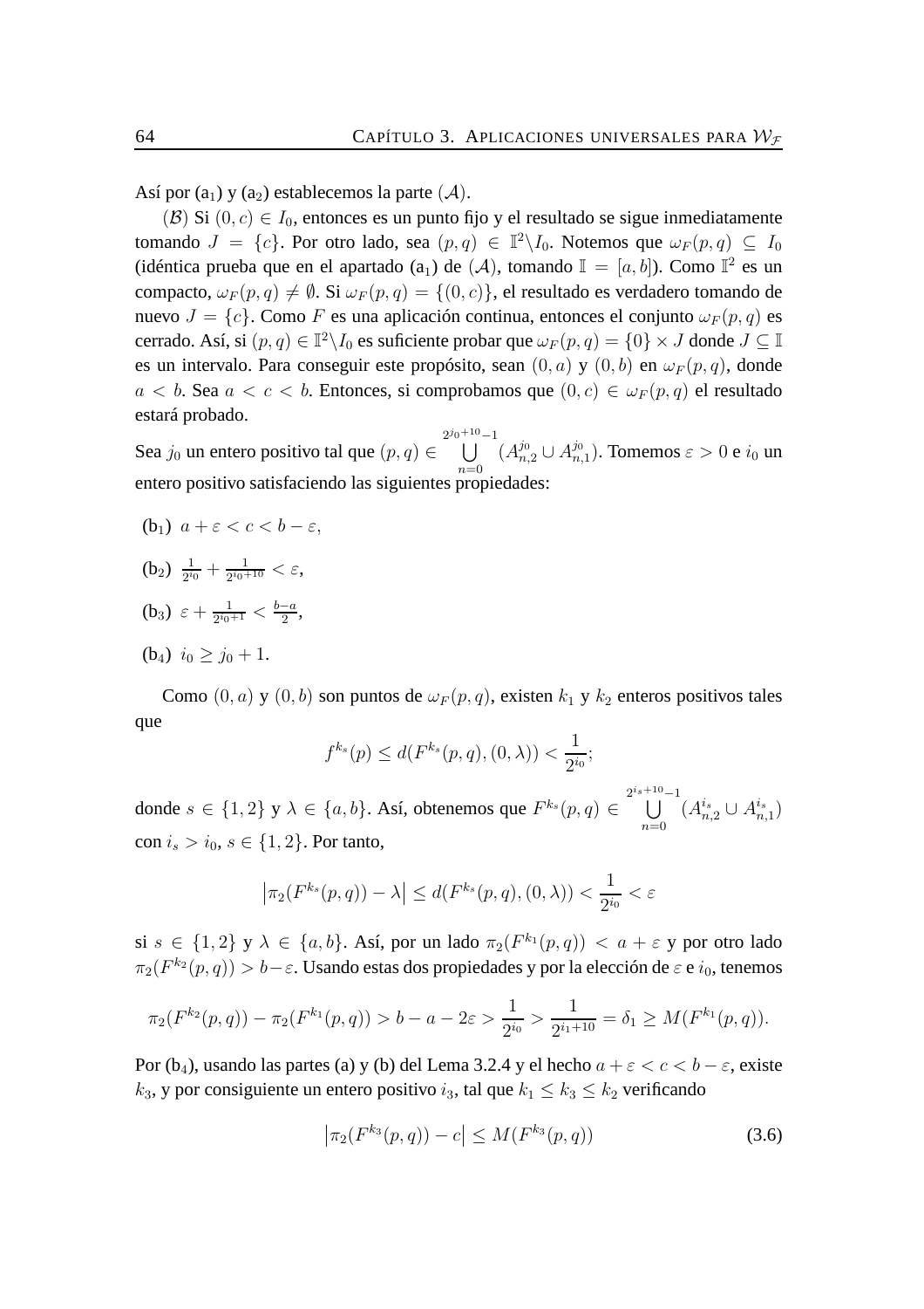Así por (a$_1$) y (a$_2$) establecemos la parte $(\mathcal{A})$.

$(\mathcal{B})$ Si $(0,c) \in I_0$, entonces es un punto fijo y el resultado se sigue inmediatamente tomando $J = \{c\}$. Por otro lado, sea $(p,q) \in \mathbb{I}^2 \backslash I_0$. Notemos que $\omega_F(p,q) \subseteq I_0$ (idéntica prueba que en el apartado (a$_1$) de $(\mathcal{A})$, tomando $\mathbb{I} = [a,b]$). Como $\mathbb{I}^2$ es un compacto, $\omega_F(p,q) \neq \emptyset$. Si $\omega_F(p,q) = \{(0,c)\}$, el resultado es verdadero tomando de nuevo $J = \{c\}$. Como $F$ es una aplicación continua, entonces el conjunto $\omega_F(p,q)$ es cerrado. Así, si $(p,q) \in \mathbb{I}^2 \backslash I_0$ es suficiente probar que $\omega_F(p,q) = \{0\} \times J$ donde $J \subseteq \mathbb{I}$ es un intervalo. Para conseguir este propósito, sean $(0,a)$ y $(0,b)$ en $\omega_F(p,q)$, donde $a < b$. Sea $a < c < b$. Entonces, si comprobamos que $(0,c) \in \omega_F(p,q)$ el resultado estará probado.

Sea $j_0$ un entero positivo tal que $(p,q) \in \bigcup_{n=0}^{2^{j_0+10}-1} (A_{n,2}^{j_0} \cup A_{n,1}^{j_0})$. Tomemos $\varepsilon > 0$ e $i_0$ un entero positivo satisfaciendo las siguientes propiedades:

(b$_1$) $a + \varepsilon < c < b - \varepsilon$,

(b$_2$) $\frac{1}{2^{i_0}} + \frac{1}{2^{i_0+10}} < \varepsilon$,

(b$_3$) $\varepsilon + \frac{1}{2^{i_0+1}} < \frac{b-a}{2}$,

(b$_4$) $i_0 \geq j_0 + 1$.

Como $(0,a)$ y $(0,b)$ son puntos de $\omega_F(p,q)$, existen $k_1$ y $k_2$ enteros positivos tales que

$$f^{k_s}(p) \leq d(F^{k_s}(p,q),(0,\lambda)) < \frac{1}{2^{i_0}};$$

donde $s \in \{1,2\}$ y $\lambda \in \{a,b\}$. Así, obtenemos que $F^{k_s}(p,q) \in \bigcup_{n=0}^{2^{i_s+10}-1} (A_{n,2}^{i_s} \cup A_{n,1}^{i_s})$ con $i_s > i_0$, $s \in \{1,2\}$. Por tanto,

$$\left|\pi_2(F^{k_s}(p,q)) - \lambda\right| \leq d(F^{k_s}(p,q),(0,\lambda)) < \frac{1}{2^{i_0}} < \varepsilon$$

si $s \in \{1,2\}$ y $\lambda \in \{a,b\}$. Así, por un lado $\pi_2(F^{k_1}(p,q)) < a + \varepsilon$ y por otro lado $\pi_2(F^{k_2}(p,q)) > b - \varepsilon$. Usando estas dos propiedades y por la elección de $\varepsilon$ e $i_0$, tenemos

$$\pi_2(F^{k_2}(p,q)) - \pi_2(F^{k_1}(p,q)) > b - a - 2\varepsilon > \frac{1}{2^{i_0}} > \frac{1}{2^{i_1+10}} = \delta_1 \geq M(F^{k_1}(p,q)).$$

Por (b$_4$), usando las partes (a) y (b) del Lema 3.2.4 y el hecho $a + \varepsilon < c < b - \varepsilon$, existe $k_3$, y por consiguiente un entero positivo $i_3$, tal que $k_1 \leq k_3 \leq k_2$ verificando

$$\left|\pi_2(F^{k_3}(p,q)) - c\right| \leq M(F^{k_3}(p,q)) \tag{3.6}$$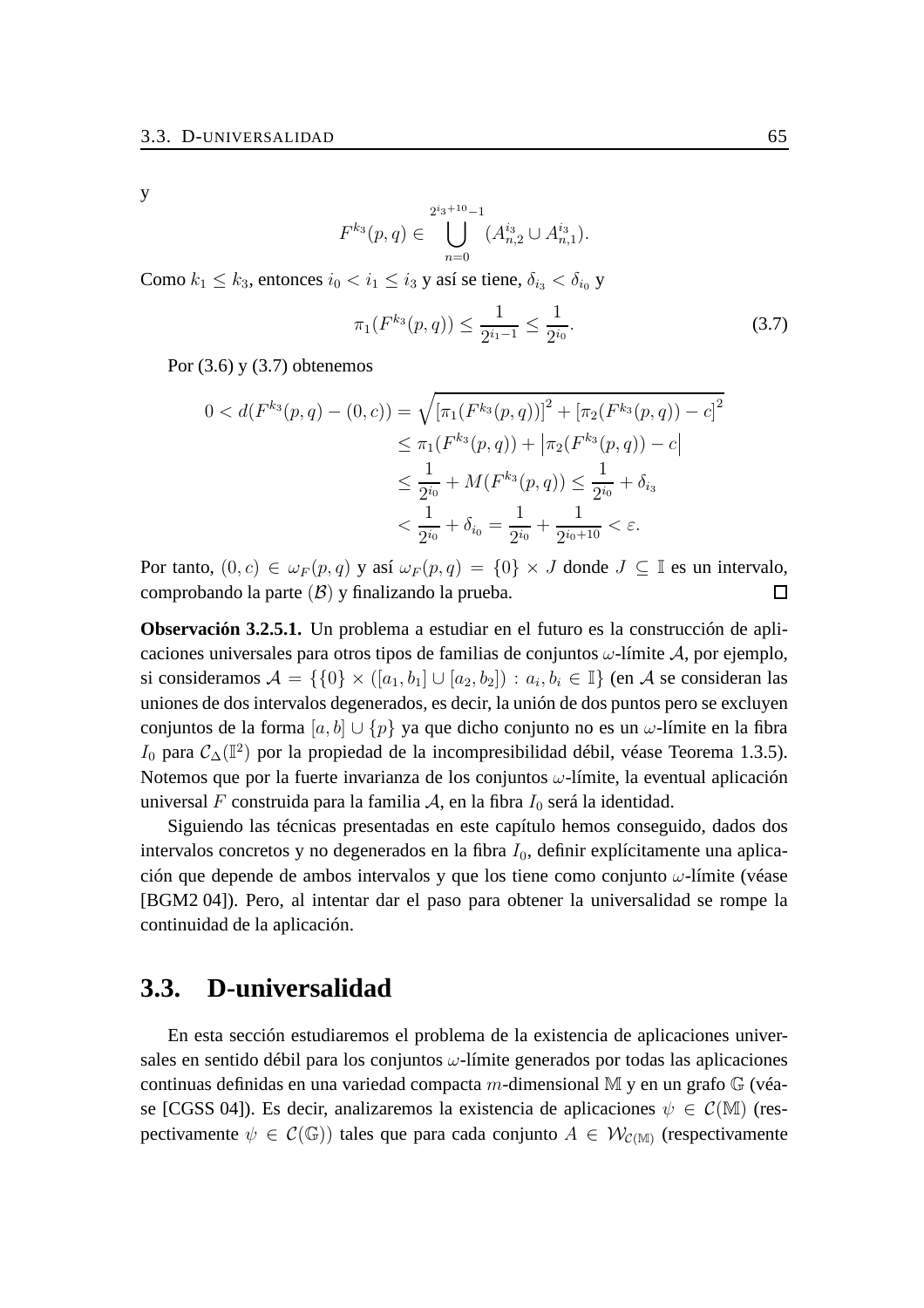y

$$F^{k_3}(p,q) \in \bigcup_{n=0}^{2^{i_3+10}-1} (A_{n,2}^{i_3} \cup A_{n,1}^{i_3}).$$

Como $k_1 \leq k_3$, entonces $i_0 < i_1 \leq i_3$ y así se tiene, $\delta_{i_3} < \delta_{i_0}$ y

$$\pi_1(F^{k_3}(p,q)) \leq \frac{1}{2^{i_1-1}} \leq \frac{1}{2^{i_0}}. \tag{3.7}$$

Por (3.6) y (3.7) obtenemos

$$\begin{aligned} 0 < d(F^{k_3}(p,q) - (0,c)) &= \sqrt{[\pi_1(F^{k_3}(p,q))]^2 + [\pi_2(F^{k_3}(p,q)) - c]^2} \\ &\leq \pi_1(F^{k_3}(p,q)) + \left|\pi_2(F^{k_3}(p,q)) - c\right| \\ &\leq \frac{1}{2^{i_0}} + M(F^{k_3}(p,q)) \leq \frac{1}{2^{i_0}} + \delta_{i_3} \\ &< \frac{1}{2^{i_0}} + \delta_{i_0} = \frac{1}{2^{i_0}} + \frac{1}{2^{i_0+10}} < \varepsilon. \end{aligned}$$

Por tanto, $(0,c) \in \omega_F(p,q)$ y así $\omega_F(p,q) = \{0\} \times J$ donde $J \subseteq \mathbb{I}$ es un intervalo, comprobando la parte $(\mathcal{B})$ y finalizando la prueba. $\square$

**Observación 3.2.5.1.** Un problema a estudiar en el futuro es la construcción de aplicaciones universales para otros tipos de familias de conjuntos $\omega$-límite $\mathcal{A}$, por ejemplo, si consideramos $\mathcal{A} = \{\{0\} \times ([a_1,b_1] \cup [a_2,b_2]) : a_i, b_i \in \mathbb{I}\}$ (en $\mathcal{A}$ se consideran las uniones de dos intervalos degenerados, es decir, la unión de dos puntos pero se excluyen conjuntos de la forma $[a,b] \cup \{p\}$ ya que dicho conjunto no es un $\omega$-límite en la fibra $I_0$ para $\mathcal{C}_\Delta(\mathbb{I}^2)$ por la propiedad de la incompresibilidad débil, véase Teorema 1.3.5). Notemos que por la fuerte invarianza de los conjuntos $\omega$-límite, la eventual aplicación universal $F$ construida para la familia $\mathcal{A}$, en la fibra $I_0$ será la identidad.

Siguiendo las técnicas presentadas en este capítulo hemos conseguido, dados dos intervalos concretos y no degenerados en la fibra $I_0$, definir explícitamente una aplicación que depende de ambos intervalos y que los tiene como conjunto $\omega$-límite (véase [BGM2 04]). Pero, al intentar dar el paso para obtener la universalidad se rompe la continuidad de la aplicación.

## 3.3. D-universalidad

En esta sección estudiaremos el problema de la existencia de aplicaciones universales en sentido débil para los conjuntos $\omega$-límite generados por todas las aplicaciones continuas definidas en una variedad compacta $m$-dimensional $\mathbb{M}$ y en un grafo $\mathbb{G}$ (véase [CGSS 04]). Es decir, analizaremos la existencia de aplicaciones $\psi \in \mathcal{C}(\mathbb{M})$ (respectivamente $\psi \in \mathcal{C}(\mathbb{G})$) tales que para cada conjunto $A \in \mathcal{W}_{\mathcal{C}(\mathbb{M})}$ (respectivamente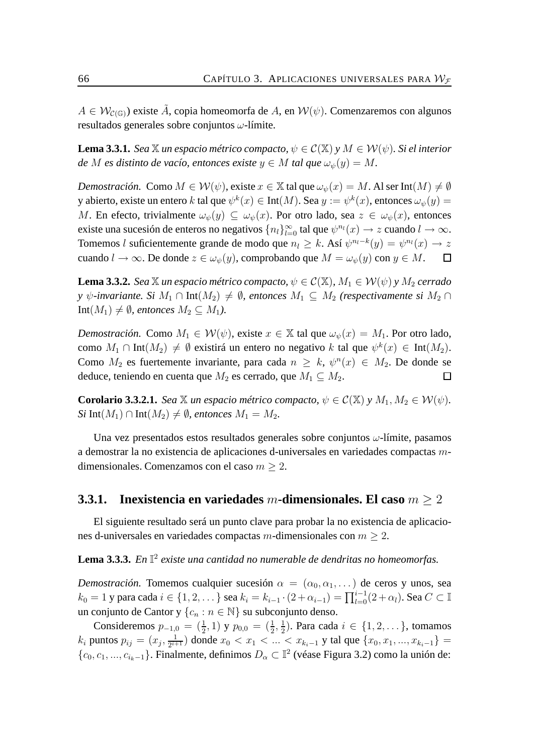$A \in \mathcal{W}_{\mathcal{C}(\mathbb{G})}$) existe $\tilde{A}$, copia homeomorfa de $A$, en $\mathcal{W}(\psi)$. Comenzaremos con algunos resultados generales sobre conjuntos $\omega$-límite.

**Lema 3.3.1.** *Sea $\mathbb{X}$ un espacio métrico compacto, $\psi \in \mathcal{C}(\mathbb{X})$ y $M \in \mathcal{W}(\psi)$. Si el interior de $M$ es distinto de vacío, entonces existe $y \in M$ tal que $\omega_\psi(y) = M$.*

*Demostración.* Como $M \in \mathcal{W}(\psi)$, existe $x \in \mathbb{X}$ tal que $\omega_\psi(x) = M$. Al ser $\text{Int}(M) \neq \emptyset$ y abierto, existe un entero $k$ tal que $\psi^k(x) \in \text{Int}(M)$. Sea $y := \psi^k(x)$, entonces $\omega_\psi(y) = M$. En efecto, trivialmente $\omega_\psi(y) \subseteq \omega_\psi(x)$. Por otro lado, sea $z \in \omega_\psi(x)$, entonces existe una sucesión de enteros no negativos $\{n_l\}_{l=0}^{\infty}$ tal que $\psi^{n_l}(x) \to z$ cuando $l \to \infty$. Tomemos $l$ suficientemente grande de modo que $n_l \geq k$. Así $\psi^{n_l - k}(y) = \psi^{n_l}(x) \to z$ cuando $l \to \infty$. De donde $z \in \omega_\psi(y)$, comprobando que $M = \omega_\psi(y)$ con $y \in M$. $\square$

**Lema 3.3.2.** *Sea $\mathbb{X}$ un espacio métrico compacto, $\psi \in \mathcal{C}(\mathbb{X})$, $M_1 \in \mathcal{W}(\psi)$ y $M_2$ cerrado y $\psi$-invariante. Si $M_1 \cap \text{Int}(M_2) \neq \emptyset$, entonces $M_1 \subseteq M_2$ (respectivamente si $M_2 \cap \text{Int}(M_1) \neq \emptyset$, entonces $M_2 \subseteq M_1$).*

*Demostración.* Como $M_1 \in \mathcal{W}(\psi)$, existe $x \in \mathbb{X}$ tal que $\omega_\psi(x) = M_1$. Por otro lado, como $M_1 \cap \text{Int}(M_2) \neq \emptyset$ existirá un entero no negativo $k$ tal que $\psi^k(x) \in \text{Int}(M_2)$. Como $M_2$ es fuertemente invariante, para cada $n \geq k$, $\psi^n(x) \in M_2$. De donde se deduce, teniendo en cuenta que $M_2$ es cerrado, que $M_1 \subseteq M_2$. $\square$

**Corolario 3.3.2.1.** *Sea $\mathbb{X}$ un espacio métrico compacto, $\psi \in \mathcal{C}(\mathbb{X})$ y $M_1, M_2 \in \mathcal{W}(\psi)$. Si $\text{Int}(M_1) \cap \text{Int}(M_2) \neq \emptyset$, entonces $M_1 = M_2$.*

Una vez presentados estos resultados generales sobre conjuntos $\omega$-límite, pasamos a demostrar la no existencia de aplicaciones d-universales en variedades compactas $m$-dimensionales. Comenzamos con el caso $m \geq 2$.

### 3.3.1. Inexistencia en variedades $m$-dimensionales. El caso $m \geq 2$

El siguiente resultado será un punto clave para probar la no existencia de aplicaciones d-universales en variedades compactas $m$-dimensionales con $m \geq 2$.

**Lema 3.3.3.** *En $\mathbb{I}^2$ existe una cantidad no numerable de dendritas no homeomorfas.*

*Demostración.* Tomemos cualquier sucesión $\alpha = (\alpha_0, \alpha_1, \dots)$ de ceros y unos, sea $k_0 = 1$ y para cada $i \in \{1, 2, \dots\}$ sea $k_i = k_{i-1} \cdot (2 + \alpha_{i-1}) = \prod_{l=0}^{i-1}(2 + \alpha_l)$. Sea $C \subset \mathbb{I}$ un conjunto de Cantor y $\{c_n : n \in \mathbb{N}\}$ su subconjunto denso.

Consideremos $p_{-1,0} = (\frac{1}{2}, 1)$ y $p_{0,0} = (\frac{1}{2}, \frac{1}{2})$. Para cada $i \in \{1, 2, \dots\}$, tomamos $k_i$ puntos $p_{ij} = (x_j, \frac{1}{2^{i+1}})$ donde $x_0 < x_1 < \dots < x_{k_i - 1}$ y tal que $\{x_0, x_1, \dots, x_{k_i-1}\} = \{c_0, c_1, \dots, c_{i_k - 1}\}$. Finalmente, definimos $D_\alpha \subset \mathbb{I}^2$ (véase Figura 3.2) como la unión de: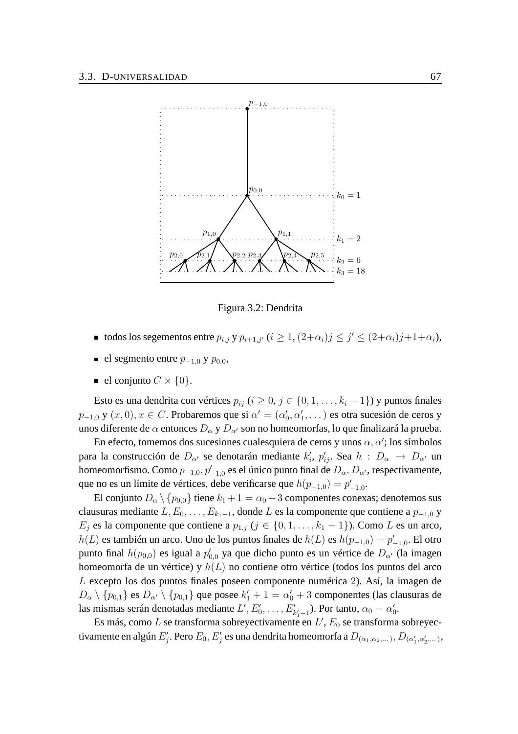Figura 3.2: Dendrita

- todos los segementos entre $p_{i,j}$ y $p_{i+1,j'}$ ($i \geq 1$, $(2+\alpha_i)j \leq j' \leq (2+\alpha_i)j+1+\alpha_i$),
- el segmento entre $p_{-1,0}$ y $p_{0,0}$,
- el conjunto $C \times \{0\}$.

Esto es una dendrita con vértices $p_{ij}$ ($i \geq 0$, $j \in \{0, 1, \ldots, k_i - 1\}$) y puntos finales $p_{-1,0}$ y $(x, 0), x \in C$. Probaremos que si $\alpha' = (\alpha'_0, \alpha'_1, \ldots)$ es otra sucesión de ceros y unos diferente de $\alpha$ entonces $D_\alpha$ y $D_{\alpha'}$ son no homeomorfas, lo que finalizará la prueba.

En efecto, tomemos dos sucesiones cualesquiera de ceros y unos $\alpha, \alpha'$; los símbolos para la construcción de $D_{\alpha'}$ se denotarán mediante $k'_i$, $p'_{ij}$. Sea $h : D_\alpha \to D_{\alpha'}$ un homeomorfismo. Como $p_{-1,0}, p'_{-1,0}$ es el único punto final de $D_\alpha, D_{\alpha'}$, respectivamente, que no es un límite de vértices, debe verificarse que $h(p_{-1,0}) = p'_{-1,0}$.

El conjunto $D_\alpha \setminus \{p_{0,0}\}$ tiene $k_1 + 1 = \alpha_0 + 3$ componentes conexas; denotemos sus clausuras mediante $L, E_0, \ldots, E_{k_1-1}$, donde $L$ es la componente que contiene a $p_{-1,0}$ y $E_j$ es la componente que contiene a $p_{1,j}$ ($j \in \{0, 1, \ldots, k_1 - 1\}$). Como $L$ es un arco, $h(L)$ es también un arco. Uno de los puntos finales de $h(L)$ es $h(p_{-1,0}) = p'_{-1,0}$. El otro punto final $h(p_{0,0})$ es igual a $p'_{0,0}$ ya que dicho punto es un vértice de $D_{\alpha'}$ (la imagen homeomorfa de un vértice) y $h(L)$ no contiene otro vértice (todos los puntos del arco $L$ excepto los dos puntos finales poseen componente numérica 2). Así, la imagen de $D_\alpha \setminus \{p_{0,1}\}$ es $D_{\alpha'} \setminus \{p_{0,1}\}$ que posee $k'_1 + 1 = \alpha'_0 + 3$ componentes (las clausuras de las mismas serán denotadas mediante $L', E'_0, \ldots, E'_{k'_1-1}$). Por tanto, $\alpha_0 = \alpha'_0$.

Es más, como $L$ se transforma sobreyectivamente en $L'$, $E_0$ se transforma sobreyectivamente en algún $E'_j$. Pero $E_0, E'_j$ es una dendrita homeomorfa a $D_{(\alpha_1, \alpha_2, \ldots)}, D_{(\alpha'_1, \alpha'_2, \ldots)}$,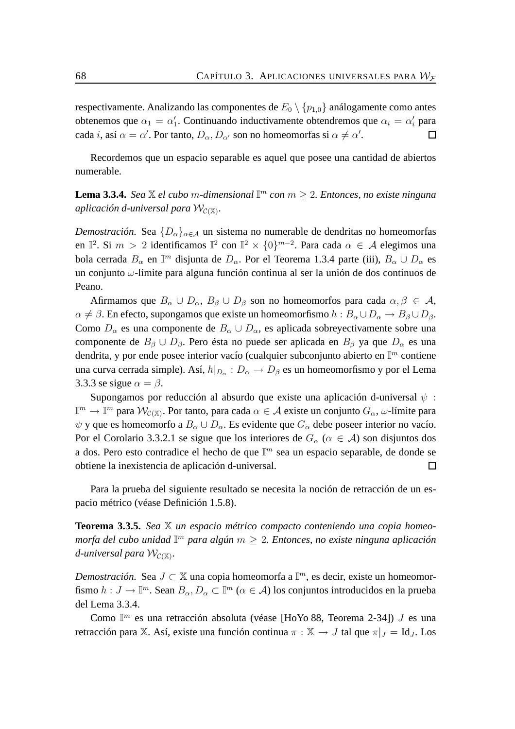respectivamente. Analizando las componentes de $E_0 \setminus \{p_{1,0}\}$ análogamente como antes obtenemos que $\alpha_1 = \alpha'_1$. Continuando inductivamente obtendremos que $\alpha_i = \alpha'_i$ para cada $i$, así $\alpha = \alpha'$. Por tanto, $D_\alpha, D_{\alpha'}$ son no homeomorfas si $\alpha \neq \alpha'$. □

Recordemos que un espacio separable es aquel que posee una cantidad de abiertos numerable.

**Lema 3.3.4.** *Sea $\mathbb{X}$ el cubo $m$-dimensional $\mathbb{I}^m$ con $m \geq 2$. Entonces, no existe ninguna aplicación d-universal para $\mathcal{W}_{\mathcal{C}(\mathbb{X})}$.*

*Demostración.* Sea $\{D_\alpha\}_{\alpha \in \mathcal{A}}$ un sistema no numerable de dendritas no homeomorfas en $\mathbb{I}^2$. Si $m > 2$ identificamos $\mathbb{I}^2$ con $\mathbb{I}^2 \times \{0\}^{m-2}$. Para cada $\alpha \in \mathcal{A}$ elegimos una bola cerrada $B_\alpha$ en $\mathbb{I}^m$ disjunta de $D_\alpha$. Por el Teorema 1.3.4 parte (iii), $B_\alpha \cup D_\alpha$ es un conjunto $\omega$-límite para alguna función continua al ser la unión de dos continuos de Peano.

Afirmamos que $B_\alpha \cup D_\alpha$, $B_\beta \cup D_\beta$ son no homeomorfos para cada $\alpha, \beta \in \mathcal{A}$, $\alpha \neq \beta$. En efecto, supongamos que existe un homeomorfismo $h : B_\alpha \cup D_\alpha \to B_\beta \cup D_\beta$. Como $D_\alpha$ es una componente de $B_\alpha \cup D_\alpha$, es aplicada sobreyectivamente sobre una componente de $B_\beta \cup D_\beta$. Pero ésta no puede ser aplicada en $B_\beta$ ya que $D_\alpha$ es una dendrita, y por ende posee interior vacío (cualquier subconjunto abierto en $\mathbb{I}^m$ contiene una curva cerrada simple). Así, $h|_{D_\alpha} : D_\alpha \to D_\beta$ es un homeomorfismo y por el Lema 3.3.3 se sigue $\alpha = \beta$.

Supongamos por reducción al absurdo que existe una aplicación d-universal $\psi : \mathbb{I}^m \to \mathbb{I}^m$ para $\mathcal{W}_{\mathcal{C}(\mathbb{X})}$. Por tanto, para cada $\alpha \in \mathcal{A}$ existe un conjunto $G_\alpha$, $\omega$-límite para $\psi$ y que es homeomorfo a $B_\alpha \cup D_\alpha$. Es evidente que $G_\alpha$ debe poseer interior no vacío. Por el Corolario 3.3.2.1 se sigue que los interiores de $G_\alpha$ ($\alpha \in \mathcal{A}$) son disjuntos dos a dos. Pero esto contradice el hecho de que $\mathbb{I}^m$ sea un espacio separable, de donde se obtiene la inexistencia de aplicación d-universal. □

Para la prueba del siguiente resultado se necesita la noción de retracción de un espacio métrico (véase Definición 1.5.8).

**Teorema 3.3.5.** *Sea $\mathbb{X}$ un espacio métrico compacto conteniendo una copia homeomorfa del cubo unidad $\mathbb{I}^m$ para algún $m \geq 2$. Entonces, no existe ninguna aplicación d-universal para $\mathcal{W}_{\mathcal{C}(\mathbb{X})}$.*

*Demostración.* Sea $J \subset \mathbb{X}$ una copia homeomorfa a $\mathbb{I}^m$, es decir, existe un homeomorfismo $h : J \to \mathbb{I}^m$. Sean $B_\alpha, D_\alpha \subset \mathbb{I}^m$ ($\alpha \in \mathcal{A}$) los conjuntos introducidos en la prueba del Lema 3.3.4.

Como $\mathbb{I}^m$ es una retracción absoluta (véase [HoYo 88, Teorema 2-34]) $J$ es una retracción para $\mathbb{X}$. Así, existe una función continua $\pi : \mathbb{X} \to J$ tal que $\pi|_J = \mathrm{Id}_J$. Los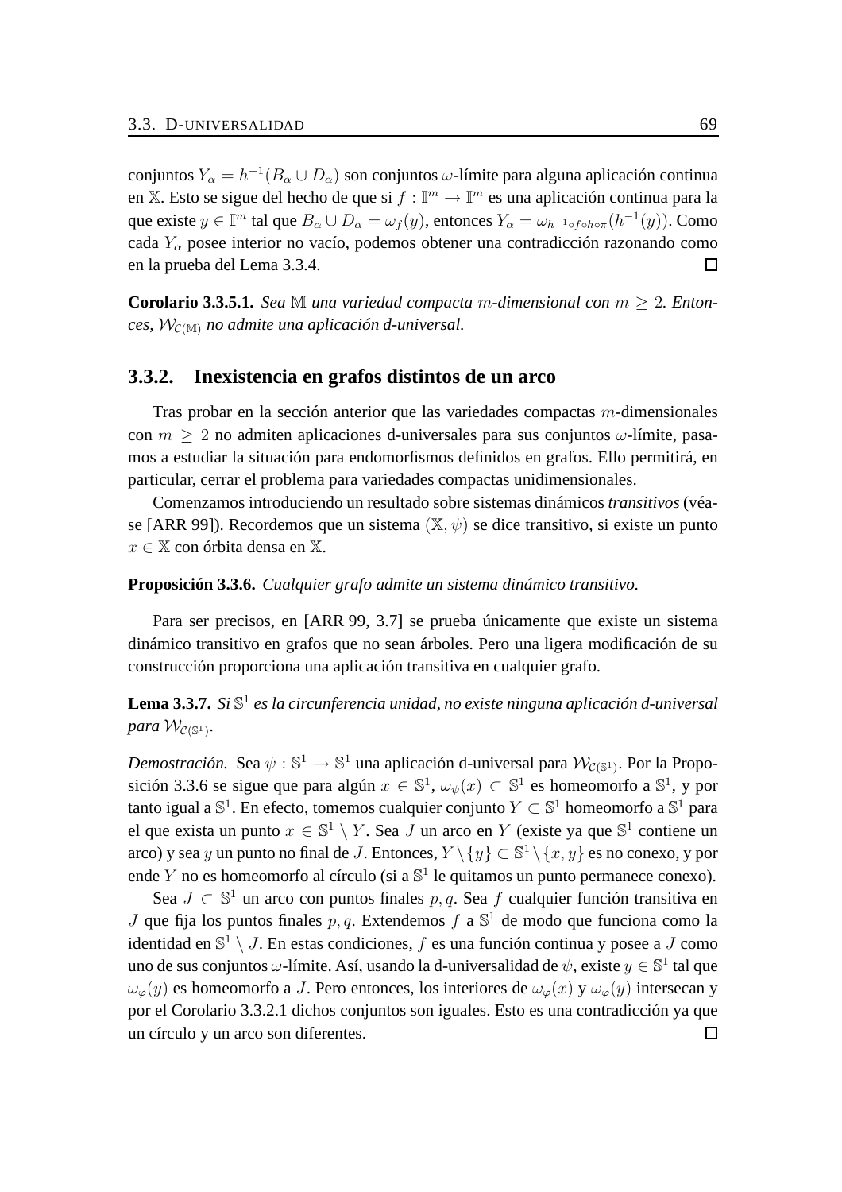conjuntos $Y_\alpha = h^{-1}(B_\alpha \cup D_\alpha)$ son conjuntos $\omega$-límite para alguna aplicación continua en $\mathbb{X}$. Esto se sigue del hecho de que si $f : \mathbb{I}^m \to \mathbb{I}^m$ es una aplicación continua para la que existe $y \in \mathbb{I}^m$ tal que $B_\alpha \cup D_\alpha = \omega_f(y)$, entonces $Y_\alpha = \omega_{h^{-1}\circ f \circ h \circ \pi}(h^{-1}(y))$. Como cada $Y_\alpha$ posee interior no vacío, podemos obtener una contradicción razonando como en la prueba del Lema 3.3.4. □

**Corolario 3.3.5.1.** *Sea $\mathbb{M}$ una variedad compacta $m$-dimensional con $m \geq 2$. Entonces, $\mathcal{W}_{\mathcal{C}(\mathbb{M})}$ no admite una aplicación d-universal.*

### 3.3.2. Inexistencia en grafos distintos de un arco

Tras probar en la sección anterior que las variedades compactas $m$-dimensionales con $m \geq 2$ no admiten aplicaciones d-universales para sus conjuntos $\omega$-límite, pasamos a estudiar la situación para endomorfismos definidos en grafos. Ello permitirá, en particular, cerrar el problema para variedades compactas unidimensionales.

Comenzamos introduciendo un resultado sobre sistemas dinámicos *transitivos* (véase [ARR 99]). Recordemos que un sistema $(\mathbb{X}, \psi)$ se dice transitivo, si existe un punto $x \in \mathbb{X}$ con órbita densa en $\mathbb{X}$.

**Proposición 3.3.6.** *Cualquier grafo admite un sistema dinámico transitivo.*

Para ser precisos, en [ARR 99, 3.7] se prueba únicamente que existe un sistema dinámico transitivo en grafos que no sean árboles. Pero una ligera modificación de su construcción proporciona una aplicación transitiva en cualquier grafo.

**Lema 3.3.7.** *Si $\mathbb{S}^1$ es la circunferencia unidad, no existe ninguna aplicación d-universal para $\mathcal{W}_{\mathcal{C}(\mathbb{S}^1)}$.*

*Demostración.* Sea $\psi : \mathbb{S}^1 \to \mathbb{S}^1$ una aplicación d-universal para $\mathcal{W}_{\mathcal{C}(\mathbb{S}^1)}$. Por la Proposición 3.3.6 se sigue que para algún $x \in \mathbb{S}^1$, $\omega_\psi(x) \subset \mathbb{S}^1$ es homeomorfo a $\mathbb{S}^1$, y por tanto igual a $\mathbb{S}^1$. En efecto, tomemos cualquier conjunto $Y \subset \mathbb{S}^1$ homeomorfo a $\mathbb{S}^1$ para el que exista un punto $x \in \mathbb{S}^1 \setminus Y$. Sea $J$ un arco en $Y$ (existe ya que $\mathbb{S}^1$ contiene un arco) y sea $y$ un punto no final de $J$. Entonces, $Y \setminus \{y\} \subset \mathbb{S}^1 \setminus \{x, y\}$ es no conexo, y por ende $Y$ no es homeomorfo al círculo (si a $\mathbb{S}^1$ le quitamos un punto permanece conexo).

Sea $J \subset \mathbb{S}^1$ un arco con puntos finales $p, q$. Sea $f$ cualquier función transitiva en $J$ que fija los puntos finales $p, q$. Extendemos $f$ a $\mathbb{S}^1$ de modo que funciona como la identidad en $\mathbb{S}^1 \setminus J$. En estas condiciones, $f$ es una función continua y posee a $J$ como uno de sus conjuntos $\omega$-límite. Así, usando la d-universalidad de $\psi$, existe $y \in \mathbb{S}^1$ tal que $\omega_\varphi(y)$ es homeomorfo a $J$. Pero entonces, los interiores de $\omega_\varphi(x)$ y $\omega_\varphi(y)$ intersecan y por el Corolario 3.3.2.1 dichos conjuntos son iguales. Esto es una contradicción ya que un círculo y un arco son diferentes. □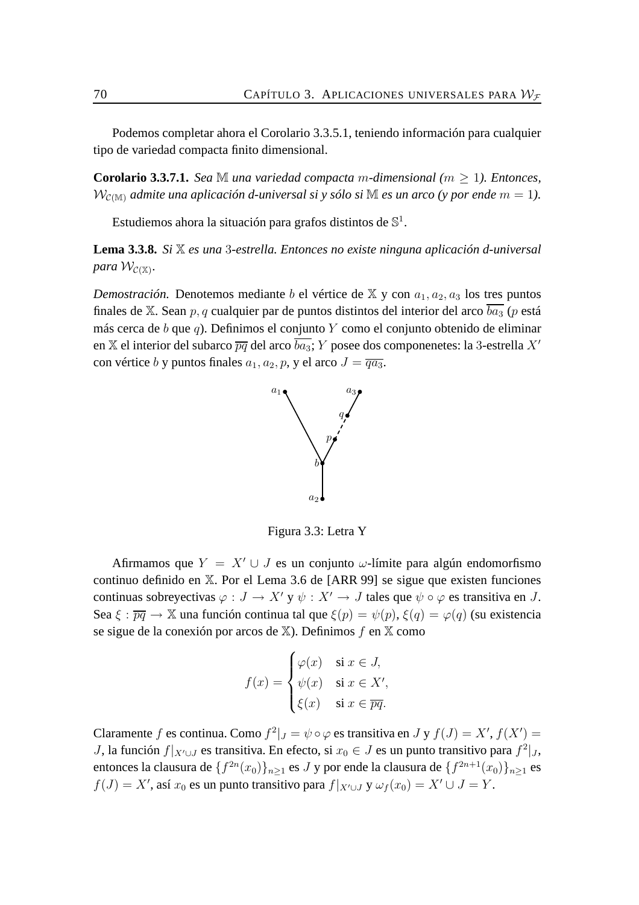Podemos completar ahora el Corolario 3.3.5.1, teniendo información para cualquier tipo de variedad compacta finito dimensional.

**Corolario 3.3.7.1.** *Sea $\mathbb{M}$ una variedad compacta $m$-dimensional ($m \geq 1$). Entonces, $\mathcal{W}_{\mathcal{C}(\mathbb{M})}$ admite una aplicación d-universal si y sólo si $\mathbb{M}$ es un arco (y por ende $m = 1$).*

Estudiemos ahora la situación para grafos distintos de $\mathbb{S}^1$.

**Lema 3.3.8.** *Si $\mathbb{X}$ es una $3$-estrella. Entonces no existe ninguna aplicación d-universal para $\mathcal{W}_{\mathcal{C}(\mathbb{X})}$.*

*Demostración.* Denotemos mediante $b$ el vértice de $\mathbb{X}$ y con $a_1, a_2, a_3$ los tres puntos finales de $\mathbb{X}$. Sean $p, q$ cualquier par de puntos distintos del interior del arco $\overline{ba_3}$ ($p$ está más cerca de $b$ que $q$). Definimos el conjunto $Y$ como el conjunto obtenido de eliminar en $\mathbb{X}$ el interior del subarco $\overline{pq}$ del arco $\overline{ba_3}$; $Y$ posee dos componenetes: la $3$-estrella $X'$ con vértice $b$ y puntos finales $a_1, a_2, p$, y el arco $J = \overline{qa_3}$.

Figura 3.3: Letra Y

Afirmamos que $Y = X' \cup J$ es un conjunto $\omega$-límite para algún endomorfismo continuo definido en $\mathbb{X}$. Por el Lema 3.6 de [ARR 99] se sigue que existen funciones continuas sobreyectivas $\varphi : J \to X'$ y $\psi : X' \to J$ tales que $\psi \circ \varphi$ es transitiva en $J$. Sea $\xi : \overline{pq} \to \mathbb{X}$ una función continua tal que $\xi(p) = \psi(p)$, $\xi(q) = \varphi(q)$ (su existencia se sigue de la conexión por arcos de $\mathbb{X}$). Definimos $f$ en $\mathbb{X}$ como

$$f(x) = \begin{cases} \varphi(x) & \text{si } x \in J, \\ \psi(x) & \text{si } x \in X', \\ \xi(x) & \text{si } x \in \overline{pq}. \end{cases}$$

Claramente $f$ es continua. Como $f^2|_J = \psi \circ \varphi$ es transitiva en $J$ y $f(J) = X'$, $f(X') = J$, la función $f|_{X' \cup J}$ es transitiva. En efecto, si $x_0 \in J$ es un punto transitivo para $f^2|_J$, entonces la clausura de $\{f^{2n}(x_0)\}_{n \geq 1}$ es $J$ y por ende la clausura de $\{f^{2n+1}(x_0)\}_{n \geq 1}$ es $f(J) = X'$, así $x_0$ es un punto transitivo para $f|_{X' \cup J}$ y $\omega_f(x_0) = X' \cup J = Y$.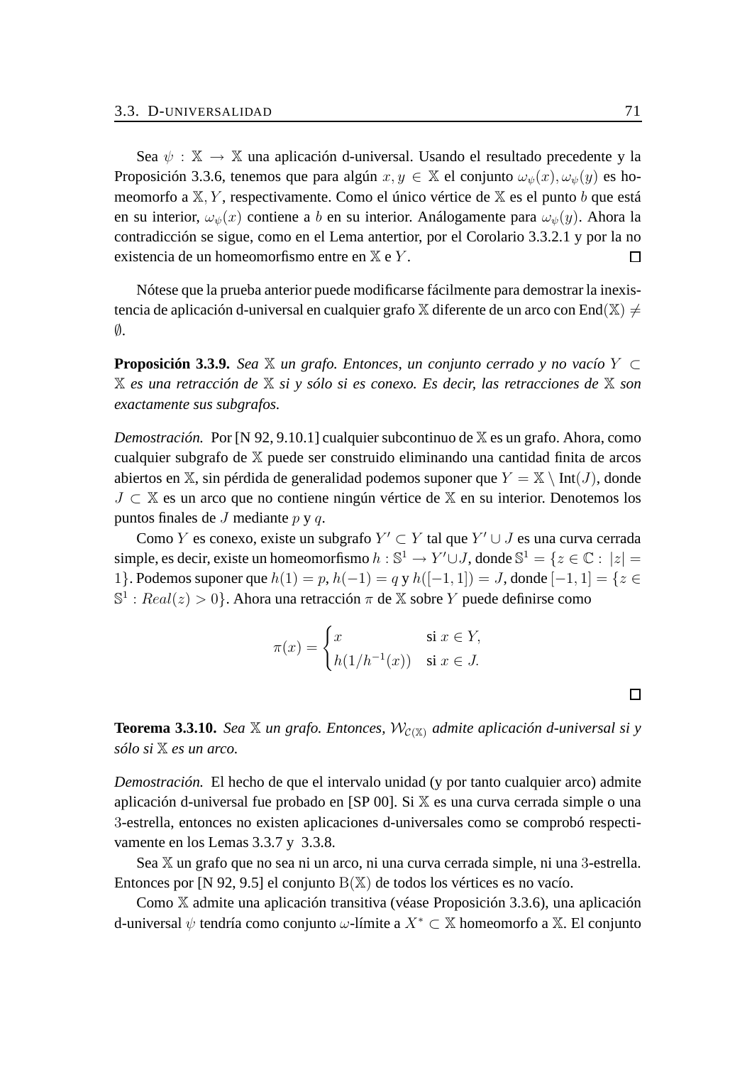Sea $\psi : \mathbb{X} \to \mathbb{X}$ una aplicación d-universal. Usando el resultado precedente y la Proposición 3.3.6, tenemos que para algún $x, y \in \mathbb{X}$ el conjunto $\omega_\psi(x), \omega_\psi(y)$ es homeomorfo a $\mathbb{X}, Y$, respectivamente. Como el único vértice de $\mathbb{X}$ es el punto $b$ que está en su interior, $\omega_\psi(x)$ contiene a $b$ en su interior. Análogamente para $\omega_\psi(y)$. Ahora la contradicción se sigue, como en el Lema antertior, por el Corolario 3.3.2.1 y por la no existencia de un homeomorfismo entre en $\mathbb{X}$ e $Y$. □

Nótese que la prueba anterior puede modificarse fácilmente para demostrar la inexistencia de aplicación d-universal en cualquier grafo $\mathbb{X}$ diferente de un arco con $\mathrm{End}(\mathbb{X}) \neq \emptyset$.

**Proposición 3.3.9.** *Sea $\mathbb{X}$ un grafo. Entonces, un conjunto cerrado y no vacío $Y \subset \mathbb{X}$ es una retracción de $\mathbb{X}$ si y sólo si es conexo. Es decir, las retracciones de $\mathbb{X}$ son exactamente sus subgrafos.*

*Demostración.* Por [N 92, 9.10.1] cualquier subcontinuo de $\mathbb{X}$ es un grafo. Ahora, como cualquier subgrafo de $\mathbb{X}$ puede ser construido eliminando una cantidad finita de arcos abiertos en $\mathbb{X}$, sin pérdida de generalidad podemos suponer que $Y = \mathbb{X} \setminus \mathrm{Int}(J)$, donde $J \subset \mathbb{X}$ es un arco que no contiene ningún vértice de $\mathbb{X}$ en su interior. Denotemos los puntos finales de $J$ mediante $p$ y $q$.

Como $Y$ es conexo, existe un subgrafo $Y' \subset Y$ tal que $Y' \cup J$ es una curva cerrada simple, es decir, existe un homeomorfismo $h : \mathbb{S}^1 \to Y' \cup J$, donde $\mathbb{S}^1 = \{z \in \mathbb{C} : |z| = 1\}$. Podemos suponer que $h(1) = p$, $h(-1) = q$ y $h([-1, 1]) = J$, donde $[-1, 1] = \{z \in \mathbb{S}^1 : Real(z) > 0\}$. Ahora una retracción $\pi$ de $\mathbb{X}$ sobre $Y$ puede definirse como

$$\pi(x) = \begin{cases} x & \text{si } x \in Y, \\ h(1/h^{-1}(x)) & \text{si } x \in J. \end{cases}$$

□

**Teorema 3.3.10.** *Sea $\mathbb{X}$ un grafo. Entonces, $\mathcal{W}_{\mathcal{C}(\mathbb{X})}$ admite aplicación d-universal si y sólo si $\mathbb{X}$ es un arco.*

*Demostración.* El hecho de que el intervalo unidad (y por tanto cualquier arco) admite aplicación d-universal fue probado en [SP 00]. Si $\mathbb{X}$ es una curva cerrada simple o una 3-estrella, entonces no existen aplicaciones d-universales como se comprobó respectivamente en los Lemas 3.3.7 y 3.3.8.

Sea $\mathbb{X}$ un grafo que no sea ni un arco, ni una curva cerrada simple, ni una 3-estrella. Entonces por [N 92, 9.5] el conjunto $\mathrm{B}(\mathbb{X})$ de todos los vértices es no vacío.

Como $\mathbb{X}$ admite una aplicación transitiva (véase Proposición 3.3.6), una aplicación d-universal $\psi$ tendría como conjunto $\omega$-límite a $X^* \subset \mathbb{X}$ homeomorfo a $\mathbb{X}$. El conjunto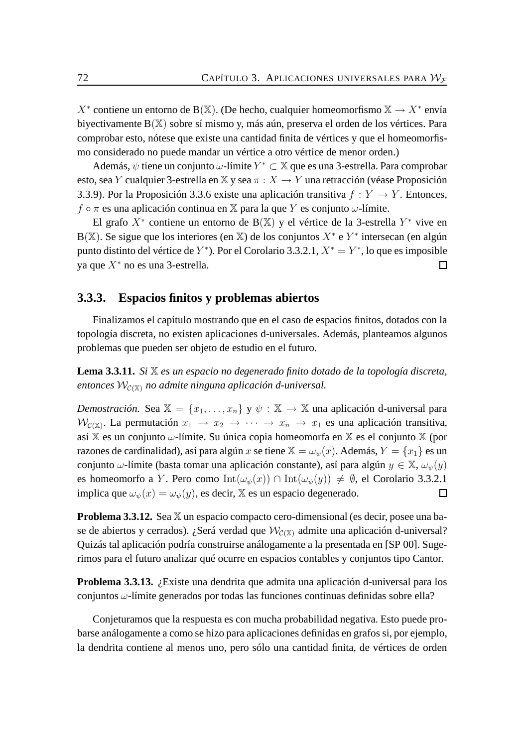$X^*$ contiene un entorno de $\mathrm{B}(\mathbb{X})$. (De hecho, cualquier homeomorfismo $\mathbb{X} \to X^*$ envía biyectivamente $\mathrm{B}(\mathbb{X})$ sobre sí mismo y, más aún, preserva el orden de los vértices. Para comprobar esto, nótese que existe una cantidad finita de vértices y que el homeomorfismo considerado no puede mandar un vértice a otro vértice de menor orden.)

Además, $\psi$ tiene un conjunto $\omega$-límite $Y^* \subset \mathbb{X}$ que es una 3-estrella. Para comprobar esto, sea $Y$ cualquier 3-estrella en $\mathbb{X}$ y sea $\pi : X \to Y$ una retracción (véase Proposición 3.3.9). Por la Proposición 3.3.6 existe una aplicación transitiva $f : Y \to Y$. Entonces, $f \circ \pi$ es una aplicación continua en $\mathbb{X}$ para la que $Y$ es conjunto $\omega$-límite.

El grafo $X^*$ contiene un entorno de $\mathrm{B}(\mathbb{X})$ y el vértice de la 3-estrella $Y^*$ vive en $\mathrm{B}(\mathbb{X})$. Se sigue que los interiores (en $\mathbb{X}$) de los conjuntos $X^*$ e $Y^*$ intersecan (en algún punto distinto del vértice de $Y^*$). Por el Corolario 3.3.2.1, $X^* = Y^*$, lo que es imposible ya que $X^*$ no es una 3-estrella. □

### 3.3.3. Espacios finitos y problemas abiertos

Finalizamos el capítulo mostrando que en el caso de espacios finitos, dotados con la topología discreta, no existen aplicaciones d-universales. Además, planteamos algunos problemas que pueden ser objeto de estudio en el futuro.

**Lema 3.3.11.** *Si $\mathbb{X}$ es un espacio no degenerado finito dotado de la topología discreta, entonces $\mathcal{W}_{\mathcal{C}(\mathbb{X})}$ no admite ninguna aplicación d-universal.*

*Demostración.* Sea $\mathbb{X} = \{x_1, \ldots, x_n\}$ y $\psi : \mathbb{X} \to \mathbb{X}$ una aplicación d-universal para $\mathcal{W}_{\mathcal{C}(\mathbb{X})}$. La permutación $x_1 \to x_2 \to \cdots \to x_n \to x_1$ es una aplicación transitiva, así $\mathbb{X}$ es un conjunto $\omega$-límite. Su única copia homeomorfa en $\mathbb{X}$ es el conjunto $\mathbb{X}$ (por razones de cardinalidad), así para algún $x$ se tiene $\mathbb{X} = \omega_\psi(x)$. Además, $Y = \{x_1\}$ es un conjunto $\omega$-límite (basta tomar una aplicación constante), así para algún $y \in \mathbb{X}$, $\omega_\psi(y)$ es homeomorfo a $Y$. Pero como $\mathrm{Int}(\omega_\psi(x)) \cap \mathrm{Int}(\omega_\psi(y)) \neq \emptyset$, el Corolario 3.3.2.1 implica que $\omega_\psi(x) = \omega_\psi(y)$, es decir, $\mathbb{X}$ es un espacio degenerado. □

**Problema 3.3.12.** Sea $\mathbb{X}$ un espacio compacto cero-dimensional (es decir, posee una base de abiertos y cerrados). ¿Será verdad que $\mathcal{W}_{\mathcal{C}(\mathbb{X})}$ admite una aplicación d-universal? Quizás tal aplicación podría construirse análogamente a la presentada en [SP 00]. Sugerimos para el futuro analizar qué ocurre en espacios contables y conjuntos tipo Cantor.

**Problema 3.3.13.** ¿Existe una dendrita que admita una aplicación d-universal para los conjuntos $\omega$-límite generados por todas las funciones continuas definidas sobre ella?

Conjeturamos que la respuesta es con mucha probabilidad negativa. Esto puede probarse análogamente a como se hizo para aplicaciones definidas en grafos si, por ejemplo, la dendrita contiene al menos uno, pero sólo una cantidad finita, de vértices de orden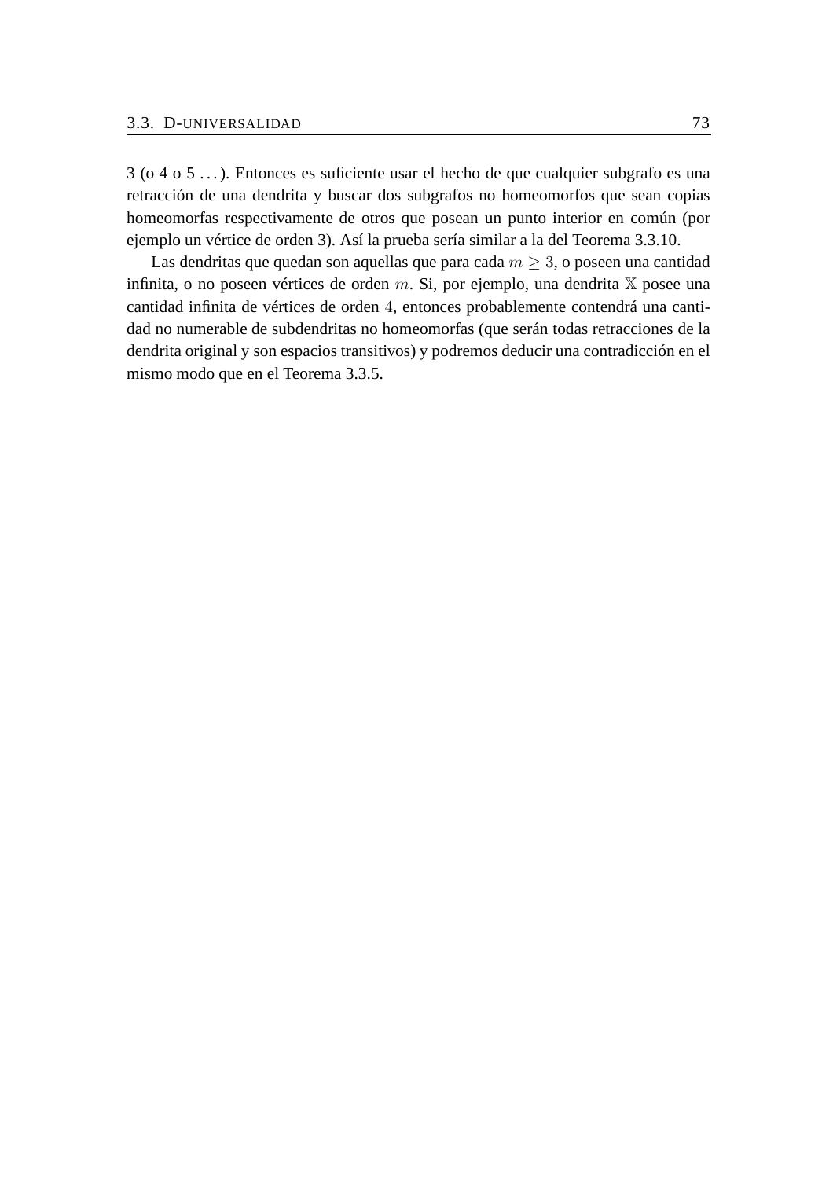3 (o 4 o 5 . . . ). Entonces es suficiente usar el hecho de que cualquier subgrafo es una retracción de una dendrita y buscar dos subgrafos no homeomorfos que sean copias homeomorfas respectivamente de otros que posean un punto interior en común (por ejemplo un vértice de orden 3). Así la prueba sería similar a la del Teorema 3.3.10.

Las dendritas que quedan son aquellas que para cada $m \geq 3$, o poseen una cantidad infinita, o no poseen vértices de orden $m$. Si, por ejemplo, una dendrita $\mathbb{X}$ posee una cantidad infinita de vértices de orden $4$, entonces probablemente contendrá una cantidad no numerable de subdendritas no homeomorfas (que serán todas retracciones de la dendrita original y son espacios transitivos) y podremos deducir una contradicción en el mismo modo que en el Teorema 3.3.5.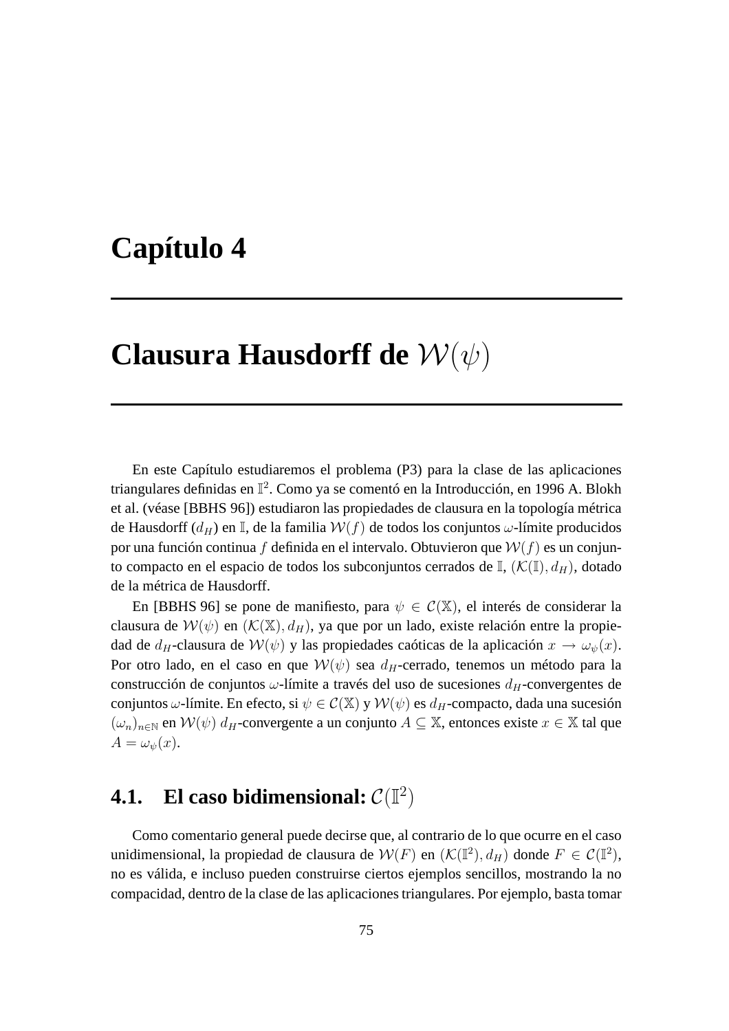# Capítulo 4

# Clausura Hausdorff de $\mathcal{W}(\psi)$

En este Capítulo estudiaremos el problema (P3) para la clase de las aplicaciones triangulares definidas en $\mathbb{I}^2$. Como ya se comentó en la Introducción, en 1996 A. Blokh et al. (véase [BBHS 96]) estudiaron las propiedades de clausura en la topología métrica de Hausdorff ($d_H$) en $\mathbb{I}$, de la familia $\mathcal{W}(f)$ de todos los conjuntos $\omega$-límite producidos por una función continua $f$ definida en el intervalo. Obtuvieron que $\mathcal{W}(f)$ es un conjunto compacto en el espacio de todos los subconjuntos cerrados de $\mathbb{I}$, $(\mathcal{K}(\mathbb{I}), d_H)$, dotado de la métrica de Hausdorff.

En [BBHS 96] se pone de manifiesto, para $\psi \in \mathcal{C}(\mathbb{X})$, el interés de considerar la clausura de $\mathcal{W}(\psi)$ en $(\mathcal{K}(\mathbb{X}), d_H)$, ya que por un lado, existe relación entre la propiedad de $d_H$-clausura de $\mathcal{W}(\psi)$ y las propiedades caóticas de la aplicación $x \to \omega_\psi(x)$. Por otro lado, en el caso en que $\mathcal{W}(\psi)$ sea $d_H$-cerrado, tenemos un método para la construcción de conjuntos $\omega$-límite a través del uso de sucesiones $d_H$-convergentes de conjuntos $\omega$-límite. En efecto, si $\psi \in \mathcal{C}(\mathbb{X})$ y $\mathcal{W}(\psi)$ es $d_H$-compacto, dada una sucesión $(\omega_n)_{n\in\mathbb{N}}$ en $\mathcal{W}(\psi)$ $d_H$-convergente a un conjunto $A \subseteq \mathbb{X}$, entonces existe $x \in \mathbb{X}$ tal que $A = \omega_\psi(x)$.

## 4.1. El caso bidimensional: $\mathcal{C}(\mathbb{I}^2)$

Como comentario general puede decirse que, al contrario de lo que ocurre en el caso unidimensional, la propiedad de clausura de $\mathcal{W}(F)$ en $(\mathcal{K}(\mathbb{I}^2), d_H)$ donde $F \in \mathcal{C}(\mathbb{I}^2)$, no es válida, e incluso pueden construirse ciertos ejemplos sencillos, mostrando la no compacidad, dentro de la clase de las aplicaciones triangulares. Por ejemplo, basta tomar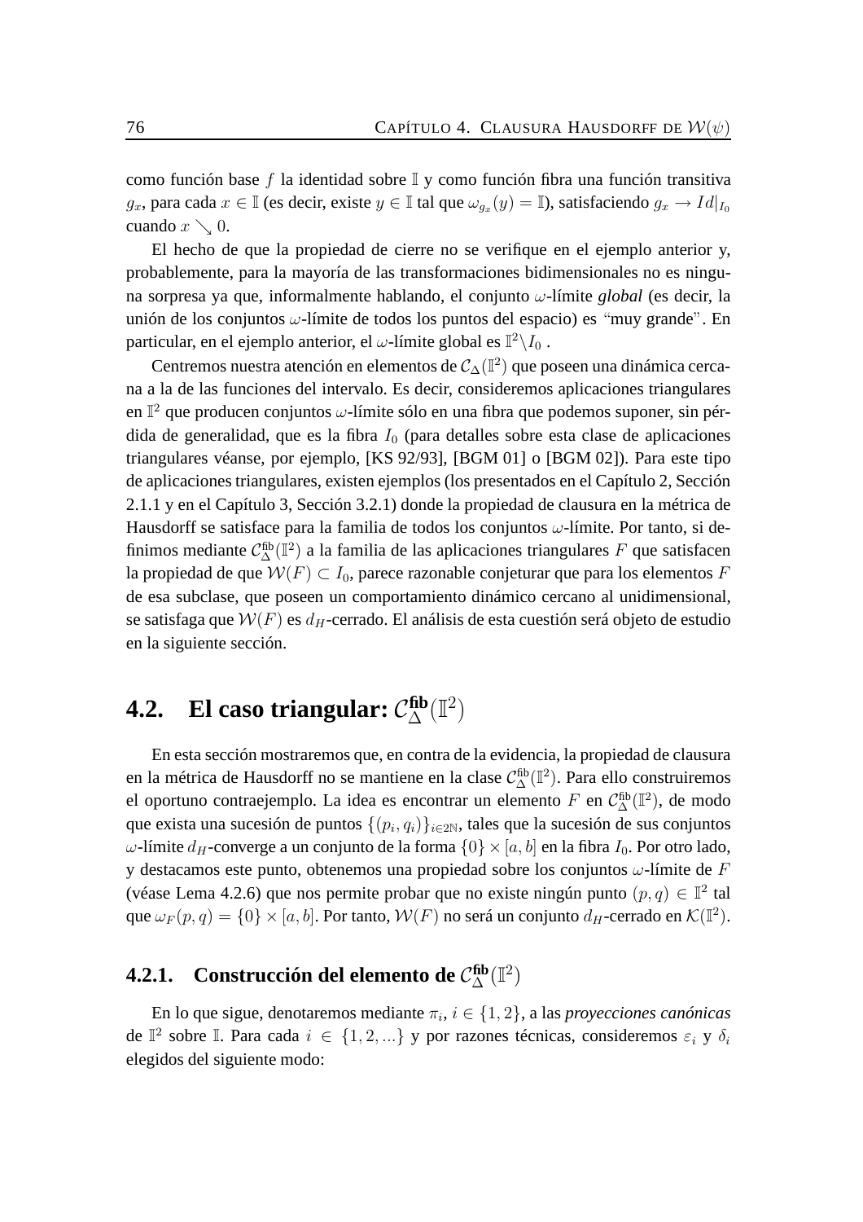como función base $f$ la identidad sobre $\mathbb{I}$ y como función fibra una función transitiva $g_x$, para cada $x \in \mathbb{I}$ (es decir, existe $y \in \mathbb{I}$ tal que $\omega_{g_x}(y) = \mathbb{I}$), satisfaciendo $g_x \to Id|_{I_0}$ cuando $x \searrow 0$.

El hecho de que la propiedad de cierre no se verifique en el ejemplo anterior y, probablemente, para la mayoría de las transformaciones bidimensionales no es ninguna sorpresa ya que, informalmente hablando, el conjunto $\omega$-límite ***global*** (es decir, la unión de los conjuntos $\omega$-límite de todos los puntos del espacio) es "muy grande". En particular, en el ejemplo anterior, el $\omega$-límite global es $\mathbb{I}^2 \backslash I_0$ .

Centremos nuestra atención en elementos de $\mathcal{C}_\Delta(\mathbb{I}^2)$ que poseen una dinámica cercana a la de las funciones del intervalo. Es decir, consideremos aplicaciones triangulares en $\mathbb{I}^2$ que producen conjuntos $\omega$-límite sólo en una fibra que podemos suponer, sin pérdida de generalidad, que es la fibra $I_0$ (para detalles sobre esta clase de aplicaciones triangulares véanse, por ejemplo, [KS 92/93], [BGM 01] o [BGM 02]). Para este tipo de aplicaciones triangulares, existen ejemplos (los presentados en el Capítulo 2, Sección 2.1.1 y en el Capítulo 3, Sección 3.2.1) donde la propiedad de clausura en la métrica de Hausdorff se satisface para la familia de todos los conjuntos $\omega$-límite. Por tanto, si definimos mediante $\mathcal{C}_\Delta^{\text{fib}}(\mathbb{I}^2)$ a la familia de las aplicaciones triangulares $F$ que satisfacen la propiedad de que $\mathcal{W}(F) \subset I_0$, parece razonable conjeturar que para los elementos $F$ de esa subclase, que poseen un comportamiento dinámico cercano al unidimensional, se satisfaga que $\mathcal{W}(F)$ es $d_H$-cerrado. El análisis de esta cuestión será objeto de estudio en la siguiente sección.

## 4.2. El caso triangular: $\mathcal{C}_\Delta^{\text{fib}}(\mathbb{I}^2)$

En esta sección mostraremos que, en contra de la evidencia, la propiedad de clausura en la métrica de Hausdorff no se mantiene en la clase $\mathcal{C}_\Delta^{\text{fib}}(\mathbb{I}^2)$. Para ello construiremos el oportuno contraejemplo. La idea es encontrar un elemento $F$ en $\mathcal{C}_\Delta^{\text{fib}}(\mathbb{I}^2)$, de modo que exista una sucesión de puntos $\{(p_i, q_i)\}_{i \in 2\mathbb{N}}$, tales que la sucesión de sus conjuntos $\omega$-límite $d_H$-converge a un conjunto de la forma $\{0\} \times [a, b]$ en la fibra $I_0$. Por otro lado, y destacamos este punto, obtenemos una propiedad sobre los conjuntos $\omega$-límite de $F$ (véase Lema 4.2.6) que nos permite probar que no existe ningún punto $(p, q) \in \mathbb{I}^2$ tal que $\omega_F(p, q) = \{0\} \times [a, b]$. Por tanto, $\mathcal{W}(F)$ no será un conjunto $d_H$-cerrado en $\mathcal{K}(\mathbb{I}^2)$.

### 4.2.1. Construcción del elemento de $\mathcal{C}_\Delta^{\text{fib}}(\mathbb{I}^2)$

En lo que sigue, denotaremos mediante $\pi_i$, $i \in \{1, 2\}$, a las *proyecciones canónicas* de $\mathbb{I}^2$ sobre $\mathbb{I}$. Para cada $i \in \{1, 2, ...\}$ y por razones técnicas, consideremos $\varepsilon_i$ y $\delta_i$ elegidos del siguiente modo: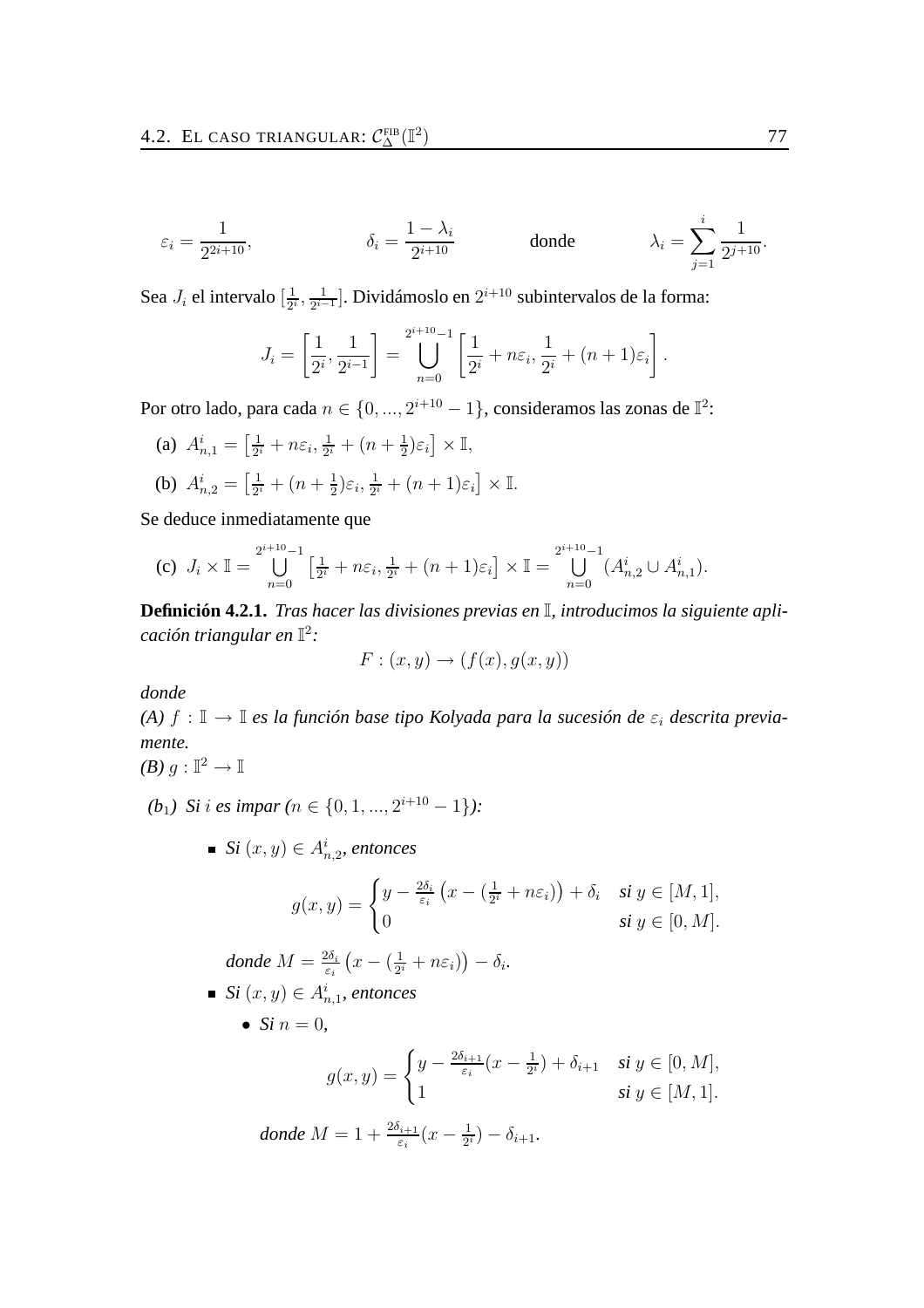$$\varepsilon_i = \frac{1}{2^{2i+10}}, \qquad \delta_i = \frac{1-\lambda_i}{2^{i+10}} \qquad \text{donde} \qquad \lambda_i = \sum_{j=1}^{i} \frac{1}{2^{j+10}}.$$

Sea $J_i$ el intervalo $[\frac{1}{2^i}, \frac{1}{2^{i-1}}]$. Dividámoslo en $2^{i+10}$ subintervalos de la forma:

$$J_i = \left[\frac{1}{2^i}, \frac{1}{2^{i-1}}\right] = \bigcup_{n=0}^{2^{i+10}-1} \left[\frac{1}{2^i} + n\varepsilon_i, \frac{1}{2^i} + (n+1)\varepsilon_i\right].$$

Por otro lado, para cada $n \in \{0, ..., 2^{i+10}-1\}$, consideramos las zonas de $\mathbb{I}^2$:

(a) $A^i_{n,1} = \left[\frac{1}{2^i} + n\varepsilon_i, \frac{1}{2^i} + (n+\frac{1}{2})\varepsilon_i\right] \times \mathbb{I}$,

(b) $A^i_{n,2} = \left[\frac{1}{2^i} + (n+\frac{1}{2})\varepsilon_i, \frac{1}{2^i} + (n+1)\varepsilon_i\right] \times \mathbb{I}$.

Se deduce inmediatamente que

(c) $J_i \times \mathbb{I} = \bigcup_{n=0}^{2^{i+10}-1} \left[\frac{1}{2^i} + n\varepsilon_i, \frac{1}{2^i} + (n+1)\varepsilon_i\right] \times \mathbb{I} = \bigcup_{n=0}^{2^{i+10}-1} (A^i_{n,2} \cup A^i_{n,1})$.

**Definición 4.2.1.** *Tras hacer las divisiones previas en $\mathbb{I}$, introducimos la siguiente aplicación triangular en $\mathbb{I}^2$:*

$$F : (x, y) \to (f(x), g(x, y))$$

*donde*

*(A) $f : \mathbb{I} \to \mathbb{I}$ es la función base tipo Kolyada para la sucesión de $\varepsilon_i$ descrita previamente.*

*(B) $g : \mathbb{I}^2 \to \mathbb{I}$*

*($b_1$) Si $i$ es impar ($n \in \{0, 1, ..., 2^{i+10}-1\}$):*

- *Si $(x, y) \in A^i_{n,2}$, entonces*

$$g(x,y) = \begin{cases} y - \frac{2\delta_i}{\varepsilon_i}\left(x - (\frac{1}{2^i} + n\varepsilon_i)\right) + \delta_i & \textit{si } y \in [M, 1], \\ 0 & \textit{si } y \in [0, M]. \end{cases}$$

  *donde $M = \frac{2\delta_i}{\varepsilon_i}\left(x - (\frac{1}{2^i} + n\varepsilon_i)\right) - \delta_i$.*

- *Si $(x, y) \in A^i_{n,1}$, entonces*
  - *Si $n = 0$,*

$$g(x,y) = \begin{cases} y - \frac{2\delta_{i+1}}{\varepsilon_i}(x - \frac{1}{2^i}) + \delta_{i+1} & \textit{si } y \in [0, M], \\ 1 & \textit{si } y \in [M, 1]. \end{cases}$$

  *donde $M = 1 + \frac{2\delta_{i+1}}{\varepsilon_i}(x - \frac{1}{2^i}) - \delta_{i+1}$.*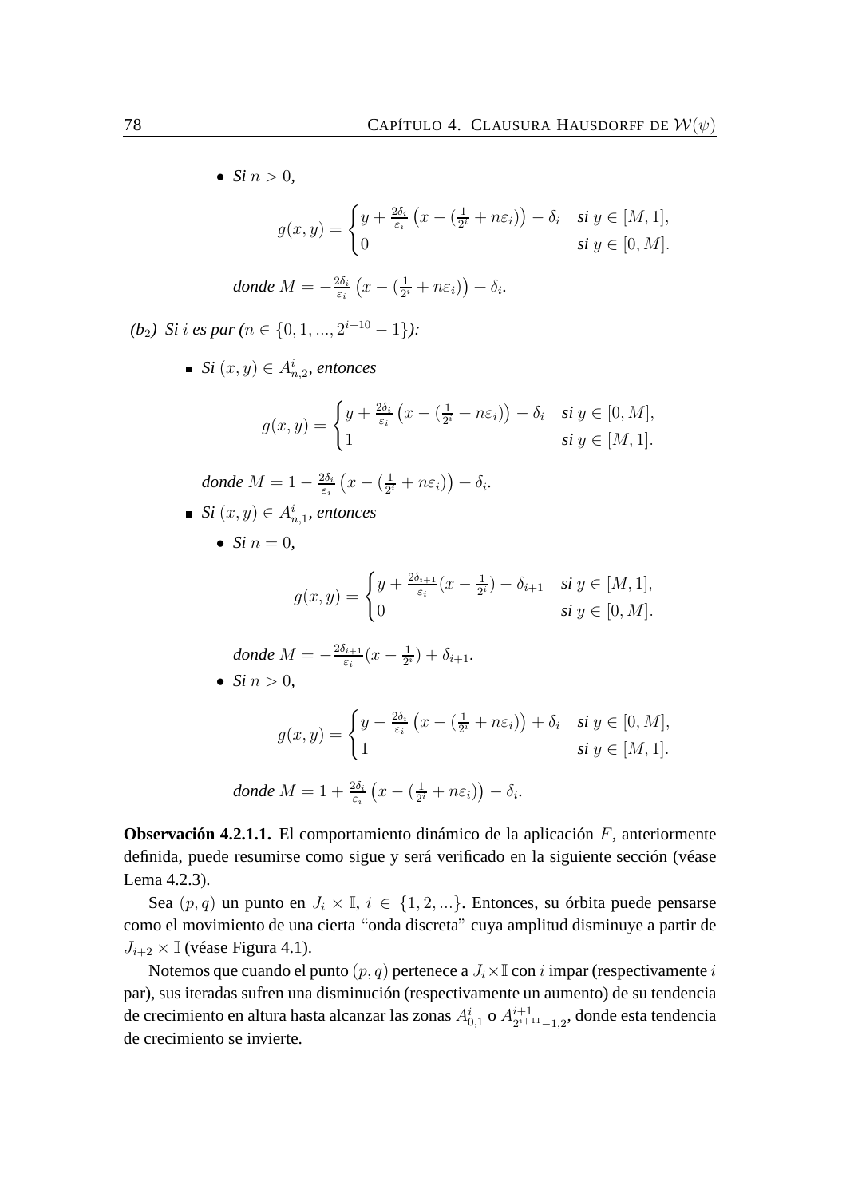- *Si* $n > 0$,

$$g(x,y) = \begin{cases} y + \frac{2\delta_i}{\varepsilon_i}\left(x - (\frac{1}{2^i} + n\varepsilon_i)\right) - \delta_i & \textit{si } y \in [M,1], \\ 0 & \textit{si } y \in [0,M]. \end{cases}$$

*donde* $M = -\frac{2\delta_i}{\varepsilon_i}\left(x - (\frac{1}{2^i} + n\varepsilon_i)\right) + \delta_i$.

*(b$_2$) Si $i$ es par ($n \in \{0,1,...,2^{i+10}-1\}$):*

- *Si* $(x,y) \in A^i_{n,2}$, *entonces*

$$g(x,y) = \begin{cases} y + \frac{2\delta_i}{\varepsilon_i}\left(x - (\frac{1}{2^i} + n\varepsilon_i)\right) - \delta_i & \textit{si } y \in [0,M], \\ 1 & \textit{si } y \in [M,1]. \end{cases}$$

*donde* $M = 1 - \frac{2\delta_i}{\varepsilon_i}\left(x - (\frac{1}{2^i} + n\varepsilon_i)\right) + \delta_i$.

- *Si* $(x,y) \in A^i_{n,1}$, *entonces*

  - *Si* $n = 0$,

$$g(x,y) = \begin{cases} y + \frac{2\delta_{i+1}}{\varepsilon_i}(x - \frac{1}{2^i}) - \delta_{i+1} & \textit{si } y \in [M,1], \\ 0 & \textit{si } y \in [0,M]. \end{cases}$$

  *donde* $M = -\frac{2\delta_{i+1}}{\varepsilon_i}(x - \frac{1}{2^i}) + \delta_{i+1}$.

  - *Si* $n > 0$,

$$g(x,y) = \begin{cases} y - \frac{2\delta_i}{\varepsilon_i}\left(x - (\frac{1}{2^i} + n\varepsilon_i)\right) + \delta_i & \textit{si } y \in [0,M], \\ 1 & \textit{si } y \in [M,1]. \end{cases}$$

  *donde* $M = 1 + \frac{2\delta_i}{\varepsilon_i}\left(x - (\frac{1}{2^i} + n\varepsilon_i)\right) - \delta_i$.

**Observación 4.2.1.1.** El comportamiento dinámico de la aplicación $F$, anteriormente definida, puede resumirse como sigue y será verificado en la siguiente sección (véase Lema 4.2.3).

Sea $(p,q)$ un punto en $J_i \times \mathbb{I}$, $i \in \{1,2,...\}$. Entonces, su órbita puede pensarse como el movimiento de una cierta "onda discreta" cuya amplitud disminuye a partir de $J_{i+2} \times \mathbb{I}$ (véase Figura 4.1).

Notemos que cuando el punto $(p,q)$ pertenece a $J_i \times \mathbb{I}$ con $i$ impar (respectivamente $i$ par), sus iteradas sufren una disminución (respectivamente un aumento) de su tendencia de crecimiento en altura hasta alcanzar las zonas $A^i_{0,1}$ o $A^{i+1}_{2^{i+11}-1,2}$, donde esta tendencia de crecimiento se invierte.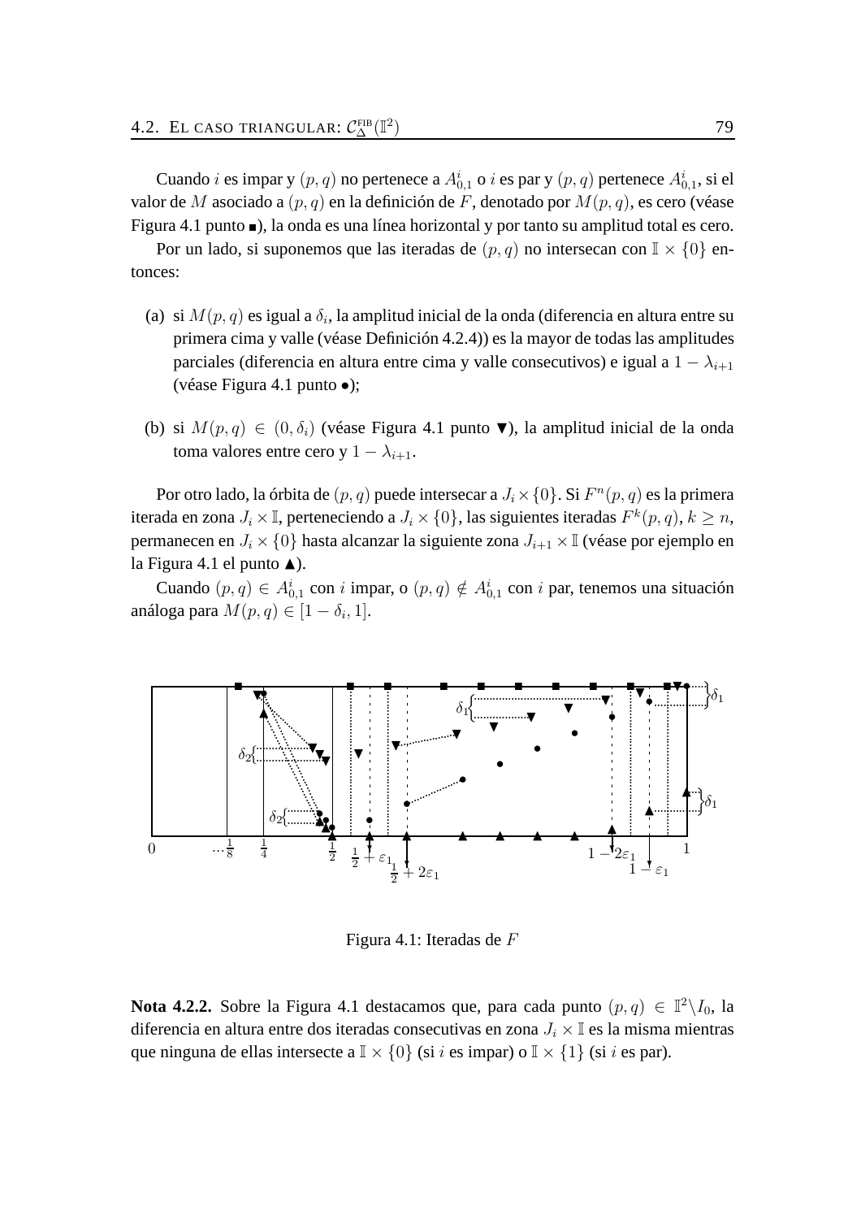Cuando $i$ es impar y $(p,q)$ no pertenece a $A^i_{0,1}$ o $i$ es par y $(p,q)$ pertenece $A^i_{0,1}$, si el valor de $M$ asociado a $(p,q)$ en la definición de $F$, denotado por $M(p,q)$, es cero (véase Figura 4.1 punto ■), la onda es una línea horizontal y por tanto su amplitud total es cero.

Por un lado, si suponemos que las iteradas de $(p,q)$ no intersecan con $\mathbb{I} \times \{0\}$ entonces:

(a) si $M(p,q)$ es igual a $\delta_i$, la amplitud inicial de la onda (diferencia en altura entre su primera cima y valle (véase Definición 4.2.4)) es la mayor de todas las amplitudes parciales (diferencia en altura entre cima y valle consecutivos) e igual a $1 - \lambda_{i+1}$ (véase Figura 4.1 punto •);

(b) si $M(p,q) \in (0, \delta_i)$ (véase Figura 4.1 punto ▼), la amplitud inicial de la onda toma valores entre cero y $1 - \lambda_{i+1}$.

Por otro lado, la órbita de $(p,q)$ puede intersecar a $J_i \times \{0\}$. Si $F^n(p,q)$ es la primera iterada en zona $J_i \times \mathbb{I}$, perteneciendo a $J_i \times \{0\}$, las siguientes iteradas $F^k(p,q)$, $k \geq n$, permanecen en $J_i \times \{0\}$ hasta alcanzar la siguiente zona $J_{i+1} \times \mathbb{I}$ (véase por ejemplo en la Figura 4.1 el punto ▲).

Cuando $(p,q) \in A^i_{0,1}$ con $i$ impar, o $(p,q) \notin A^i_{0,1}$ con $i$ par, tenemos una situación análoga para $M(p,q) \in [1 - \delta_i, 1]$.

Figura 4.1: Iteradas de $F$

**Nota 4.2.2.** Sobre la Figura 4.1 destacamos que, para cada punto $(p,q) \in \mathbb{I}^2 \backslash I_0$, la diferencia en altura entre dos iteradas consecutivas en zona $J_i \times \mathbb{I}$ es la misma mientras que ninguna de ellas intersecte a $\mathbb{I} \times \{0\}$ (si $i$ es impar) o $\mathbb{I} \times \{1\}$ (si $i$ es par).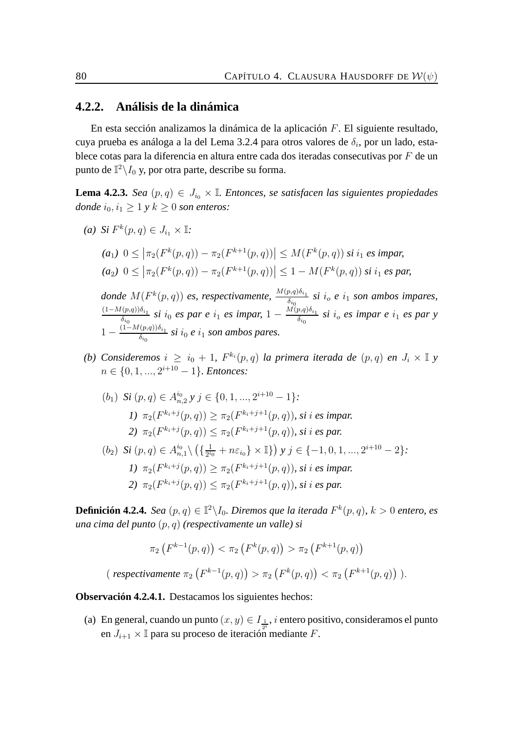### 4.2.2. Análisis de la dinámica

En esta sección analizamos la dinámica de la aplicación $F$. El siguiente resultado, cuya prueba es análoga a la del Lema 3.2.4 para otros valores de $\delta_i$, por un lado, establece cotas para la diferencia en altura entre cada dos iteradas consecutivas por $F$ de un punto de $\mathbb{I}^2 \backslash I_0$ y, por otra parte, describe su forma.

**Lema 4.2.3.** *Sea $(p,q) \in J_{i_0} \times \mathbb{I}$. Entonces, se satisfacen las siguientes propiedades donde $i_0, i_1 \geq 1$ y $k \geq 0$ son enteros:*

*(a) Si $F^k(p,q) \in J_{i_1} \times \mathbb{I}$:*

*($a_1$) $0 \leq \left|\pi_2(F^k(p,q)) - \pi_2(F^{k+1}(p,q))\right| \leq M(F^k(p,q))$ si $i_1$ es impar,*

*($a_2$) $0 \leq \left|\pi_2(F^k(p,q)) - \pi_2(F^{k+1}(p,q))\right| \leq 1 - M(F^k(p,q))$ si $i_1$ es par,*

*donde $M(F^k(p,q))$ es, respectivamente, $\frac{M(p,q)\delta_{i_1}}{\delta_{i_0}}$ si $i_o$ e $i_1$ son ambos impares, $\frac{(1-M(p,q))\delta_{i_1}}{\delta_{i_0}}$ si $i_0$ es par e $i_1$ es impar, $1 - \frac{M(p,q)\delta_{i_1}}{\delta_{i_0}}$ si $i_o$ es impar e $i_1$ es par y $1 - \frac{(1-M(p,q))\delta_{i_1}}{\delta_{i_0}}$ si $i_0$ e $i_1$ son ambos pares.*

*(b) Consideremos $i \geq i_0 + 1$, $F^{k_i}(p,q)$ la primera iterada de $(p,q)$ en $J_i \times \mathbb{I}$ y $n \in \{0, 1, ..., 2^{i+10} - 1\}$. Entonces:*

*($b_1$) Si $(p,q) \in A^{i_0}_{n,2}$ y $j \in \{0, 1, ..., 2^{i+10} - 1\}$:*

*1) $\pi_2(F^{k_i+j}(p,q)) \geq \pi_2(F^{k_i+j+1}(p,q))$, si $i$ es impar.*

*2) $\pi_2(F^{k_i+j}(p,q)) \leq \pi_2(F^{k_i+j+1}(p,q))$, si $i$ es par.*

*($b_2$) Si $(p,q) \in A^{i_0}_{n,1} \backslash \left(\{\frac{1}{2^{i_0}} + n\varepsilon_{i_0}\} \times \mathbb{I}\}\right)$ y $j \in \{-1, 0, 1, ..., 2^{i+10} - 2\}$:*

*1) $\pi_2(F^{k_i+j}(p,q)) \geq \pi_2(F^{k_i+j+1}(p,q))$, si $i$ es impar.*

*2) $\pi_2(F^{k_i+j}(p,q)) \leq \pi_2(F^{k_i+j+1}(p,q))$, si $i$ es par.*

**Definición 4.2.4.** *Sea $(p,q) \in \mathbb{I}^2 \backslash I_0$. Diremos que la iterada $F^k(p,q)$, $k > 0$ entero, es una cima del punto $(p,q)$ (respectivamente un valle) si*

$$\pi_2\left(F^{k-1}(p,q)\right) < \pi_2\left(F^k(p,q)\right) > \pi_2\left(F^{k+1}(p,q)\right)$$

$$(\text{ respectivamente } \pi_2\left(F^{k-1}(p,q)\right) > \pi_2\left(F^k(p,q)\right) < \pi_2\left(F^{k+1}(p,q)\right)\ ).$$

**Observación 4.2.4.1.** Destacamos los siguientes hechos:

(a) En general, cuando un punto $(x,y) \in I_{\frac{1}{2^i}}$, $i$ entero positivo, consideramos el punto en $J_{i+1} \times \mathbb{I}$ para su proceso de iteración mediante $F$.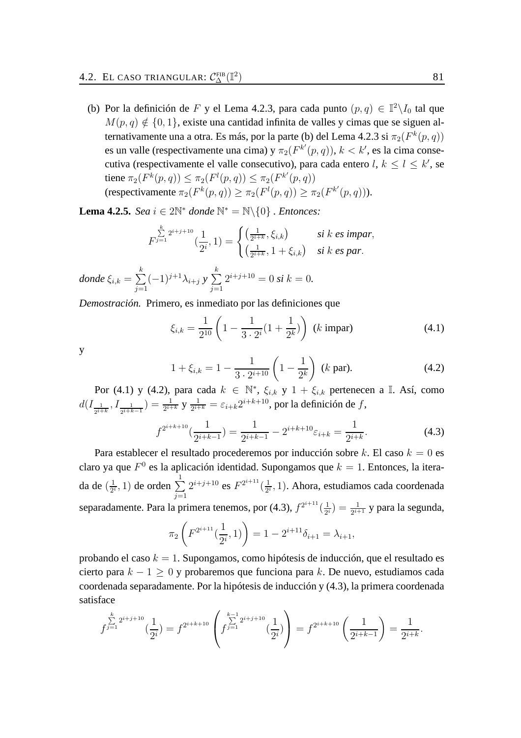(b) Por la definición de $F$ y el Lema 4.2.3, para cada punto $(p,q) \in \mathbb{I}^2 \backslash I_0$ tal que $M(p,q) \notin \{0,1\}$, existe una cantidad infinita de valles y cimas que se siguen alternativamente una a otra. Es más, por la parte (b) del Lema 4.2.3 si $\pi_2(F^k(p,q))$ es un valle (respectivamente una cima) y $\pi_2(F^{k'}(p,q))$, $k < k'$, es la cima consecutiva (respectivamente el valle consecutivo), para cada entero $l$, $k \leq l \leq k'$, se tiene $\pi_2(F^k(p,q)) \leq \pi_2(F^l(p,q)) \leq \pi_2(F^{k'}(p,q))$
(respectivamente $\pi_2(F^k(p,q)) \geq \pi_2(F^l(p,q)) \geq \pi_2(F^{k'}(p,q))$).

**Lema 4.2.5.** *Sea* $i \in 2\mathbb{N}^*$ *donde* $\mathbb{N}^* = \mathbb{N}\backslash\{0\}$ *. Entonces:*

$$F^{\sum_{j=1}^{k} 2^{i+j+10}}(\frac{1}{2^i}, 1) = \begin{cases} \left(\frac{1}{2^{i+k}}, \xi_{i,k}\right) & \textit{si } k \textit{ es impar}, \\ \left(\frac{1}{2^{i+k}}, 1 + \xi_{i,k}\right) & \textit{si } k \textit{ es par}. \end{cases}$$

*donde* $\xi_{i,k} = \sum_{j=1}^{k} (-1)^{j+1} \lambda_{i+j}$ *y* $\sum_{j=1}^{k} 2^{i+j+10} = 0$ *si* $k = 0$.

*Demostración.* Primero, es inmediato por las definiciones que

$$\xi_{i,k} = \frac{1}{2^{10}} \left(1 - \frac{1}{3 \cdot 2^i}(1 + \frac{1}{2^k})\right) \ (k \text{ impar}) \tag{4.1}$$

y

$$1 + \xi_{i,k} = 1 - \frac{1}{3 \cdot 2^{i+10}} \left(1 - \frac{1}{2^k}\right) \ (k \text{ par}). \tag{4.2}$$

Por (4.1) y (4.2), para cada $k \in \mathbb{N}^*$, $\xi_{i,k}$ y $1 + \xi_{i,k}$ pertenecen a $\mathbb{I}$. Así, como $d(I_{\frac{1}{2^{i+k}}}, I_{\frac{1}{2^{i+k-1}}}) = \frac{1}{2^{i+k}}$ y $\frac{1}{2^{i+k}} = \varepsilon_{i+k} 2^{i+k+10}$, por la definición de $f$,

$$f^{2^{i+k+10}}(\frac{1}{2^{i+k-1}}) = \frac{1}{2^{i+k-1}} - 2^{i+k+10}\varepsilon_{i+k} = \frac{1}{2^{i+k}}. \tag{4.3}$$

Para establecer el resultado procederemos por inducción sobre $k$. El caso $k = 0$ es claro ya que $F^0$ es la aplicación identidad. Supongamos que $k = 1$. Entonces, la iterada de $(\frac{1}{2^i}, 1)$ de orden $\sum_{j=1}^{1} 2^{i+j+10}$ es $F^{2^{i+11}}(\frac{1}{2^i}, 1)$. Ahora, estudiamos cada coordenada separadamente. Para la primera tenemos, por (4.3), $f^{2^{i+11}}(\frac{1}{2^i}) = \frac{1}{2^{i+1}}$ y para la segunda,

$$\pi_2 \left(F^{2^{i+11}}(\frac{1}{2^i}, 1)\right) = 1 - 2^{i+11}\delta_{i+1} = \lambda_{i+1},$$

probando el caso $k = 1$. Supongamos, como hipótesis de inducción, que el resultado es cierto para $k - 1 \geq 0$ y probaremos que funciona para $k$. De nuevo, estudiamos cada coordenada separadamente. Por la hipótesis de inducción y (4.3), la primera coordenada satisface

$$f^{\sum_{j=1}^{k} 2^{i+j+10}}(\frac{1}{2^i}) = f^{2^{i+k+10}} \left(f^{\sum_{j=1}^{k-1} 2^{i+j+10}}(\frac{1}{2^i})\right) = f^{2^{i+k+10}} \left(\frac{1}{2^{i+k-1}}\right) = \frac{1}{2^{i+k}}.$$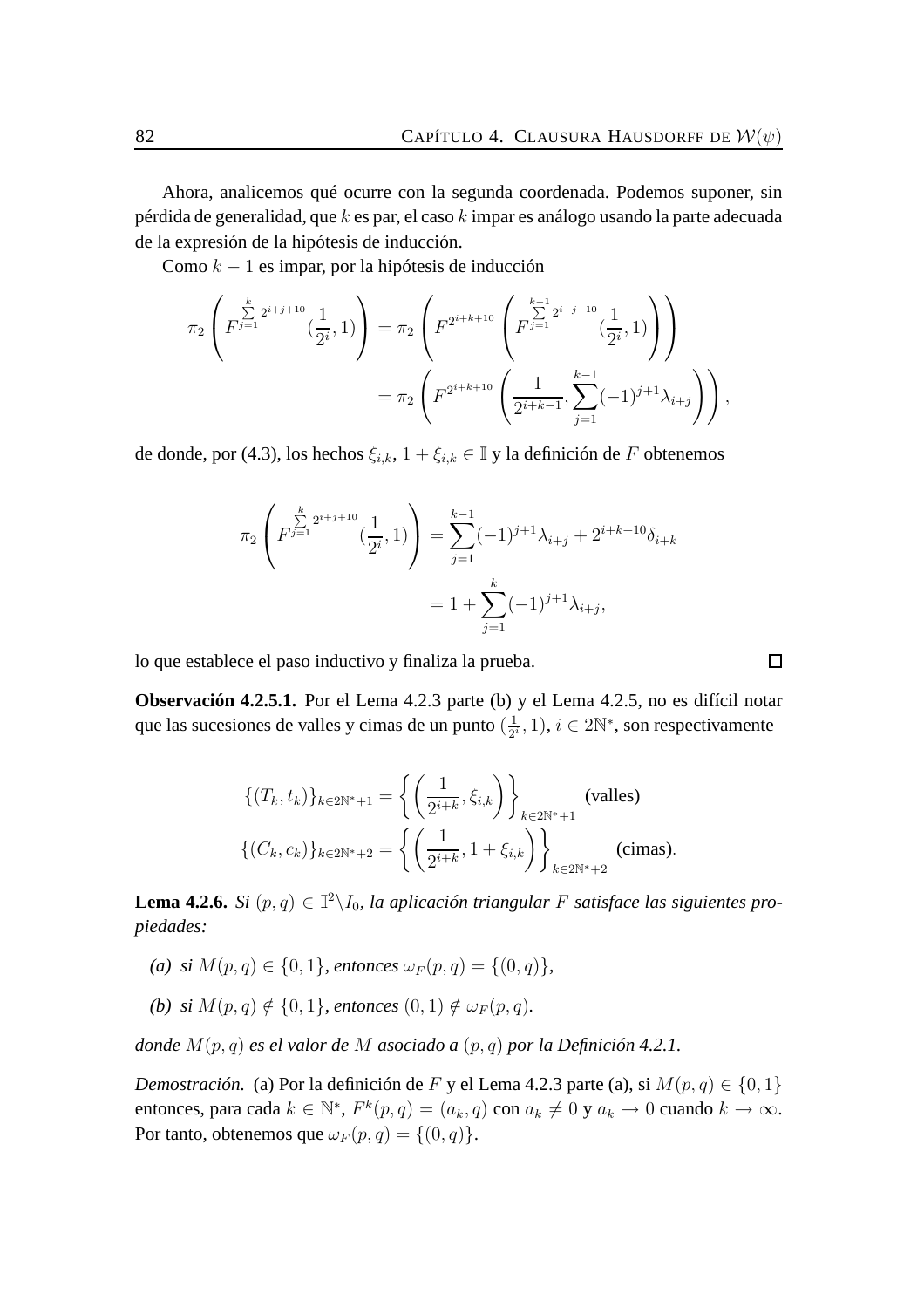Ahora, analicemos qué ocurre con la segunda coordenada. Podemos suponer, sin pérdida de generalidad, que $k$ es par, el caso $k$ impar es análogo usando la parte adecuada de la expresión de la hipótesis de inducción.

Como $k-1$ es impar, por la hipótesis de inducción

$$
\begin{aligned}
\pi_2\left(F^{\sum_{j=1}^{k} 2^{i+j+10}}(\frac{1}{2^i},1)\right) &= \pi_2\left(F^{2^{i+k+10}}\left(F^{\sum_{j=1}^{k-1} 2^{i+j+10}}(\frac{1}{2^i},1)\right)\right) \\
&= \pi_2\left(F^{2^{i+k+10}}\left(\frac{1}{2^{i+k-1}},\sum_{j=1}^{k-1}(-1)^{j+1}\lambda_{i+j}\right)\right),
\end{aligned}
$$

de donde, por (4.3), los hechos $\xi_{i,k}$, $1+\xi_{i,k}\in\mathbb{I}$ y la definición de $F$ obtenemos

$$
\begin{aligned}
\pi_2\left(F^{\sum_{j=1}^{k} 2^{i+j+10}}(\frac{1}{2^i},1)\right) &= \sum_{j=1}^{k-1}(-1)^{j+1}\lambda_{i+j} + 2^{i+k+10}\delta_{i+k} \\
&= 1+\sum_{j=1}^{k}(-1)^{j+1}\lambda_{i+j},
\end{aligned}
$$

lo que establece el paso inductivo y finaliza la prueba. □

**Observación 4.2.5.1.** Por el Lema 4.2.3 parte (b) y el Lema 4.2.5, no es difícil notar que las sucesiones de valles y cimas de un punto $(\frac{1}{2^i},1)$, $i\in 2\mathbb{N}^*$, son respectivamente

$$
\begin{aligned}
\{(T_k,t_k)\}_{k\in 2\mathbb{N}^*+1} &= \left\{\left(\frac{1}{2^{i+k}},\xi_{i,k}\right)\right\}_{k\in 2\mathbb{N}^*+1} \quad \text{(valles)} \\
\{(C_k,c_k)\}_{k\in 2\mathbb{N}^*+2} &= \left\{\left(\frac{1}{2^{i+k}},1+\xi_{i,k}\right)\right\}_{k\in 2\mathbb{N}^*+2} \quad \text{(cimas)}.
\end{aligned}
$$

**Lema 4.2.6.** *Si $(p,q)\in\mathbb{I}^2\backslash I_0$, la aplicación triangular $F$ satisface las siguientes propiedades:*

*(a) si $M(p,q)\in\{0,1\}$, entonces $\omega_F(p,q)=\{(0,q)\}$,*

*(b) si $M(p,q)\notin\{0,1\}$, entonces $(0,1)\notin\omega_F(p,q)$.*

*donde $M(p,q)$ es el valor de $M$ asociado a $(p,q)$ por la Definición 4.2.1.*

*Demostración.* (a) Por la definición de $F$ y el Lema 4.2.3 parte (a), si $M(p,q)\in\{0,1\}$ entonces, para cada $k\in\mathbb{N}^*$, $F^k(p,q)=(a_k,q)$ con $a_k\neq 0$ y $a_k\to 0$ cuando $k\to\infty$. Por tanto, obtenemos que $\omega_F(p,q)=\{(0,q)\}$.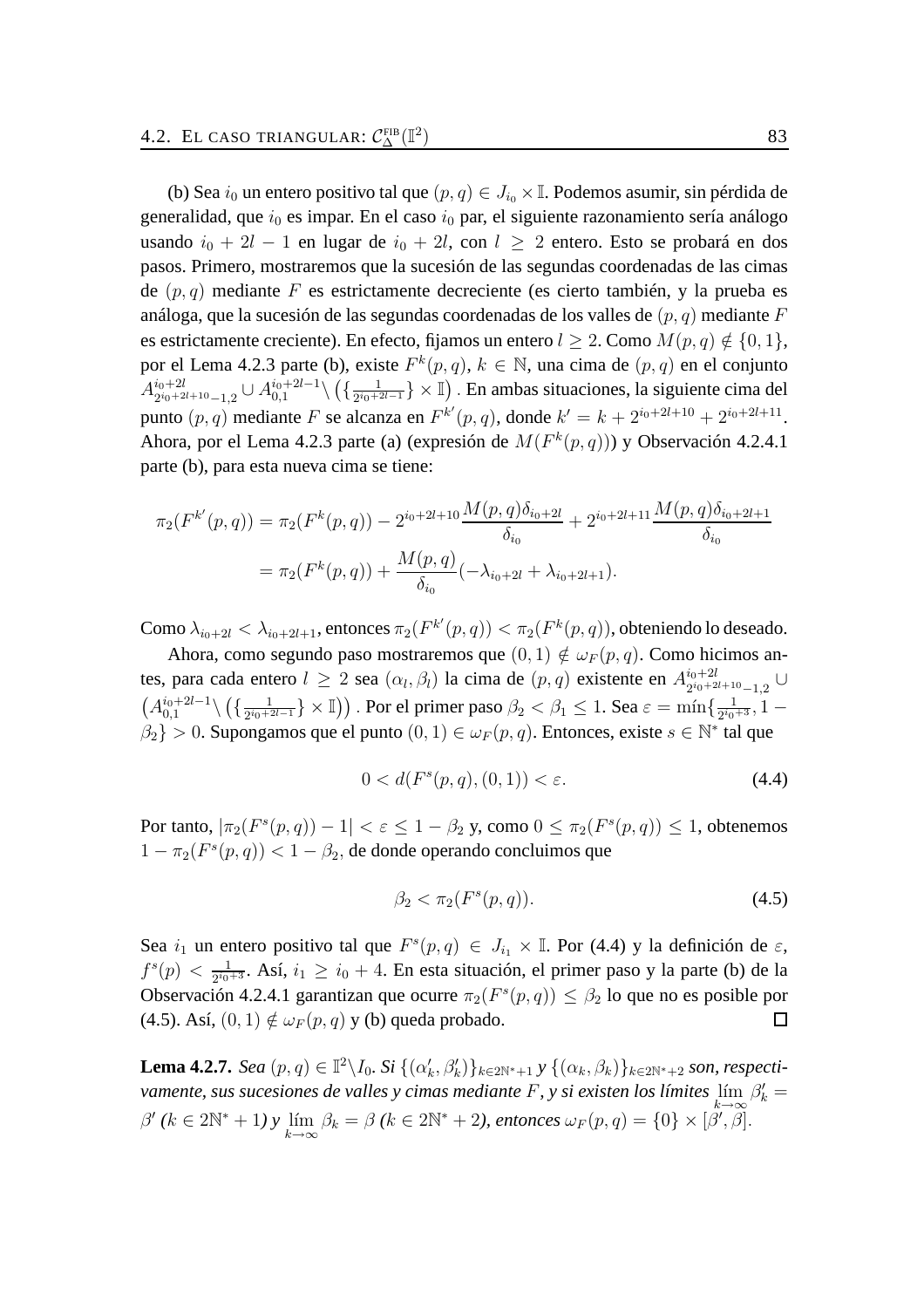(b) Sea $i_0$ un entero positivo tal que $(p,q) \in J_{i_0} \times \mathbb{I}$. Podemos asumir, sin pérdida de generalidad, que $i_0$ es impar. En el caso $i_0$ par, el siguiente razonamiento sería análogo usando $i_0 + 2l - 1$ en lugar de $i_0 + 2l$, con $l \geq 2$ entero. Esto se probará en dos pasos. Primero, mostraremos que la sucesión de las segundas coordenadas de las cimas de $(p,q)$ mediante $F$ es estrictamente decreciente (es cierto también, y la prueba es análoga, que la sucesión de las segundas coordenadas de los valles de $(p,q)$ mediante $F$ es estrictamente creciente). En efecto, fijamos un entero $l \geq 2$. Como $M(p,q) \notin \{0,1\}$, por el Lema 4.2.3 parte (b), existe $F^k(p,q)$, $k \in \mathbb{N}$, una cima de $(p,q)$ en el conjunto $A^{i_0+2l}_{2^{i_0+2l+10}-1,2} \cup A^{i_0+2l-1}_{0,1} \backslash \left(\{\frac{1}{2^{i_0+2l-1}}\} \times \mathbb{I}\right)$. En ambas situaciones, la siguiente cima del punto $(p,q)$ mediante $F$ se alcanza en $F^{k'}(p,q)$, donde $k' = k + 2^{i_0+2l+10} + 2^{i_0+2l+11}$. Ahora, por el Lema 4.2.3 parte (a) (expresión de $M(F^k(p,q))$) y Observación 4.2.4.1 parte (b), para esta nueva cima se tiene:

$$
\begin{aligned}
\pi_2(F^{k'}(p,q)) &= \pi_2(F^k(p,q)) - 2^{i_0+2l+10}\frac{M(p,q)\delta_{i_0+2l}}{\delta_{i_0}} + 2^{i_0+2l+11}\frac{M(p,q)\delta_{i_0+2l+1}}{\delta_{i_0}} \\
&= \pi_2(F^k(p,q)) + \frac{M(p,q)}{\delta_{i_0}}(-\lambda_{i_0+2l} + \lambda_{i_0+2l+1}).
\end{aligned}
$$

Como $\lambda_{i_0+2l} < \lambda_{i_0+2l+1}$, entonces $\pi_2(F^{k'}(p,q)) < \pi_2(F^k(p,q))$, obteniendo lo deseado.

Ahora, como segundo paso mostraremos que $(0,1) \notin \omega_F(p,q)$. Como hicimos antes, para cada entero $l \geq 2$ sea $(\alpha_l, \beta_l)$ la cima de $(p,q)$ existente en $A^{i_0+2l}_{2^{i_0+2l+10}-1,2} \cup \left(A^{i_0+2l-1}_{0,1} \backslash \left(\{\frac{1}{2^{i_0+2l-1}}\} \times \mathbb{I}\right)\right)$. Por el primer paso $\beta_2 < \beta_1 \leq 1$. Sea $\varepsilon = \min\{\frac{1}{2^{i_0+3}}, 1 - \beta_2\} > 0$. Supongamos que el punto $(0,1) \in \omega_F(p,q)$. Entonces, existe $s \in \mathbb{N}^*$ tal que

$$
0 < d(F^s(p,q),(0,1)) < \varepsilon. \tag{4.4}
$$

Por tanto, $|\pi_2(F^s(p,q)) - 1| < \varepsilon \leq 1 - \beta_2$ y, como $0 \leq \pi_2(F^s(p,q)) \leq 1$, obtenemos $1 - \pi_2(F^s(p,q)) < 1 - \beta_2$, de donde operando concluimos que

$$
\beta_2 < \pi_2(F^s(p,q)). \tag{4.5}
$$

Sea $i_1$ un entero positivo tal que $F^s(p,q) \in J_{i_1} \times \mathbb{I}$. Por (4.4) y la definición de $\varepsilon$, $f^s(p) < \frac{1}{2^{i_0+3}}$. Así, $i_1 \geq i_0 + 4$. En esta situación, el primer paso y la parte (b) de la Observación 4.2.4.1 garantizan que ocurre $\pi_2(F^s(p,q)) \leq \beta_2$ lo que no es posible por (4.5). Así, $(0,1) \notin \omega_F(p,q)$ y (b) queda probado. ☐

**Lema 4.2.7.** *Sea $(p,q) \in \mathbb{I}^2 \backslash I_0$. Si $\{(\alpha'_k, \beta'_k)\}_{k \in 2\mathbb{N}^*+1}$ y $\{(\alpha_k, \beta_k)\}_{k \in 2\mathbb{N}^*+2}$ son, respectivamente, sus sucesiones de valles y cimas mediante $F$, y si existen los límites $\lim_{k\to\infty} \beta'_k = \beta'$ ($k \in 2\mathbb{N}^* + 1$) y $\lim_{k\to\infty} \beta_k = \beta$ ($k \in 2\mathbb{N}^* + 2$), entonces $\omega_F(p,q) = \{0\} \times [\beta', \beta]$.*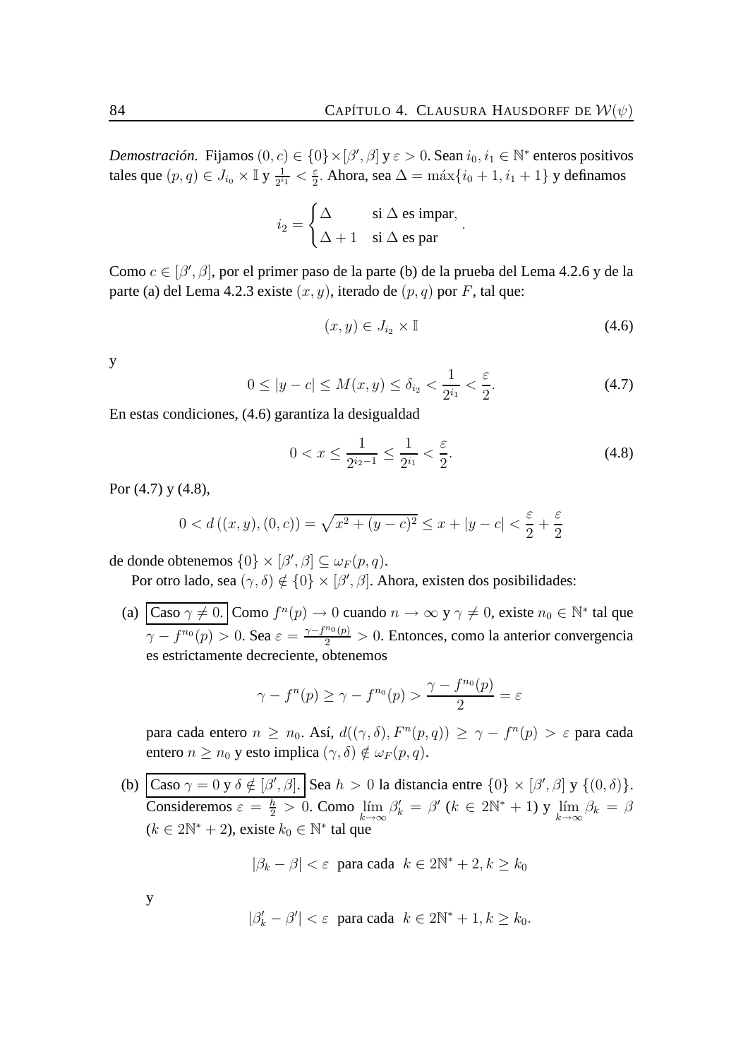*Demostración.* Fijamos $(0,c) \in \{0\} \times [\beta', \beta]$ y $\varepsilon > 0$. Sean $i_0, i_1 \in \mathbb{N}^*$ enteros positivos tales que $(p,q) \in J_{i_0} \times \mathbb{I}$ y $\frac{1}{2^{i_1}} < \frac{\varepsilon}{2}$. Ahora, sea $\Delta = \max\{i_0+1, i_1+1\}$ y definamos

$$i_2 = \begin{cases} \Delta & \text{si } \Delta \text{ es impar,} \\ \Delta + 1 & \text{si } \Delta \text{ es par} \end{cases}.$$

Como $c \in [\beta', \beta]$, por el primer paso de la parte (b) de la prueba del Lema 4.2.6 y de la parte (a) del Lema 4.2.3 existe $(x,y)$, iterado de $(p,q)$ por $F$, tal que:

$$(x,y) \in J_{i_2} \times \mathbb{I} \tag{4.6}$$

y

$$0 \leq |y-c| \leq M(x,y) \leq \delta_{i_2} < \frac{1}{2^{i_1}} < \frac{\varepsilon}{2}. \tag{4.7}$$

En estas condiciones, (4.6) garantiza la desigualdad

$$0 < x \leq \frac{1}{2^{i_2-1}} \leq \frac{1}{2^{i_1}} < \frac{\varepsilon}{2}. \tag{4.8}$$

Por (4.7) y (4.8),

$$0 < d\left((x,y),(0,c)\right) = \sqrt{x^2+(y-c)^2} \leq x + |y-c| < \frac{\varepsilon}{2} + \frac{\varepsilon}{2}$$

de donde obtenemos $\{0\} \times [\beta', \beta] \subseteq \omega_F(p,q)$.

Por otro lado, sea $(\gamma, \delta) \notin \{0\} \times [\beta', \beta]$. Ahora, existen dos posibilidades:

(a) **Caso $\gamma \neq 0$.** Como $f^n(p) \to 0$ cuando $n \to \infty$ y $\gamma \neq 0$, existe $n_0 \in \mathbb{N}^*$ tal que $\gamma - f^{n_0}(p) > 0$. Sea $\varepsilon = \frac{\gamma - f^{n_0}(p)}{2} > 0$. Entonces, como la anterior convergencia es estrictamente decreciente, obtenemos

$$\gamma - f^n(p) \geq \gamma - f^{n_0}(p) > \frac{\gamma - f^{n_0}(p)}{2} = \varepsilon$$

para cada entero $n \geq n_0$. Así, $d((\gamma,\delta), F^n(p,q)) \geq \gamma - f^n(p) > \varepsilon$ para cada entero $n \geq n_0$ y esto implica $(\gamma,\delta) \notin \omega_F(p,q)$.

(b) **Caso $\gamma = 0$ y $\delta \notin [\beta', \beta]$.** Sea $h > 0$ la distancia entre $\{0\} \times [\beta', \beta]$ y $\{(0,\delta)\}$. Consideremos $\varepsilon = \frac{h}{2} > 0$. Como $\lim_{k\to\infty} \beta'_k = \beta'$ ($k \in 2\mathbb{N}^* + 1$) y $\lim_{k\to\infty} \beta_k = \beta$ ($k \in 2\mathbb{N}^* + 2$), existe $k_0 \in \mathbb{N}^*$ tal que

$$|\beta_k - \beta| < \varepsilon \text{ para cada } k \in 2\mathbb{N}^* + 2, k \geq k_0$$

y

$$|\beta'_k - \beta'| < \varepsilon \text{ para cada } k \in 2\mathbb{N}^* + 1, k \geq k_0.$$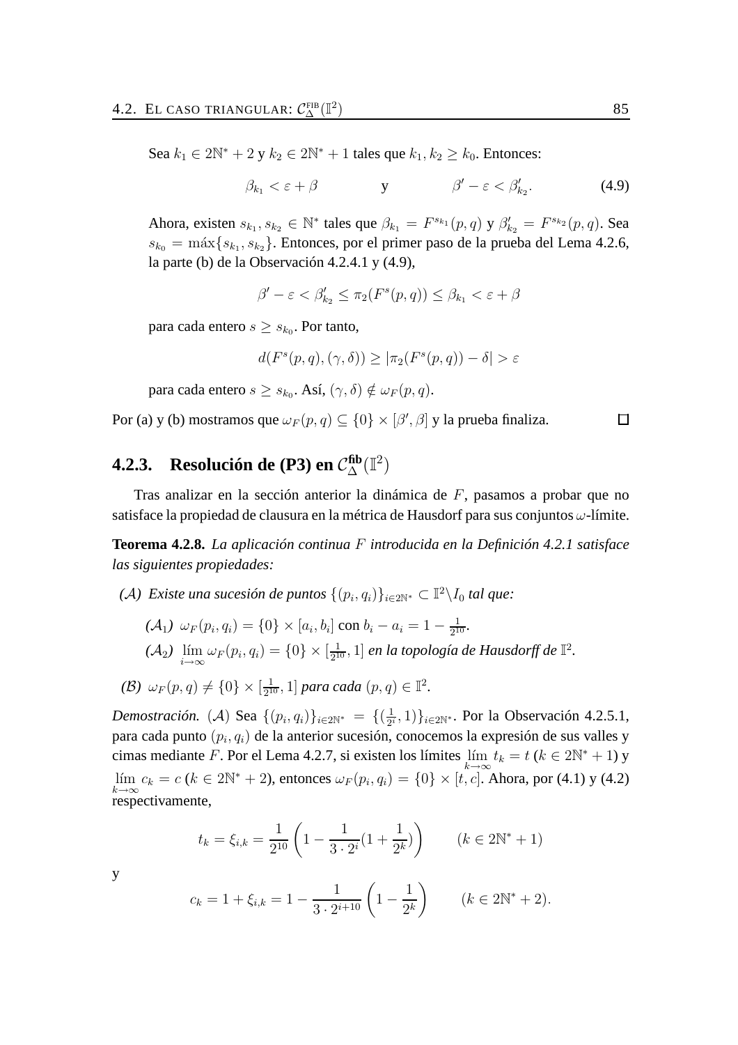Sea $k_1 \in 2\mathbb{N}^* + 2$ y $k_2 \in 2\mathbb{N}^* + 1$ tales que $k_1, k_2 \geq k_0$. Entonces:

$$\beta_{k_1} < \varepsilon + \beta \qquad \text{y} \qquad \beta' - \varepsilon < \beta'_{k_2}. \tag{4.9}$$

Ahora, existen $s_{k_1}, s_{k_2} \in \mathbb{N}^*$ tales que $\beta_{k_1} = F^{s_{k_1}}(p,q)$ y $\beta'_{k_2} = F^{s_{k_2}}(p,q)$. Sea $s_{k_0} = \max\{s_{k_1}, s_{k_2}\}$. Entonces, por el primer paso de la prueba del Lema 4.2.6, la parte (b) de la Observación 4.2.4.1 y (4.9),

$$\beta' - \varepsilon < \beta'_{k_2} \leq \pi_2(F^s(p,q)) \leq \beta_{k_1} < \varepsilon + \beta$$

para cada entero $s \geq s_{k_0}$. Por tanto,

$$d(F^s(p,q), (\gamma, \delta)) \geq |\pi_2(F^s(p,q)) - \delta| > \varepsilon$$

para cada entero $s \geq s_{k_0}$. Así, $(\gamma, \delta) \notin \omega_F(p,q)$.

Por (a) y (b) mostramos que $\omega_F(p,q) \subseteq \{0\} \times [\beta', \beta]$ y la prueba finaliza. ☐

### 4.2.3. Resolución de (P3) en $\mathcal{C}_\Delta^{\text{fib}}(\mathbb{I}^2)$

Tras analizar en la sección anterior la dinámica de $F$, pasamos a probar que no satisface la propiedad de clausura en la métrica de Hausdorf para sus conjuntos $\omega$-límite.

**Teorema 4.2.8.** *La aplicación continua $F$ introducida en la Definición 4.2.1 satisface las siguientes propiedades:*

- *($\mathcal{A}$) Existe una sucesión de puntos $\{(p_i, q_i)\}_{i \in 2\mathbb{N}^*} \subset \mathbb{I}^2 \backslash I_0$ tal que:*
  - *($\mathcal{A}_1$) $\omega_F(p_i, q_i) = \{0\} \times [a_i, b_i]$ con $b_i - a_i = 1 - \frac{1}{2^{10}}$.*
  - *($\mathcal{A}_2$) $\lim\limits_{i \to \infty} \omega_F(p_i, q_i) = \{0\} \times [\frac{1}{2^{10}}, 1]$ en la topología de Hausdorff de $\mathbb{I}^2$.*
- *($\mathcal{B}$) $\omega_F(p,q) \neq \{0\} \times [\frac{1}{2^{10}}, 1]$ para cada $(p,q) \in \mathbb{I}^2$.*

*Demostración.* ($\mathcal{A}$) Sea $\{(p_i, q_i)\}_{i \in 2\mathbb{N}^*} = \{(\frac{1}{2^i}, 1)\}_{i \in 2\mathbb{N}^*}$. Por la Observación 4.2.5.1, para cada punto $(p_i, q_i)$ de la anterior sucesión, conocemos la expresión de sus valles y cimas mediante $F$. Por el Lema 4.2.7, si existen los límites $\lim\limits_{k \to \infty} t_k = t$ ($k \in 2\mathbb{N}^* + 1$) y $\lim\limits_{k \to \infty} c_k = c$ ($k \in 2\mathbb{N}^* + 2$), entonces $\omega_F(p_i, q_i) = \{0\} \times [t, c]$. Ahora, por (4.1) y (4.2) respectivamente,

$$t_k = \xi_{i,k} = \frac{1}{2^{10}} \left( 1 - \frac{1}{3 \cdot 2^i} (1 + \frac{1}{2^k}) \right) \qquad (k \in 2\mathbb{N}^* + 1)$$

y

$$c_k = 1 + \xi_{i,k} = 1 - \frac{1}{3 \cdot 2^{i+10}} \left( 1 - \frac{1}{2^k} \right) \qquad (k \in 2\mathbb{N}^* + 2).$$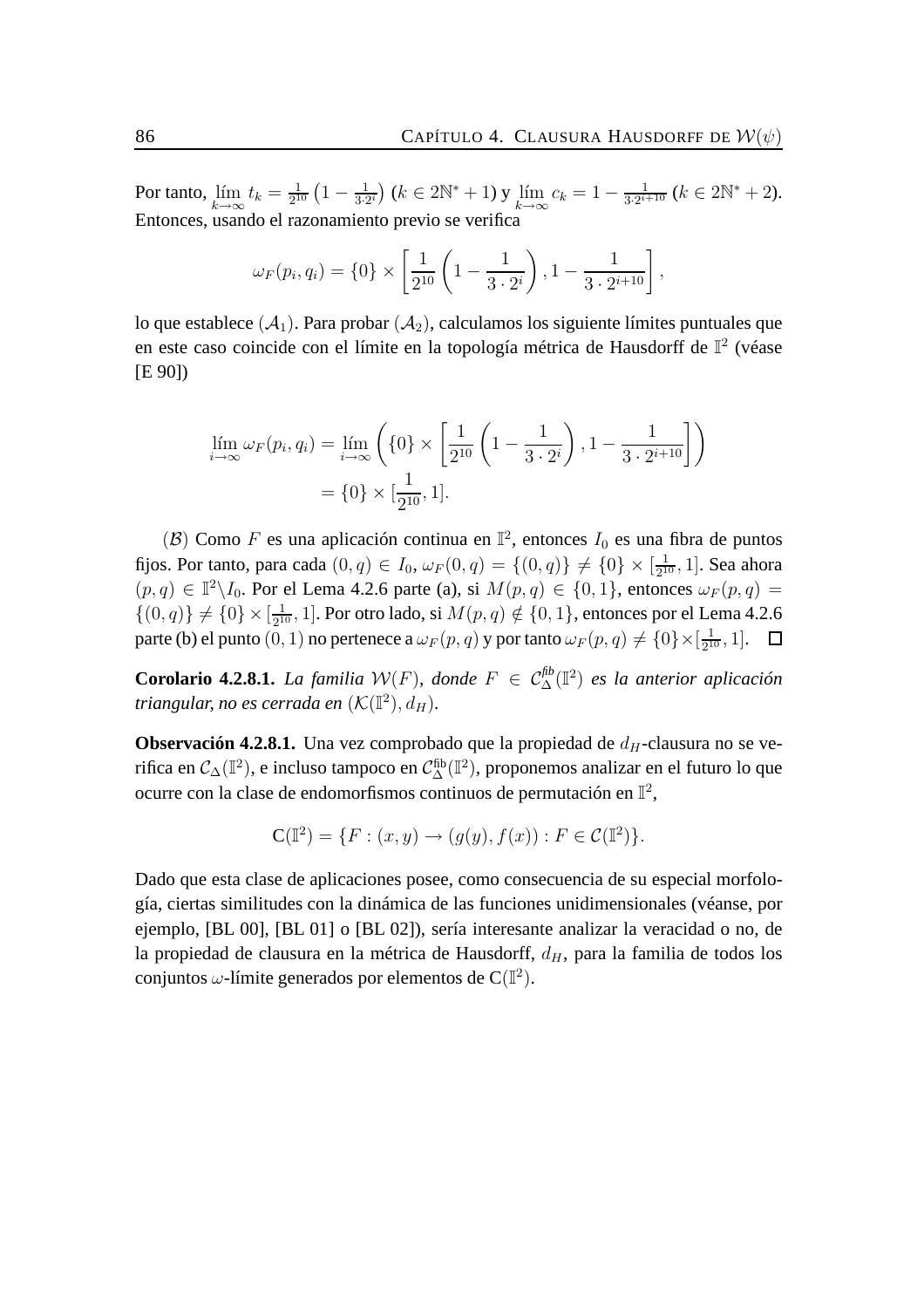Por tanto, $\lim_{k\to\infty} t_k = \frac{1}{2^{10}}\left(1 - \frac{1}{3\cdot 2^i}\right)$ $(k \in 2\mathbb{N}^* + 1)$ y $\lim_{k\to\infty} c_k = 1 - \frac{1}{3\cdot 2^{i+10}}$ $(k \in 2\mathbb{N}^* + 2)$. Entonces, usando el razonamiento previo se verifica

$$\omega_F(p_i, q_i) = \{0\} \times \left[\frac{1}{2^{10}}\left(1 - \frac{1}{3\cdot 2^i}\right), 1 - \frac{1}{3\cdot 2^{i+10}}\right],$$

lo que establece $(\mathcal{A}_1)$. Para probar $(\mathcal{A}_2)$, calculamos los siguiente límites puntuales que en este caso coincide con el límite en la topología métrica de Hausdorff de $\mathbb{I}^2$ (véase [E 90])

$$\begin{aligned}\lim_{i\to\infty} \omega_F(p_i, q_i) &= \lim_{i\to\infty} \left(\{0\} \times \left[\frac{1}{2^{10}}\left(1 - \frac{1}{3\cdot 2^i}\right), 1 - \frac{1}{3\cdot 2^{i+10}}\right]\right) \\ &= \{0\} \times [\frac{1}{2^{10}}, 1].\end{aligned}$$

$(\mathcal{B})$ Como $F$ es una aplicación continua en $\mathbb{I}^2$, entonces $I_0$ es una fibra de puntos fijos. Por tanto, para cada $(0,q) \in I_0$, $\omega_F(0,q) = \{(0,q)\} \neq \{0\} \times [\frac{1}{2^{10}}, 1]$. Sea ahora $(p,q) \in \mathbb{I}^2 \backslash I_0$. Por el Lema 4.2.6 parte (a), si $M(p,q) \in \{0,1\}$, entonces $\omega_F(p,q) = \{(0,q)\} \neq \{0\} \times [\frac{1}{2^{10}}, 1]$. Por otro lado, si $M(p,q) \notin \{0,1\}$, entonces por el Lema 4.2.6 parte (b) el punto $(0,1)$ no pertenece a $\omega_F(p,q)$ y por tanto $\omega_F(p,q) \neq \{0\} \times [\frac{1}{2^{10}}, 1]$. □

**Corolario 4.2.8.1.** *La familia $\mathcal{W}(F)$, donde $F \in \mathcal{C}_\Delta^{fib}(\mathbb{I}^2)$ es la anterior aplicación triangular, no es cerrada en $(\mathcal{K}(\mathbb{I}^2), d_H)$.*

**Observación 4.2.8.1.** Una vez comprobado que la propiedad de $d_H$-clausura no se verifica en $\mathcal{C}_\Delta(\mathbb{I}^2)$, e incluso tampoco en $\mathcal{C}_\Delta^{\text{fib}}(\mathbb{I}^2)$, proponemos analizar en el futuro lo que ocurre con la clase de endomorfismos continuos de permutación en $\mathbb{I}^2$,

$$\mathrm{C}(\mathbb{I}^2) = \{F : (x,y) \to (g(y), f(x)) : F \in \mathcal{C}(\mathbb{I}^2)\}.$$

Dado que esta clase de aplicaciones posee, como consecuencia de su especial morfología, ciertas similitudes con la dinámica de las funciones unidimensionales (véanse, por ejemplo, [BL 00], [BL 01] o [BL 02]), sería interesante analizar la veracidad o no, de la propiedad de clausura en la métrica de Hausdorff, $d_H$, para la familia de todos los conjuntos $\omega$-límite generados por elementos de $\mathrm{C}(\mathbb{I}^2)$.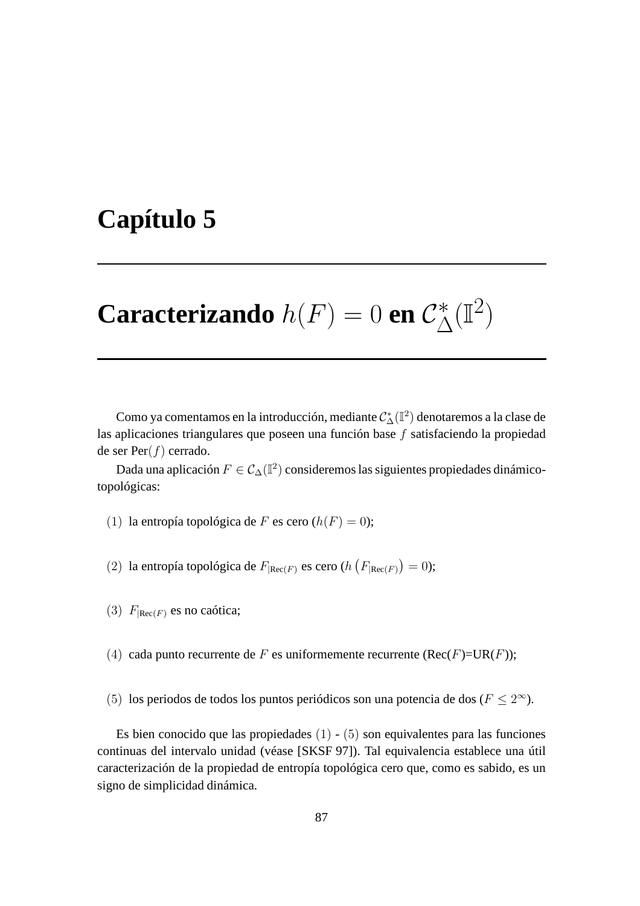# Capítulo 5

# Caracterizando $h(F) = 0$ en $\mathcal{C}^*_\Delta(\mathbb{I}^2)$

Como ya comentamos en la introducción, mediante $\mathcal{C}^*_\Delta(\mathbb{I}^2)$ denotaremos a la clase de las aplicaciones triangulares que poseen una función base $f$ satisfaciendo la propiedad de ser Per$(f)$ cerrado.

Dada una aplicación $F \in \mathcal{C}_\Delta(\mathbb{I}^2)$ consideremos las siguientes propiedades dinámico-topológicas:

$(1)$ la entropía topológica de $F$ es cero ($h(F) = 0$);

$(2)$ la entropía topológica de $F_{|\text{Rec}(F)}$ es cero ($h\left(F_{|\text{Rec}(F)}\right) = 0$);

$(3)$ $F_{|\text{Rec}(F)}$ es no caótica;

$(4)$ cada punto recurrente de $F$ es uniformemente recurrente (Rec($F$)=UR($F$));

$(5)$ los periodos de todos los puntos periódicos son una potencia de dos ($F \leq 2^\infty$).

Es bien conocido que las propiedades $(1)$ - $(5)$ son equivalentes para las funciones continuas del intervalo unidad (véase [SKSF 97]). Tal equivalencia establece una útil caracterización de la propiedad de entropía topológica cero que, como es sabido, es un signo de simplicidad dinámica.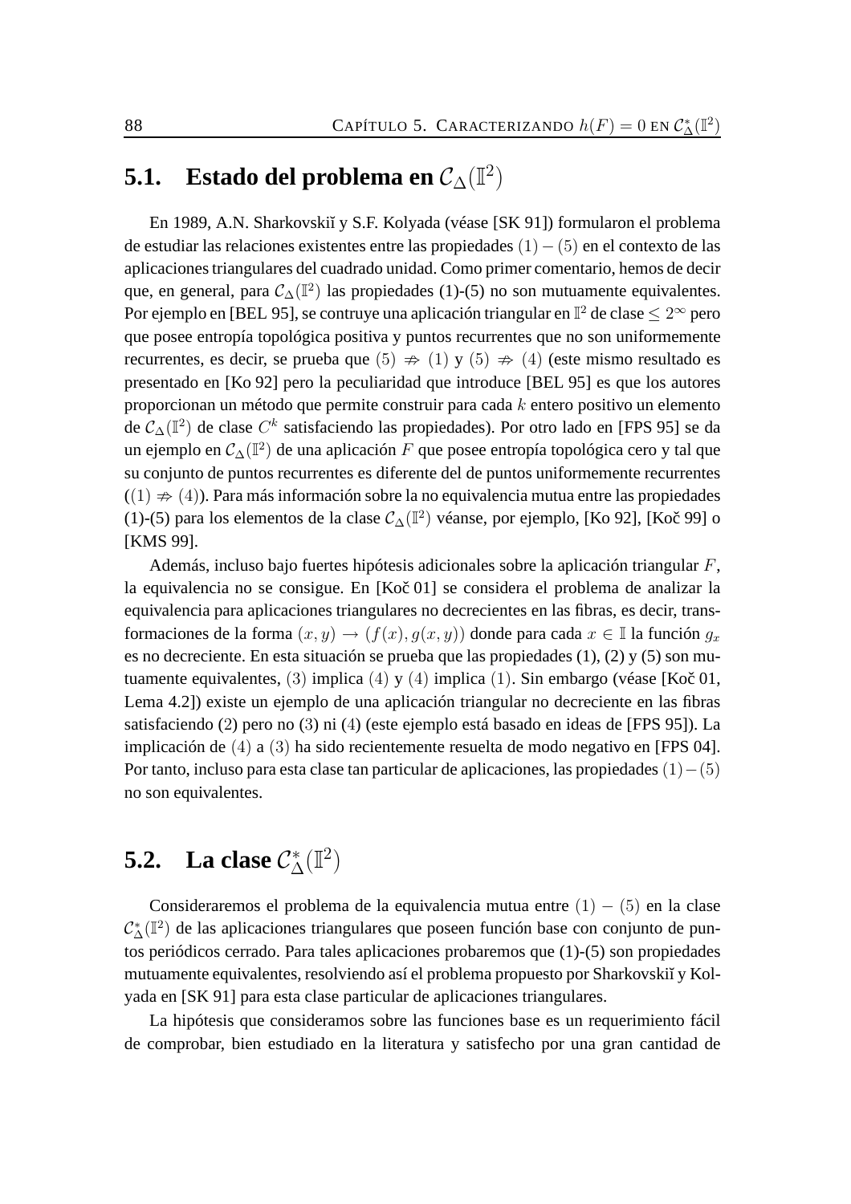## 5.1. Estado del problema en $\mathcal{C}_\Delta(\mathbb{I}^2)$

En 1989, A.N. Sharkovskiĭ y S.F. Kolyada (véase [SK 91]) formularon el problema de estudiar las relaciones existentes entre las propiedades $(1)-(5)$ en el contexto de las aplicaciones triangulares del cuadrado unidad. Como primer comentario, hemos de decir que, en general, para $\mathcal{C}_\Delta(\mathbb{I}^2)$ las propiedades (1)-(5) no son mutuamente equivalentes. Por ejemplo en [BEL 95], se contruye una aplicación triangular en $\mathbb{I}^2$ de clase $\leq 2^\infty$ pero que posee entropía topológica positiva y puntos recurrentes que no son uniformemente recurrentes, es decir, se prueba que $(5) \not\Rightarrow (1)$ y $(5) \not\Rightarrow (4)$ (este mismo resultado es presentado en [Ko 92] pero la peculiaridad que introduce [BEL 95] es que los autores proporcionan un método que permite construir para cada $k$ entero positivo un elemento de $\mathcal{C}_\Delta(\mathbb{I}^2)$ de clase $C^k$ satisfaciendo las propiedades). Por otro lado en [FPS 95] se da un ejemplo en $\mathcal{C}_\Delta(\mathbb{I}^2)$ de una aplicación $F$ que posee entropía topológica cero y tal que su conjunto de puntos recurrentes es diferente del de puntos uniformemente recurrentes ($(1) \not\Rightarrow (4)$). Para más información sobre la no equivalencia mutua entre las propiedades (1)-(5) para los elementos de la clase $\mathcal{C}_\Delta(\mathbb{I}^2)$ véanse, por ejemplo, [Ko 92], [Koč 99] o [KMS 99].

Además, incluso bajo fuertes hipótesis adicionales sobre la aplicación triangular $F$, la equivalencia no se consigue. En [Koč 01] se considera el problema de analizar la equivalencia para aplicaciones triangulares no decrecientes en las fibras, es decir, transformaciones de la forma $(x, y) \to (f(x), g(x, y))$ donde para cada $x \in \mathbb{I}$ la función $g_x$ es no decreciente. En esta situación se prueba que las propiedades (1), (2) y (5) son mutuamente equivalentes, $(3)$ implica $(4)$ y $(4)$ implica $(1)$. Sin embargo (véase [Koč 01, Lema 4.2]) existe un ejemplo de una aplicación triangular no decreciente en las fibras satisfaciendo (2) pero no (3) ni (4) (este ejemplo está basado en ideas de [FPS 95]). La implicación de $(4)$ a $(3)$ ha sido recientemente resuelta de modo negativo en [FPS 04]. Por tanto, incluso para esta clase tan particular de aplicaciones, las propiedades $(1)-(5)$ no son equivalentes.

## 5.2. La clase $\mathcal{C}^*_\Delta(\mathbb{I}^2)$

Consideraremos el problema de la equivalencia mutua entre $(1) - (5)$ en la clase $\mathcal{C}^*_\Delta(\mathbb{I}^2)$ de las aplicaciones triangulares que poseen función base con conjunto de puntos periódicos cerrado. Para tales aplicaciones probaremos que (1)-(5) son propiedades mutuamente equivalentes, resolviendo así el problema propuesto por Sharkovskiĭ y Kolyada en [SK 91] para esta clase particular de aplicaciones triangulares.

La hipótesis que consideramos sobre las funciones base es un requerimiento fácil de comprobar, bien estudiado en la literatura y satisfecho por una gran cantidad de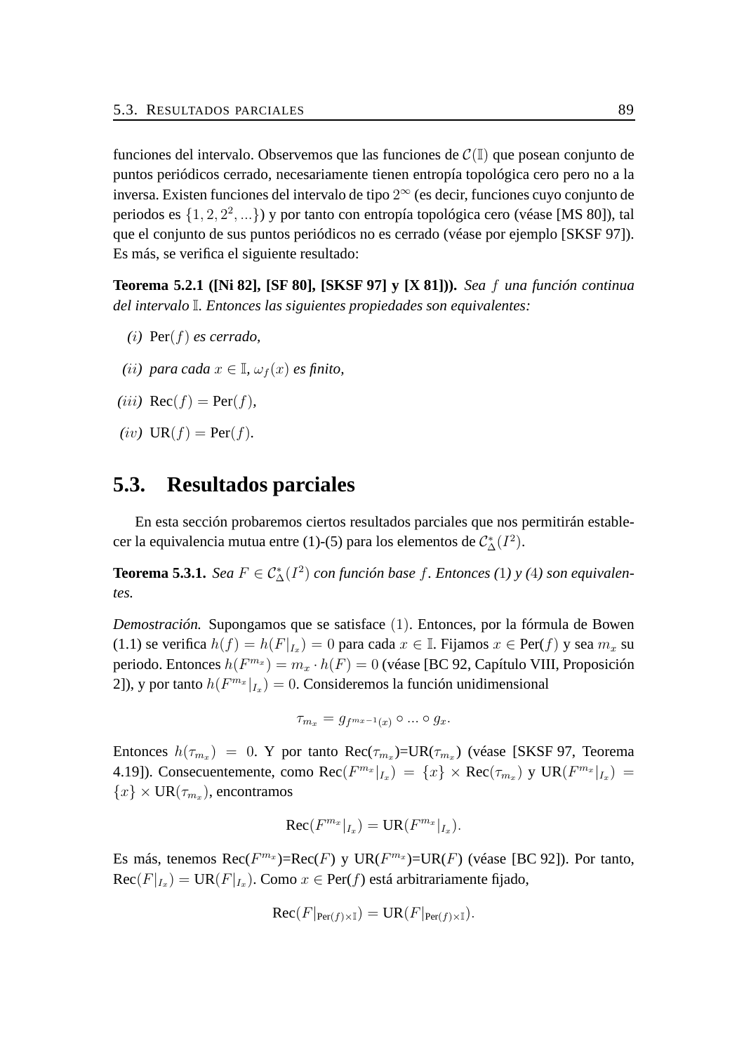funciones del intervalo. Observemos que las funciones de $\mathcal{C}(\mathbb{I})$ que posean conjunto de puntos periódicos cerrado, necesariamente tienen entropía topológica cero pero no a la inversa. Existen funciones del intervalo de tipo $2^\infty$ (es decir, funciones cuyo conjunto de periodos es $\{1, 2, 2^2, ...\}$) y por tanto con entropía topológica cero (véase [MS 80]), tal que el conjunto de sus puntos periódicos no es cerrado (véase por ejemplo [SKSF 97]). Es más, se verifica el siguiente resultado:

**Teorema 5.2.1 ([Ni 82], [SF 80], [SKSF 97] y [X 81]).** *Sea $f$ una función continua del intervalo $\mathbb{I}$. Entonces las siguientes propiedades son equivalentes:*

*$(i)$* $\text{Per}(f)$ *es cerrado,*

*$(ii)$ para cada $x \in \mathbb{I}$, $\omega_f(x)$ es finito,*

*$(iii)$* $\text{Rec}(f) = \text{Per}(f)$,

*$(iv)$* $\text{UR}(f) = \text{Per}(f)$.

## 5.3. Resultados parciales

En esta sección probaremos ciertos resultados parciales que nos permitirán establecer la equivalencia mutua entre (1)-(5) para los elementos de $\mathcal{C}^*_\Delta(I^2)$.

**Teorema 5.3.1.** *Sea $F \in \mathcal{C}^*_\Delta(I^2)$ con función base $f$. Entonces (1) y (4) son equivalentes.*

*Demostración.* Supongamos que se satisface $(1)$. Entonces, por la fórmula de Bowen (1.1) se verifica $h(f) = h(F|_{I_x}) = 0$ para cada $x \in \mathbb{I}$. Fijamos $x \in \text{Per}(f)$ y sea $m_x$ su periodo. Entonces $h(F^{m_x}) = m_x \cdot h(F) = 0$ (véase [BC 92, Capítulo VIII, Proposición 2]), y por tanto $h(F^{m_x}|_{I_x}) = 0$. Consideremos la función unidimensional

$$\tau_{m_x} = g_{f^{m_x-1}(x)} \circ ... \circ g_x.$$

Entonces $h(\tau_{m_x}) = 0$. Y por tanto Rec($\tau_{m_x}$)=UR($\tau_{m_x}$) (véase [SKSF 97, Teorema 4.19]). Consecuentemente, como $\text{Rec}(F^{m_x}|_{I_x}) = \{x\} \times \text{Rec}(\tau_{m_x})$ y $\text{UR}(F^{m_x}|_{I_x}) = \{x\} \times \text{UR}(\tau_{m_x})$, encontramos

$$\text{Rec}(F^{m_x}|_{I_x}) = \text{UR}(F^{m_x}|_{I_x}).$$

Es más, tenemos Rec($F^{m_x}$)=Rec($F$) y UR($F^{m_x}$)=UR($F$) (véase [BC 92]). Por tanto, $\text{Rec}(F|_{I_x}) = \text{UR}(F|_{I_x})$. Como $x \in \text{Per}(f)$ está arbitrariamente fijado,

$$\text{Rec}(F|_{\text{Per}(f)\times\mathbb{I}}) = \text{UR}(F|_{\text{Per}(f)\times\mathbb{I}}).$$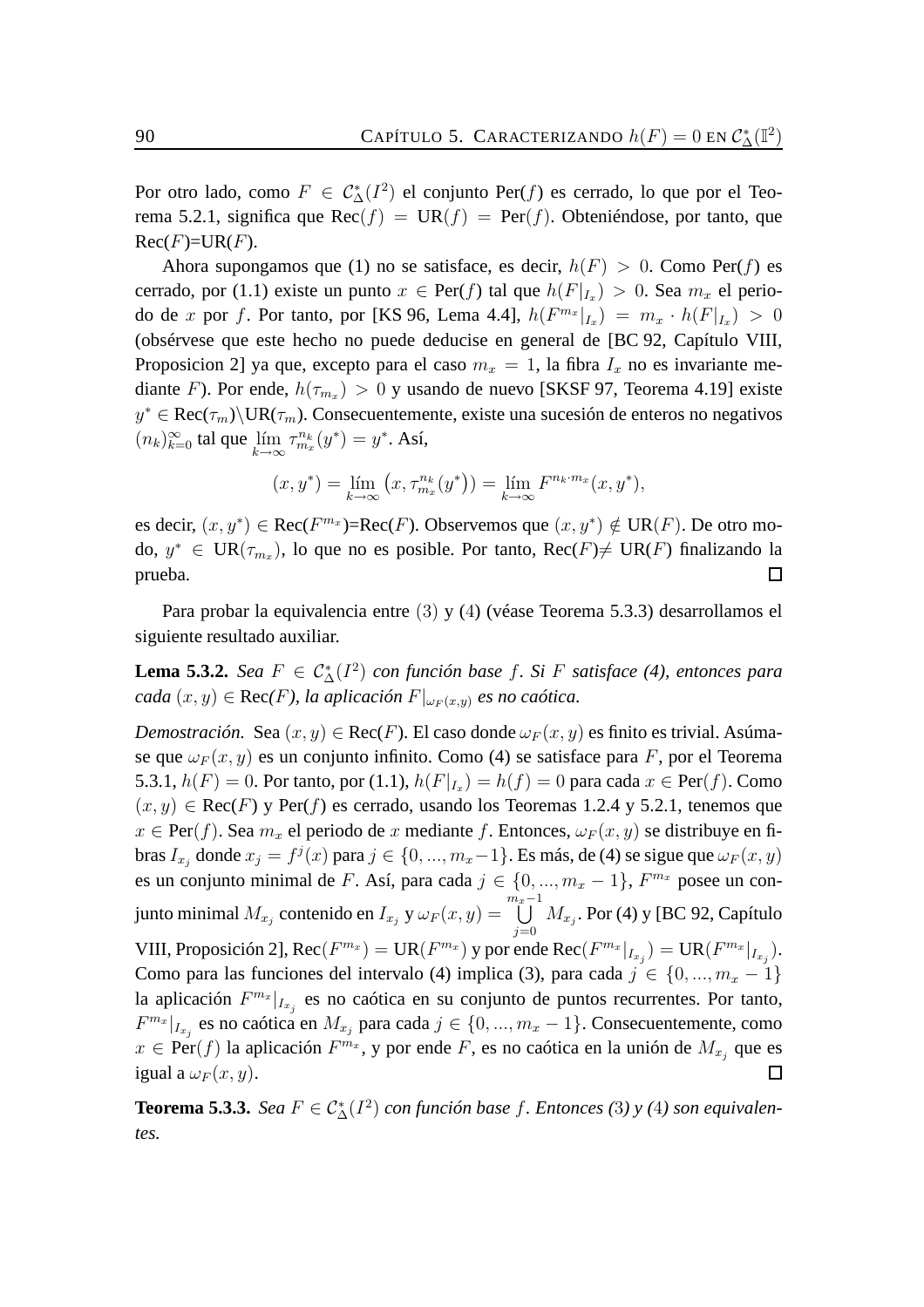Por otro lado, como $F \in \mathcal{C}_{\Delta}^{*}(I^2)$ el conjunto Per($f$) es cerrado, lo que por el Teorema 5.2.1, significa que Rec($f$) $=$ UR($f$) $=$ Per($f$). Obteniéndose, por tanto, que Rec($F$)=UR($F$).

Ahora supongamos que (1) no se satisface, es decir, $h(F) > 0$. Como Per($f$) es cerrado, por (1.1) existe un punto $x \in$ Per($f$) tal que $h(F|_{I_x}) > 0$. Sea $m_x$ el periodo de $x$ por $f$. Por tanto, por [KS 96, Lema 4.4], $h(F^{m_x}|_{I_x}) = m_x \cdot h(F|_{I_x}) > 0$ (obsérvese que este hecho no puede deducise en general de [BC 92, Capítulo VIII, Proposicion 2] ya que, excepto para el caso $m_x = 1$, la fibra $I_x$ no es invariante mediante $F$). Por ende, $h(\tau_{m_x}) > 0$ y usando de nuevo [SKSF 97, Teorema 4.19] existe $y^* \in$ Rec($\tau_m$)$\backslash$UR($\tau_m$). Consecuentemente, existe una sucesión de enteros no negativos $(n_k)_{k=0}^{\infty}$ tal que $\lim\limits_{k\to\infty} \tau_{m_x}^{n_k}(y^*) = y^*$. Así,

$$(x, y^*) = \lim_{k\to\infty} \left(x, \tau_{m_x}^{n_k}(y^*)\right) = \lim_{k\to\infty} F^{n_k \cdot m_x}(x, y^*),$$

es decir, $(x, y^*) \in$ Rec($F^{m_x}$)=Rec($F$). Observemos que $(x, y^*) \notin$ UR($F$). De otro modo, $y^* \in$ UR($\tau_{m_x}$), lo que no es posible. Por tanto, Rec($F$)$\neq$ UR($F$) finalizando la prueba. ∎

Para probar la equivalencia entre (3) y (4) (véase Teorema 5.3.3) desarrollamos el siguiente resultado auxiliar.

**Lema 5.3.2.** *Sea $F \in \mathcal{C}_{\Delta}^{*}(I^2)$ con función base $f$. Si $F$ satisface (4), entonces para cada $(x, y) \in$ Rec($F$), la aplicación $F|_{\omega_F(x,y)}$ es no caótica.*

*Demostración.* Sea $(x, y) \in$ Rec($F$). El caso donde $\omega_F(x, y)$ es finito es trivial. Asúmase que $\omega_F(x, y)$ es un conjunto infinito. Como (4) se satisface para $F$, por el Teorema 5.3.1, $h(F) = 0$. Por tanto, por (1.1), $h(F|_{I_x}) = h(f) = 0$ para cada $x \in$ Per($f$). Como $(x, y) \in$ Rec($F$) y Per($f$) es cerrado, usando los Teoremas 1.2.4 y 5.2.1, tenemos que $x \in$ Per($f$). Sea $m_x$ el periodo de $x$ mediante $f$. Entonces, $\omega_F(x, y)$ se distribuye en fibras $I_{x_j}$ donde $x_j = f^j(x)$ para $j \in \{0, ..., m_x - 1\}$. Es más, de (4) se sigue que $\omega_F(x, y)$ es un conjunto minimal de $F$. Así, para cada $j \in \{0, ..., m_x - 1\}$, $F^{m_x}$ posee un conjunto minimal $M_{x_j}$ contenido en $I_{x_j}$ y $\omega_F(x, y) = \bigcup\limits_{j=0}^{m_x - 1} M_{x_j}$. Por (4) y [BC 92, Capítulo VIII, Proposición 2], Rec$(F^{m_x}) =$ UR$(F^{m_x})$ y por ende Rec$(F^{m_x}|_{I_{x_j}}) =$ UR$(F^{m_x}|_{I_{x_j}})$. Como para las funciones del intervalo (4) implica (3), para cada $j \in \{0, ..., m_x - 1\}$ la aplicación $F^{m_x}|_{I_{x_j}}$ es no caótica en su conjunto de puntos recurrentes. Por tanto, $F^{m_x}|_{I_{x_j}}$ es no caótica en $M_{x_j}$ para cada $j \in \{0, ..., m_x - 1\}$. Consecuentemente, como $x \in$ Per($f$) la aplicación $F^{m_x}$, y por ende $F$, es no caótica en la unión de $M_{x_j}$ que es igual a $\omega_F(x, y)$. ∎

**Teorema 5.3.3.** *Sea $F \in \mathcal{C}_{\Delta}^{*}(I^2)$ con función base $f$. Entonces (3) y (4) son equivalentes.*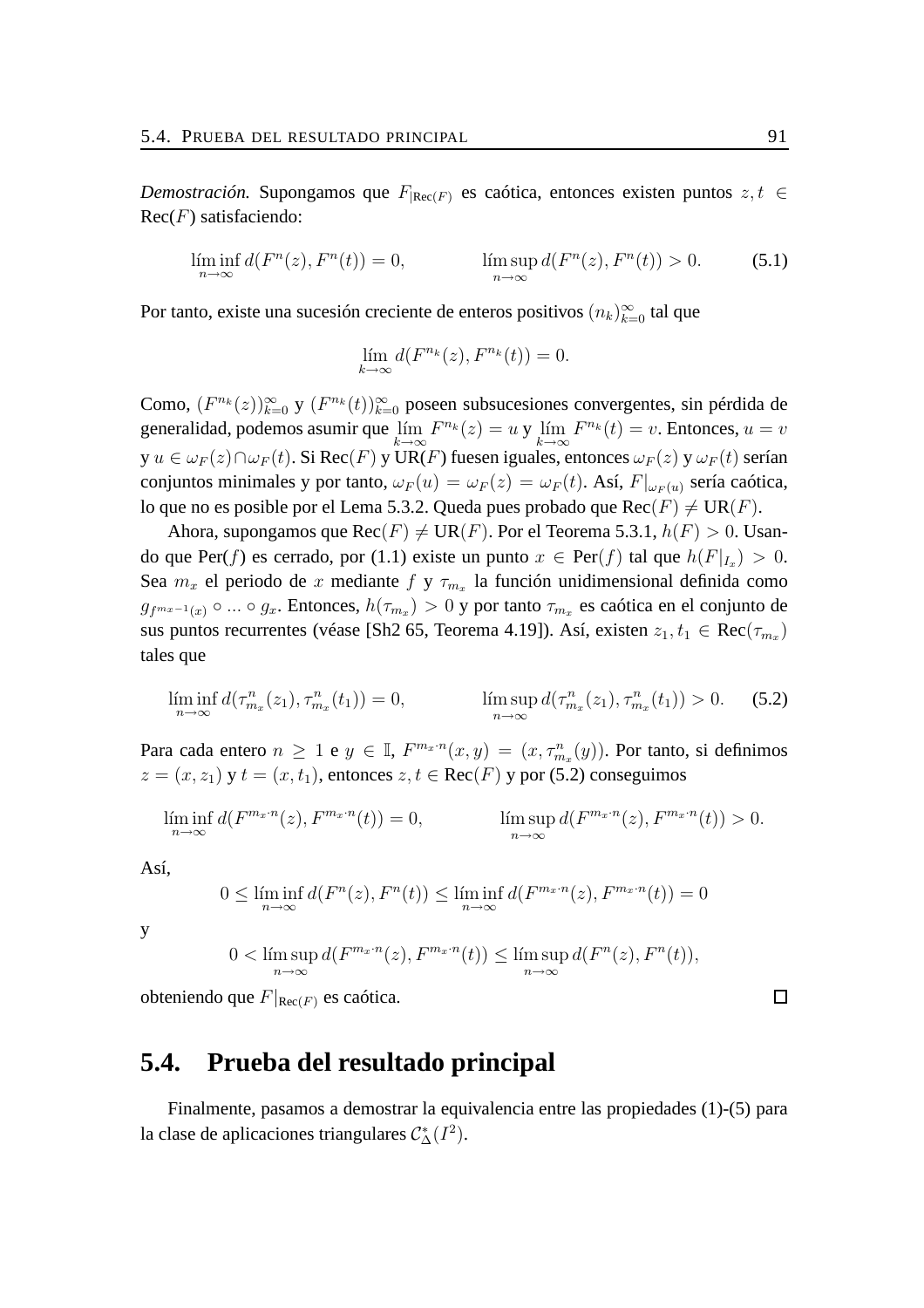*Demostración.* Supongamos que $F_{|\text{Rec}(F)}$ es caótica, entonces existen puntos $z, t \in \text{Rec}(F)$ satisfaciendo:

$$\liminf_{n\to\infty} d(F^n(z), F^n(t)) = 0, \qquad \limsup_{n\to\infty} d(F^n(z), F^n(t)) > 0. \tag{5.1}$$

Por tanto, existe una sucesión creciente de enteros positivos $(n_k)_{k=0}^{\infty}$ tal que

$$\lim_{k\to\infty} d(F^{n_k}(z), F^{n_k}(t)) = 0.$$

Como, $(F^{n_k}(z))_{k=0}^{\infty}$ y $(F^{n_k}(t))_{k=0}^{\infty}$ poseen subsucesiones convergentes, sin pérdida de generalidad, podemos asumir que $\lim_{k\to\infty} F^{n_k}(z) = u$ y $\lim_{k\to\infty} F^{n_k}(t) = v$. Entonces, $u = v$ y $u \in \omega_F(z) \cap \omega_F(t)$. Si Rec($F$) y UR($F$) fuesen iguales, entonces $\omega_F(z)$ y $\omega_F(t)$ serían conjuntos minimales y por tanto, $\omega_F(u) = \omega_F(z) = \omega_F(t)$. Así, $F|_{\omega_F(u)}$ sería caótica, lo que no es posible por el Lema 5.3.2. Queda pues probado que Rec($F$) $\neq$ UR($F$).

Ahora, supongamos que Rec($F$) $\neq$ UR($F$). Por el Teorema 5.3.1, $h(F) > 0$. Usando que Per($f$) es cerrado, por (1.1) existe un punto $x \in$ Per($f$) tal que $h(F|_{I_x}) > 0$. Sea $m_x$ el periodo de $x$ mediante $f$ y $\tau_{m_x}$ la función unidimensional definida como $g_{f^{m_x-1}(x)} \circ \ldots \circ g_x$. Entonces, $h(\tau_{m_x}) > 0$ y por tanto $\tau_{m_x}$ es caótica en el conjunto de sus puntos recurrentes (véase [Sh2 65, Teorema 4.19]). Así, existen $z_1, t_1 \in$ Rec($\tau_{m_x}$) tales que

$$\liminf_{n\to\infty} d(\tau_{m_x}^n(z_1), \tau_{m_x}^n(t_1)) = 0, \qquad \limsup_{n\to\infty} d(\tau_{m_x}^n(z_1), \tau_{m_x}^n(t_1)) > 0. \tag{5.2}$$

Para cada entero $n \geq 1$ e $y \in \mathbb{I}$, $F^{m_x \cdot n}(x, y) = (x, \tau_{m_x}^n(y))$. Por tanto, si definimos $z = (x, z_1)$ y $t = (x, t_1)$, entonces $z, t \in$ Rec($F$) y por (5.2) conseguimos

$$\liminf_{n\to\infty} d(F^{m_x \cdot n}(z), F^{m_x \cdot n}(t)) = 0, \qquad \limsup_{n\to\infty} d(F^{m_x \cdot n}(z), F^{m_x \cdot n}(t)) > 0.$$

Así,

$$0 \leq \liminf_{n\to\infty} d(F^n(z), F^n(t)) \leq \liminf_{n\to\infty} d(F^{m_x \cdot n}(z), F^{m_x \cdot n}(t)) = 0$$

y

$$0 < \limsup_{n\to\infty} d(F^{m_x \cdot n}(z), F^{m_x \cdot n}(t)) \leq \limsup_{n\to\infty} d(F^n(z), F^n(t)),$$

obteniendo que $F|_{\text{Rec}(F)}$ es caótica. □

## 5.4. Prueba del resultado principal

Finalmente, pasamos a demostrar la equivalencia entre las propiedades (1)-(5) para la clase de aplicaciones triangulares $\mathcal{C}_{\Delta}^{*}(I^2)$.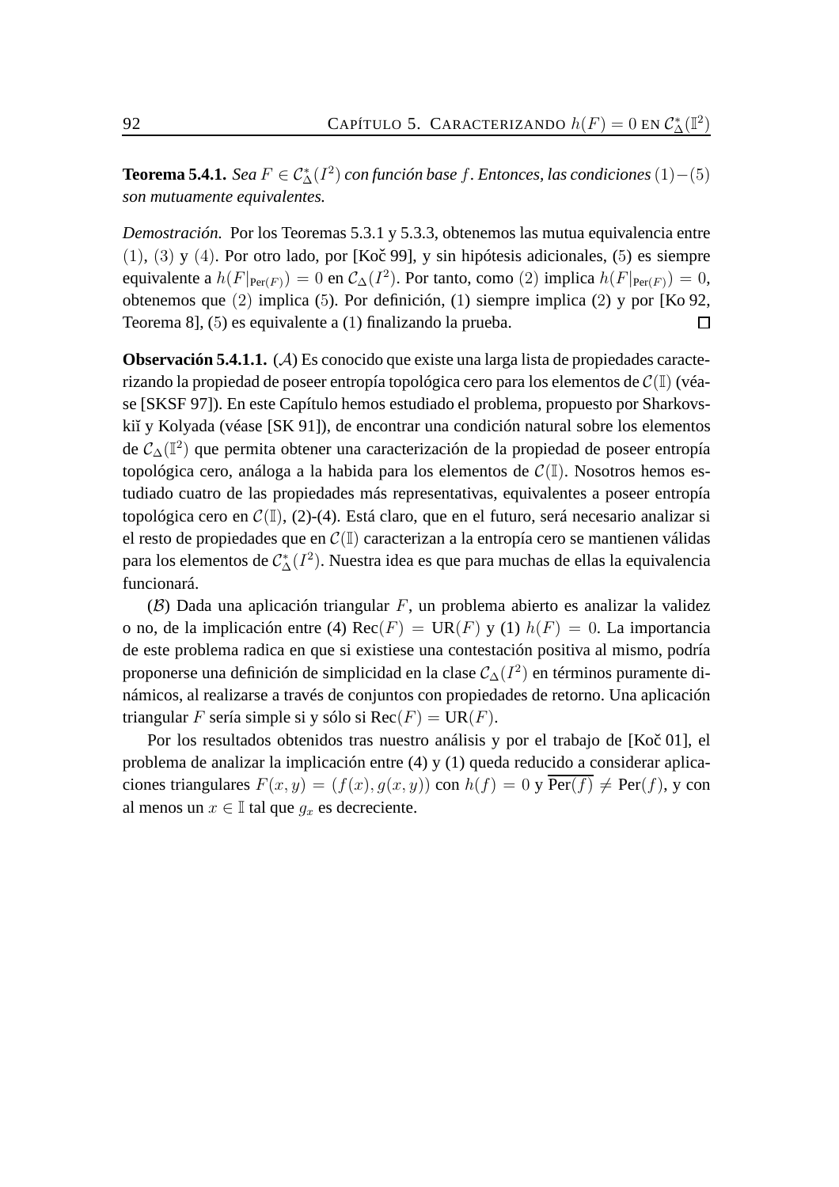**Teorema 5.4.1.** *Sea $F \in \mathcal{C}^*_\Delta(I^2)$ con función base $f$. Entonces, las condiciones $(1)-(5)$ son mutuamente equivalentes.*

*Demostración.* Por los Teoremas 5.3.1 y 5.3.3, obtenemos las mutua equivalencia entre $(1)$, $(3)$ y $(4)$. Por otro lado, por [Koč 99], y sin hipótesis adicionales, (5) es siempre equivalente a $h(F|_{\mathrm{Per}(F)}) = 0$ en $\mathcal{C}_\Delta(I^2)$. Por tanto, como $(2)$ implica $h(F|_{\mathrm{Per}(F)}) = 0$, obtenemos que $(2)$ implica $(5)$. Por definición, (1) siempre implica (2) y por [Ko 92, Teorema 8], (5) es equivalente a (1) finalizando la prueba. $\square$

**Observación 5.4.1.1.** ($\mathcal{A}$) Es conocido que existe una larga lista de propiedades caracterizando la propiedad de poseer entropía topológica cero para los elementos de $\mathcal{C}(\mathbb{I})$ (véase [SKSF 97]). En este Capítulo hemos estudiado el problema, propuesto por Sharkovskiĭ y Kolyada (véase [SK 91]), de encontrar una condición natural sobre los elementos de $\mathcal{C}_\Delta(\mathbb{I}^2)$ que permita obtener una caracterización de la propiedad de poseer entropía topológica cero, análoga a la habida para los elementos de $\mathcal{C}(\mathbb{I})$. Nosotros hemos estudiado cuatro de las propiedades más representativas, equivalentes a poseer entropía topológica cero en $\mathcal{C}(\mathbb{I})$, (2)-(4). Está claro, que en el futuro, será necesario analizar si el resto de propiedades que en $\mathcal{C}(\mathbb{I})$ caracterizan a la entropía cero se mantienen válidas para los elementos de $\mathcal{C}^*_\Delta(I^2)$. Nuestra idea es que para muchas de ellas la equivalencia funcionará.

($\mathcal{B}$) Dada una aplicación triangular $F$, un problema abierto es analizar la validez o no, de la implicación entre (4) $\mathrm{Rec}(F) = \mathrm{UR}(F)$ y (1) $h(F) = 0$. La importancia de este problema radica en que si existiese una contestación positiva al mismo, podría proponerse una definición de simplicidad en la clase $\mathcal{C}_\Delta(I^2)$ en términos puramente dinámicos, al realizarse a través de conjuntos con propiedades de retorno. Una aplicación triangular $F$ sería simple si y sólo si $\mathrm{Rec}(F) = \mathrm{UR}(F)$.

Por los resultados obtenidos tras nuestro análisis y por el trabajo de [Koč 01], el problema de analizar la implicación entre (4) y (1) queda reducido a considerar aplicaciones triangulares $F(x, y) = (f(x), g(x, y))$ con $h(f) = 0$ y $\overline{\mathrm{Per}(f)} \neq \mathrm{Per}(f)$, y con al menos un $x \in \mathbb{I}$ tal que $g_x$ es decreciente.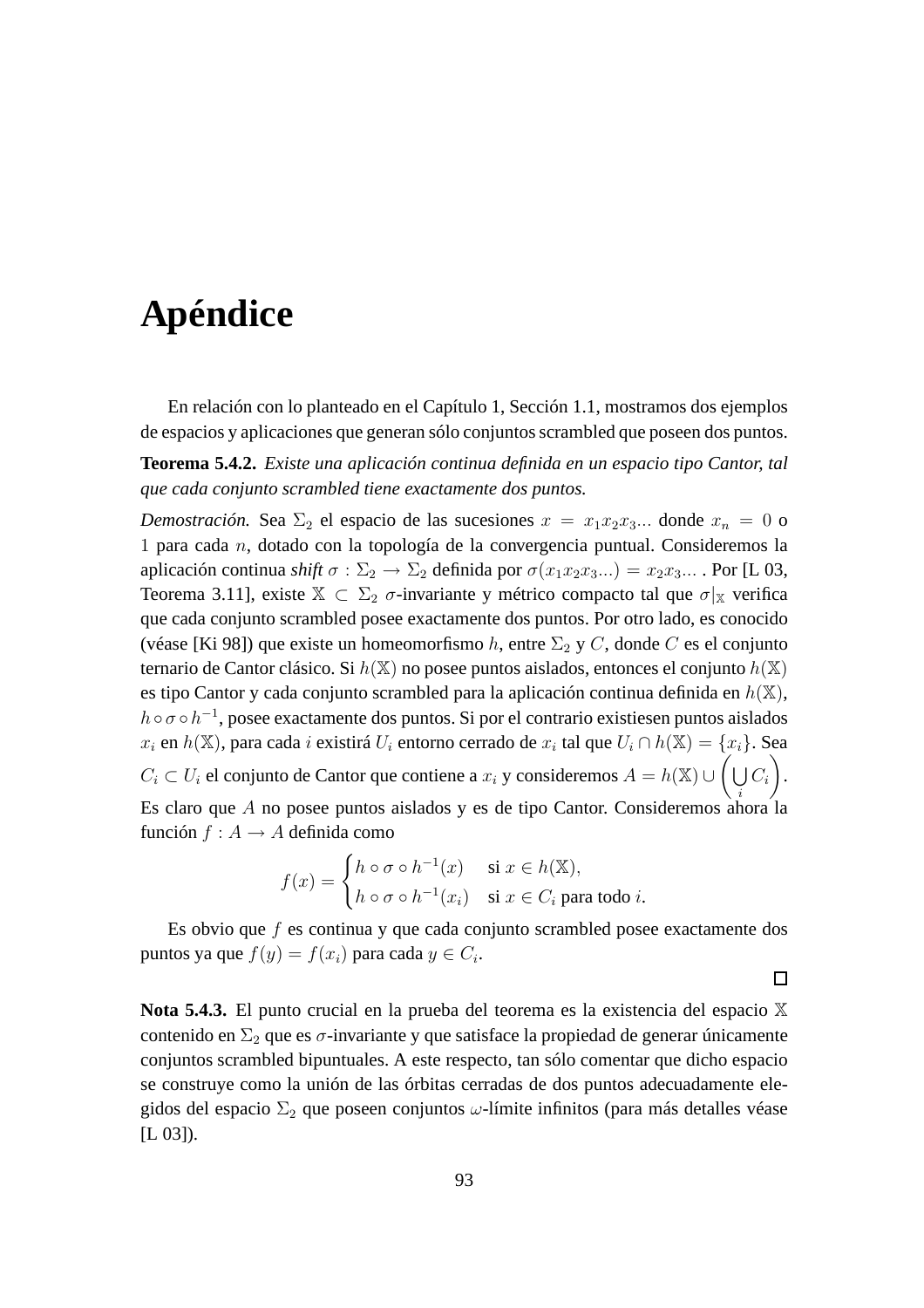# Apéndice

En relación con lo planteado en el Capítulo 1, Sección 1.1, mostramos dos ejemplos de espacios y aplicaciones que generan sólo conjuntos scrambled que poseen dos puntos.

**Teorema 5.4.2.** *Existe una aplicación continua definida en un espacio tipo Cantor, tal que cada conjunto scrambled tiene exactamente dos puntos.*

*Demostración.* Sea $\Sigma_2$ el espacio de las sucesiones $x = x_1x_2x_3...$ donde $x_n = 0$ o $1$ para cada $n$, dotado con la topología de la convergencia puntual. Consideremos la aplicación continua *shift* $\sigma : \Sigma_2 \to \Sigma_2$ definida por $\sigma(x_1x_2x_3...) = x_2x_3...$ . Por [L 03, Teorema 3.11], existe $\mathbb{X} \subset \Sigma_2$ $\sigma$-invariante y métrico compacto tal que $\sigma|_{\mathbb{X}}$ verifica que cada conjunto scrambled posee exactamente dos puntos. Por otro lado, es conocido (véase [Ki 98]) que existe un homeomorfismo $h$, entre $\Sigma_2$ y $C$, donde $C$ es el conjunto ternario de Cantor clásico. Si $h(\mathbb{X})$ no posee puntos aislados, entonces el conjunto $h(\mathbb{X})$ es tipo Cantor y cada conjunto scrambled para la aplicación continua definida en $h(\mathbb{X})$, $h \circ \sigma \circ h^{-1}$, posee exactamente dos puntos. Si por el contrario existiesen puntos aislados $x_i$ en $h(\mathbb{X})$, para cada $i$ existirá $U_i$ entorno cerrado de $x_i$ tal que $U_i \cap h(\mathbb{X}) = \{x_i\}$. Sea $C_i \subset U_i$ el conjunto de Cantor que contiene a $x_i$ y consideremos $A = h(\mathbb{X}) \cup \left( \bigcup_i C_i \right)$. Es claro que $A$ no posee puntos aislados y es de tipo Cantor. Consideremos ahora la función $f : A \to A$ definida como

$$f(x) = \begin{cases} h \circ \sigma \circ h^{-1}(x) & \text{si } x \in h(\mathbb{X}), \\ h \circ \sigma \circ h^{-1}(x_i) & \text{si } x \in C_i \text{ para todo } i. \end{cases}$$

Es obvio que $f$ es continua y que cada conjunto scrambled posee exactamente dos puntos ya que $f(y) = f(x_i)$ para cada $y \in C_i$.

□

**Nota 5.4.3.** El punto crucial en la prueba del teorema es la existencia del espacio $\mathbb{X}$ contenido en $\Sigma_2$ que es $\sigma$-invariante y que satisface la propiedad de generar únicamente conjuntos scrambled bipuntuales. A este respecto, tan sólo comentar que dicho espacio se construye como la unión de las órbitas cerradas de dos puntos adecuadamente elegidos del espacio $\Sigma_2$ que poseen conjuntos $\omega$-límite infinitos (para más detalles véase [L 03]).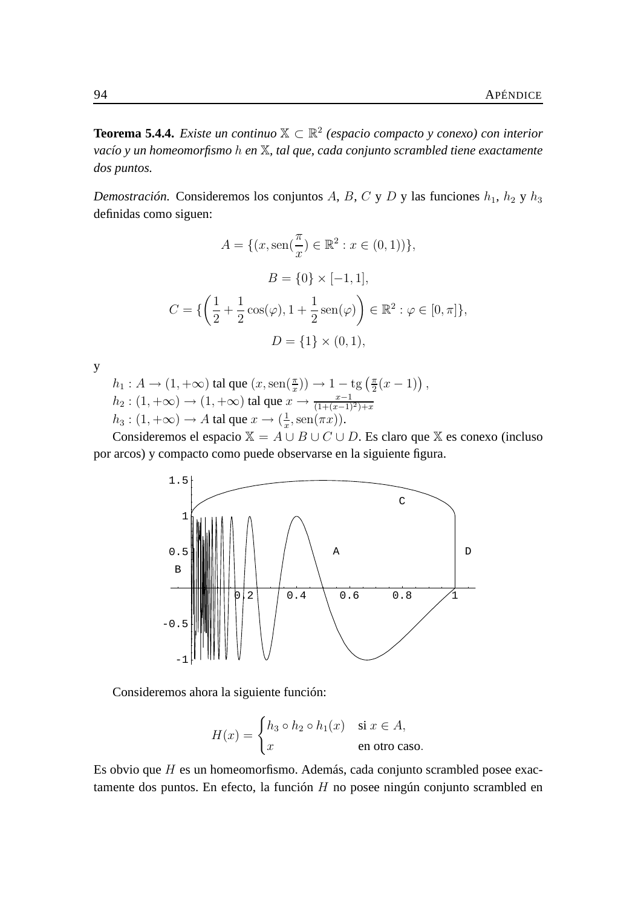**Teorema 5.4.4.** *Existe un continuo $\mathbb{X} \subset \mathbb{R}^2$ (espacio compacto y conexo) con interior vacío y un homeomorfismo $h$ en $\mathbb{X}$, tal que, cada conjunto scrambled tiene exactamente dos puntos.*

*Demostración.* Consideremos los conjuntos $A$, $B$, $C$ y $D$ y las funciones $h_1$, $h_2$ y $h_3$ definidas como siguen:

$$A = \{(x, \operatorname{sen}(\frac{\pi}{x}) \in \mathbb{R}^2 : x \in (0,1))\},$$

$$B = \{0\} \times [-1, 1],$$

$$C = \{\left(\frac{1}{2} + \frac{1}{2}\cos(\varphi), 1 + \frac{1}{2}\operatorname{sen}(\varphi)\right) \in \mathbb{R}^2 : \varphi \in [0, \pi]\},$$

$$D = \{1\} \times (0, 1),$$

y

$h_1 : A \to (1, +\infty)$ tal que $(x, \operatorname{sen}(\frac{\pi}{x})) \to 1 - \operatorname{tg}\left(\frac{\pi}{2}(x-1)\right)$,
$h_2 : (1, +\infty) \to (1, +\infty)$ tal que $x \to \frac{x-1}{(1+(x-1)^2)+x}$
$h_3 : (1, +\infty) \to A$ tal que $x \to (\frac{1}{x}, \operatorname{sen}(\pi x))$.

Consideremos el espacio $\mathbb{X} = A \cup B \cup C \cup D$. Es claro que $\mathbb{X}$ es conexo (incluso por arcos) y compacto como puede observarse en la siguiente figura.

Consideremos ahora la siguiente función:

$$H(x) = \begin{cases} h_3 \circ h_2 \circ h_1(x) & \text{si } x \in A, \\ x & \text{en otro caso.} \end{cases}$$

Es obvio que $H$ es un homeomorfismo. Además, cada conjunto scrambled posee exactamente dos puntos. En efecto, la función $H$ no posee ningún conjunto scrambled en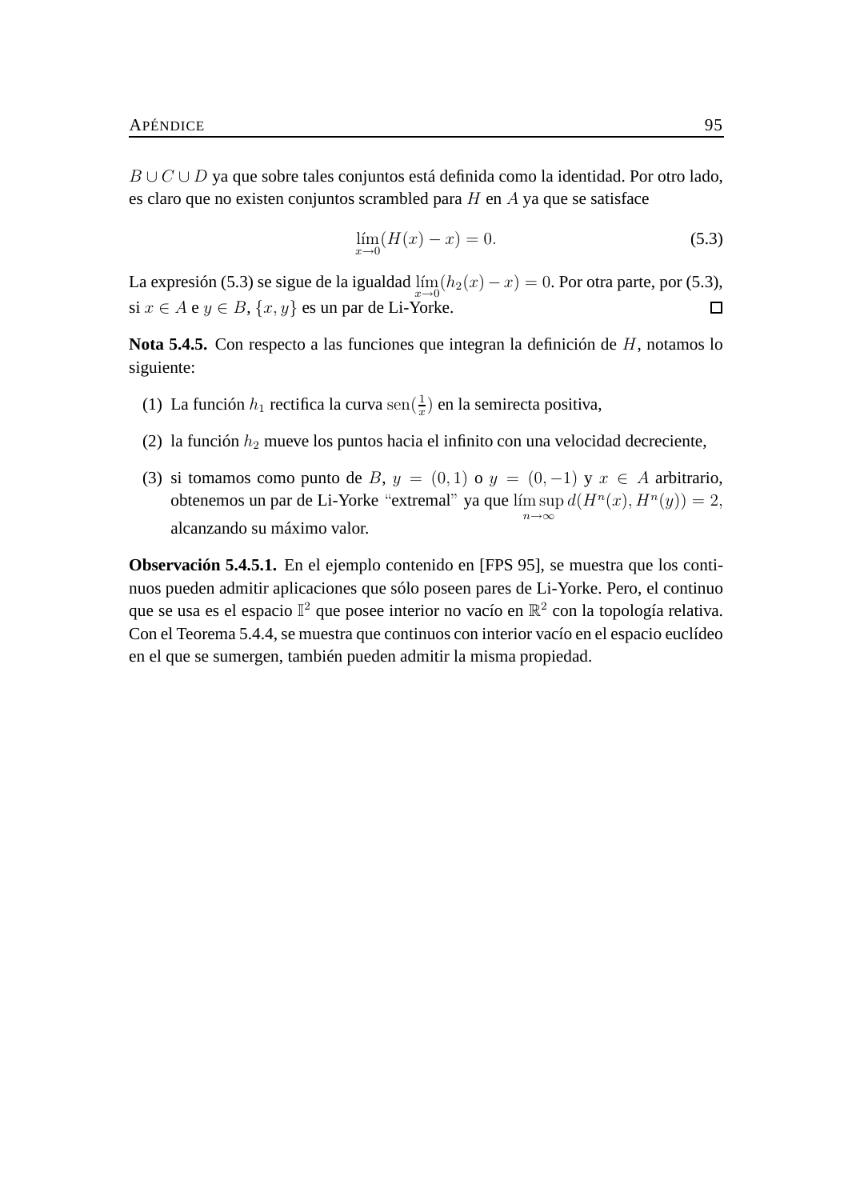$B \cup C \cup D$ ya que sobre tales conjuntos está definida como la identidad. Por otro lado, es claro que no existen conjuntos scrambled para $H$ en $A$ ya que se satisface

$$\lim_{x \to 0} (H(x) - x) = 0. \tag{5.3}$$

La expresión (5.3) se sigue de la igualdad $\lim_{x \to 0} (h_2(x) - x) = 0$. Por otra parte, por (5.3), si $x \in A$ e $y \in B$, $\{x, y\}$ es un par de Li-Yorke. □

**Nota 5.4.5.** Con respecto a las funciones que integran la definición de $H$, notamos lo siguiente:

(1) La función $h_1$ rectifica la curva $\operatorname{sen}(\frac{1}{x})$ en la semirecta positiva,

(2) la función $h_2$ mueve los puntos hacia el infinito con una velocidad decreciente,

(3) si tomamos como punto de $B$, $y = (0, 1)$ o $y = (0, -1)$ y $x \in A$ arbitrario, obtenemos un par de Li-Yorke "extremal" ya que $\limsup_{n \to \infty} d(H^n(x), H^n(y)) = 2$, alcanzando su máximo valor.

**Observación 5.4.5.1.** En el ejemplo contenido en [FPS 95], se muestra que los continuos pueden admitir aplicaciones que sólo poseen pares de Li-Yorke. Pero, el continuo que se usa es el espacio $\mathbb{I}^2$ que posee interior no vacío en $\mathbb{R}^2$ con la topología relativa. Con el Teorema 5.4.4, se muestra que continuos con interior vacío en el espacio euclídeo en el que se sumergen, también pueden admitir la misma propiedad.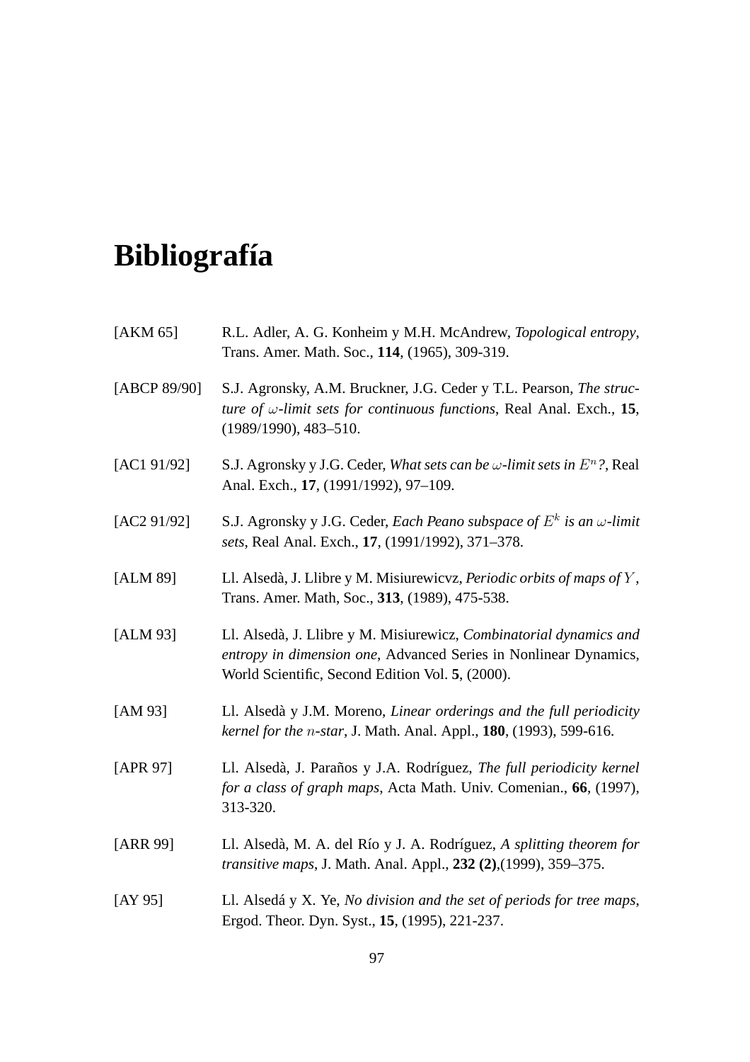# Bibliografía

[AKM 65] R.L. Adler, A. G. Konheim y M.H. McAndrew, *Topological entropy*, Trans. Amer. Math. Soc., **114**, (1965), 309-319.

[ABCP 89/90] S.J. Agronsky, A.M. Bruckner, J.G. Ceder y T.L. Pearson, *The structure of $\omega$-limit sets for continuous functions*, Real Anal. Exch., **15**, (1989/1990), 483–510.

[AC1 91/92] S.J. Agronsky y J.G. Ceder, *What sets can be $\omega$-limit sets in $E^n$?*, Real Anal. Exch., **17**, (1991/1992), 97–109.

[AC2 91/92] S.J. Agronsky y J.G. Ceder, *Each Peano subspace of $E^k$ is an $\omega$-limit sets*, Real Anal. Exch., **17**, (1991/1992), 371–378.

[ALM 89] Ll. Alsedà, J. Llibre y M. Misiurewicvz, *Periodic orbits of maps of $Y$*, Trans. Amer. Math, Soc., **313**, (1989), 475-538.

[ALM 93] Ll. Alsedà, J. Llibre y M. Misiurewicz, *Combinatorial dynamics and entropy in dimension one*, Advanced Series in Nonlinear Dynamics, World Scientific, Second Edition Vol. **5**, (2000).

[AM 93] Ll. Alsedà y J.M. Moreno, *Linear orderings and the full periodicity kernel for the $n$-star*, J. Math. Anal. Appl., **180**, (1993), 599-616.

[APR 97] Ll. Alsedà, J. Parañas y J.A. Rodríguez, *The full periodicity kernel for a class of graph maps*, Acta Math. Univ. Comenian., **66**, (1997), 313-320.

[ARR 99] Ll. Alsedà, M. A. del Río y J. A. Rodríguez, *A splitting theorem for transitive maps*, J. Math. Anal. Appl., **232 (2)**,(1999), 359–375.

[AY 95] Ll. Alsedá y X. Ye, *No division and the set of periods for tree maps*, Ergod. Theor. Dyn. Syst., **15**, (1995), 221-237.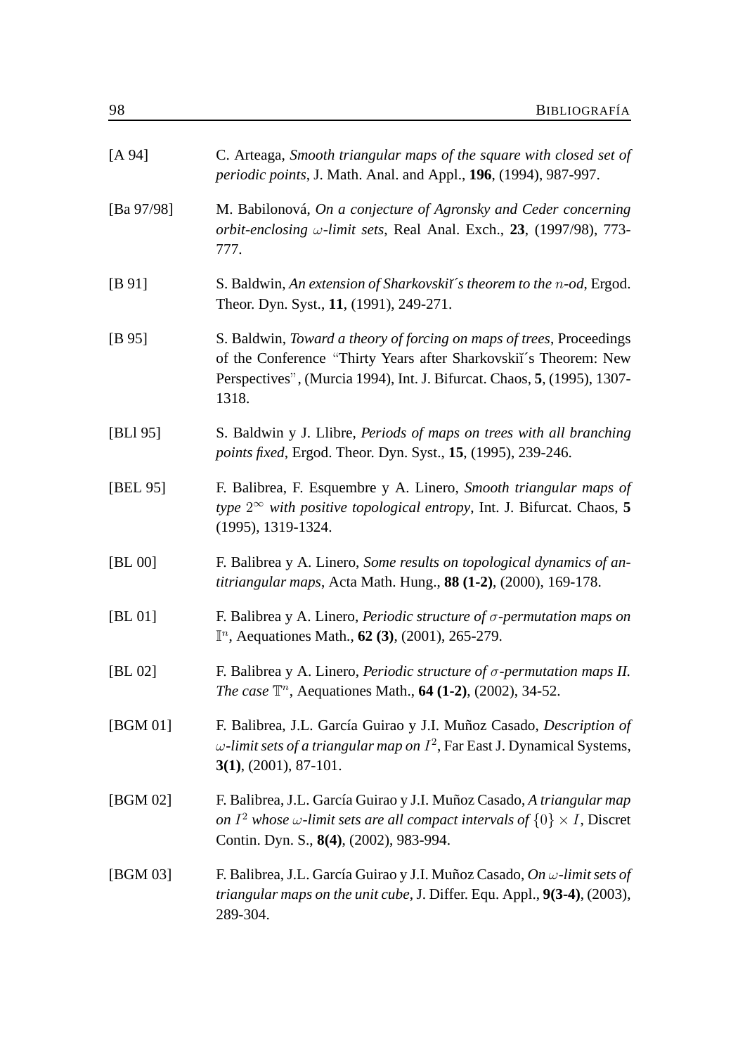[A 94] C. Arteaga, *Smooth triangular maps of the square with closed set of periodic points*, J. Math. Anal. and Appl., **196**, (1994), 987-997.

[Ba 97/98] M. Babilonová, *On a conjecture of Agronsky and Ceder concerning orbit-enclosing $\omega$-limit sets*, Real Anal. Exch., **23**, (1997/98), 773-777.

[B 91] S. Baldwin, *An extension of Sharkovskiĭ´s theorem to the $n$-od*, Ergod. Theor. Dyn. Syst., **11**, (1991), 249-271.

[B 95] S. Baldwin, *Toward a theory of forcing on maps of trees*, Proceedings of the Conference "Thirty Years after Sharkovskiĭ´s Theorem: New Perspectives", (Murcia 1994), Int. J. Bifurcat. Chaos, **5**, (1995), 1307-1318.

[BLl 95] S. Baldwin y J. Llibre, *Periods of maps on trees with all branching points fixed*, Ergod. Theor. Dyn. Syst., **15**, (1995), 239-246.

[BEL 95] F. Balibrea, F. Esquembre y A. Linero, *Smooth triangular maps of type $2^\infty$ with positive topological entropy*, Int. J. Bifurcat. Chaos, **5** (1995), 1319-1324.

[BL 00] F. Balibrea y A. Linero, *Some results on topological dynamics of antitriangular maps*, Acta Math. Hung., **88 (1-2)**, (2000), 169-178.

[BL 01] F. Balibrea y A. Linero, *Periodic structure of $\sigma$-permutation maps on $\mathbb{I}^n$*, Aequationes Math., **62 (3)**, (2001), 265-279.

[BL 02] F. Balibrea y A. Linero, *Periodic structure of $\sigma$-permutation maps II. The case $\mathbb{T}^n$*, Aequationes Math., **64 (1-2)**, (2002), 34-52.

[BGM 01] F. Balibrea, J.L. García Guirao y J.I. Muñoz Casado, *Description of $\omega$-limit sets of a triangular map on $I^2$*, Far East J. Dynamical Systems, **3(1)**, (2001), 87-101.

[BGM 02] F. Balibrea, J.L. García Guirao y J.I. Muñoz Casado, *A triangular map on $I^2$ whose $\omega$-limit sets are all compact intervals of $\{0\} \times I$*, Discret Contin. Dyn. S., **8(4)**, (2002), 983-994.

[BGM 03] F. Balibrea, J.L. García Guirao y J.I. Muñoz Casado, *On $\omega$-limit sets of triangular maps on the unit cube*, J. Differ. Equ. Appl., **9(3-4)**, (2003), 289-304.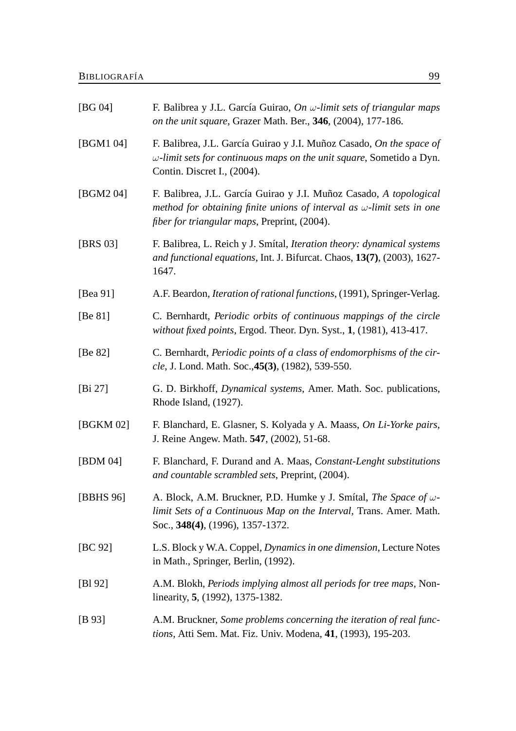[BG 04] F. Balibrea y J.L. García Guirao, *On $\omega$-limit sets of triangular maps on the unit square*, Grazer Math. Ber., **346**, (2004), 177-186.

[BGM1 04] F. Balibrea, J.L. García Guirao y J.I. Muñoz Casado, *On the space of $\omega$-limit sets for continuous maps on the unit square*, Sometido a Dyn. Contin. Discret I., (2004).

[BGM2 04] F. Balibrea, J.L. García Guirao y J.I. Muñoz Casado, *A topological method for obtaining finite unions of interval as $\omega$-limit sets in one fiber for triangular maps*, Preprint, (2004).

[BRS 03] F. Balibrea, L. Reich y J. Smítal, *Iteration theory: dynamical systems and functional equations*, Int. J. Bifurcat. Chaos, **13(7)**, (2003), 1627-1647.

[Bea 91] A.F. Beardon, *Iteration of rational functions*, (1991), Springer-Verlag.

[Be 81] C. Bernhardt, *Periodic orbits of continuous mappings of the circle without fixed points*, Ergod. Theor. Dyn. Syst., **1**, (1981), 413-417.

[Be 82] C. Bernhardt, *Periodic points of a class of endomorphisms of the circle*, J. Lond. Math. Soc.,**45(3)**, (1982), 539-550.

[Bi 27] G. D. Birkhoff, *Dynamical systems*, Amer. Math. Soc. publications, Rhode Island, (1927).

[BGKM 02] F. Blanchard, E. Glasner, S. Kolyada y A. Maass, *On Li-Yorke pairs*, J. Reine Angew. Math. **547**, (2002), 51-68.

[BDM 04] F. Blanchard, F. Durand and A. Maas, *Constant-Lenght substitutions and countable scrambled sets*, Preprint, (2004).

[BBHS 96] A. Block, A.M. Bruckner, P.D. Humke y J. Smítal, *The Space of $\omega$-limit Sets of a Continuous Map on the Interval*, Trans. Amer. Math. Soc., **348(4)**, (1996), 1357-1372.

[BC 92] L.S. Block y W.A. Coppel, *Dynamics in one dimension*, Lecture Notes in Math., Springer, Berlin, (1992).

[Bl 92] A.M. Blokh, *Periods implying almost all periods for tree maps*, Nonlinearity, **5**, (1992), 1375-1382.

[B 93] A.M. Bruckner, *Some problems concerning the iteration of real functions*, Atti Sem. Mat. Fiz. Univ. Modena, **41**, (1993), 195-203.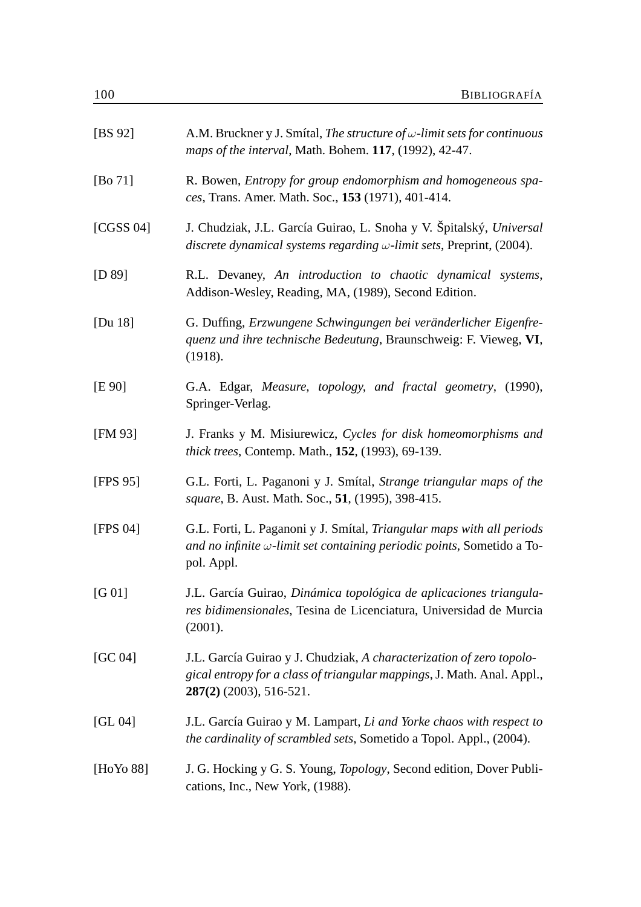[BS 92] A.M. Bruckner y J. Smítal, *The structure of $\omega$-limit sets for continuous maps of the interval*, Math. Bohem. **117**, (1992), 42-47.

[Bo 71] R. Bowen, *Entropy for group endomorphism and homogeneous spaces*, Trans. Amer. Math. Soc., **153** (1971), 401-414.

[CGSS 04] J. Chudziak, J.L. García Guirao, L. Snoha y V. Špitalský, *Universal discrete dynamical systems regarding $\omega$-limit sets*, Preprint, (2004).

[D 89] R.L. Devaney, *An introduction to chaotic dynamical systems*, Addison-Wesley, Reading, MA, (1989), Second Edition.

[Du 18] G. Duffing, *Erzwungene Schwingungen bei veränderlicher Eigenfrequenz und ihre technische Bedeutung*, Braunschweig: F. Vieweg, **VI**, (1918).

[E 90] G.A. Edgar, *Measure, topology, and fractal geometry*, (1990), Springer-Verlag.

[FM 93] J. Franks y M. Misiurewicz, *Cycles for disk homeomorphisms and thick trees*, Contemp. Math., **152**, (1993), 69-139.

[FPS 95] G.L. Forti, L. Paganoni y J. Smítal, *Strange triangular maps of the square*, B. Aust. Math. Soc., **51**, (1995), 398-415.

[FPS 04] G.L. Forti, L. Paganoni y J. Smítal, *Triangular maps with all periods and no infinite $\omega$-limit set containing periodic points*, Sometido a Topol. Appl.

[G 01] J.L. García Guirao, *Dinámica topológica de aplicaciones triangulares bidimensionales*, Tesina de Licenciatura, Universidad de Murcia (2001).

[GC 04] J.L. García Guirao y J. Chudziak, *A characterization of zero topological entropy for a class of triangular mappings*, J. Math. Anal. Appl., **287(2)** (2003), 516-521.

[GL 04] J.L. García Guirao y M. Lampart, *Li and Yorke chaos with respect to the cardinality of scrambled sets*, Sometido a Topol. Appl., (2004).

[HoYo 88] J. G. Hocking y G. S. Young, *Topology*, Second edition, Dover Publications, Inc., New York, (1988).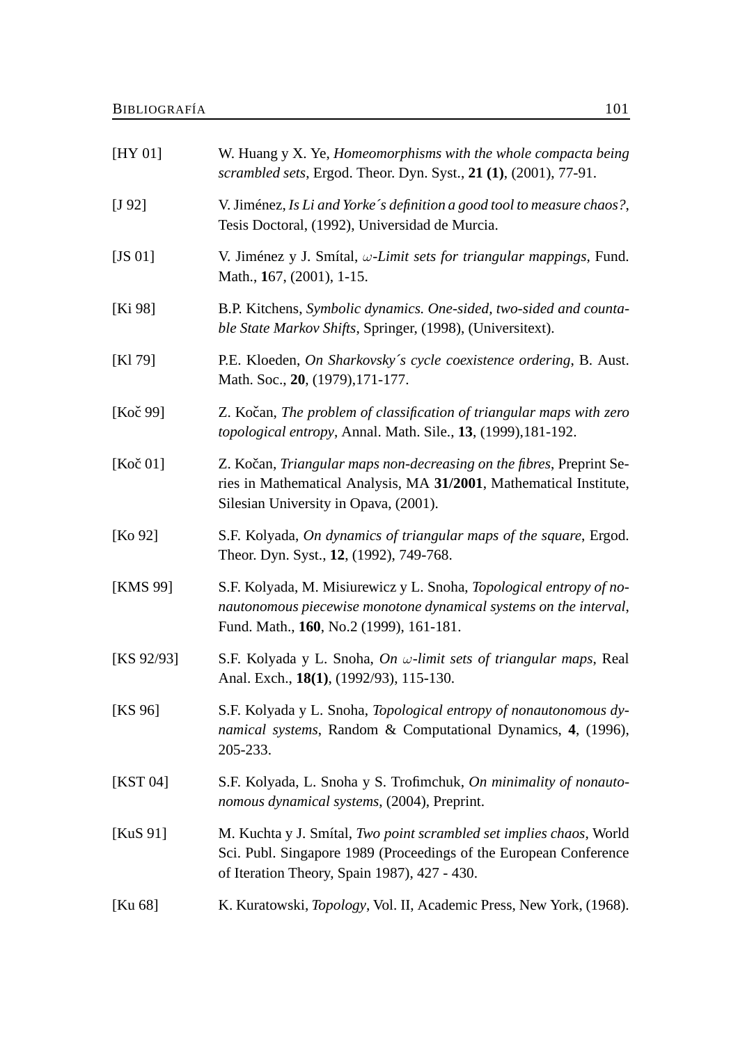[HY 01] W. Huang y X. Ye, *Homeomorphisms with the whole compacta being scrambled sets*, Ergod. Theor. Dyn. Syst., **21 (1)**, (2001), 77-91.

[J 92] V. Jiménez, *Is Li and Yorke´s definition a good tool to measure chaos?*, Tesis Doctoral, (1992), Universidad de Murcia.

[JS 01] V. Jiménez y J. Smítal, *$\omega$-Limit sets for triangular mappings*, Fund. Math., **1**67, (2001), 1-15.

[Ki 98] B.P. Kitchens, *Symbolic dynamics. One-sided, two-sided and countable State Markov Shifts*, Springer, (1998), (Universitext).

[Kl 79] P.E. Kloeden, *On Sharkovsky´s cycle coexistence ordering*, B. Aust. Math. Soc., **20**, (1979),171-177.

[Koč 99] Z. Kočan, *The problem of classification of triangular maps with zero topological entropy*, Annal. Math. Sile., **13**, (1999),181-192.

[Koč 01] Z. Kočan, *Triangular maps non-decreasing on the fibres*, Preprint Series in Mathematical Analysis, MA **31/2001**, Mathematical Institute, Silesian University in Opava, (2001).

[Ko 92] S.F. Kolyada, *On dynamics of triangular maps of the square*, Ergod. Theor. Dyn. Syst., **12**, (1992), 749-768.

[KMS 99] S.F. Kolyada, M. Misiurewicz y L. Snoha, *Topological entropy of nonautonomous piecewise monotone dynamical systems on the interval*, Fund. Math., **160**, No.2 (1999), 161-181.

[KS 92/93] S.F. Kolyada y L. Snoha, *On $\omega$-limit sets of triangular maps*, Real Anal. Exch., **18(1)**, (1992/93), 115-130.

[KS 96] S.F. Kolyada y L. Snoha, *Topological entropy of nonautonomous dynamical systems*, Random & Computational Dynamics, **4**, (1996), 205-233.

[KST 04] S.F. Kolyada, L. Snoha y S. Trofimchuk, *On minimality of nonautonomous dynamical systems*, (2004), Preprint.

[KuS 91] M. Kuchta y J. Smítal, *Two point scrambled set implies chaos*, World Sci. Publ. Singapore 1989 (Proceedings of the European Conference of Iteration Theory, Spain 1987), 427 - 430.

[Ku 68] K. Kuratowski, *Topology*, Vol. II, Academic Press, New York, (1968).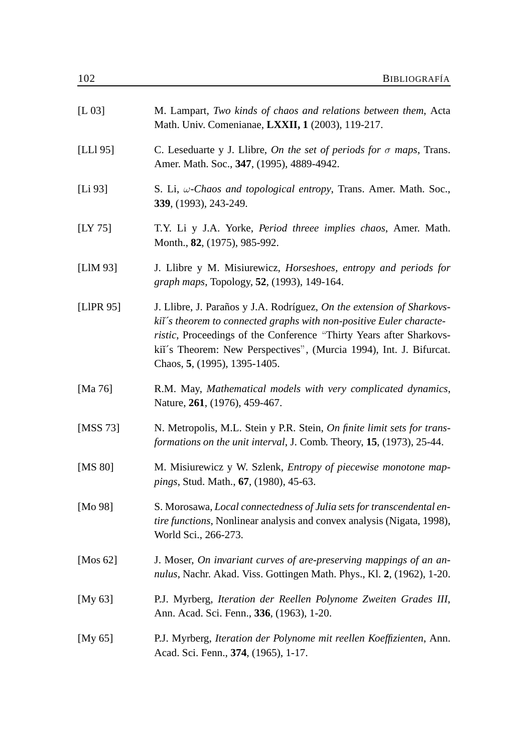[L 03] M. Lampart, *Two kinds of chaos and relations between them*, Acta Math. Univ. Comenianae, **LXXII, 1** (2003), 119-217.

[LLl 95] C. Leseduarte y J. Llibre, *On the set of periods for $\sigma$ maps*, Trans. Amer. Math. Soc., **347**, (1995), 4889-4942.

[Li 93] S. Li, *$\omega$-Chaos and topological entropy*, Trans. Amer. Math. Soc., **339**, (1993), 243-249.

[LY 75] T.Y. Li y J.A. Yorke, *Period threee implies chaos*, Amer. Math. Month., **82**, (1975), 985-992.

[LlM 93] J. Llibre y M. Misiurewicz, *Horseshoes, entropy and periods for graph maps*, Topology, **52**, (1993), 149-164.

[LlPR 95] J. Llibre, J. Paraños y J.A. Rodríguez, *On the extension of Sharkovskiĭ´s theorem to connected graphs with non-positive Euler characteristic*, Proceedings of the Conference "Thirty Years after Sharkovskiĭ´s Theorem: New Perspectives", (Murcia 1994), Int. J. Bifurcat. Chaos, **5**, (1995), 1395-1405.

[Ma 76] R.M. May, *Mathematical models with very complicated dynamics*, Nature, **261**, (1976), 459-467.

[MSS 73] N. Metropolis, M.L. Stein y P.R. Stein, *On finite limit sets for transformations on the unit interval*, J. Comb. Theory, **15**, (1973), 25-44.

[MS 80] M. Misiurewicz y W. Szlenk, *Entropy of piecewise monotone mappings*, Stud. Math., **67**, (1980), 45-63.

[Mo 98] S. Morosawa, *Local connectedness of Julia sets for transcendental entire functions*, Nonlinear analysis and convex analysis (Nigata, 1998), World Sci., 266-273.

[Mos 62] J. Moser, *On invariant curves of are-preserving mappings of an annulus*, Nachr. Akad. Viss. Gottingen Math. Phys., Kl. **2**, (1962), 1-20.

[My 63] P.J. Myrberg, *Iteration der Reellen Polynome Zweiten Grades III*, Ann. Acad. Sci. Fenn., **336**, (1963), 1-20.

[My 65] P.J. Myrberg, *Iteration der Polynome mit reellen Koeffizienten*, Ann. Acad. Sci. Fenn., **374**, (1965), 1-17.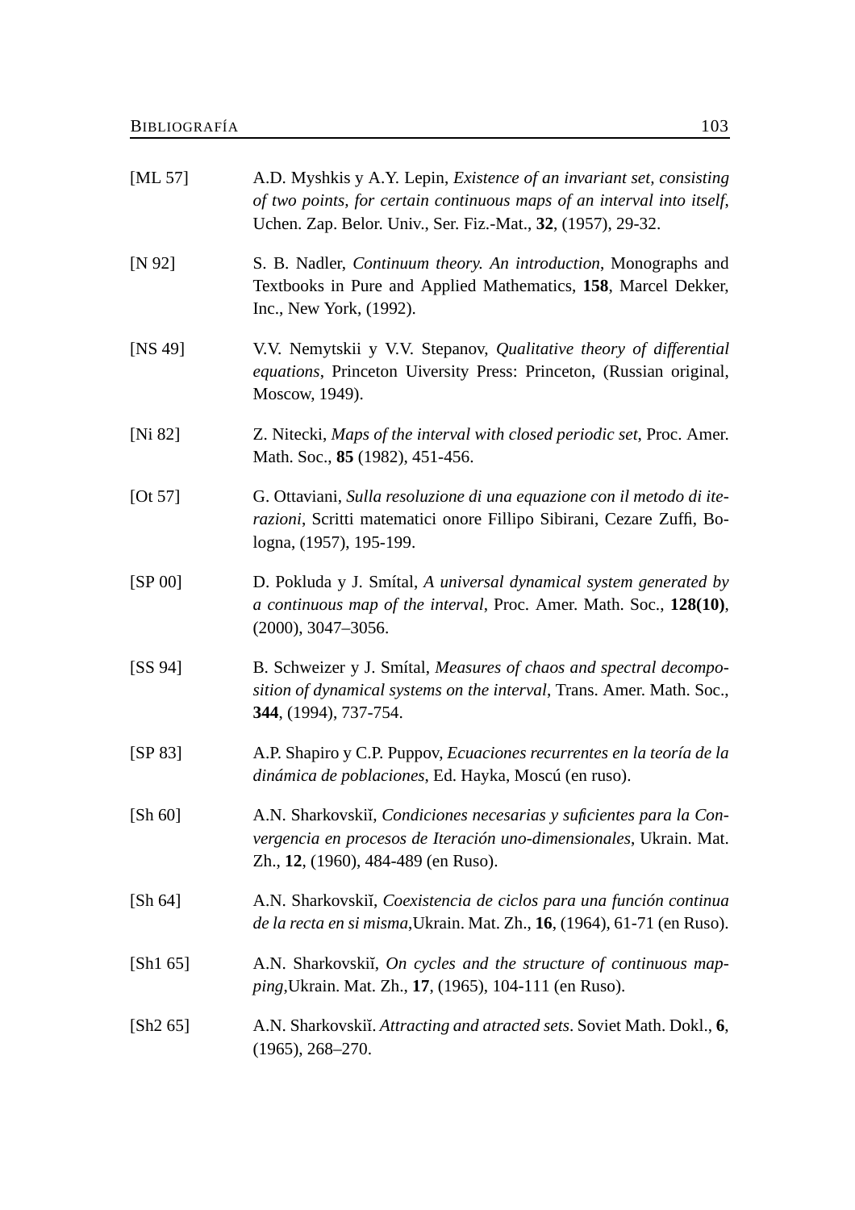[ML 57] A.D. Myshkis y A.Y. Lepin, *Existence of an invariant set, consisting of two points, for certain continuous maps of an interval into itself*, Uchen. Zap. Belor. Univ., Ser. Fiz.-Mat., **32**, (1957), 29-32.

[N 92] S. B. Nadler, *Continuum theory. An introduction*, Monographs and Textbooks in Pure and Applied Mathematics, **158**, Marcel Dekker, Inc., New York, (1992).

[NS 49] V.V. Nemytskii y V.V. Stepanov, *Qualitative theory of differential equations*, Princeton Uiversity Press: Princeton, (Russian original, Moscow, 1949).

[Ni 82] Z. Nitecki, *Maps of the interval with closed periodic set*, Proc. Amer. Math. Soc., **85** (1982), 451-456.

[Ot 57] G. Ottaviani, *Sulla resoluzione di una equazione con il metodo di iterazioni*, Scritti matematici onore Fillipo Sibirani, Cezare Zuffi, Bologna, (1957), 195-199.

[SP 00] D. Pokluda y J. Smítal, *A universal dynamical system generated by a continuous map of the interval*, Proc. Amer. Math. Soc., **128(10)**, (2000), 3047–3056.

[SS 94] B. Schweizer y J. Smítal, *Measures of chaos and spectral decomposition of dynamical systems on the interval*, Trans. Amer. Math. Soc., **344**, (1994), 737-754.

[SP 83] A.P. Shapiro y C.P. Puppov, *Ecuaciones recurrentes en la teoría de la dinámica de poblaciones*, Ed. Hayka, Moscú (en ruso).

[Sh 60] A.N. Sharkovskiĭ, *Condiciones necesarias y suficientes para la Convergencia en procesos de Iteración uno-dimensionales*, Ukrain. Mat. Zh., **12**, (1960), 484-489 (en Ruso).

[Sh 64] A.N. Sharkovskiĭ, *Coexistencia de ciclos para una función continua de la recta en si misma*,Ukrain. Mat. Zh., **16**, (1964), 61-71 (en Ruso).

[Sh1 65] A.N. Sharkovskiĭ, *On cycles and the structure of continuous mapping*,Ukrain. Mat. Zh., **17**, (1965), 104-111 (en Ruso).

[Sh2 65] A.N. Sharkovskiĭ. *Attracting and atracted sets*. Soviet Math. Dokl., **6**, (1965), 268–270.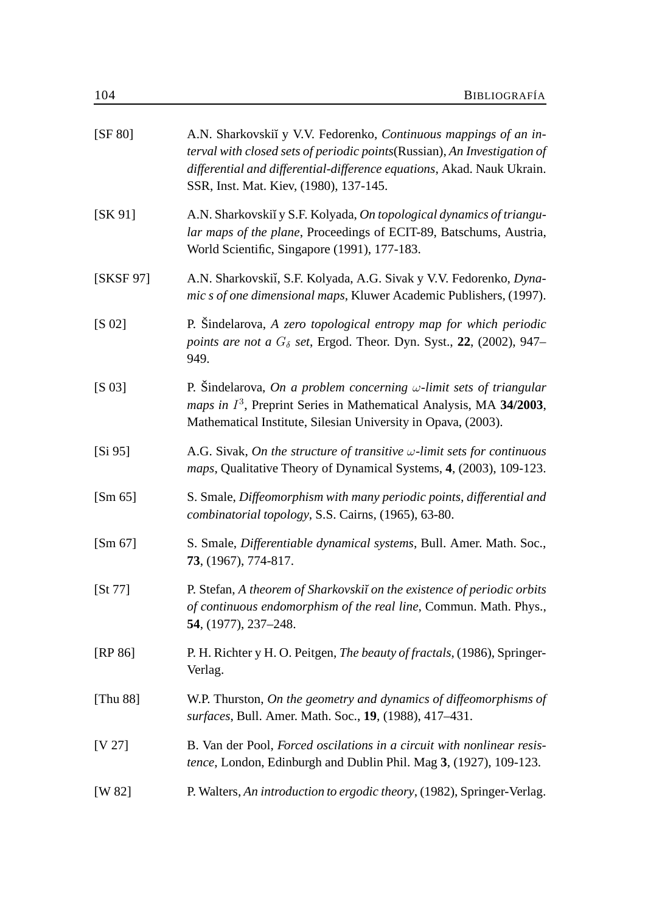[SF 80] A.N. Sharkovskiĭ y V.V. Fedorenko, *Continuous mappings of an interval with closed sets of periodic points*(Russian), *An Investigation of differential and differential-difference equations*, Akad. Nauk Ukrain. SSR, Inst. Mat. Kiev, (1980), 137-145.

[SK 91] A.N. Sharkovskiĭ y S.F. Kolyada, *On topological dynamics of triangular maps of the plane*, Proceedings of ECIT-89, Batschums, Austria, World Scientific, Singapore (1991), 177-183.

[SKSF 97] A.N. Sharkovskiĭ, S.F. Kolyada, A.G. Sivak y V.V. Fedorenko, *Dynamic s of one dimensional maps*, Kluwer Academic Publishers, (1997).

[S 02] P. Šindelarova, *A zero topological entropy map for which periodic points are not a $G_\delta$ set*, Ergod. Theor. Dyn. Syst., **22**, (2002), 947–949.

[S 03] P. Šindelarova, *On a problem concerning $\omega$-limit sets of triangular maps in $I^3$*, Preprint Series in Mathematical Analysis, MA **34/2003**, Mathematical Institute, Silesian University in Opava, (2003).

[Si 95] A.G. Sivak, *On the structure of transitive $\omega$-limit sets for continuous maps*, Qualitative Theory of Dynamical Systems, **4**, (2003), 109-123.

[Sm 65] S. Smale, *Diffeomorphism with many periodic points, differential and combinatorial topology*, S.S. Cairns, (1965), 63-80.

[Sm 67] S. Smale, *Differentiable dynamical systems*, Bull. Amer. Math. Soc., **73**, (1967), 774-817.

[St 77] P. Stefan, *A theorem of Sharkovskiĭ on the existence of periodic orbits of continuous endomorphism of the real line*, Commun. Math. Phys., **54**, (1977), 237–248.

[RP 86] P. H. Richter y H. O. Peitgen, *The beauty of fractals*, (1986), Springer-Verlag.

[Thu 88] W.P. Thurston, *On the geometry and dynamics of diffeomorphisms of surfaces*, Bull. Amer. Math. Soc., **19**, (1988), 417–431.

[V 27] B. Van der Pool, *Forced oscilations in a circuit with nonlinear resistence*, London, Edinburgh and Dublin Phil. Mag **3**, (1927), 109-123.

[W 82] P. Walters, *An introduction to ergodic theory*, (1982), Springer-Verlag.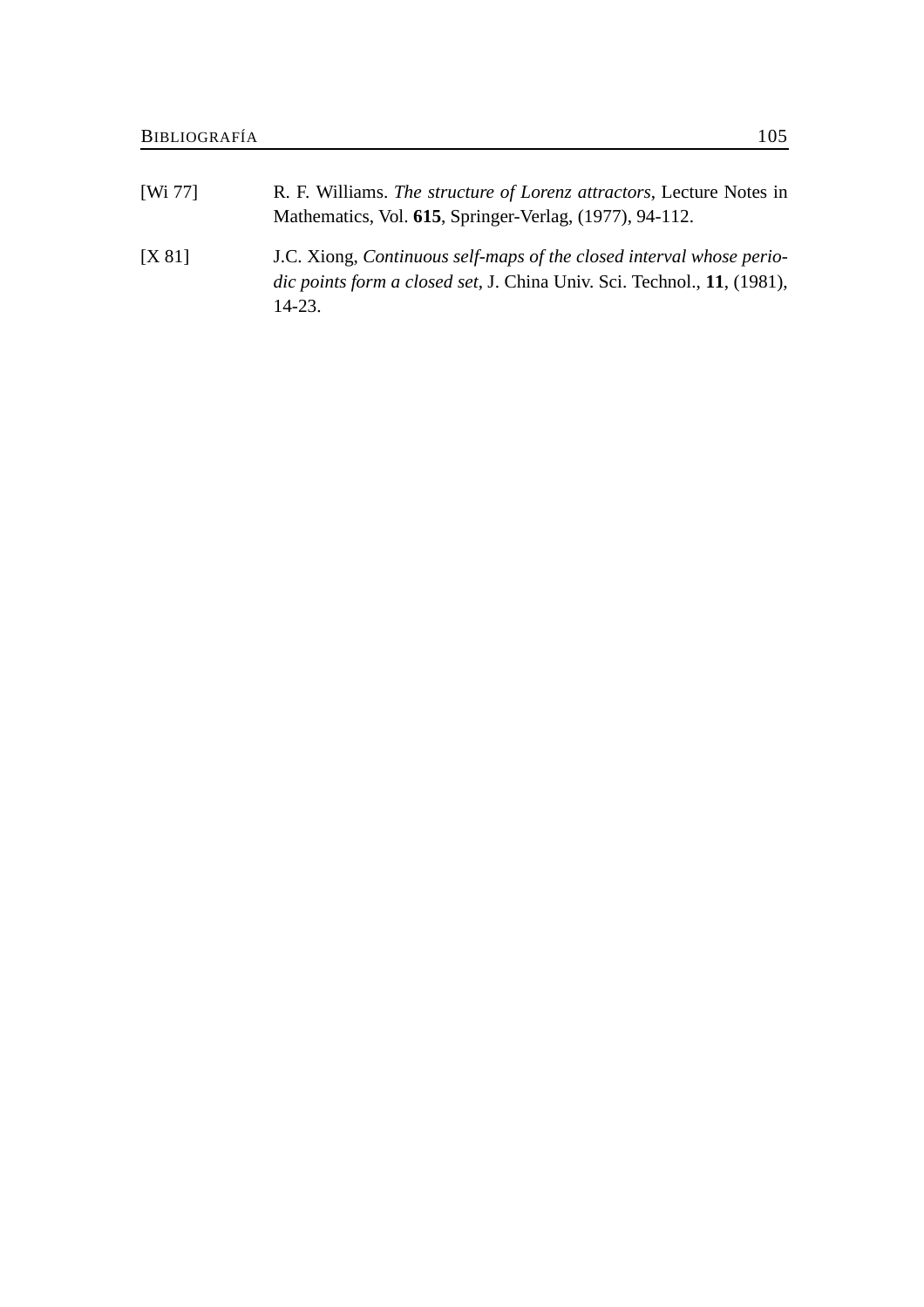[Wi 77] R. F. Williams. *The structure of Lorenz attractors*, Lecture Notes in Mathematics, Vol. **615**, Springer-Verlag, (1977), 94-112.

[X 81] J.C. Xiong, *Continuous self-maps of the closed interval whose periodic points form a closed set*, J. China Univ. Sci. Technol., **11**, (1981), 14-23.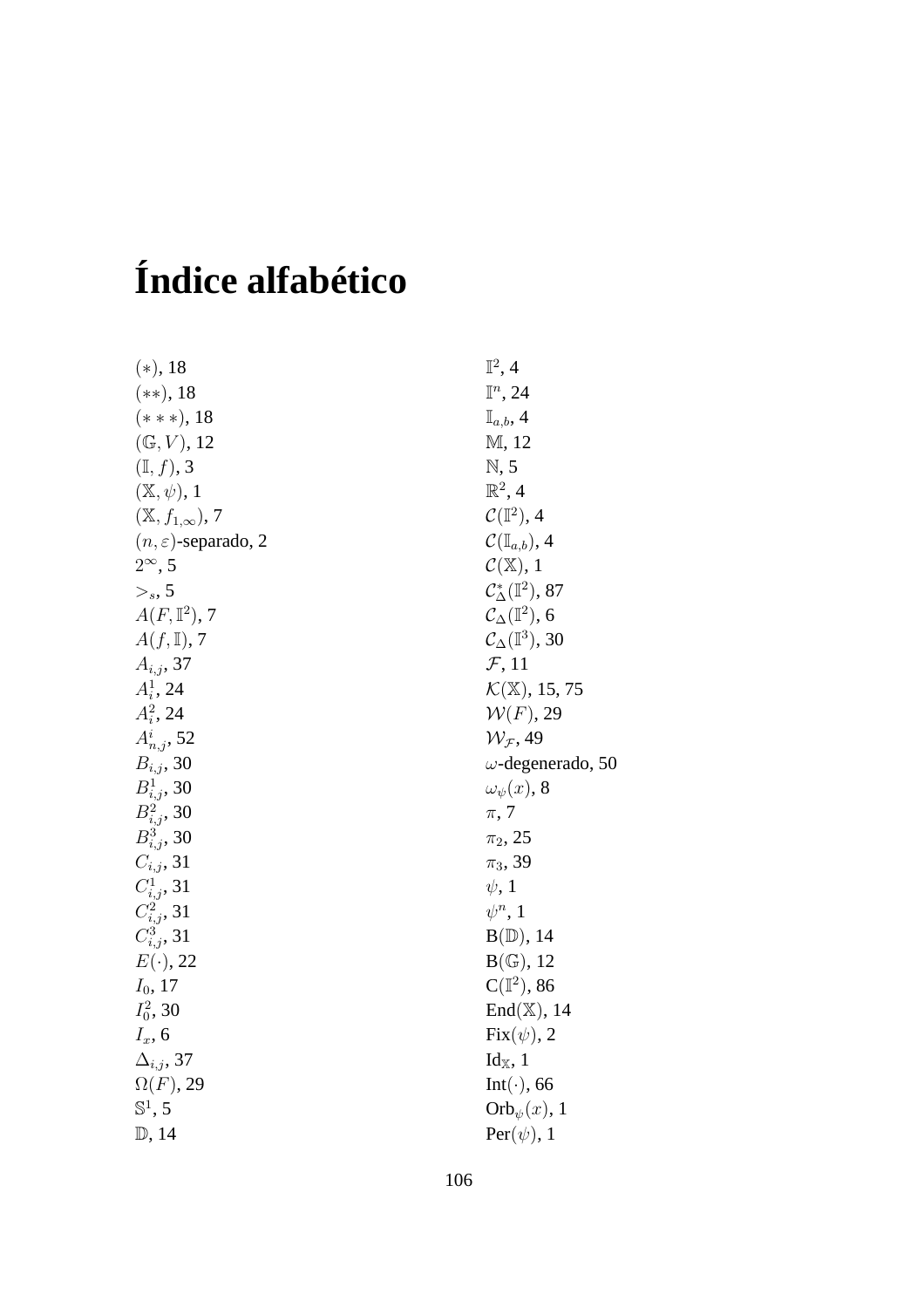# Índice alfabético

$(*)$, 18
$(**)$, 18
$(***)$, 18
$(\mathbb{G}, V)$, 12
$(\mathbb{I}, f)$, 3
$(\mathbb{X}, \psi)$, 1
$(\mathbb{X}, f_{1,\infty})$, 7
$(n, \varepsilon)$-separado, 2
$2^{\infty}$, 5
$>_s$, 5
$A(F, \mathbb{I}^2)$, 7
$A(f, \mathbb{I})$, 7
$A_{i,j}$, 37
$A_i^1$, 24
$A_i^2$, 24
$A_{n,j}^i$, 52
$B_{i,j}$, 30
$B_{i,j}^1$, 30
$B_{i,j}^2$, 30
$B_{i,j}^3$, 30
$C_{i,j}$, 31
$C_{i,j}^1$, 31
$C_{i,j}^2$, 31
$C_{i,j}^3$, 31
$E(\cdot)$, 22
$I_0$, 17
$I_0^2$, 30
$I_x$, 6
$\Delta_{i,j}$, 37
$\Omega(F)$, 29
$\mathbb{S}^1$, 5
$\mathbb{D}$, 14
$\mathbb{I}^2$, 4
$\mathbb{I}^n$, 24
$\mathbb{I}_{a,b}$, 4
$\mathbb{M}$, 12
$\mathbb{N}$, 5
$\mathbb{R}^2$, 4
$\mathcal{C}(\mathbb{I}^2)$, 4
$\mathcal{C}(\mathbb{I}_{a,b})$, 4
$\mathcal{C}(\mathbb{X})$, 1
$\mathcal{C}_{\Delta}^*(\mathbb{I}^2)$, 87
$\mathcal{C}_{\Delta}(\mathbb{I}^2)$, 6
$\mathcal{C}_{\Delta}(\mathbb{I}^3)$, 30
$\mathcal{F}$, 11
$\mathcal{K}(\mathbb{X})$, 15, 75
$\mathcal{W}(F)$, 29
$\mathcal{W}_{\mathcal{F}}$, 49
$\omega$-degenerado, 50
$\omega_{\psi}(x)$, 8
$\pi$, 7
$\pi_2$, 25
$\pi_3$, 39
$\psi$, 1
$\psi^n$, 1
$\mathrm{B}(\mathbb{D})$, 14
$\mathrm{B}(\mathbb{G})$, 12
$\mathrm{C}(\mathbb{I}^2)$, 86
$\mathrm{End}(\mathbb{X})$, 14
$\mathrm{Fix}(\psi)$, 2
$\mathrm{Id}_{\mathbb{X}}$, 1
$\mathrm{Int}(\cdot)$, 66
$\mathrm{Orb}_{\psi}(x)$, 1
$\mathrm{Per}(\psi)$, 1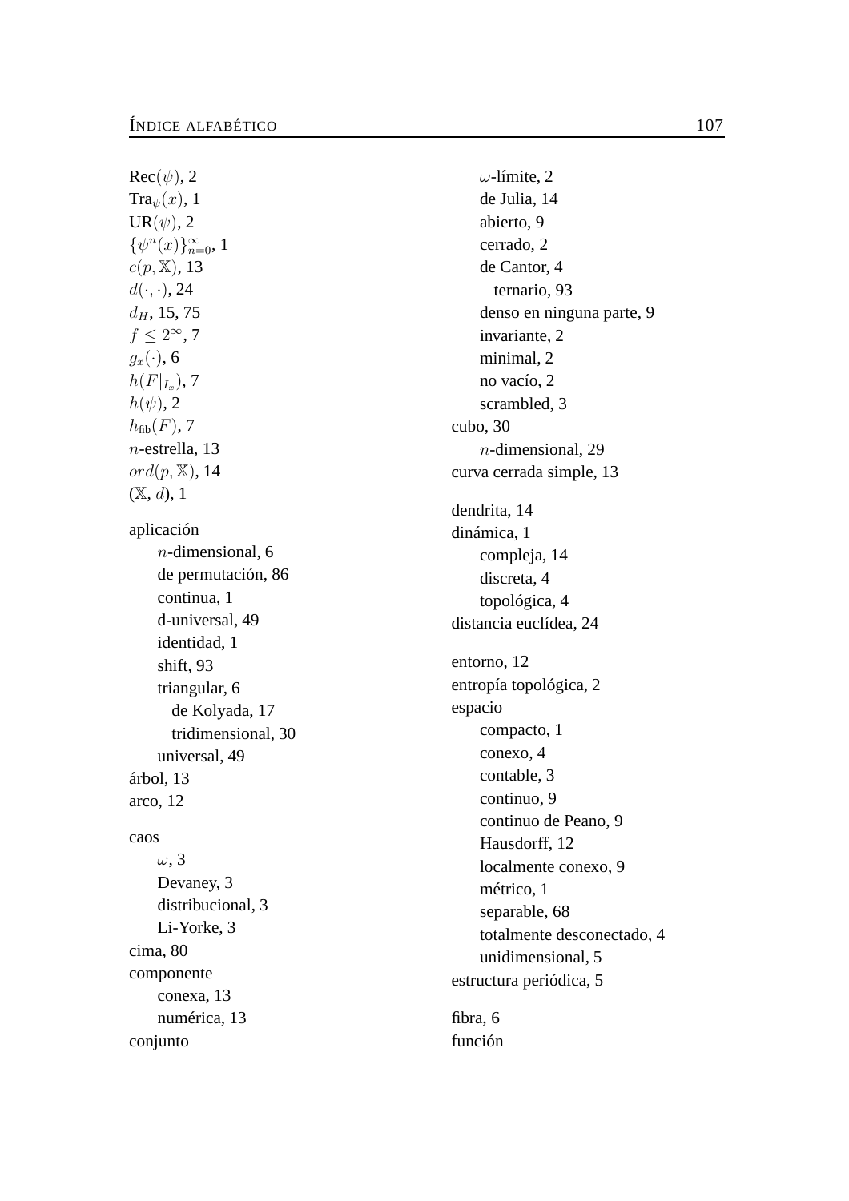Rec($\psi$), 2
Tra$_\psi(x)$, 1
UR($\psi$), 2
$\{\psi^n(x)\}_{n=0}^{\infty}$, 1
$c(p, \mathbb{X})$, 13
$d(\cdot, \cdot)$, 24
$d_H$, 15, 75
$f \leq 2^\infty$, 7
$g_x(\cdot)$, 6
$h(F|_{I_x})$, 7
$h(\psi)$, 2
$h_{\text{fib}}(F)$, 7
$n$-estrella, 13
$ord(p, \mathbb{X})$, 14
($\mathbb{X}$, $d$), 1

aplicación
- $n$-dimensional, 6
- de permutación, 86
- continua, 1
- d-universal, 49
- identidad, 1
- shift, 93
- triangular, 6
  - de Kolyada, 17
  - tridimensional, 30
- universal, 49

árbol, 13
arco, 12

caos
- $\omega$, 3
- Devaney, 3
- distribucional, 3
- Li-Yorke, 3

cima, 80
componente
- conexa, 13
- numérica, 13

conjunto
- $\omega$-límite, 2
- de Julia, 14
- abierto, 9
- cerrado, 2
- de Cantor, 4
  - ternario, 93
- denso en ninguna parte, 9
- invariante, 2
- minimal, 2
- no vacío, 2
- scrambled, 3

cubo, 30
- $n$-dimensional, 29

curva cerrada simple, 13

dendrita, 14
dinámica, 1
- compleja, 14
- discreta, 4
- topológica, 4

distancia euclídea, 24

entorno, 12
entropía topológica, 2
espacio
- compacto, 1
- conexo, 4
- contable, 3
- continuo, 9
- continuo de Peano, 9
- Hausdorff, 12
- localmente conexo, 9
- métrico, 1
- separable, 68
- totalmente desconectado, 4
- unidimensional, 5

estructura periódica, 5

fibra, 6
función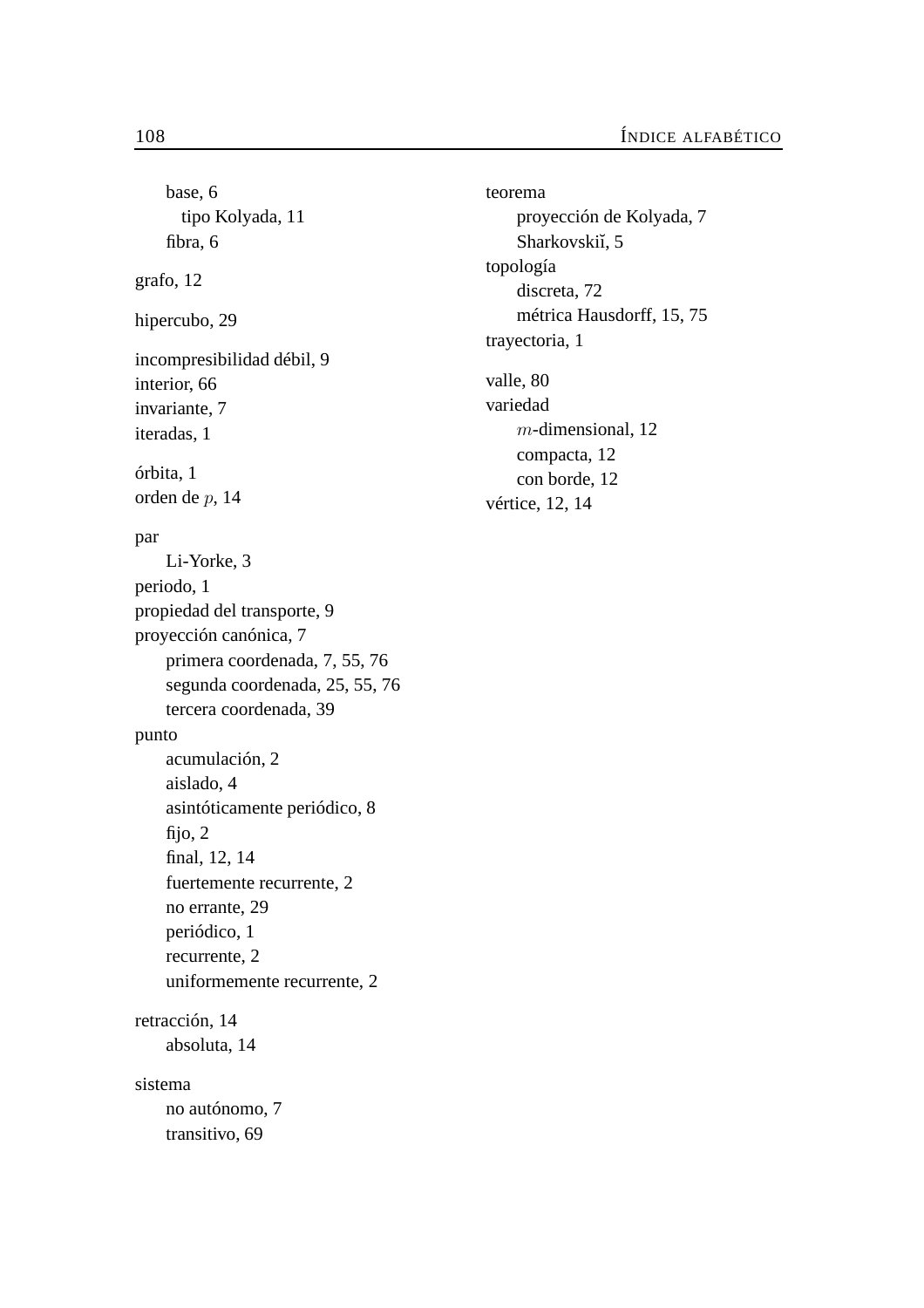base, 6
  tipo Kolyada, 11
fibra, 6

grafo, 12

hipercubo, 29

incompresibilidad débil, 9
interior, 66
invariante, 7
iteradas, 1

órbita, 1
orden de $p$, 14

par
  Li-Yorke, 3
periodo, 1
propiedad del transporte, 9
proyección canónica, 7
  primera coordenada, 7, 55, 76
  segunda coordenada, 25, 55, 76
  tercera coordenada, 39
punto
  acumulación, 2
  aislado, 4
  asintóticamente periódico, 8
  fijo, 2
  final, 12, 14
  fuertemente recurrente, 2
  no errante, 29
  periódico, 1
  recurrente, 2
  uniformemente recurrente, 2

retracción, 14
  absoluta, 14

sistema
  no autónomo, 7
  transitivo, 69

teorema
  proyección de Kolyada, 7
  Sharkovskiĭ, 5
topología
  discreta, 72
  métrica Hausdorff, 15, 75
trayectoria, 1

valle, 80
variedad
  $m$-dimensional, 12
  compacta, 12
  con borde, 12
vértice, 12, 14